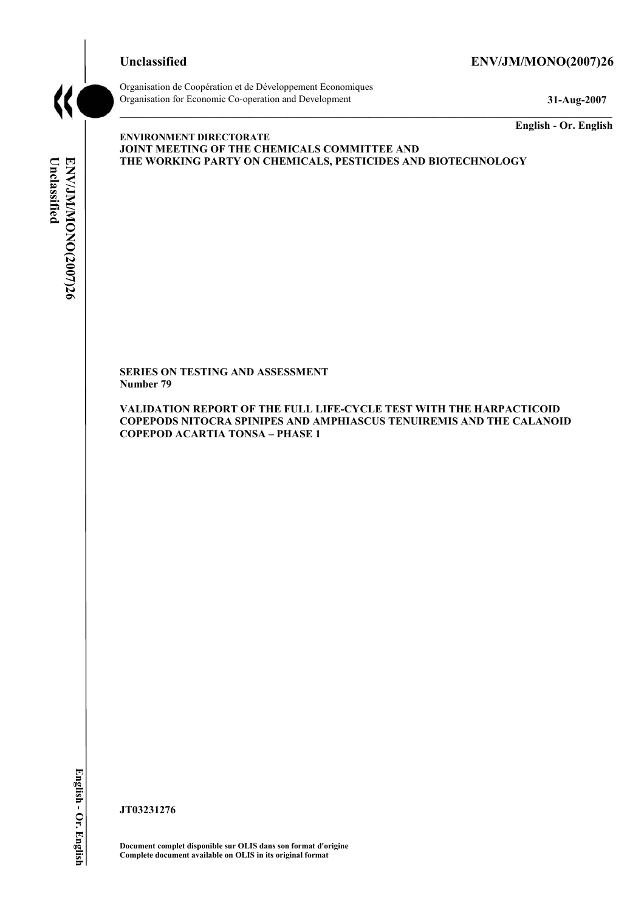**Unclassified** **ENV/JM/MONO(2007)26**

Organisation de Coopération et de Développement Economiques
Organisation for Economic Co-operation and Development **31-Aug-2007**

**English - Or. English**

**ENVIRONMENT DIRECTORATE**
**JOINT MEETING OF THE CHEMICALS COMMITTEE AND**
**THE WORKING PARTY ON CHEMICALS, PESTICIDES AND BIOTECHNOLOGY**

**SERIES ON TESTING AND ASSESSMENT**
**Number 79**

**VALIDATION REPORT OF THE FULL LIFE-CYCLE TEST WITH THE HARPACTICOID COPEPODS NITOCRA SPINIPES AND AMPHIASCUS TENUIREMIS AND THE CALANOID COPEPOD ACARTIA TONSA – PHASE 1**

**JT03231276**

**Document complet disponible sur OLIS dans son format d'origine**
**Complete document available on OLIS in its original format**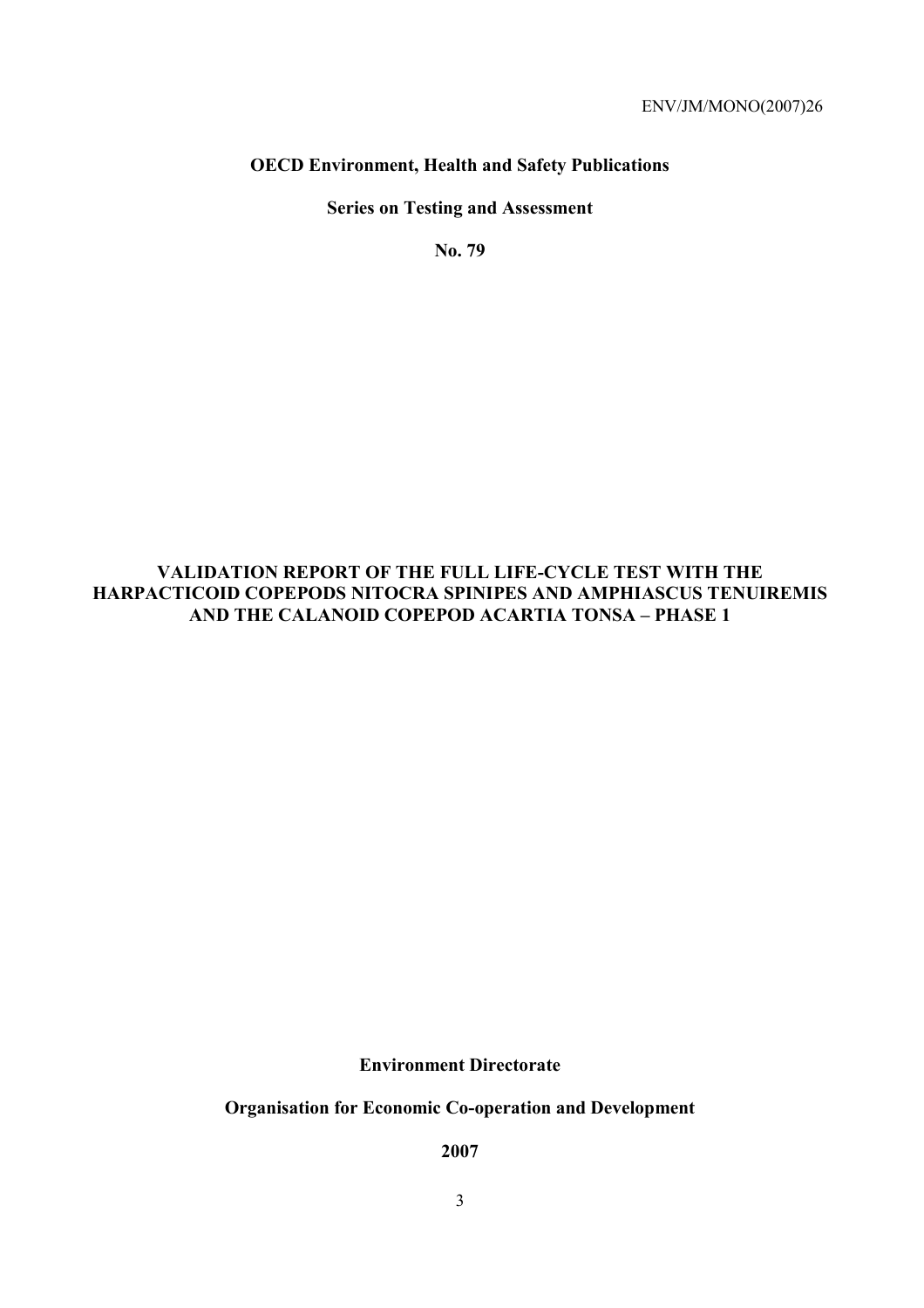ENV/JM/MONO(2007)26

**OECD Environment, Health and Safety Publications**

**Series on Testing and Assessment**

**No. 79**

# VALIDATION REPORT OF THE FULL LIFE-CYCLE TEST WITH THE HARPACTICOID COPEPODS NITOCRA SPINIPES AND AMPHIASCUS TENUIREMIS AND THE CALANOID COPEPOD ACARTIA TONSA – PHASE 1

**Environment Directorate**

**Organisation for Economic Co-operation and Development**

**2007**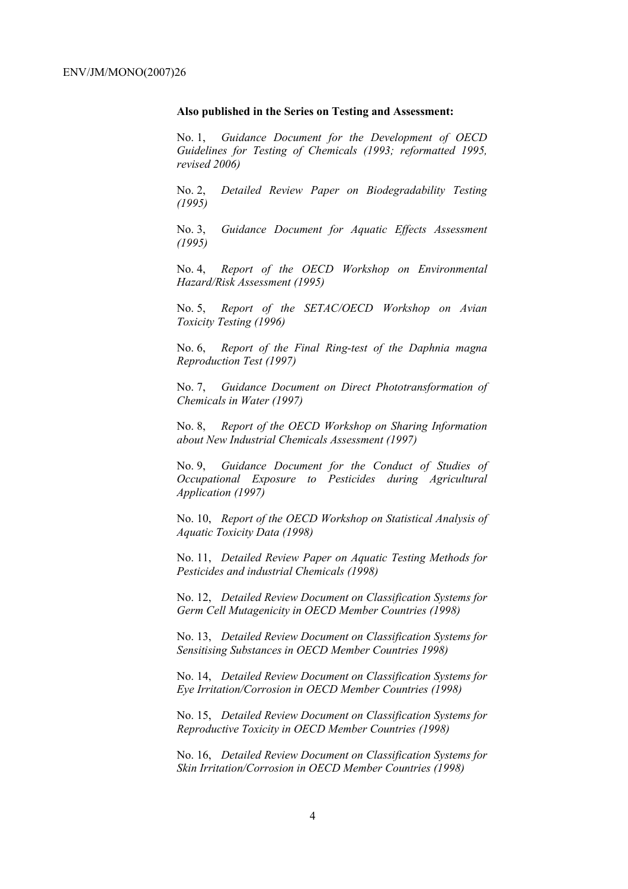**Also published in the Series on Testing and Assessment:**

No. 1, *Guidance Document for the Development of OECD Guidelines for Testing of Chemicals (1993; reformatted 1995, revised 2006)*

No. 2, *Detailed Review Paper on Biodegradability Testing (1995)*

No. 3, *Guidance Document for Aquatic Effects Assessment (1995)*

No. 4, *Report of the OECD Workshop on Environmental Hazard/Risk Assessment (1995)*

No. 5, *Report of the SETAC/OECD Workshop on Avian Toxicity Testing (1996)*

No. 6, *Report of the Final Ring-test of the Daphnia magna Reproduction Test (1997)*

No. 7, *Guidance Document on Direct Phototransformation of Chemicals in Water (1997)*

No. 8, *Report of the OECD Workshop on Sharing Information about New Industrial Chemicals Assessment (1997)*

No. 9, *Guidance Document for the Conduct of Studies of Occupational Exposure to Pesticides during Agricultural Application (1997)*

No. 10, *Report of the OECD Workshop on Statistical Analysis of Aquatic Toxicity Data (1998)*

No. 11, *Detailed Review Paper on Aquatic Testing Methods for Pesticides and industrial Chemicals (1998)*

No. 12, *Detailed Review Document on Classification Systems for Germ Cell Mutagenicity in OECD Member Countries (1998)*

No. 13, *Detailed Review Document on Classification Systems for Sensitising Substances in OECD Member Countries 1998)*

No. 14, *Detailed Review Document on Classification Systems for Eye Irritation/Corrosion in OECD Member Countries (1998)*

No. 15, *Detailed Review Document on Classification Systems for Reproductive Toxicity in OECD Member Countries (1998)*

No. 16, *Detailed Review Document on Classification Systems for Skin Irritation/Corrosion in OECD Member Countries (1998)*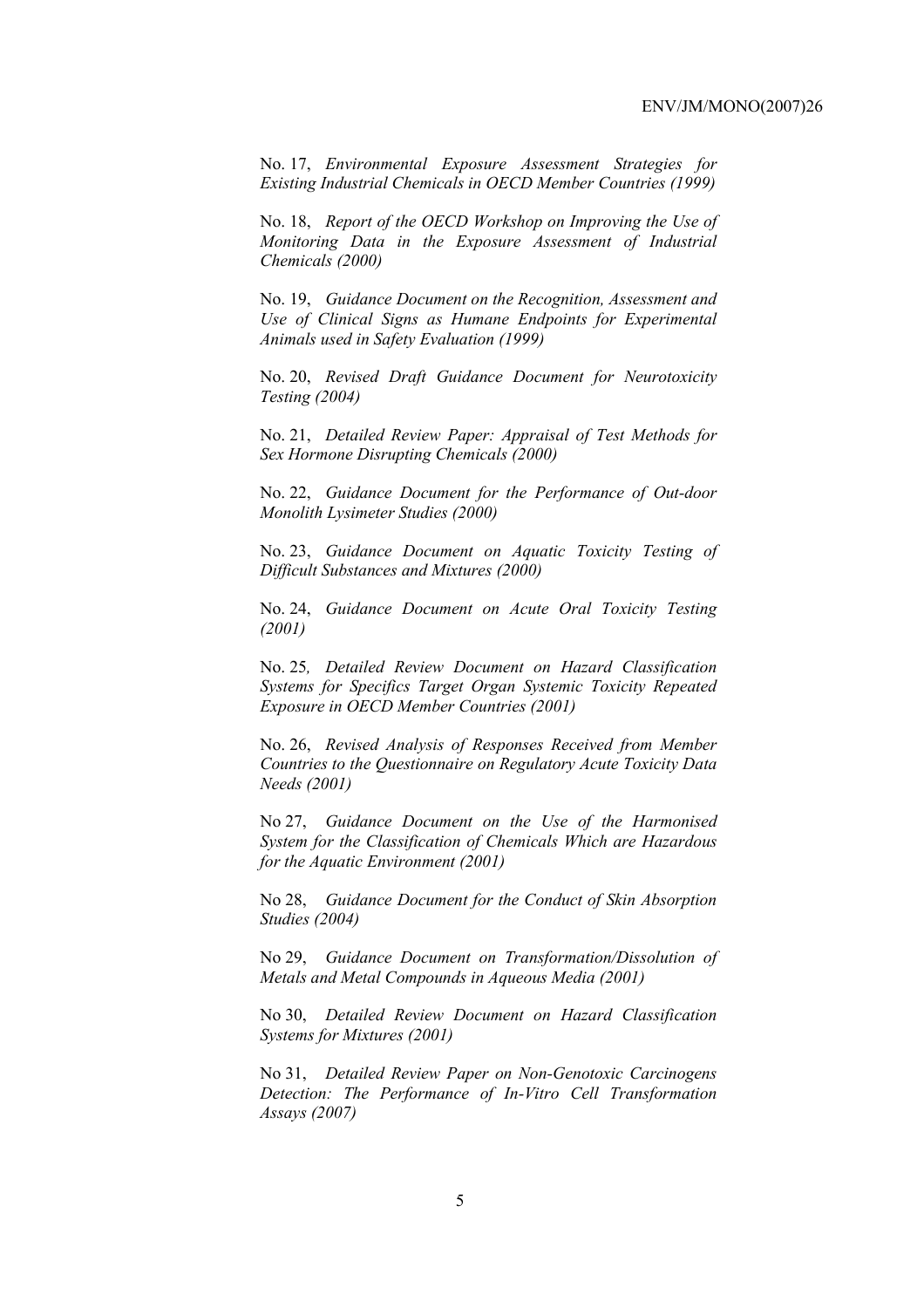No. 17, *Environmental Exposure Assessment Strategies for Existing Industrial Chemicals in OECD Member Countries (1999)*

No. 18, *Report of the OECD Workshop on Improving the Use of Monitoring Data in the Exposure Assessment of Industrial Chemicals (2000)*

No. 19, *Guidance Document on the Recognition, Assessment and Use of Clinical Signs as Humane Endpoints for Experimental Animals used in Safety Evaluation (1999)*

No. 20, *Revised Draft Guidance Document for Neurotoxicity Testing (2004)*

No. 21, *Detailed Review Paper: Appraisal of Test Methods for Sex Hormone Disrupting Chemicals (2000)*

No. 22, *Guidance Document for the Performance of Out-door Monolith Lysimeter Studies (2000)*

No. 23, *Guidance Document on Aquatic Toxicity Testing of Difficult Substances and Mixtures (2000)*

No. 24, *Guidance Document on Acute Oral Toxicity Testing (2001)*

No. 25*, Detailed Review Document on Hazard Classification Systems for Specifics Target Organ Systemic Toxicity Repeated Exposure in OECD Member Countries (2001)*

No. 26, *Revised Analysis of Responses Received from Member Countries to the Questionnaire on Regulatory Acute Toxicity Data Needs (2001)*

No 27, *Guidance Document on the Use of the Harmonised System for the Classification of Chemicals Which are Hazardous for the Aquatic Environment (2001)*

No 28, *Guidance Document for the Conduct of Skin Absorption Studies (2004)*

No 29, *Guidance Document on Transformation/Dissolution of Metals and Metal Compounds in Aqueous Media (2001)*

No 30, *Detailed Review Document on Hazard Classification Systems for Mixtures (2001)*

No 31, *Detailed Review Paper on Non-Genotoxic Carcinogens Detection: The Performance of In-Vitro Cell Transformation Assays (2007)*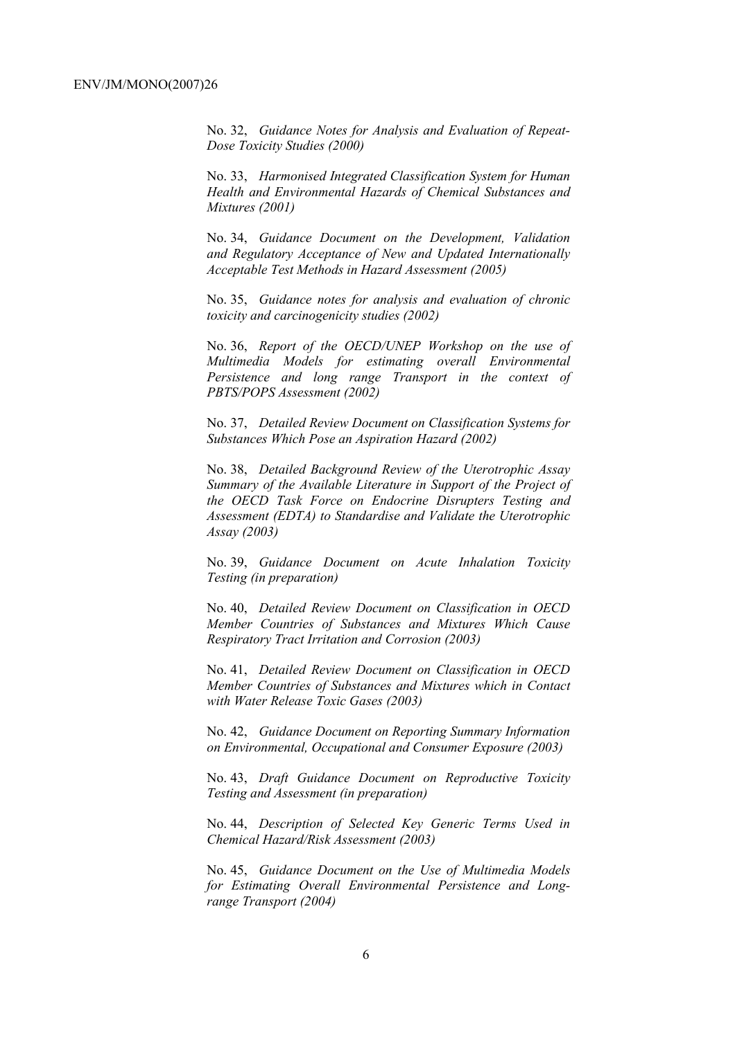No. 32, *Guidance Notes for Analysis and Evaluation of Repeat-Dose Toxicity Studies (2000)*

No. 33, *Harmonised Integrated Classification System for Human Health and Environmental Hazards of Chemical Substances and Mixtures (2001)*

No. 34, *Guidance Document on the Development, Validation and Regulatory Acceptance of New and Updated Internationally Acceptable Test Methods in Hazard Assessment (2005)*

No. 35, *Guidance notes for analysis and evaluation of chronic toxicity and carcinogenicity studies (2002)*

No. 36, *Report of the OECD/UNEP Workshop on the use of Multimedia Models for estimating overall Environmental Persistence and long range Transport in the context of PBTS/POPS Assessment (2002)*

No. 37, *Detailed Review Document on Classification Systems for Substances Which Pose an Aspiration Hazard (2002)*

No. 38, *Detailed Background Review of the Uterotrophic Assay Summary of the Available Literature in Support of the Project of the OECD Task Force on Endocrine Disrupters Testing and Assessment (EDTA) to Standardise and Validate the Uterotrophic Assay (2003)*

No. 39, *Guidance Document on Acute Inhalation Toxicity Testing (in preparation)*

No. 40, *Detailed Review Document on Classification in OECD Member Countries of Substances and Mixtures Which Cause Respiratory Tract Irritation and Corrosion (2003)*

No. 41, *Detailed Review Document on Classification in OECD Member Countries of Substances and Mixtures which in Contact with Water Release Toxic Gases (2003)*

No. 42, *Guidance Document on Reporting Summary Information on Environmental, Occupational and Consumer Exposure (2003)*

No. 43, *Draft Guidance Document on Reproductive Toxicity Testing and Assessment (in preparation)*

No. 44, *Description of Selected Key Generic Terms Used in Chemical Hazard/Risk Assessment (2003)*

No. 45, *Guidance Document on the Use of Multimedia Models for Estimating Overall Environmental Persistence and Long-range Transport (2004)*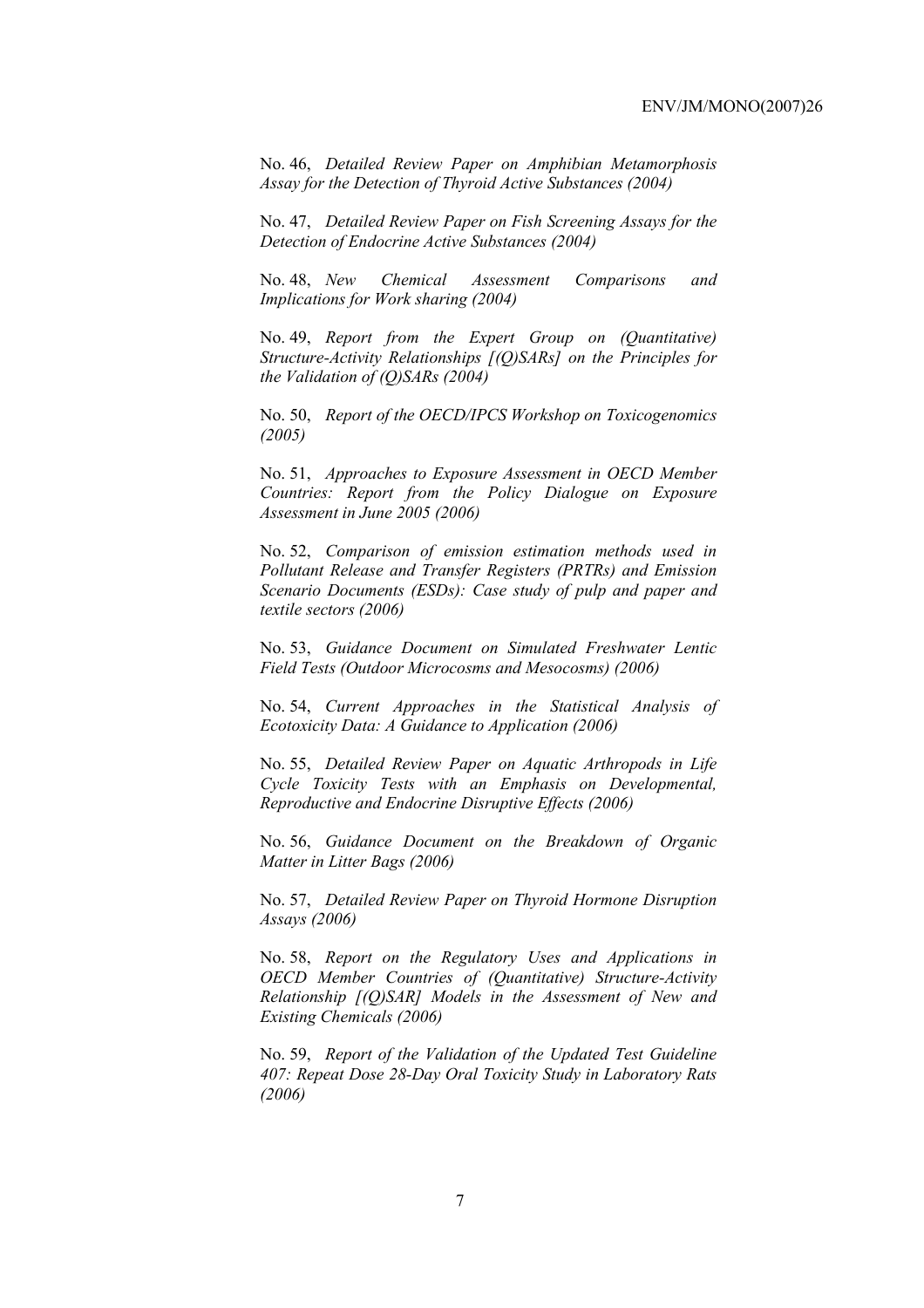No. 46, *Detailed Review Paper on Amphibian Metamorphosis Assay for the Detection of Thyroid Active Substances (2004)*

No. 47, *Detailed Review Paper on Fish Screening Assays for the Detection of Endocrine Active Substances (2004)*

No. 48, *New Chemical Assessment Comparisons and Implications for Work sharing (2004)*

No. 49, *Report from the Expert Group on (Quantitative) Structure-Activity Relationships [(Q)SARs] on the Principles for the Validation of (Q)SARs (2004)*

No. 50, *Report of the OECD/IPCS Workshop on Toxicogenomics (2005)*

No. 51, *Approaches to Exposure Assessment in OECD Member Countries: Report from the Policy Dialogue on Exposure Assessment in June 2005 (2006)*

No. 52, *Comparison of emission estimation methods used in Pollutant Release and Transfer Registers (PRTRs) and Emission Scenario Documents (ESDs): Case study of pulp and paper and textile sectors (2006)*

No. 53, *Guidance Document on Simulated Freshwater Lentic Field Tests (Outdoor Microcosms and Mesocosms) (2006)*

No. 54, *Current Approaches in the Statistical Analysis of Ecotoxicity Data: A Guidance to Application (2006)*

No. 55, *Detailed Review Paper on Aquatic Arthropods in Life Cycle Toxicity Tests with an Emphasis on Developmental, Reproductive and Endocrine Disruptive Effects (2006)*

No. 56, *Guidance Document on the Breakdown of Organic Matter in Litter Bags (2006)*

No. 57, *Detailed Review Paper on Thyroid Hormone Disruption Assays (2006)*

No. 58, *Report on the Regulatory Uses and Applications in OECD Member Countries of (Quantitative) Structure-Activity Relationship [(Q)SAR] Models in the Assessment of New and Existing Chemicals (2006)*

No. 59, *Report of the Validation of the Updated Test Guideline 407: Repeat Dose 28-Day Oral Toxicity Study in Laboratory Rats (2006)*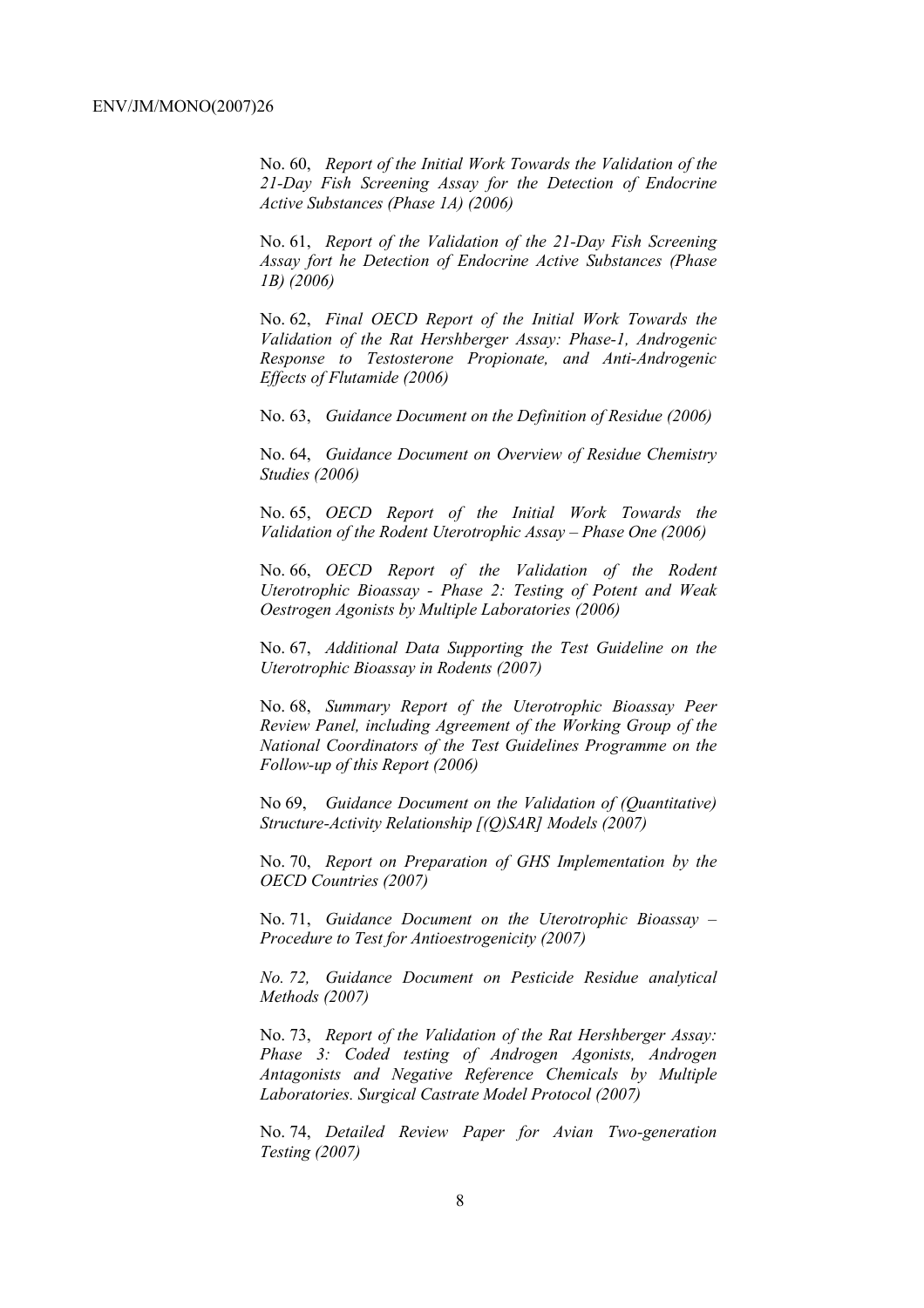No. 60, *Report of the Initial Work Towards the Validation of the 21-Day Fish Screening Assay for the Detection of Endocrine Active Substances (Phase 1A) (2006)*

No. 61, *Report of the Validation of the 21-Day Fish Screening Assay fort he Detection of Endocrine Active Substances (Phase 1B) (2006)*

No. 62, *Final OECD Report of the Initial Work Towards the Validation of the Rat Hershberger Assay: Phase-1, Androgenic Response to Testosterone Propionate, and Anti-Androgenic Effects of Flutamide (2006)*

No. 63, *Guidance Document on the Definition of Residue (2006)*

No. 64, *Guidance Document on Overview of Residue Chemistry Studies (2006)*

No. 65, *OECD Report of the Initial Work Towards the Validation of the Rodent Uterotrophic Assay – Phase One (2006)*

No. 66, *OECD Report of the Validation of the Rodent Uterotrophic Bioassay - Phase 2: Testing of Potent and Weak Oestrogen Agonists by Multiple Laboratories (2006)*

No. 67, *Additional Data Supporting the Test Guideline on the Uterotrophic Bioassay in Rodents (2007)*

No. 68, *Summary Report of the Uterotrophic Bioassay Peer Review Panel, including Agreement of the Working Group of the National Coordinators of the Test Guidelines Programme on the Follow-up of this Report (2006)*

No 69, *Guidance Document on the Validation of (Quantitative) Structure-Activity Relationship [(Q)SAR] Models (2007)*

No. 70, *Report on Preparation of GHS Implementation by the OECD Countries (2007)*

No. 71, *Guidance Document on the Uterotrophic Bioassay – Procedure to Test for Antioestrogenicity (2007)*

*No. 72, Guidance Document on Pesticide Residue analytical Methods (2007)*

No. 73, *Report of the Validation of the Rat Hershberger Assay: Phase 3: Coded testing of Androgen Agonists, Androgen Antagonists and Negative Reference Chemicals by Multiple Laboratories. Surgical Castrate Model Protocol (2007)*

No. 74, *Detailed Review Paper for Avian Two-generation Testing (2007)*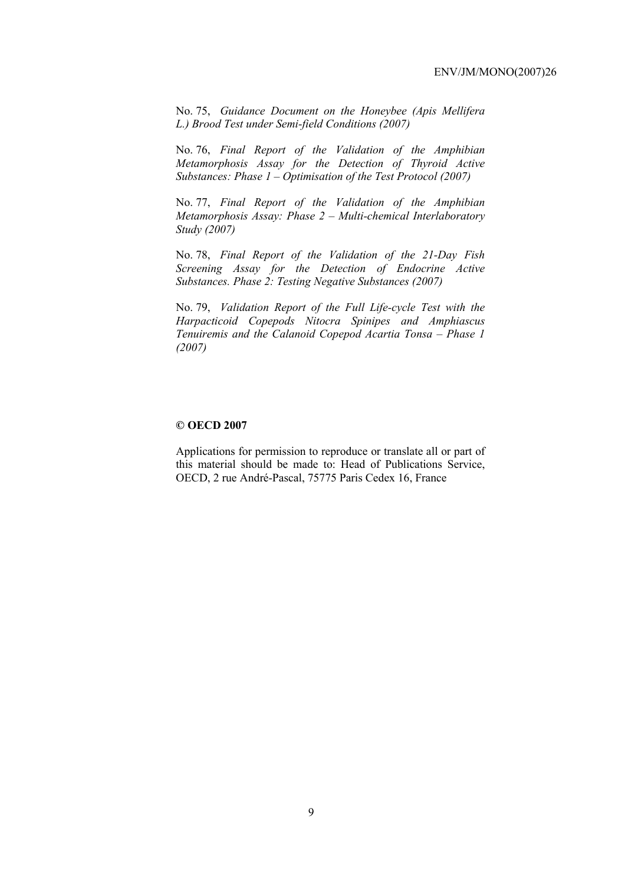No. 75, *Guidance Document on the Honeybee (Apis Mellifera L.) Brood Test under Semi-field Conditions (2007)*

No. 76, *Final Report of the Validation of the Amphibian Metamorphosis Assay for the Detection of Thyroid Active Substances: Phase 1 – Optimisation of the Test Protocol (2007)*

No. 77, *Final Report of the Validation of the Amphibian Metamorphosis Assay: Phase 2 – Multi-chemical Interlaboratory Study (2007)*

No. 78, *Final Report of the Validation of the 21-Day Fish Screening Assay for the Detection of Endocrine Active Substances. Phase 2: Testing Negative Substances (2007)*

No. 79, *Validation Report of the Full Life-cycle Test with the Harpacticoid Copepods Nitocra Spinipes and Amphiascus Tenuiremis and the Calanoid Copepod Acartia Tonsa – Phase 1 (2007)*

**© OECD 2007**

Applications for permission to reproduce or translate all or part of this material should be made to: Head of Publications Service, OECD, 2 rue André-Pascal, 75775 Paris Cedex 16, France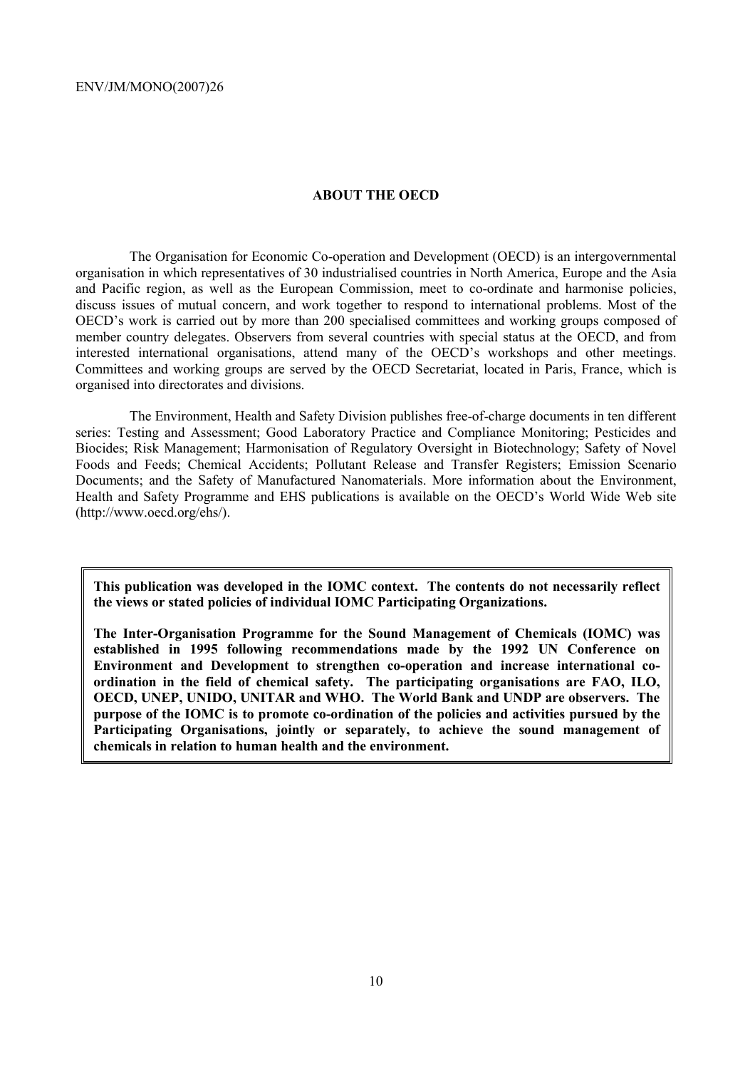## ABOUT THE OECD

The Organisation for Economic Co-operation and Development (OECD) is an intergovernmental organisation in which representatives of 30 industrialised countries in North America, Europe and the Asia and Pacific region, as well as the European Commission, meet to co-ordinate and harmonise policies, discuss issues of mutual concern, and work together to respond to international problems. Most of the OECD's work is carried out by more than 200 specialised committees and working groups composed of member country delegates. Observers from several countries with special status at the OECD, and from interested international organisations, attend many of the OECD's workshops and other meetings. Committees and working groups are served by the OECD Secretariat, located in Paris, France, which is organised into directorates and divisions.

The Environment, Health and Safety Division publishes free-of-charge documents in ten different series: Testing and Assessment; Good Laboratory Practice and Compliance Monitoring; Pesticides and Biocides; Risk Management; Harmonisation of Regulatory Oversight in Biotechnology; Safety of Novel Foods and Feeds; Chemical Accidents; Pollutant Release and Transfer Registers; Emission Scenario Documents; and the Safety of Manufactured Nanomaterials. More information about the Environment, Health and Safety Programme and EHS publications is available on the OECD's World Wide Web site (http://www.oecd.org/ehs/).

**This publication was developed in the IOMC context. The contents do not necessarily reflect the views or stated policies of individual IOMC Participating Organizations.**

**The Inter-Organisation Programme for the Sound Management of Chemicals (IOMC) was established in 1995 following recommendations made by the 1992 UN Conference on Environment and Development to strengthen co-operation and increase international co-ordination in the field of chemical safety. The participating organisations are FAO, ILO, OECD, UNEP, UNIDO, UNITAR and WHO. The World Bank and UNDP are observers. The purpose of the IOMC is to promote co-ordination of the policies and activities pursued by the Participating Organisations, jointly or separately, to achieve the sound management of chemicals in relation to human health and the environment.**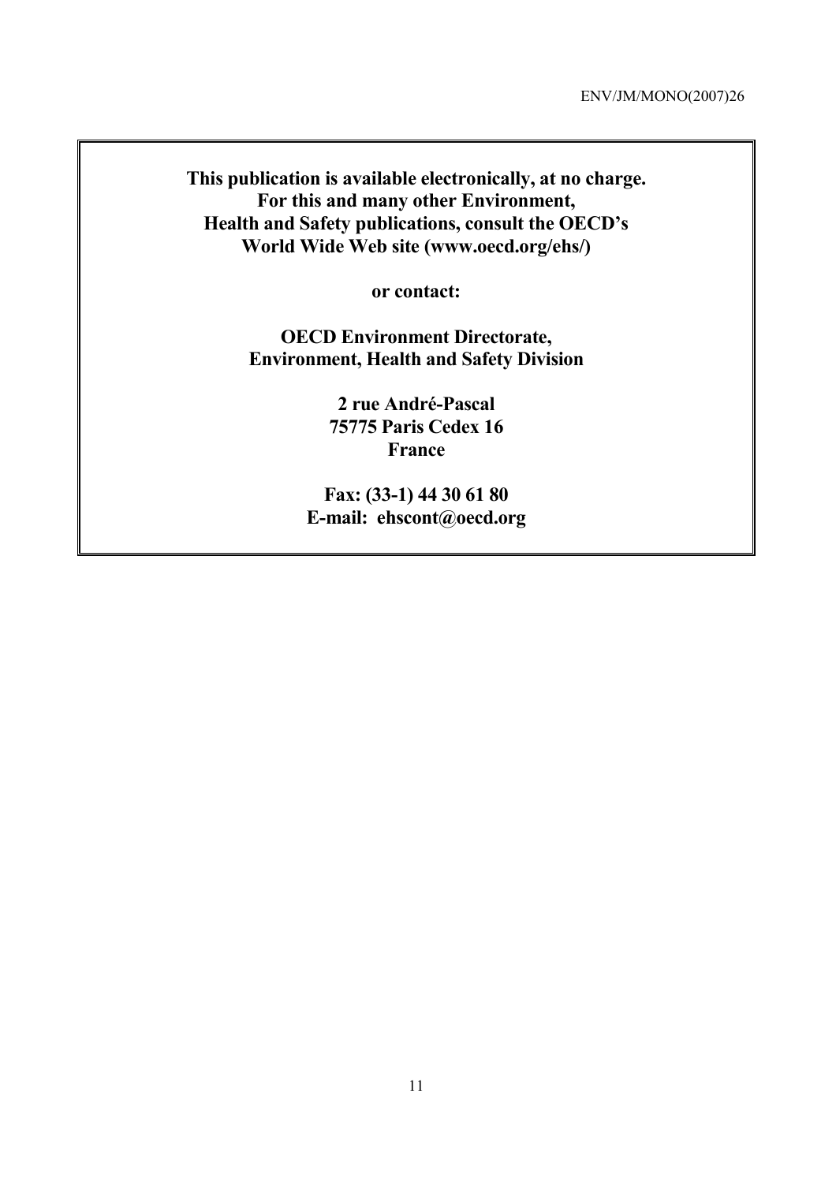**This publication is available electronically, at no charge.**
**For this and many other Environment,**
**Health and Safety publications, consult the OECD's**
**World Wide Web site (www.oecd.org/ehs/)**

**or contact:**

**OECD Environment Directorate,**
**Environment, Health and Safety Division**

**2 rue André-Pascal**
**75775 Paris Cedex 16**
**France**

**Fax: (33-1) 44 30 61 80**
**E-mail: ehscont@oecd.org**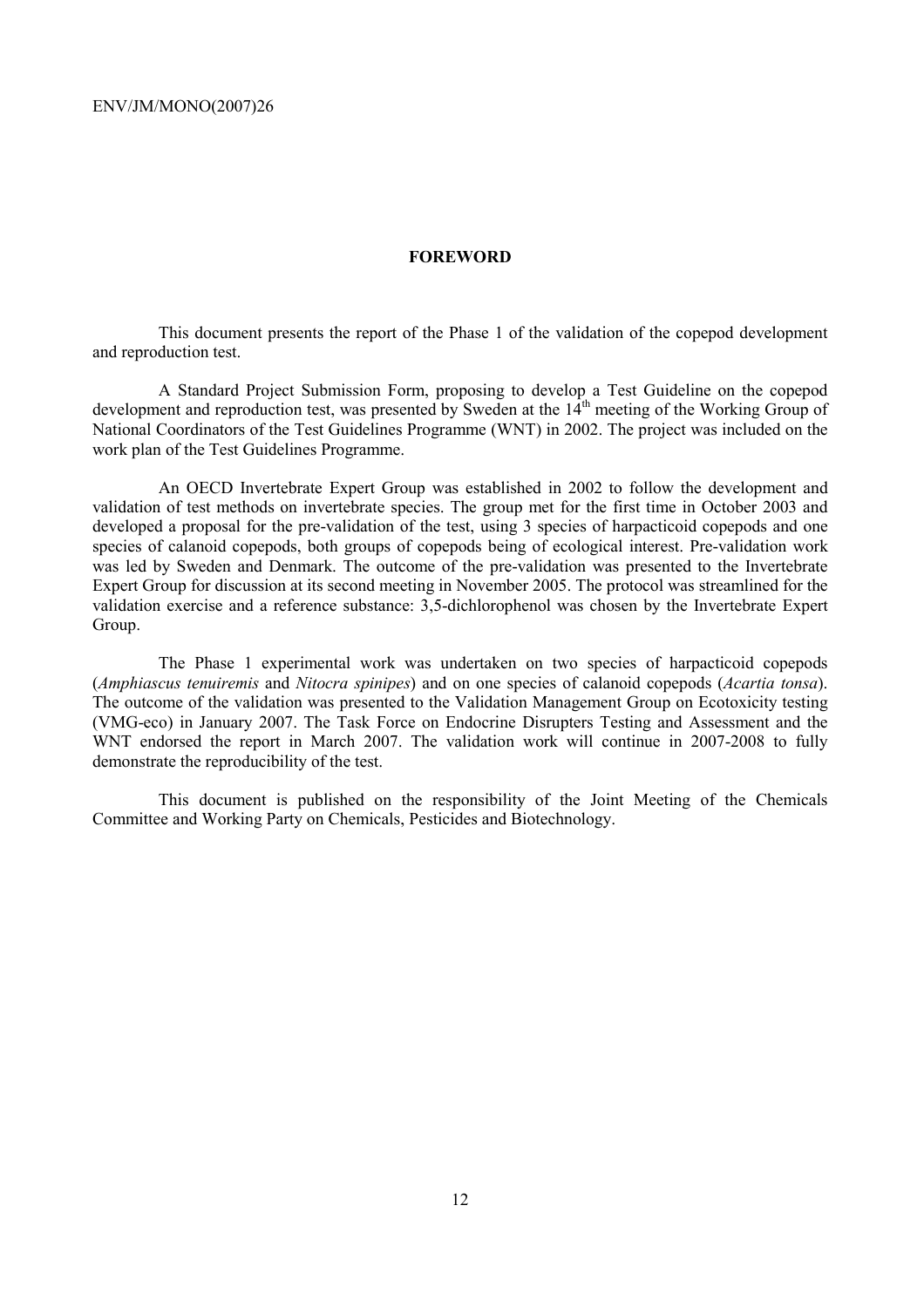# FOREWORD

This document presents the report of the Phase 1 of the validation of the copepod development and reproduction test.

A Standard Project Submission Form, proposing to develop a Test Guideline on the copepod development and reproduction test, was presented by Sweden at the 14th meeting of the Working Group of National Coordinators of the Test Guidelines Programme (WNT) in 2002. The project was included on the work plan of the Test Guidelines Programme.

An OECD Invertebrate Expert Group was established in 2002 to follow the development and validation of test methods on invertebrate species. The group met for the first time in October 2003 and developed a proposal for the pre-validation of the test, using 3 species of harpacticoid copepods and one species of calanoid copepods, both groups of copepods being of ecological interest. Pre-validation work was led by Sweden and Denmark. The outcome of the pre-validation was presented to the Invertebrate Expert Group for discussion at its second meeting in November 2005. The protocol was streamlined for the validation exercise and a reference substance: 3,5-dichlorophenol was chosen by the Invertebrate Expert Group.

The Phase 1 experimental work was undertaken on two species of harpacticoid copepods (*Amphiascus tenuiremis* and *Nitocra spinipes*) and on one species of calanoid copepods (*Acartia tonsa*). The outcome of the validation was presented to the Validation Management Group on Ecotoxicity testing (VMG-eco) in January 2007. The Task Force on Endocrine Disrupters Testing and Assessment and the WNT endorsed the report in March 2007. The validation work will continue in 2007-2008 to fully demonstrate the reproducibility of the test.

This document is published on the responsibility of the Joint Meeting of the Chemicals Committee and Working Party on Chemicals, Pesticides and Biotechnology.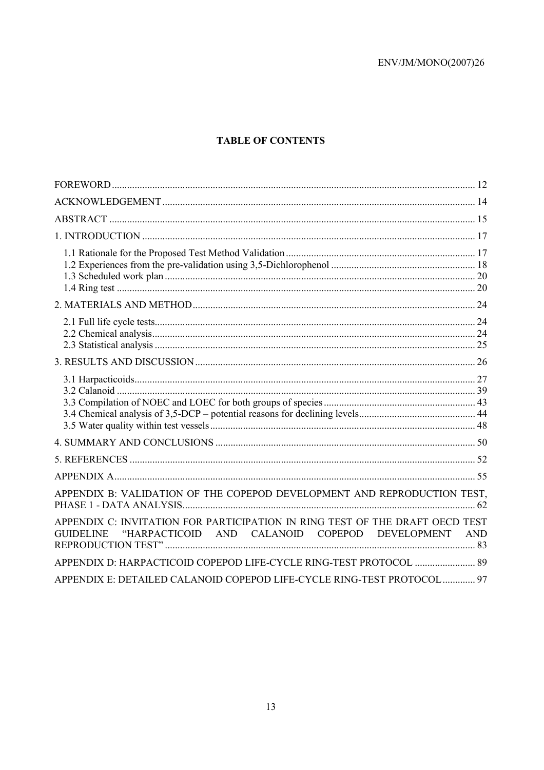# TABLE OF CONTENTS

| | |
|---|---|
| FOREWORD | 12 |
| ACKNOWLEDGEMENT | 14 |
| ABSTRACT | 15 |
| 1. INTRODUCTION | 17 |
| 1.1 Rationale for the Proposed Test Method Validation | 17 |
| 1.2 Experiences from the pre-validation using 3,5-Dichlorophenol | 18 |
| 1.3 Scheduled work plan | 20 |
| 1.4 Ring test | 20 |
| 2. MATERIALS AND METHOD | 24 |
| 2.1 Full life cycle tests | 24 |
| 2.2 Chemical analysis | 24 |
| 2.3 Statistical analysis | 25 |
| 3. RESULTS AND DISCUSSION | 26 |
| 3.1 Harpacticoids | 27 |
| 3.2 Calanoid | 39 |
| 3.3 Compilation of NOEC and LOEC for both groups of species | 43 |
| 3.4 Chemical analysis of 3,5-DCP – potential reasons for declining levels | 44 |
| 3.5 Water quality within test vessels | 48 |
| 4. SUMMARY AND CONCLUSIONS | 50 |
| 5. REFERENCES | 52 |
| APPENDIX A | 55 |
| APPENDIX B: VALIDATION OF THE COPEPOD DEVELOPMENT AND REPRODUCTION TEST, PHASE 1 - DATA ANALYSIS | 62 |
| APPENDIX C: INVITATION FOR PARTICIPATION IN RING TEST OF THE DRAFT OECD TEST GUIDELINE "HARPACTICOID AND CALANOID COPEPOD DEVELOPMENT AND REPRODUCTION TEST" | 83 |
| APPENDIX D: HARPACTICOID COPEPOD LIFE-CYCLE RING-TEST PROTOCOL | 89 |
| APPENDIX E: DETAILED CALANOID COPEPOD LIFE-CYCLE RING-TEST PROTOCOL | 97 |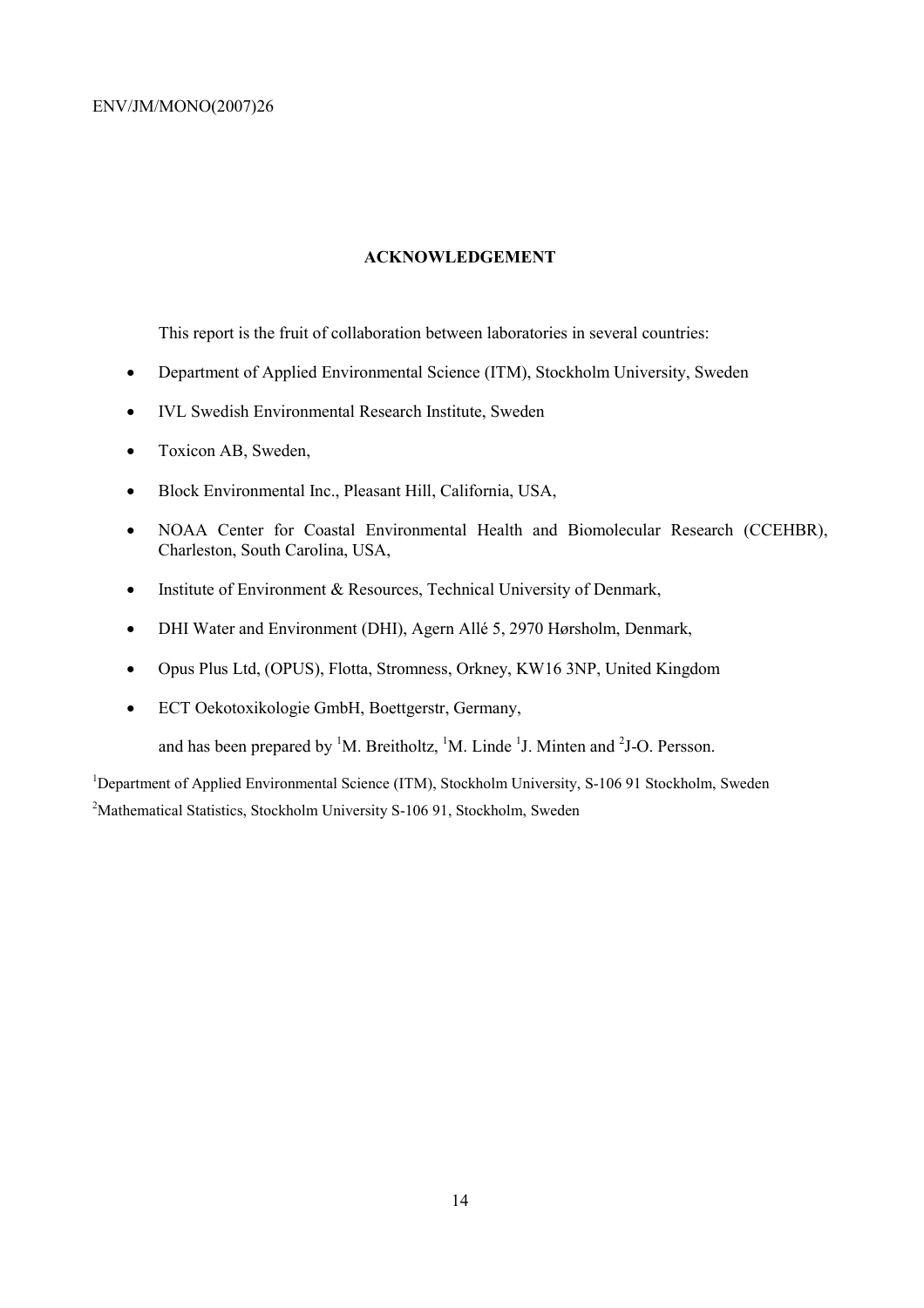## ACKNOWLEDGEMENT

This report is the fruit of collaboration between laboratories in several countries:

- Department of Applied Environmental Science (ITM), Stockholm University, Sweden
- IVL Swedish Environmental Research Institute, Sweden
- Toxicon AB, Sweden,
- Block Environmental Inc., Pleasant Hill, California, USA,
- NOAA Center for Coastal Environmental Health and Biomolecular Research (CCEHBR), Charleston, South Carolina, USA,
- Institute of Environment & Resources, Technical University of Denmark,
- DHI Water and Environment (DHI), Agern Allé 5, 2970 Hørsholm, Denmark,
- Opus Plus Ltd, (OPUS), Flotta, Stromness, Orkney, KW16 3NP, United Kingdom
- ECT Oekotoxikologie GmbH, Boettgerstr, Germany,

and has been prepared by [1]M. Breitholtz, [1]M. Linde [1]J. Minten and [2]J-O. Persson.

[1]Department of Applied Environmental Science (ITM), Stockholm University, S-106 91 Stockholm, Sweden

[2]Mathematical Statistics, Stockholm University S-106 91, Stockholm, Sweden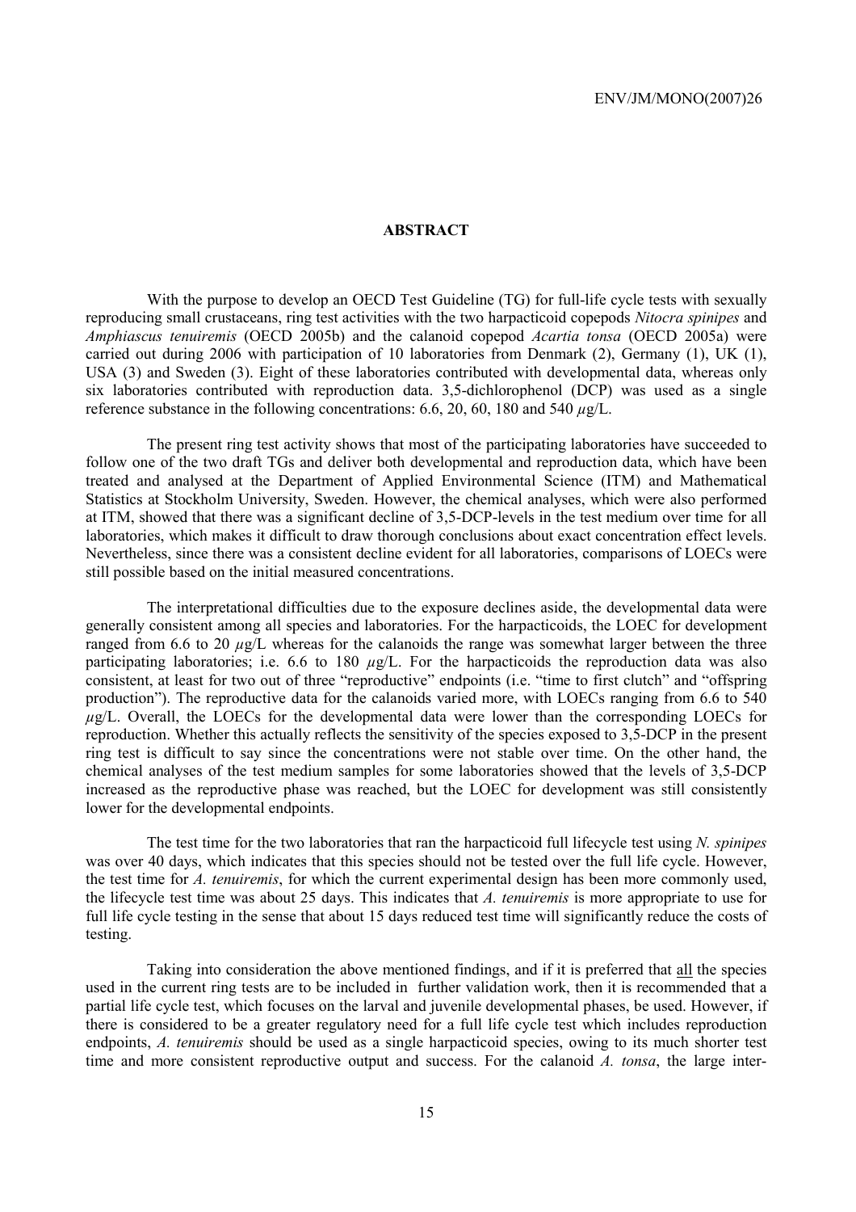## ABSTRACT

With the purpose to develop an OECD Test Guideline (TG) for full-life cycle tests with sexually reproducing small crustaceans, ring test activities with the two harpacticoid copepods *Nitocra spinipes* and *Amphiascus tenuiremis* (OECD 2005b) and the calanoid copepod *Acartia tonsa* (OECD 2005a) were carried out during 2006 with participation of 10 laboratories from Denmark (2), Germany (1), UK (1), USA (3) and Sweden (3). Eight of these laboratories contributed with developmental data, whereas only six laboratories contributed with reproduction data. 3,5-dichlorophenol (DCP) was used as a single reference substance in the following concentrations: 6.6, 20, 60, 180 and 540 $\mu$g/L.

The present ring test activity shows that most of the participating laboratories have succeeded to follow one of the two draft TGs and deliver both developmental and reproduction data, which have been treated and analysed at the Department of Applied Environmental Science (ITM) and Mathematical Statistics at Stockholm University, Sweden. However, the chemical analyses, which were also performed at ITM, showed that there was a significant decline of 3,5-DCP-levels in the test medium over time for all laboratories, which makes it difficult to draw thorough conclusions about exact concentration effect levels. Nevertheless, since there was a consistent decline evident for all laboratories, comparisons of LOECs were still possible based on the initial measured concentrations.

The interpretational difficulties due to the exposure declines aside, the developmental data were generally consistent among all species and laboratories. For the harpacticoids, the LOEC for development ranged from 6.6 to 20 $\mu$g/L whereas for the calanoids the range was somewhat larger between the three participating laboratories; i.e. 6.6 to 180 $\mu$g/L. For the harpacticoids the reproduction data was also consistent, at least for two out of three "reproductive" endpoints (i.e. "time to first clutch" and "offspring production"). The reproductive data for the calanoids varied more, with LOECs ranging from 6.6 to 540 $\mu$g/L. Overall, the LOECs for the developmental data were lower than the corresponding LOECs for reproduction. Whether this actually reflects the sensitivity of the species exposed to 3,5-DCP in the present ring test is difficult to say since the concentrations were not stable over time. On the other hand, the chemical analyses of the test medium samples for some laboratories showed that the levels of 3,5-DCP increased as the reproductive phase was reached, but the LOEC for development was still consistently lower for the developmental endpoints.

The test time for the two laboratories that ran the harpacticoid full lifecycle test using *N. spinipes* was over 40 days, which indicates that this species should not be tested over the full life cycle. However, the test time for *A. tenuiremis*, for which the current experimental design has been more commonly used, the lifecycle test time was about 25 days. This indicates that *A. tenuiremis* is more appropriate to use for full life cycle testing in the sense that about 15 days reduced test time will significantly reduce the costs of testing.

Taking into consideration the above mentioned findings, and if it is preferred that all the species used in the current ring tests are to be included in further validation work, then it is recommended that a partial life cycle test, which focuses on the larval and juvenile developmental phases, be used. However, if there is considered to be a greater regulatory need for a full life cycle test which includes reproduction endpoints, *A. tenuiremis* should be used as a single harpacticoid species, owing to its much shorter test time and more consistent reproductive output and success. For the calanoid *A. tonsa*, the large inter-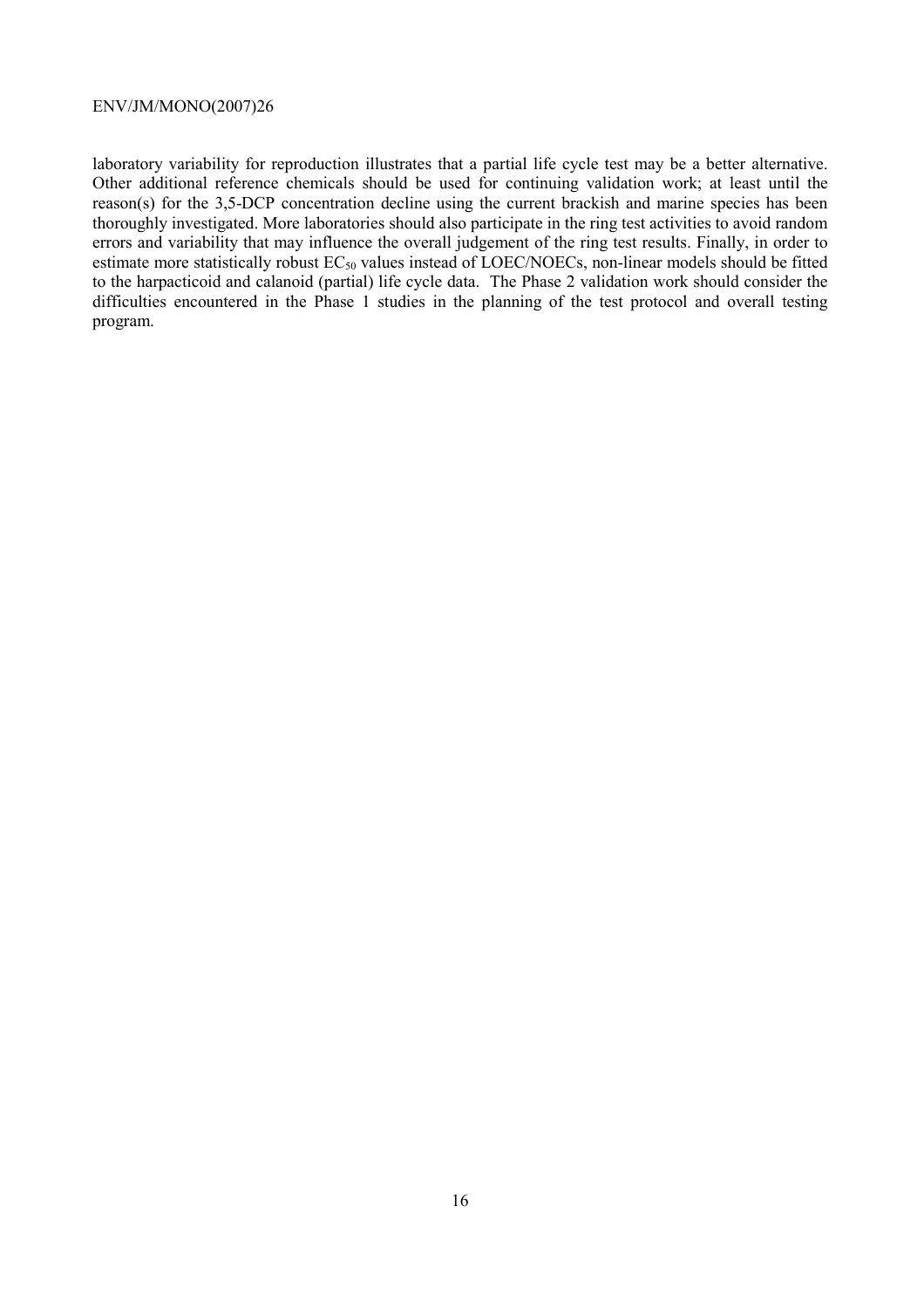laboratory variability for reproduction illustrates that a partial life cycle test may be a better alternative. Other additional reference chemicals should be used for continuing validation work; at least until the reason(s) for the 3,5-DCP concentration decline using the current brackish and marine species has been thoroughly investigated. More laboratories should also participate in the ring test activities to avoid random errors and variability that may influence the overall judgement of the ring test results. Finally, in order to estimate more statistically robust $EC_{50}$ values instead of LOEC/NOECs, non-linear models should be fitted to the harpacticoid and calanoid (partial) life cycle data. The Phase 2 validation work should consider the difficulties encountered in the Phase 1 studies in the planning of the test protocol and overall testing program.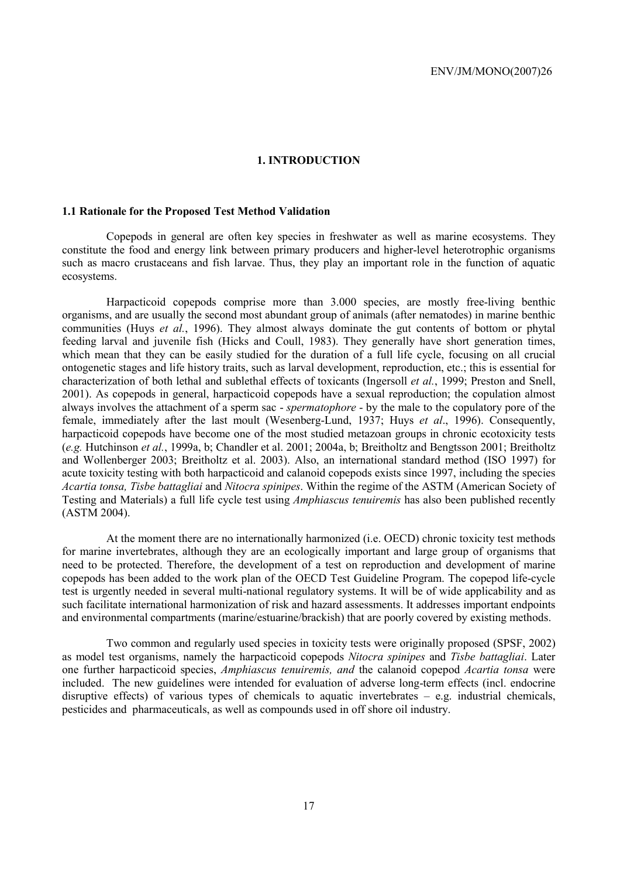# 1. INTRODUCTION

## 1.1 Rationale for the Proposed Test Method Validation

Copepods in general are often key species in freshwater as well as marine ecosystems. They constitute the food and energy link between primary producers and higher-level heterotrophic organisms such as macro crustaceans and fish larvae. Thus, they play an important role in the function of aquatic ecosystems.

Harpacticoid copepods comprise more than 3.000 species, are mostly free-living benthic organisms, and are usually the second most abundant group of animals (after nematodes) in marine benthic communities (Huys *et al.*, 1996). They almost always dominate the gut contents of bottom or phytal feeding larval and juvenile fish (Hicks and Coull, 1983). They generally have short generation times, which mean that they can be easily studied for the duration of a full life cycle, focusing on all crucial ontogenetic stages and life history traits, such as larval development, reproduction, etc.; this is essential for characterization of both lethal and sublethal effects of toxicants (Ingersoll *et al.*, 1999; Preston and Snell, 2001). As copepods in general, harpacticoid copepods have a sexual reproduction; the copulation almost always involves the attachment of a sperm sac - *spermatophore* - by the male to the copulatory pore of the female, immediately after the last moult (Wesenberg-Lund, 1937; Huys *et al*., 1996). Consequently, harpacticoid copepods have become one of the most studied metazoan groups in chronic ecotoxicity tests (*e.g.* Hutchinson *et al.*, 1999a, b; Chandler et al. 2001; 2004a, b; Breitholtz and Bengtsson 2001; Breitholtz and Wollenberger 2003; Breitholtz et al. 2003). Also, an international standard method (ISO 1997) for acute toxicity testing with both harpacticoid and calanoid copepods exists since 1997, including the species *Acartia tonsa, Tisbe battagliai* and *Nitocra spinipes*. Within the regime of the ASTM (American Society of Testing and Materials) a full life cycle test using *Amphiascus tenuiremis* has also been published recently (ASTM 2004).

At the moment there are no internationally harmonized (i.e. OECD) chronic toxicity test methods for marine invertebrates, although they are an ecologically important and large group of organisms that need to be protected. Therefore, the development of a test on reproduction and development of marine copepods has been added to the work plan of the OECD Test Guideline Program. The copepod life-cycle test is urgently needed in several multi-national regulatory systems. It will be of wide applicability and as such facilitate international harmonization of risk and hazard assessments. It addresses important endpoints and environmental compartments (marine/estuarine/brackish) that are poorly covered by existing methods.

Two common and regularly used species in toxicity tests were originally proposed (SPSF, 2002) as model test organisms, namely the harpacticoid copepods *Nitocra spinipes* and *Tisbe battagliai*. Later one further harpacticoid species, *Amphiascus tenuiremis, and* the calanoid copepod *Acartia tonsa* were included. The new guidelines were intended for evaluation of adverse long-term effects (incl. endocrine disruptive effects) of various types of chemicals to aquatic invertebrates – e.g. industrial chemicals, pesticides and pharmaceuticals, as well as compounds used in off shore oil industry.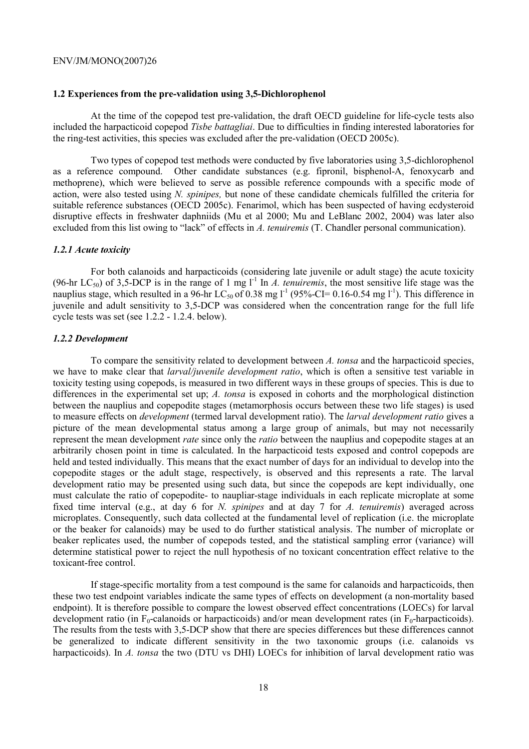### 1.2 Experiences from the pre-validation using 3,5-Dichlorophenol

At the time of the copepod test pre-validation, the draft OECD guideline for life-cycle tests also included the harpacticoid copepod *Tisbe battagliai*. Due to difficulties in finding interested laboratories for the ring-test activities, this species was excluded after the pre-validation (OECD 2005c).

Two types of copepod test methods were conducted by five laboratories using 3,5-dichlorophenol as a reference compound. Other candidate substances (e.g. fipronil, bisphenol-A, fenoxycarb and methoprene), which were believed to serve as possible reference compounds with a specific mode of action, were also tested using *N. spinipes,* but none of these candidate chemicals fulfilled the criteria for suitable reference substances (OECD 2005c). Fenarimol, which has been suspected of having ecdysteroid disruptive effects in freshwater daphniids (Mu et al 2000; Mu and LeBlanc 2002, 2004) was later also excluded from this list owing to "lack" of effects in *A. tenuiremis* (T. Chandler personal communication).

#### *1.2.1 Acute toxicity*

For both calanoids and harpacticoids (considering late juvenile or adult stage) the acute toxicity (96-hr $LC_{50}$) of 3,5-DCP is in the range of 1 mg $l^{-1}$ In *A. tenuiremis*, the most sensitive life stage was the nauplius stage, which resulted in a 96-hr $LC_{50}$ of 0.38 mg $l^{-1}$ (95%-CI= 0.16-0.54 mg $l^{-1}$). This difference in juvenile and adult sensitivity to 3,5-DCP was considered when the concentration range for the full life cycle tests was set (see 1.2.2 - 1.2.4. below).

#### *1.2.2 Development*

To compare the sensitivity related to development between *A. tonsa* and the harpacticoid species, we have to make clear that *larval/juvenile development ratio*, which is often a sensitive test variable in toxicity testing using copepods, is measured in two different ways in these groups of species. This is due to differences in the experimental set up; *A. tonsa* is exposed in cohorts and the morphological distinction between the nauplius and copepodite stages (metamorphosis occurs between these two life stages) is used to measure effects on *development* (termed larval development ratio). The *larval development ratio* gives a picture of the mean developmental status among a large group of animals, but may not necessarily represent the mean development *rate* since only the *ratio* between the nauplius and copepodite stages at an arbitrarily chosen point in time is calculated. In the harpacticoid tests exposed and control copepods are held and tested individually. This means that the exact number of days for an individual to develop into the copepodite stages or the adult stage, respectively, is observed and this represents a rate. The larval development ratio may be presented using such data, but since the copepods are kept individually, one must calculate the ratio of copepodite- to naupliar-stage individuals in each replicate microplate at some fixed time interval (e.g., at day 6 for *N. spinipes* and at day 7 for *A. tenuiremis*) averaged across microplates. Consequently, such data collected at the fundamental level of replication (i.e. the microplate or the beaker for calanoids) may be used to do further statistical analysis. The number of microplate or beaker replicates used, the number of copepods tested, and the statistical sampling error (variance) will determine statistical power to reject the null hypothesis of no toxicant concentration effect relative to the toxicant-free control.

If stage-specific mortality from a test compound is the same for calanoids and harpacticoids, then these two test endpoint variables indicate the same types of effects on development (a non-mortality based endpoint). It is therefore possible to compare the lowest observed effect concentrations (LOECs) for larval development ratio (in $F_0$-calanoids or harpacticoids) and/or mean development rates (in $F_0$-harpacticoids). The results from the tests with 3,5-DCP show that there are species differences but these differences cannot be generalized to indicate different sensitivity in the two taxonomic groups (i.e. calanoids vs harpacticoids). In *A. tonsa* the two (DTU vs DHI) LOECs for inhibition of larval development ratio was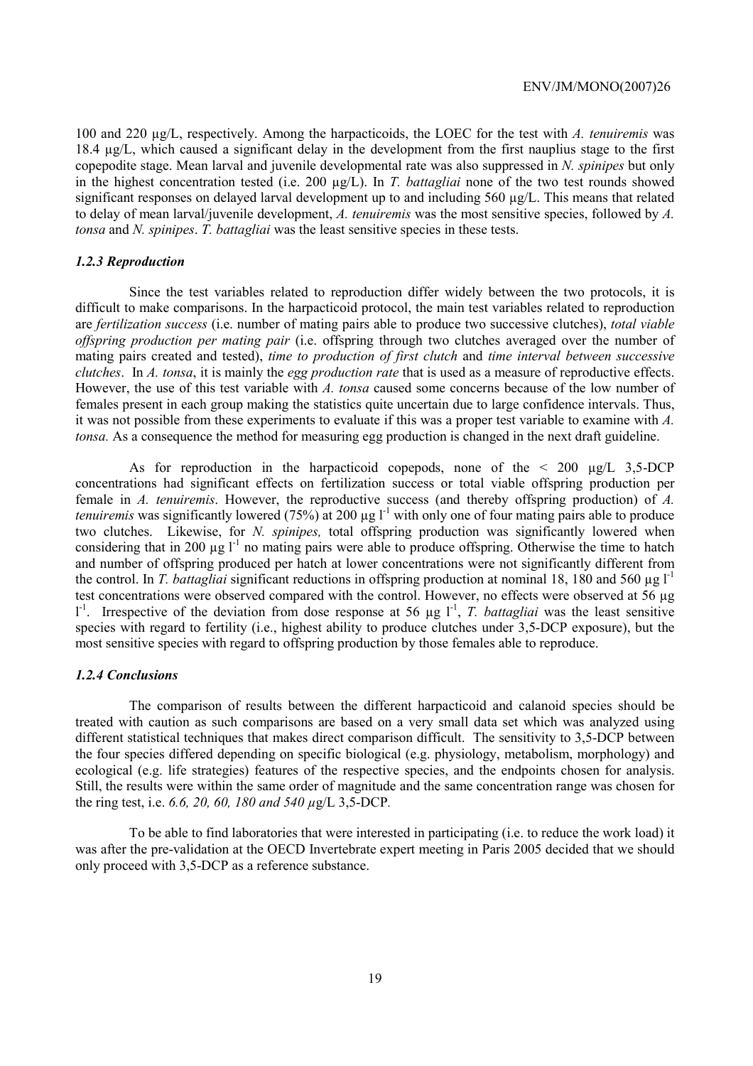100 and 220 µg/L, respectively. Among the harpacticoids, the LOEC for the test with *A. tenuiremis* was 18.4 µg/L, which caused a significant delay in the development from the first nauplius stage to the first copepodite stage. Mean larval and juvenile developmental rate was also suppressed in *N. spinipes* but only in the highest concentration tested (i.e. 200 µg/L). In *T. battagliai* none of the two test rounds showed significant responses on delayed larval development up to and including 560 µg/L. This means that related to delay of mean larval/juvenile development, *A. tenuiremis* was the most sensitive species, followed by *A. tonsa* and *N. spinipes*. *T. battagliai* was the least sensitive species in these tests.

### *1.2.3 Reproduction*

Since the test variables related to reproduction differ widely between the two protocols, it is difficult to make comparisons. In the harpacticoid protocol, the main test variables related to reproduction are *fertilization success* (i.e. number of mating pairs able to produce two successive clutches), *total viable offspring production per mating pair* (i.e. offspring through two clutches averaged over the number of mating pairs created and tested), *time to production of first clutch* and *time interval between successive clutches*. In *A. tonsa*, it is mainly the *egg production rate* that is used as a measure of reproductive effects. However, the use of this test variable with *A. tonsa* caused some concerns because of the low number of females present in each group making the statistics quite uncertain due to large confidence intervals. Thus, it was not possible from these experiments to evaluate if this was a proper test variable to examine with *A. tonsa.* As a consequence the method for measuring egg production is changed in the next draft guideline.

As for reproduction in the harpacticoid copepods, none of the < 200 µg/L 3,5-DCP concentrations had significant effects on fertilization success or total viable offspring production per female in *A. tenuiremis*. However, the reproductive success (and thereby offspring production) of *A. tenuiremis* was significantly lowered (75%) at 200 µg $l^{-1}$ with only one of four mating pairs able to produce two clutches. Likewise, for *N. spinipes,* total offspring production was significantly lowered when considering that in 200 µg $l^{-1}$ no mating pairs were able to produce offspring. Otherwise the time to hatch and number of offspring produced per hatch at lower concentrations were not significantly different from the control. In *T. battagliai* significant reductions in offspring production at nominal 18, 180 and 560 µg $l^{-1}$ test concentrations were observed compared with the control. However, no effects were observed at 56 µg $l^{-1}$. Irrespective of the deviation from dose response at 56 µg $l^{-1}$, *T. battagliai* was the least sensitive species with regard to fertility (i.e., highest ability to produce clutches under 3,5-DCP exposure), but the most sensitive species with regard to offspring production by those females able to reproduce.

### *1.2.4 Conclusions*

The comparison of results between the different harpacticoid and calanoid species should be treated with caution as such comparisons are based on a very small data set which was analyzed using different statistical techniques that makes direct comparison difficult. The sensitivity to 3,5-DCP between the four species differed depending on specific biological (e.g. physiology, metabolism, morphology) and ecological (e.g. life strategies) features of the respective species, and the endpoints chosen for analysis. Still, the results were within the same order of magnitude and the same concentration range was chosen for the ring test, i.e. *6.6, 20, 60, 180 and 540 µ*g/L 3,5-DCP*.*

To be able to find laboratories that were interested in participating (i.e. to reduce the work load) it was after the pre-validation at the OECD Invertebrate expert meeting in Paris 2005 decided that we should only proceed with 3,5-DCP as a reference substance.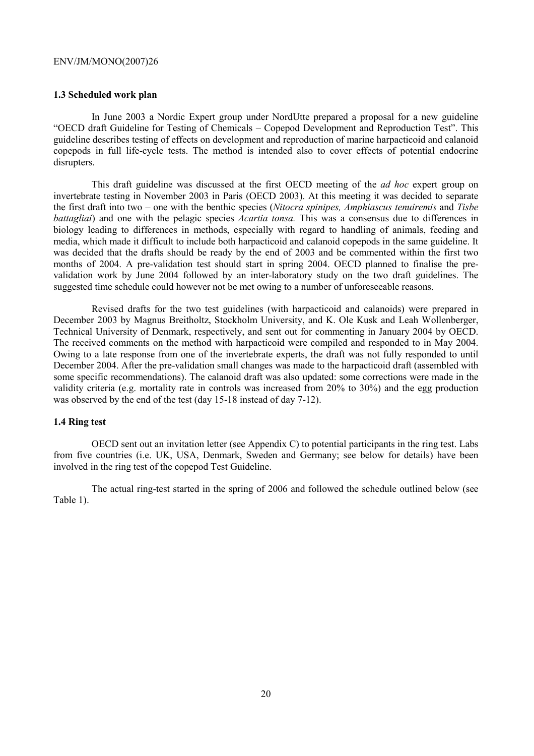### 1.3 Scheduled work plan

In June 2003 a Nordic Expert group under NordUtte prepared a proposal for a new guideline "OECD draft Guideline for Testing of Chemicals – Copepod Development and Reproduction Test". This guideline describes testing of effects on development and reproduction of marine harpacticoid and calanoid copepods in full life-cycle tests. The method is intended also to cover effects of potential endocrine disrupters.

This draft guideline was discussed at the first OECD meeting of the *ad hoc* expert group on invertebrate testing in November 2003 in Paris (OECD 2003). At this meeting it was decided to separate the first draft into two – one with the benthic species (*Nitocra spinipes, Amphiascus tenuiremis* and *Tisbe battagliai*) and one with the pelagic species *Acartia tonsa.* This was a consensus due to differences in biology leading to differences in methods, especially with regard to handling of animals, feeding and media, which made it difficult to include both harpacticoid and calanoid copepods in the same guideline. It was decided that the drafts should be ready by the end of 2003 and be commented within the first two months of 2004. A pre-validation test should start in spring 2004. OECD planned to finalise the pre-validation work by June 2004 followed by an inter-laboratory study on the two draft guidelines. The suggested time schedule could however not be met owing to a number of unforeseeable reasons.

Revised drafts for the two test guidelines (with harpacticoid and calanoids) were prepared in December 2003 by Magnus Breitholtz, Stockholm University, and K. Ole Kusk and Leah Wollenberger, Technical University of Denmark, respectively, and sent out for commenting in January 2004 by OECD. The received comments on the method with harpacticoid were compiled and responded to in May 2004. Owing to a late response from one of the invertebrate experts, the draft was not fully responded to until December 2004. After the pre-validation small changes was made to the harpacticoid draft (assembled with some specific recommendations). The calanoid draft was also updated: some corrections were made in the validity criteria (e.g. mortality rate in controls was increased from 20% to 30%) and the egg production was observed by the end of the test (day 15-18 instead of day 7-12).

### 1.4 Ring test

OECD sent out an invitation letter (see Appendix C) to potential participants in the ring test. Labs from five countries (i.e. UK, USA, Denmark, Sweden and Germany; see below for details) have been involved in the ring test of the copepod Test Guideline.

The actual ring-test started in the spring of 2006 and followed the schedule outlined below (see Table 1).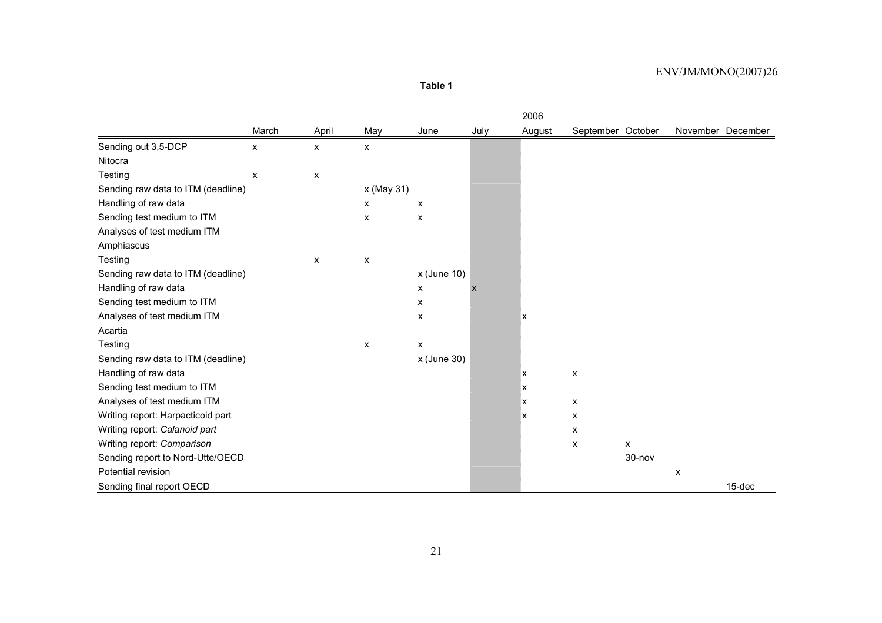**Table 1**

| | 2006 | | | | | | | | | |
|---|---|---|---|---|---|---|---|---|---|---|
| | March | April | May | June | July | August | September | October | November | December |
| Sending out 3,5-DCP | x | x | x | | | | | | | |
| Nitocra | | | | | | | | | | |
| Testing | x | x | | | | | | | | |
| Sending raw data to ITM (deadline) | | | x (May 31) | | | | | | | |
| Handling of raw data | | | x | x | | | | | | |
| Sending test medium to ITM | | | x | x | | | | | | |
| Analyses of test medium ITM | | | | | | | | | | |
| Amphiascus | | | | | | | | | | |
| Testing | | x | x | | | | | | | |
| Sending raw data to ITM (deadline) | | | | x (June 10) | | | | | | |
| Handling of raw data | | | | x | x | | | | | |
| Sending test medium to ITM | | | | x | | | | | | |
| Analyses of test medium ITM | | | | x | | x | | | | |
| Acartia | | | | | | | | | | |
| Testing | | | x | x | | | | | | |
| Sending raw data to ITM (deadline) | | | | x (June 30) | | | | | | |
| Handling of raw data | | | | | | x | x | | | |
| Sending test medium to ITM | | | | | | x | | | | |
| Analyses of test medium ITM | | | | | | x | x | | | |
| Writing report: Harpacticoid part | | | | | | x | x | | | |
| Writing report: *Calanoid part* | | | | | | | x | | | |
| Writing report: *Comparison* | | | | | | | x | x | | |
| Sending report to Nord-Utte/OECD | | | | | | | | 30-nov | | |
| Potential revision | | | | | | | | | x | |
| Sending final report OECD | | | | | | | | | | 15-dec |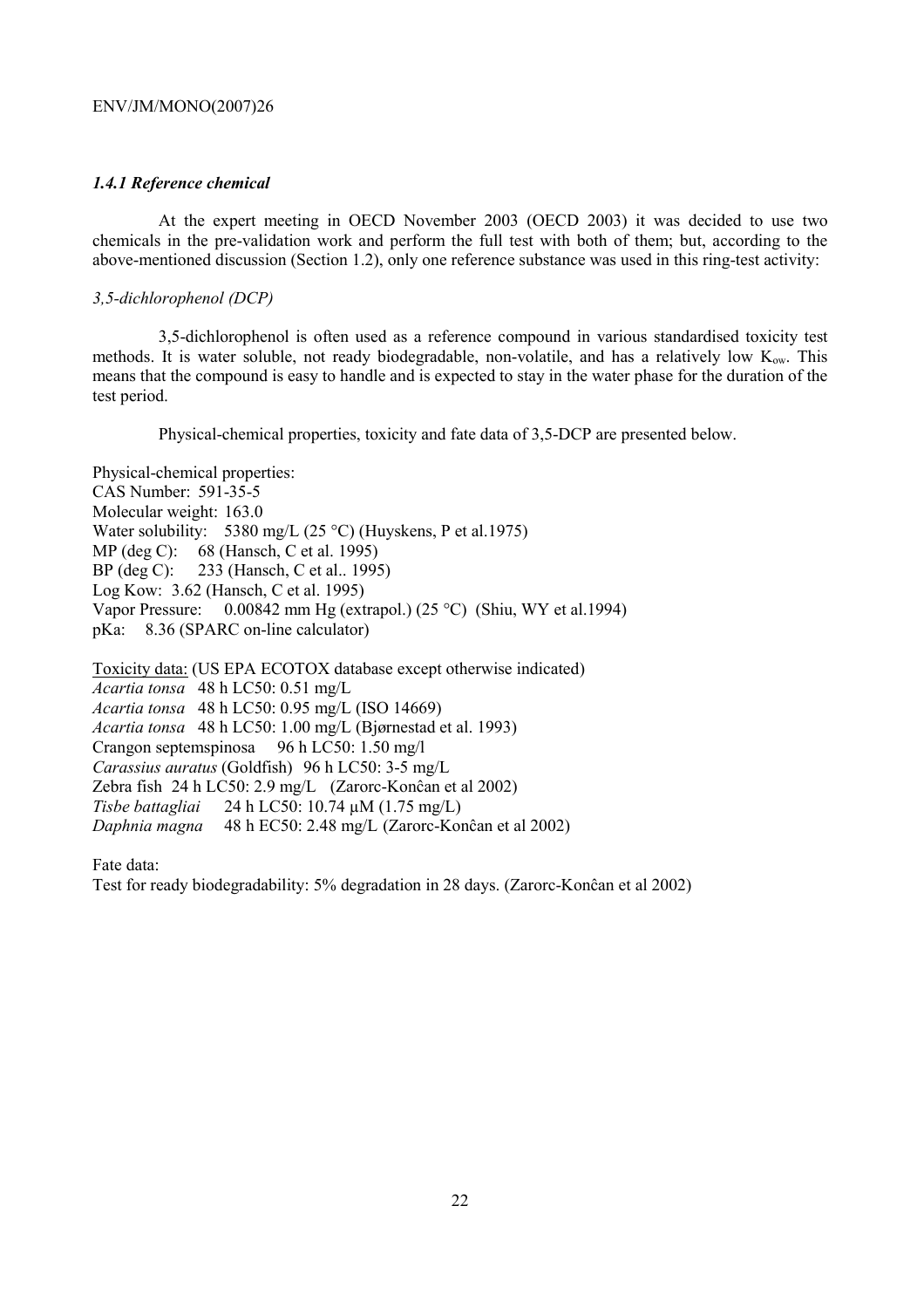### *1.4.1 Reference chemical*

At the expert meeting in OECD November 2003 (OECD 2003) it was decided to use two chemicals in the pre-validation work and perform the full test with both of them; but, according to the above-mentioned discussion (Section 1.2), only one reference substance was used in this ring-test activity:

*3,5-dichlorophenol (DCP)*

3,5-dichlorophenol is often used as a reference compound in various standardised toxicity test methods. It is water soluble, not ready biodegradable, non-volatile, and has a relatively low $K_{ow}$. This means that the compound is easy to handle and is expected to stay in the water phase for the duration of the test period.

Physical-chemical properties, toxicity and fate data of 3,5-DCP are presented below.

Physical-chemical properties:
CAS Number: 591-35-5
Molecular weight: 163.0
Water solubility: 5380 mg/L (25 °C) (Huyskens, P et al.1975)
MP (deg C): 68 (Hansch, C et al. 1995)
BP (deg C): 233 (Hansch, C et al.. 1995)
Log Kow: 3.62 (Hansch, C et al. 1995)
Vapor Pressure: 0.00842 mm Hg (extrapol.) (25 °C) (Shiu, WY et al.1994)
pKa: 8.36 (SPARC on-line calculator)

Toxicity data: (US EPA ECOTOX database except otherwise indicated)
*Acartia tonsa* 48 h LC50: 0.51 mg/L
*Acartia tonsa* 48 h LC50: 0.95 mg/L (ISO 14669)
*Acartia tonsa* 48 h LC50: 1.00 mg/L (Bjørnestad et al. 1993)
Crangon septemspinosa 96 h LC50: 1.50 mg/l
*Carassius auratus* (Goldfish) 96 h LC50: 3-5 mg/L
Zebra fish 24 h LC50: 2.9 mg/L (Zarorc-Konĉan et al 2002)
*Tisbe battagliai* 24 h LC50: 10.74 µM (1.75 mg/L)
*Daphnia magna* 48 h EC50: 2.48 mg/L (Zarorc-Konĉan et al 2002)

Fate data:
Test for ready biodegradability: 5% degradation in 28 days. (Zarorc-Konĉan et al 2002)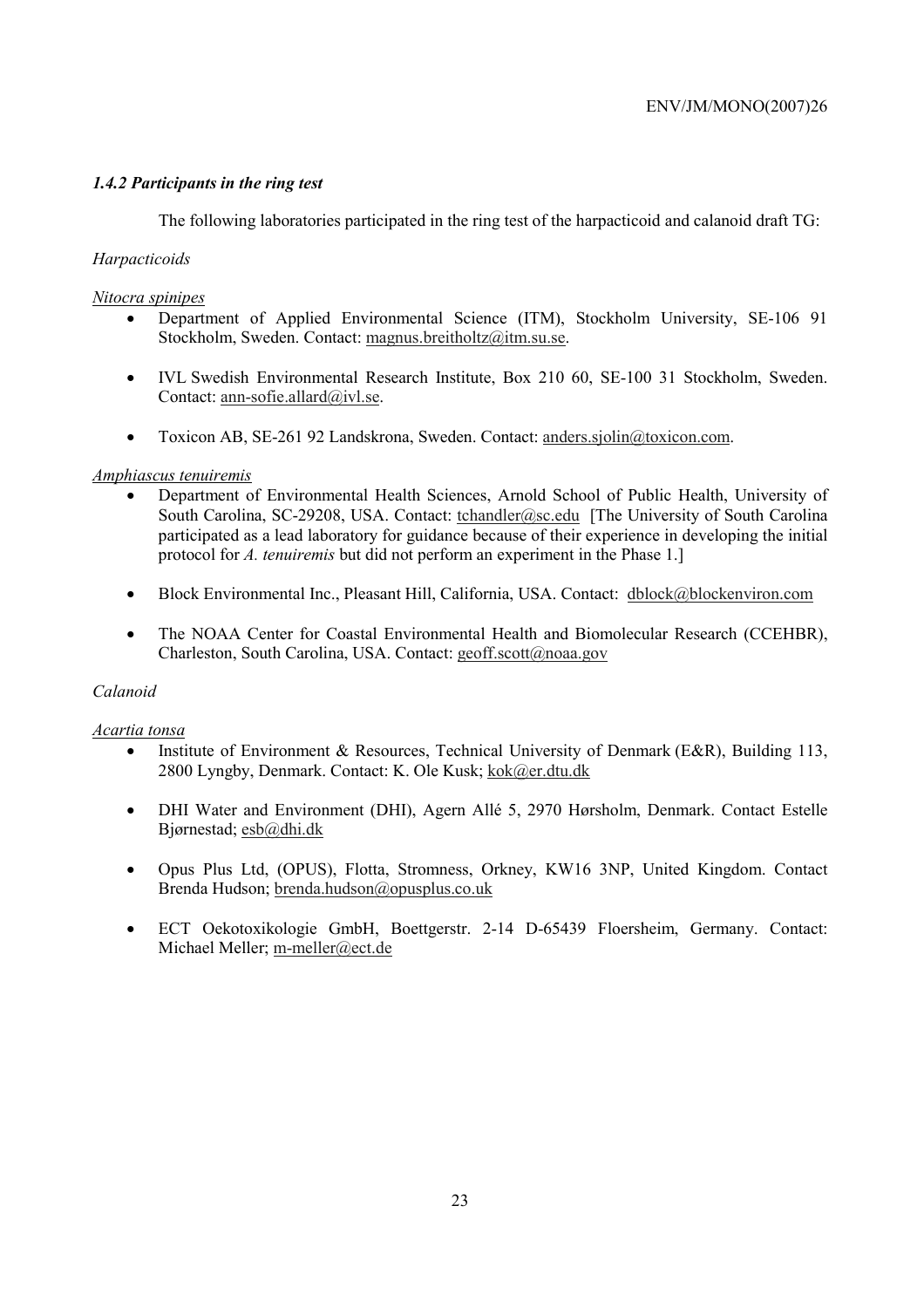### *1.4.2 Participants in the ring test*

The following laboratories participated in the ring test of the harpacticoid and calanoid draft TG:

*Harpacticoids*

*Nitocra spinipes*

- Department of Applied Environmental Science (ITM), Stockholm University, SE-106 91 Stockholm, Sweden. Contact: magnus.breitholtz@itm.su.se.
- IVL Swedish Environmental Research Institute, Box 210 60, SE-100 31 Stockholm, Sweden. Contact: ann-sofie.allard@ivl.se.
- Toxicon AB, SE-261 92 Landskrona, Sweden. Contact: anders.sjolin@toxicon.com.

*Amphiascus tenuiremis*

- Department of Environmental Health Sciences, Arnold School of Public Health, University of South Carolina, SC-29208, USA. Contact: tchandler@sc.edu [The University of South Carolina participated as a lead laboratory for guidance because of their experience in developing the initial protocol for *A. tenuiremis* but did not perform an experiment in the Phase 1.]
- Block Environmental Inc., Pleasant Hill, California, USA. Contact: dblock@blockenviron.com
- The NOAA Center for Coastal Environmental Health and Biomolecular Research (CCEHBR), Charleston, South Carolina, USA. Contact: geoff.scott@noaa.gov

*Calanoid*

*Acartia tonsa*

- Institute of Environment & Resources, Technical University of Denmark (E&R), Building 113, 2800 Lyngby, Denmark. Contact: K. Ole Kusk; kok@er.dtu.dk
- DHI Water and Environment (DHI), Agern Allé 5, 2970 Hørsholm, Denmark. Contact Estelle Bjørnestad; esb@dhi.dk
- Opus Plus Ltd, (OPUS), Flotta, Stromness, Orkney, KW16 3NP, United Kingdom. Contact Brenda Hudson; brenda.hudson@opusplus.co.uk
- ECT Oekotoxikologie GmbH, Boettgerstr. 2-14 D-65439 Floersheim, Germany. Contact: Michael Meller; m-meller@ect.de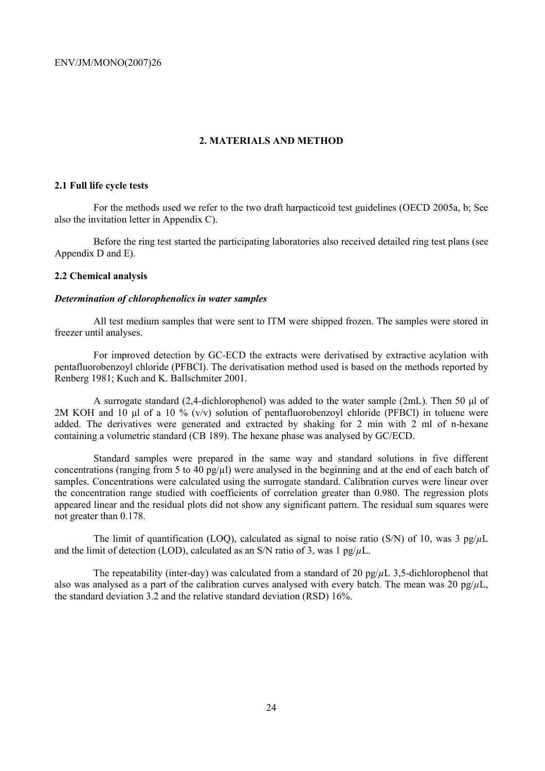## 2. MATERIALS AND METHOD

### 2.1 Full life cycle tests

For the methods used we refer to the two draft harpacticoid test guidelines (OECD 2005a, b; See also the invitation letter in Appendix C).

Before the ring test started the participating laboratories also received detailed ring test plans (see Appendix D and E).

### 2.2 Chemical analysis

#### *Determination of chlorophenolics in water samples*

All test medium samples that were sent to ITM were shipped frozen. The samples were stored in freezer until analyses.

For improved detection by GC-ECD the extracts were derivatised by extractive acylation with pentafluorobenzoyl chloride (PFBCl). The derivatisation method used is based on the methods reported by Renberg 1981; Kuch and K. Ballschmiter 2001.

A surrogate standard (2,4-dichlorophenol) was added to the water sample (2mL). Then 50 µl of 2M KOH and 10 µl of a 10 % (v/v) solution of pentafluorobenzoyl chloride (PFBCl) in toluene were added. The derivatives were generated and extracted by shaking for 2 min with 2 ml of n-hexane containing a volumetric standard (CB 189). The hexane phase was analysed by GC/ECD.

Standard samples were prepared in the same way and standard solutions in five different concentrations (ranging from 5 to 40 pg/µl) were analysed in the beginning and at the end of each batch of samples. Concentrations were calculated using the surrogate standard. Calibration curves were linear over the concentration range studied with coefficients of correlation greater than 0.980. The regression plots appeared linear and the residual plots did not show any significant pattern. The residual sum squares were not greater than 0.178.

The limit of quantification (LOQ), calculated as signal to noise ratio (S/N) of 10, was 3 pg/$\mu$L and the limit of detection (LOD), calculated as an S/N ratio of 3, was 1 pg/$\mu$L.

The repeatability (inter-day) was calculated from a standard of 20 pg/$\mu$L 3,5-dichlorophenol that also was analysed as a part of the calibration curves analysed with every batch. The mean was 20 pg/$\mu$L, the standard deviation 3.2 and the relative standard deviation (RSD) 16%.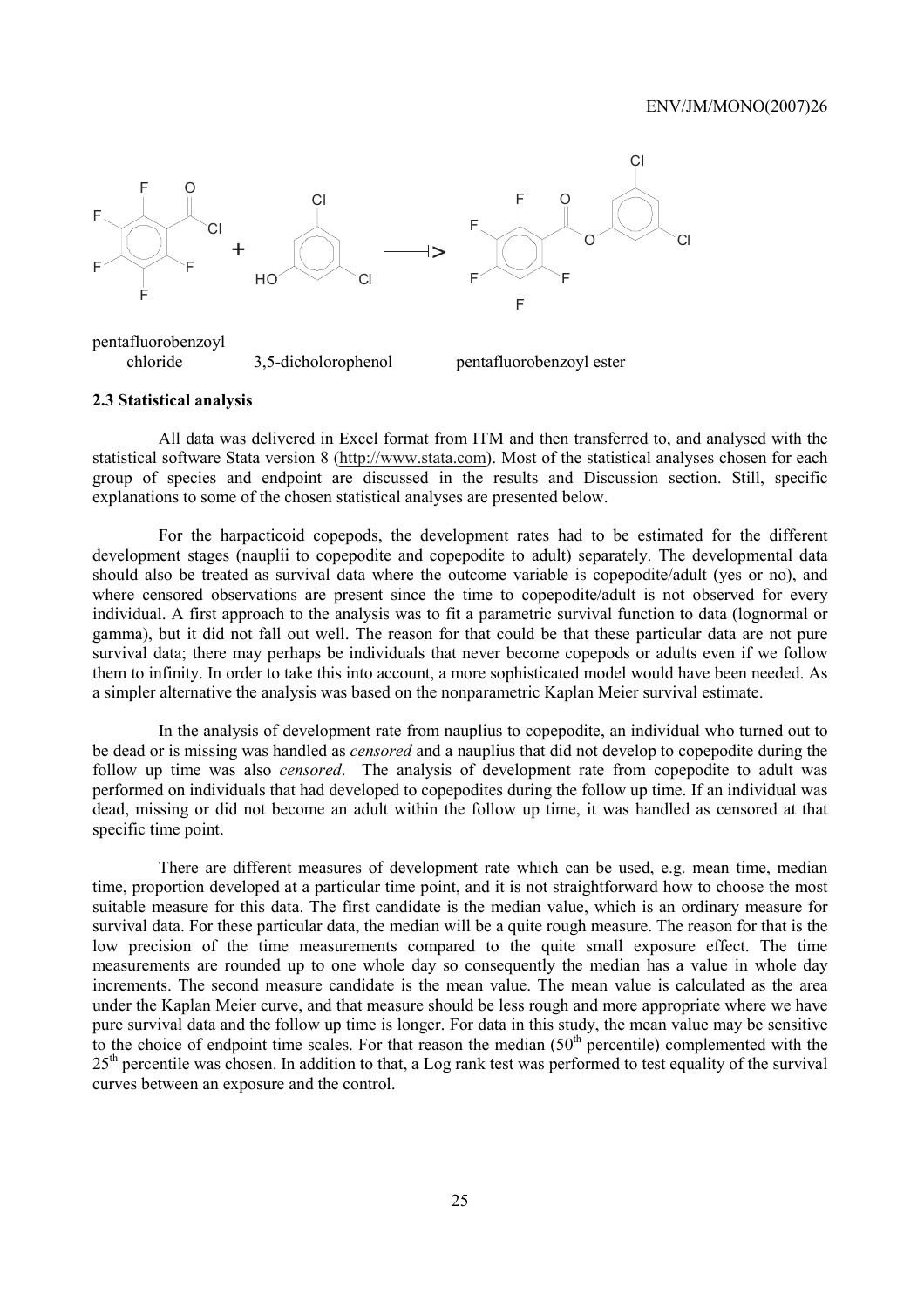pentafluorobenzoyl chloride 3,5-dicholorophenol pentafluorobenzoyl ester

**2.3 Statistical analysis**

All data was delivered in Excel format from ITM and then transferred to, and analysed with the statistical software Stata version 8 (http://www.stata.com). Most of the statistical analyses chosen for each group of species and endpoint are discussed in the results and Discussion section. Still, specific explanations to some of the chosen statistical analyses are presented below.

For the harpacticoid copepods, the development rates had to be estimated for the different development stages (nauplii to copepodite and copepodite to adult) separately. The developmental data should also be treated as survival data where the outcome variable is copepodite/adult (yes or no), and where censored observations are present since the time to copepodite/adult is not observed for every individual. A first approach to the analysis was to fit a parametric survival function to data (lognormal or gamma), but it did not fall out well. The reason for that could be that these particular data are not pure survival data; there may perhaps be individuals that never become copepods or adults even if we follow them to infinity. In order to take this into account, a more sophisticated model would have been needed. As a simpler alternative the analysis was based on the nonparametric Kaplan Meier survival estimate.

In the analysis of development rate from nauplius to copepodite, an individual who turned out to be dead or is missing was handled as *censored* and a nauplius that did not develop to copepodite during the follow up time was also *censored*. The analysis of development rate from copepodite to adult was performed on individuals that had developed to copepodites during the follow up time. If an individual was dead, missing or did not become an adult within the follow up time, it was handled as censored at that specific time point.

There are different measures of development rate which can be used, e.g. mean time, median time, proportion developed at a particular time point, and it is not straightforward how to choose the most suitable measure for this data. The first candidate is the median value, which is an ordinary measure for survival data. For these particular data, the median will be a quite rough measure. The reason for that is the low precision of the time measurements compared to the quite small exposure effect. The time measurements are rounded up to one whole day so consequently the median has a value in whole day increments. The second measure candidate is the mean value. The mean value is calculated as the area under the Kaplan Meier curve, and that measure should be less rough and more appropriate where we have pure survival data and the follow up time is longer. For data in this study, the mean value may be sensitive to the choice of endpoint time scales. For that reason the median (50$^{th}$ percentile) complemented with the 25$^{th}$ percentile was chosen. In addition to that, a Log rank test was performed to test equality of the survival curves between an exposure and the control.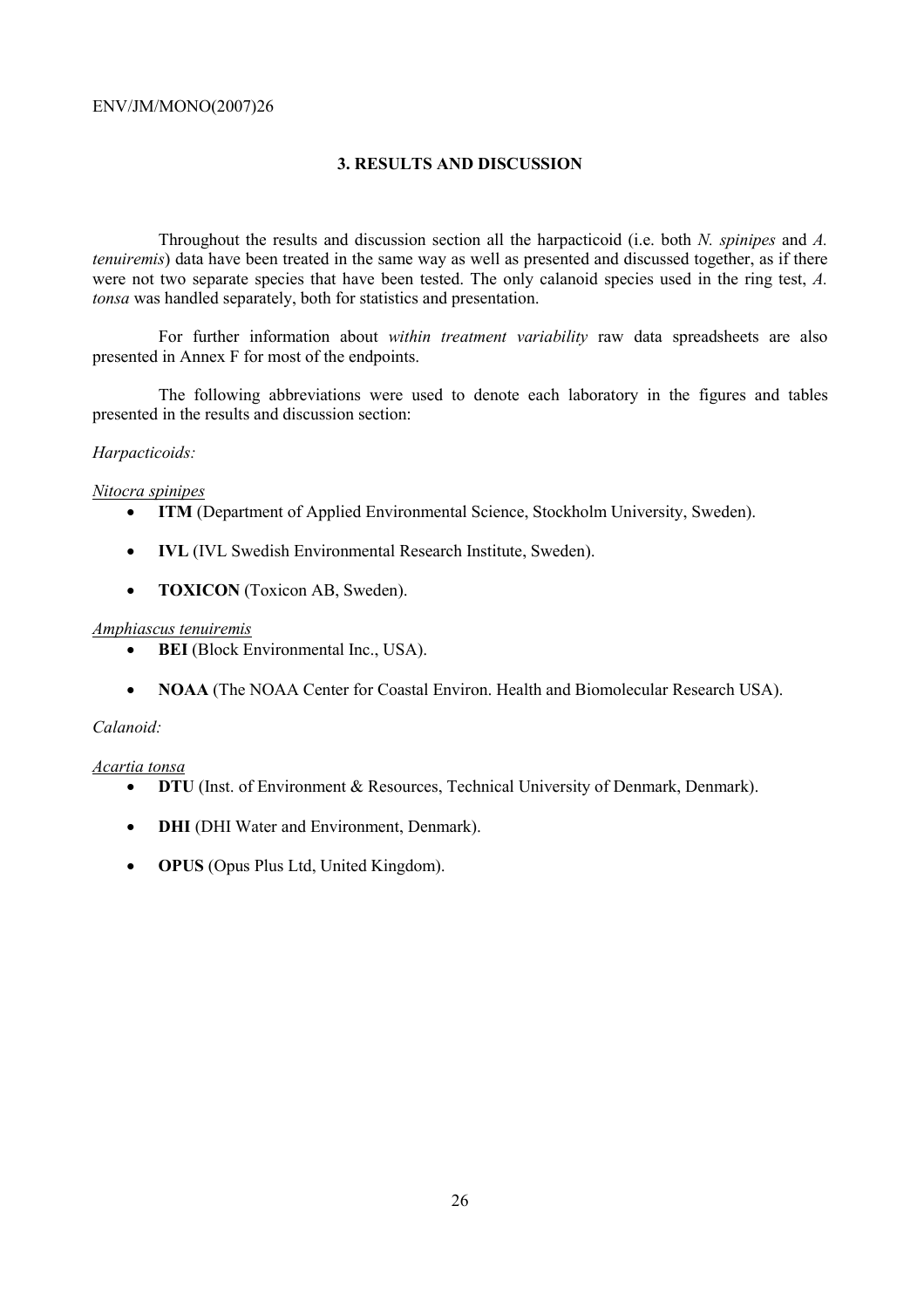## 3. RESULTS AND DISCUSSION

Throughout the results and discussion section all the harpacticoid (i.e. both *N. spinipes* and *A. tenuiremis*) data have been treated in the same way as well as presented and discussed together, as if there were not two separate species that have been tested. The only calanoid species used in the ring test, *A. tonsa* was handled separately, both for statistics and presentation.

For further information about *within treatment variability* raw data spreadsheets are also presented in Annex F for most of the endpoints.

The following abbreviations were used to denote each laboratory in the figures and tables presented in the results and discussion section:

*Harpacticoids:*

*Nitocra spinipes*

- **ITM** (Department of Applied Environmental Science, Stockholm University, Sweden).
- **IVL** (IVL Swedish Environmental Research Institute, Sweden).
- **TOXICON** (Toxicon AB, Sweden).

*Amphiascus tenuiremis*

- **BEI** (Block Environmental Inc., USA).
- **NOAA** (The NOAA Center for Coastal Environ. Health and Biomolecular Research USA).

*Calanoid:*

*Acartia tonsa*

- **DTU** (Inst. of Environment & Resources, Technical University of Denmark, Denmark).
- **DHI** (DHI Water and Environment, Denmark).
- **OPUS** (Opus Plus Ltd, United Kingdom).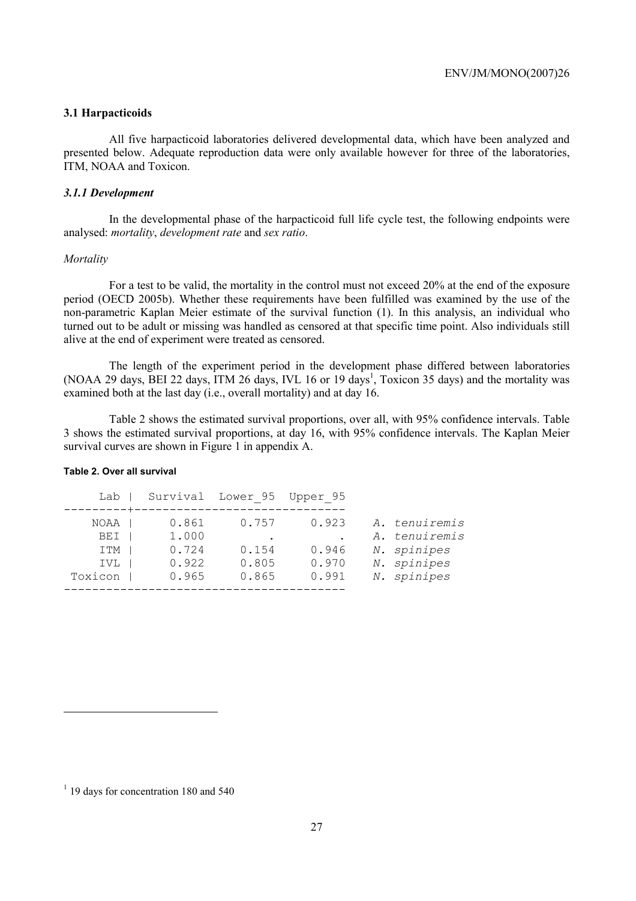### 3.1 Harpacticoids

All five harpacticoid laboratories delivered developmental data, which have been analyzed and presented below. Adequate reproduction data were only available however for three of the laboratories, ITM, NOAA and Toxicon.

#### *3.1.1 Development*

In the developmental phase of the harpacticoid full life cycle test, the following endpoints were analysed: *mortality*, *development rate* and *sex ratio*.

*Mortality*

For a test to be valid, the mortality in the control must not exceed 20% at the end of the exposure period (OECD 2005b). Whether these requirements have been fulfilled was examined by the use of the non-parametric Kaplan Meier estimate of the survival function (1). In this analysis, an individual who turned out to be adult or missing was handled as censored at that specific time point. Also individuals still alive at the end of experiment were treated as censored.

The length of the experiment period in the development phase differed between laboratories (NOAA 29 days, BEI 22 days, ITM 26 days, IVL 16 or 19 days[1], Toxicon 35 days) and the mortality was examined both at the last day (i.e., overall mortality) and at day 16.

Table 2 shows the estimated survival proportions, over all, with 95% confidence intervals. Table 3 shows the estimated survival proportions, at day 16, with 95% confidence intervals. The Kaplan Meier survival curves are shown in Figure 1 in appendix A.

**Table 2. Over all survival**

| Lab | Survival | Lower_95 | Upper_95 | |
|---|---|---|---|---|
| NOAA | 0.861 | 0.757 | 0.923 | *A. tenuiremis* |
| BEI | 1.000 | . | . | *A. tenuiremis* |
| ITM | 0.724 | 0.154 | 0.946 | *N. spinipes* |
| IVL | 0.922 | 0.805 | 0.970 | *N. spinipes* |
| Toxicon | 0.965 | 0.865 | 0.991 | *N. spinipes* |

[1] 19 days for concentration 180 and 540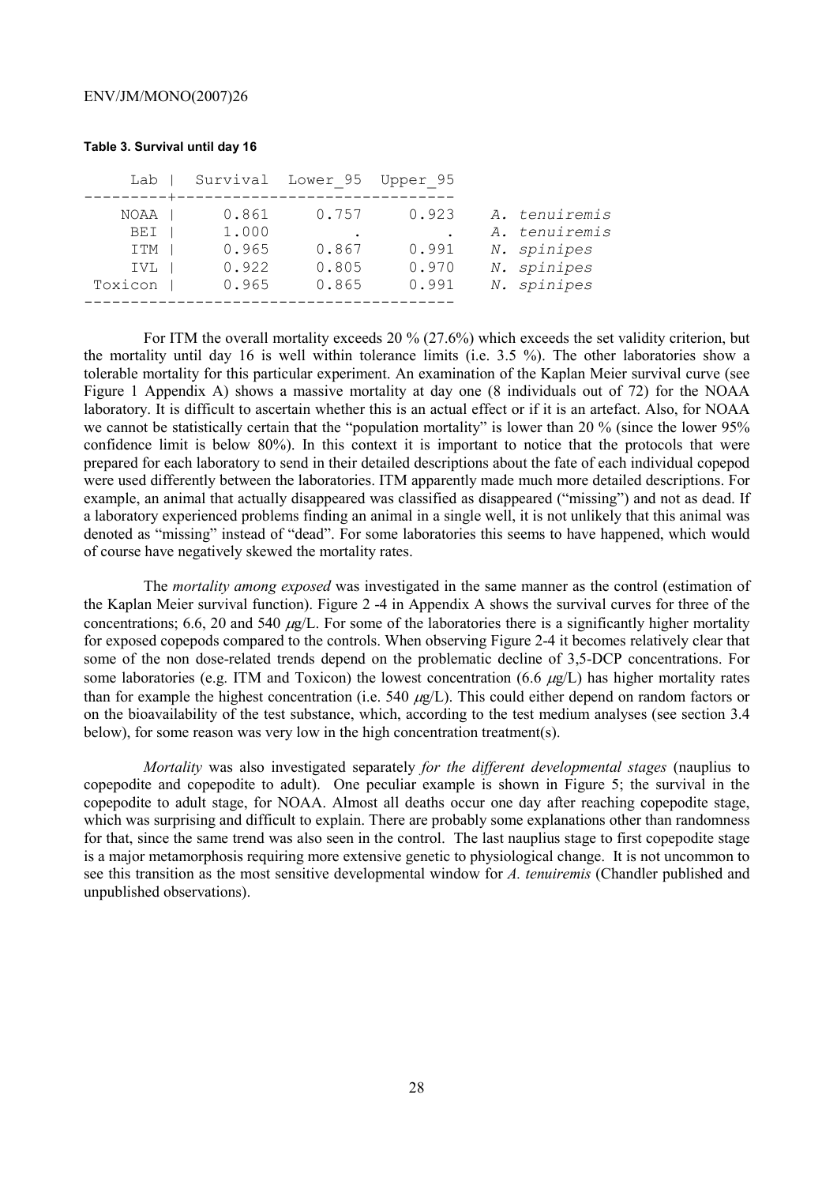**Table 3. Survival until day 16**

| Lab | Survival | Lower_95 | Upper_95 | |
|---|---|---|---|---|
| NOAA | 0.861 | 0.757 | 0.923 | *A. tenuiremis* |
| BEI | 1.000 | . | . | *A. tenuiremis* |
| ITM | 0.965 | 0.867 | 0.991 | *N. spinipes* |
| IVL | 0.922 | 0.805 | 0.970 | *N. spinipes* |
| Toxicon | 0.965 | 0.865 | 0.991 | *N. spinipes* |

For ITM the overall mortality exceeds 20 % (27.6%) which exceeds the set validity criterion, but the mortality until day 16 is well within tolerance limits (i.e. 3.5 %). The other laboratories show a tolerable mortality for this particular experiment. An examination of the Kaplan Meier survival curve (see Figure 1 Appendix A) shows a massive mortality at day one (8 individuals out of 72) for the NOAA laboratory. It is difficult to ascertain whether this is an actual effect or if it is an artefact. Also, for NOAA we cannot be statistically certain that the "population mortality" is lower than 20 % (since the lower 95% confidence limit is below 80%). In this context it is important to notice that the protocols that were prepared for each laboratory to send in their detailed descriptions about the fate of each individual copepod were used differently between the laboratories. ITM apparently made much more detailed descriptions. For example, an animal that actually disappeared was classified as disappeared ("missing") and not as dead. If a laboratory experienced problems finding an animal in a single well, it is not unlikely that this animal was denoted as "missing" instead of "dead". For some laboratories this seems to have happened, which would of course have negatively skewed the mortality rates.

The *mortality among exposed* was investigated in the same manner as the control (estimation of the Kaplan Meier survival function). Figure 2 -4 in Appendix A shows the survival curves for three of the concentrations; 6.6, 20 and 540 $\mu$g/L. For some of the laboratories there is a significantly higher mortality for exposed copepods compared to the controls. When observing Figure 2-4 it becomes relatively clear that some of the non dose-related trends depend on the problematic decline of 3,5-DCP concentrations. For some laboratories (e.g. ITM and Toxicon) the lowest concentration (6.6 $\mu$g/L) has higher mortality rates than for example the highest concentration (i.e. 540 $\mu$g/L). This could either depend on random factors or on the bioavailability of the test substance, which, according to the test medium analyses (see section 3.4 below), for some reason was very low in the high concentration treatment(s).

*Mortality* was also investigated separately *for the different developmental stages* (nauplius to copepodite and copepodite to adult). One peculiar example is shown in Figure 5; the survival in the copepodite to adult stage, for NOAA. Almost all deaths occur one day after reaching copepodite stage, which was surprising and difficult to explain. There are probably some explanations other than randomness for that, since the same trend was also seen in the control. The last nauplius stage to first copepodite stage is a major metamorphosis requiring more extensive genetic to physiological change. It is not uncommon to see this transition as the most sensitive developmental window for *A. tenuiremis* (Chandler published and unpublished observations).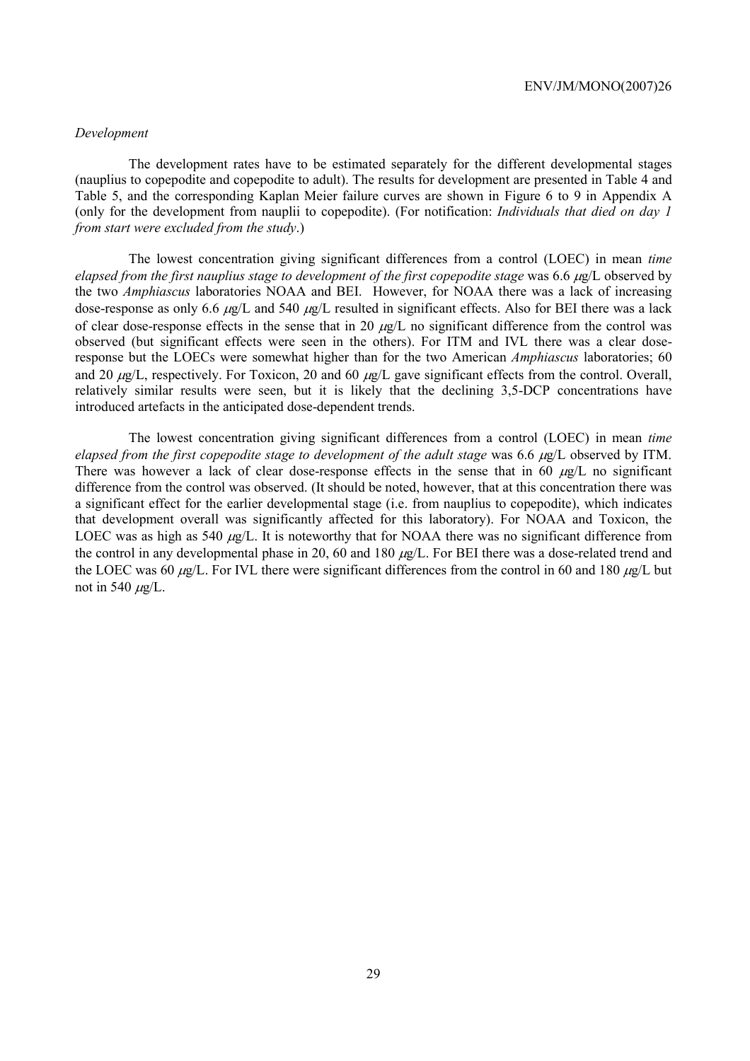*Development*

The development rates have to be estimated separately for the different developmental stages (nauplius to copepodite and copepodite to adult). The results for development are presented in Table 4 and Table 5, and the corresponding Kaplan Meier failure curves are shown in Figure 6 to 9 in Appendix A (only for the development from nauplii to copepodite). (For notification: *Individuals that died on day 1 from start were excluded from the study*.)

The lowest concentration giving significant differences from a control (LOEC) in mean *time elapsed from the first nauplius stage to development of the first copepodite stage* was 6.6 μg/L observed by the two *Amphiascus* laboratories NOAA and BEI. However, for NOAA there was a lack of increasing dose-response as only 6.6 μg/L and 540 μg/L resulted in significant effects. Also for BEI there was a lack of clear dose-response effects in the sense that in 20 μg/L no significant difference from the control was observed (but significant effects were seen in the others). For ITM and IVL there was a clear dose-response but the LOECs were somewhat higher than for the two American *Amphiascus* laboratories; 60 and 20 μg/L, respectively. For Toxicon, 20 and 60 μg/L gave significant effects from the control. Overall, relatively similar results were seen, but it is likely that the declining 3,5-DCP concentrations have introduced artefacts in the anticipated dose-dependent trends.

The lowest concentration giving significant differences from a control (LOEC) in mean *time elapsed from the first copepodite stage to development of the adult stage* was 6.6 μg/L observed by ITM. There was however a lack of clear dose-response effects in the sense that in 60 μg/L no significant difference from the control was observed. (It should be noted, however, that at this concentration there was a significant effect for the earlier developmental stage (i.e. from nauplius to copepodite), which indicates that development overall was significantly affected for this laboratory). For NOAA and Toxicon, the LOEC was as high as 540 μg/L. It is noteworthy that for NOAA there was no significant difference from the control in any developmental phase in 20, 60 and 180 μg/L. For BEI there was a dose-related trend and the LOEC was 60 μg/L. For IVL there were significant differences from the control in 60 and 180 μg/L but not in 540 μg/L.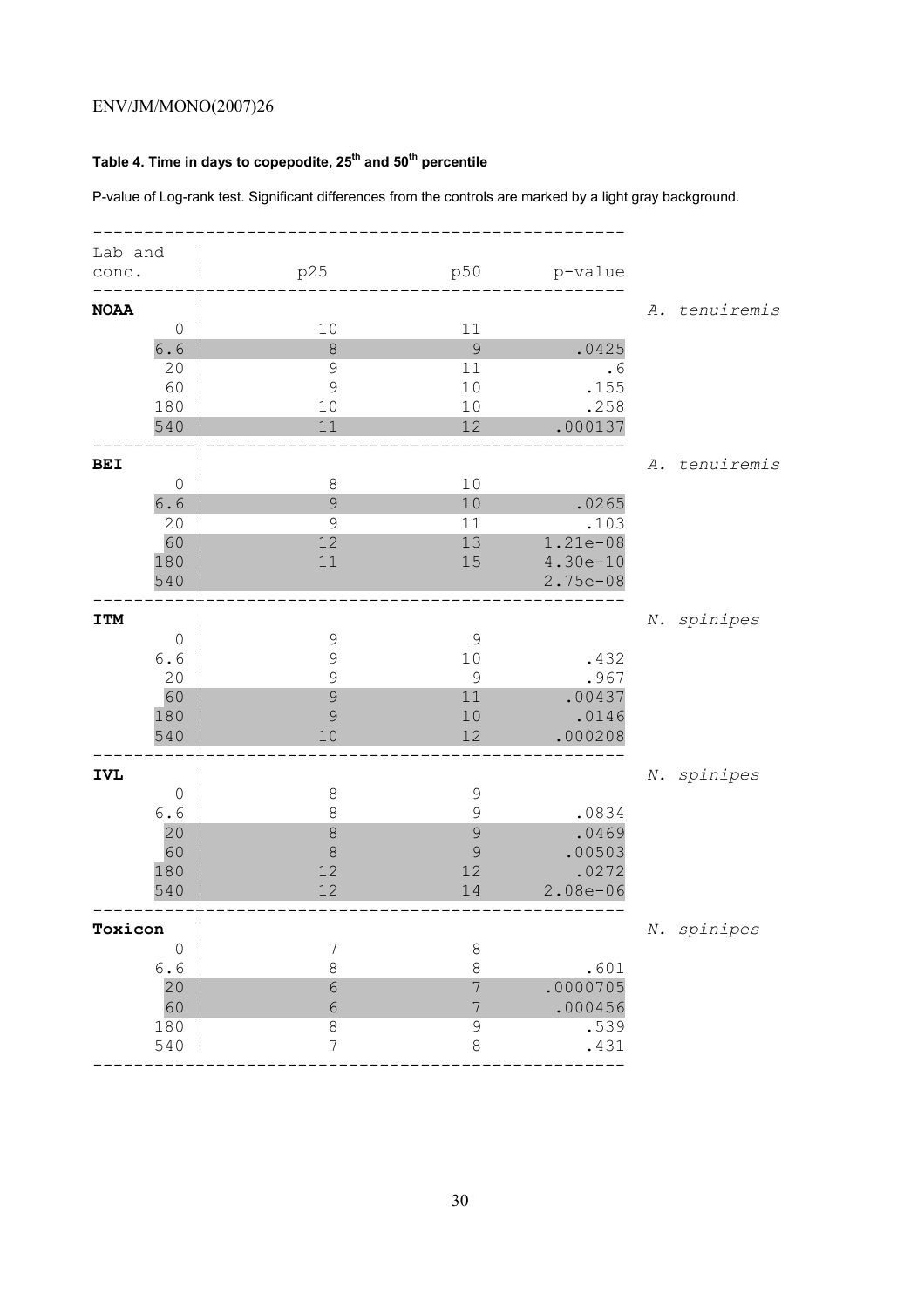### Table 4. Time in days to copepodite, 25[th] and 50[th] percentile

P-value of Log-rank test. Significant differences from the controls are marked by a light gray background.

| Lab and conc. | p25 | p50 | p-value | |
|---|---|---|---|---|
| **NOAA** | | | | *A. tenuiremis* |
| 0 | 10 | 11 | | |
| 6.6 | 8 | 9 | .0425 | |
| 20 | 9 | 11 | .6 | |
| 60 | 9 | 10 | .155 | |
| 180 | 10 | 10 | .258 | |
| 540 | 11 | 12 | .000137 | |
| **BEI** | | | | *A. tenuiremis* |
| 0 | 8 | 10 | | |
| 6.6 | 9 | 10 | .0265 | |
| 20 | 9 | 11 | .103 | |
| 60 | 12 | 13 | 1.21e-08 | |
| 180 | 11 | 15 | 4.30e-10 | |
| 540 | | | 2.75e-08 | |
| **ITM** | | | | *N. spinipes* |
| 0 | 9 | 9 | | |
| 6.6 | 9 | 10 | .432 | |
| 20 | 9 | 9 | .967 | |
| 60 | 9 | 11 | .00437 | |
| 180 | 9 | 10 | .0146 | |
| 540 | 10 | 12 | .000208 | |
| **IVL** | | | | *N. spinipes* |
| 0 | 8 | 9 | | |
| 6.6 | 8 | 9 | .0834 | |
| 20 | 8 | 9 | .0469 | |
| 60 | 8 | 9 | .00503 | |
| 180 | 12 | 12 | .0272 | |
| 540 | 12 | 14 | 2.08e-06 | |
| **Toxicon** | | | | *N. spinipes* |
| 0 | 7 | 8 | | |
| 6.6 | 8 | 8 | .601 | |
| 20 | 6 | 7 | .0000705 | |
| 60 | 6 | 7 | .000456 | |
| 180 | 8 | 9 | .539 | |
| 540 | 7 | 8 | .431 | |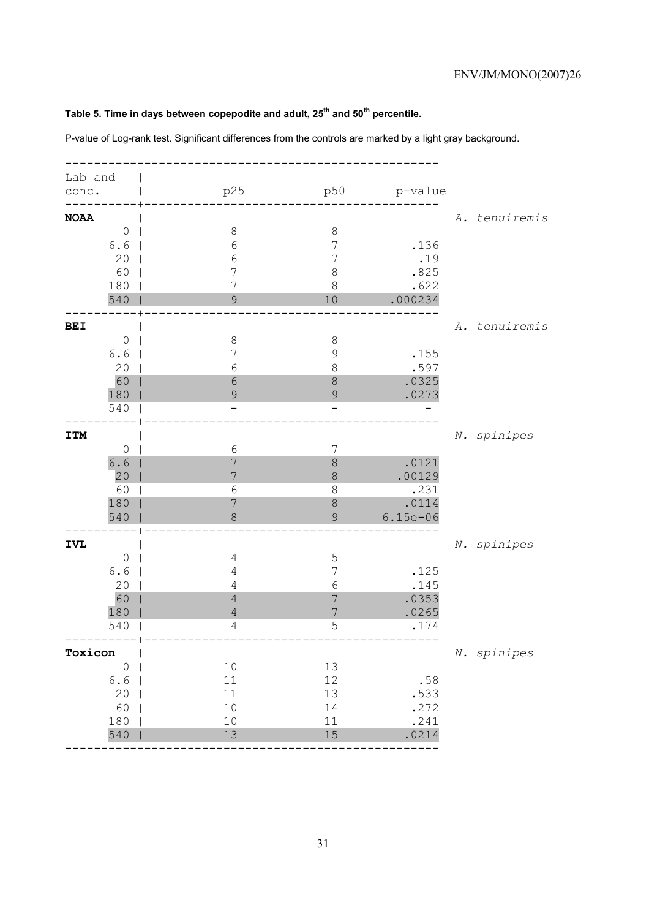### Table 5. Time in days between copepodite and adult, 25th and 50th percentile.

P-value of Log-rank test. Significant differences from the controls are marked by a light gray background.

| Lab and conc. | p25 | p50 | p-value | |
|---|---|---|---|---|
| **NOAA** | | | | *A. tenuiremis* |
| 0 | 8 | 8 | | |
| 6.6 | 6 | 7 | .136 | |
| 20 | 6 | 7 | .19 | |
| 60 | 7 | 8 | .825 | |
| 180 | 7 | 8 | .622 | |
| 540 | 9 | 10 | .000234 | |
| **BEI** | | | | *A. tenuiremis* |
| 0 | 8 | 8 | | |
| 6.6 | 7 | 9 | .155 | |
| 20 | 6 | 8 | .597 | |
| 60 | 6 | 8 | .0325 | |
| 180 | 9 | 9 | .0273 | |
| 540 | - | - | - | |
| **ITM** | | | | *N. spinipes* |
| 0 | 6 | 7 | | |
| 6.6 | 7 | 8 | .0121 | |
| 20 | 7 | 8 | .00129 | |
| 60 | 6 | 8 | .231 | |
| 180 | 7 | 8 | .0114 | |
| 540 | 8 | 9 | 6.15e-06 | |
| **IVL** | | | | *N. spinipes* |
| 0 | 4 | 5 | | |
| 6.6 | 4 | 7 | .125 | |
| 20 | 4 | 6 | .145 | |
| 60 | 4 | 7 | .0353 | |
| 180 | 4 | 7 | .0265 | |
| 540 | 4 | 5 | .174 | |
| **Toxicon** | | | | *N. spinipes* |
| 0 | 10 | 13 | | |
| 6.6 | 11 | 12 | .58 | |
| 20 | 11 | 13 | .533 | |
| 60 | 10 | 14 | .272 | |
| 180 | 10 | 11 | .241 | |
| 540 | 13 | 15 | .0214 | |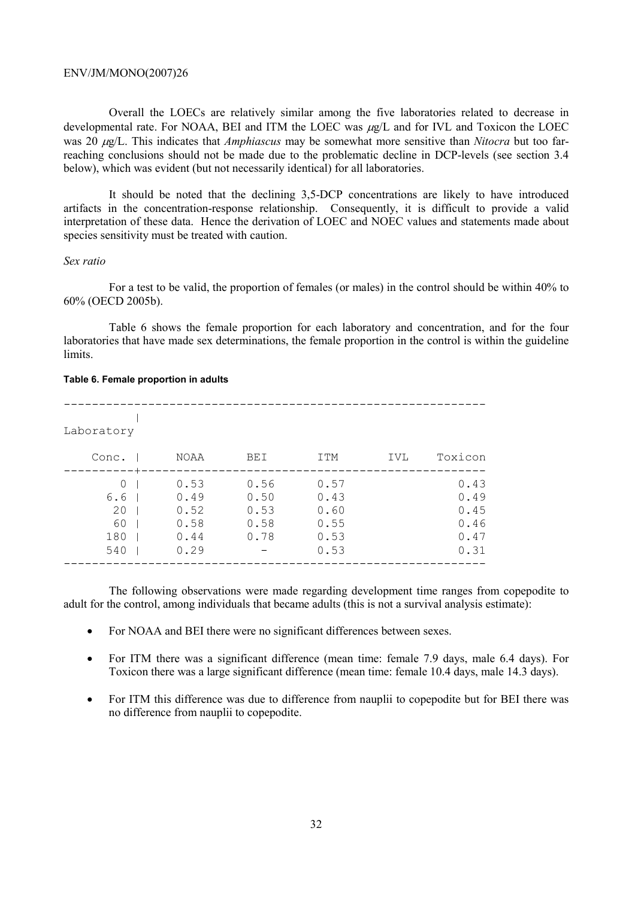Overall the LOECs are relatively similar among the five laboratories related to decrease in developmental rate. For NOAA, BEI and ITM the LOEC was $\mu$g/L and for IVL and Toxicon the LOEC was 20 $\mu$g/L. This indicates that *Amphiascus* may be somewhat more sensitive than *Nitocra* but too far-reaching conclusions should not be made due to the problematic decline in DCP-levels (see section 3.4 below), which was evident (but not necessarily identical) for all laboratories.

It should be noted that the declining 3,5-DCP concentrations are likely to have introduced artifacts in the concentration-response relationship. Consequently, it is difficult to provide a valid interpretation of these data. Hence the derivation of LOEC and NOEC values and statements made about species sensitivity must be treated with caution.

*Sex ratio*

For a test to be valid, the proportion of females (or males) in the control should be within 40% to 60% (OECD 2005b).

Table 6 shows the female proportion for each laboratory and concentration, and for the four laboratories that have made sex determinations, the female proportion in the control is within the guideline limits.

**Table 6. Female proportion in adults**

| | Laboratory | | | | |
|---|---|---|---|---|---|
| Conc. | NOAA | BEI | ITM | IVL | Toxicon |
| 0 | 0.53 | 0.56 | 0.57 | | 0.43 |
| 6.6 | 0.49 | 0.50 | 0.43 | | 0.49 |
| 20 | 0.52 | 0.53 | 0.60 | | 0.45 |
| 60 | 0.58 | 0.58 | 0.55 | | 0.46 |
| 180 | 0.44 | 0.78 | 0.53 | | 0.47 |
| 540 | 0.29 | - | 0.53 | | 0.31 |

The following observations were made regarding development time ranges from copepodite to adult for the control, among individuals that became adults (this is not a survival analysis estimate):

- For NOAA and BEI there were no significant differences between sexes.
- For ITM there was a significant difference (mean time: female 7.9 days, male 6.4 days). For Toxicon there was a large significant difference (mean time: female 10.4 days, male 14.3 days).
- For ITM this difference was due to difference from nauplii to copepodite but for BEI there was no difference from nauplii to copepodite.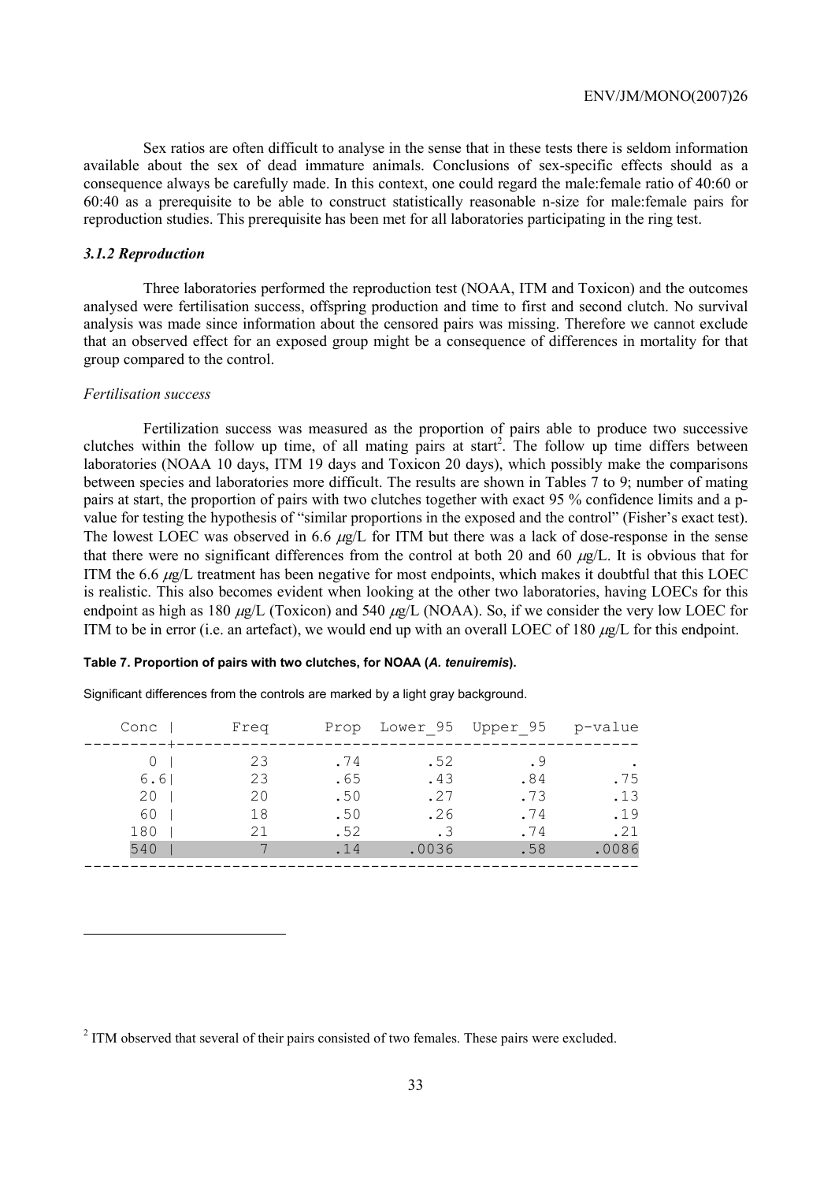Sex ratios are often difficult to analyse in the sense that in these tests there is seldom information available about the sex of dead immature animals. Conclusions of sex-specific effects should as a consequence always be carefully made. In this context, one could regard the male:female ratio of 40:60 or 60:40 as a prerequisite to be able to construct statistically reasonable n-size for male:female pairs for reproduction studies. This prerequisite has been met for all laboratories participating in the ring test.

### *3.1.2 Reproduction*

Three laboratories performed the reproduction test (NOAA, ITM and Toxicon) and the outcomes analysed were fertilisation success, offspring production and time to first and second clutch. No survival analysis was made since information about the censored pairs was missing. Therefore we cannot exclude that an observed effect for an exposed group might be a consequence of differences in mortality for that group compared to the control.

*Fertilisation success*

Fertilization success was measured as the proportion of pairs able to produce two successive clutches within the follow up time, of all mating pairs at start[2]. The follow up time differs between laboratories (NOAA 10 days, ITM 19 days and Toxicon 20 days), which possibly make the comparisons between species and laboratories more difficult. The results are shown in Tables 7 to 9; number of mating pairs at start, the proportion of pairs with two clutches together with exact 95 % confidence limits and a p-value for testing the hypothesis of "similar proportions in the exposed and the control" (Fisher's exact test). The lowest LOEC was observed in 6.6 $\mu$g/L for ITM but there was a lack of dose-response in the sense that there were no significant differences from the control at both 20 and 60 $\mu$g/L. It is obvious that for ITM the 6.6 $\mu$g/L treatment has been negative for most endpoints, which makes it doubtful that this LOEC is realistic. This also becomes evident when looking at the other two laboratories, having LOECs for this endpoint as high as 180 $\mu$g/L (Toxicon) and 540 $\mu$g/L (NOAA). So, if we consider the very low LOEC for ITM to be in error (i.e. an artefact), we would end up with an overall LOEC of 180 $\mu$g/L for this endpoint.

**Table 7. Proportion of pairs with two clutches, for NOAA (*A. tenuiremis*).**

Significant differences from the controls are marked by a light gray background.

| Conc | Freq | Prop | Lower_95 | Upper_95 | p-value |
|---|---|---|---|---|---|
| 0 | 23 | .74 | .52 | .9 | . |
| 6.6 | 23 | .65 | .43 | .84 | .75 |
| 20 | 20 | .50 | .27 | .73 | .13 |
| 60 | 18 | .50 | .26 | .74 | .19 |
| 180 | 21 | .52 | .3 | .74 | .21 |
| 540 | 7 | .14 | .0036 | .58 | .0086 |

---

[2] ITM observed that several of their pairs consisted of two females. These pairs were excluded.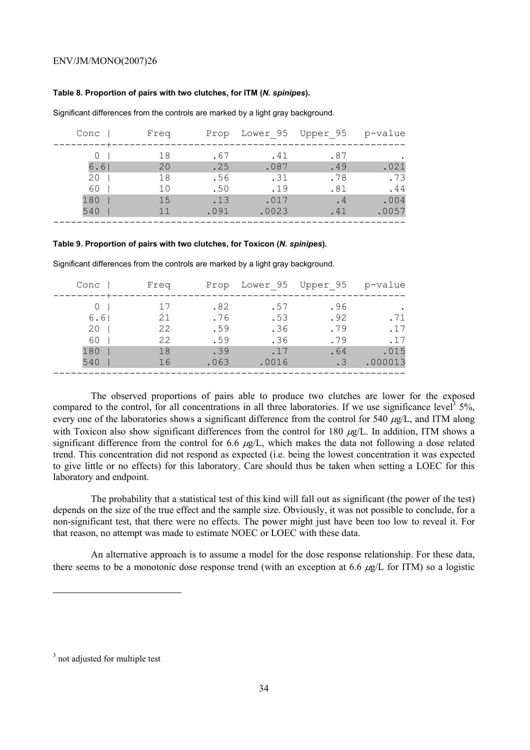**Table 8. Proportion of pairs with two clutches, for ITM (*N. spinipes*).**

Significant differences from the controls are marked by a light gray background.

| Conc | Freq | Prop | Lower_95 | Upper_95 | p-value |
|---|---|---|---|---|---|
| 0 | 18 | .67 | .41 | .87 | . |
| 6.6 | 20 | .25 | .087 | .49 | .021 |
| 20 | 18 | .56 | .31 | .78 | .73 |
| 60 | 10 | .50 | .19 | .81 | .44 |
| 180 | 15 | .13 | .017 | .4 | .004 |
| 540 | 11 | .091 | .0023 | .41 | .0057 |

**Table 9. Proportion of pairs with two clutches, for Toxicon (*N. spinipes*).**

Significant differences from the controls are marked by a light gray background.

| Conc | Freq | Prop | Lower_95 | Upper_95 | p-value |
|---|---|---|---|---|---|
| 0 | 17 | .82 | .57 | .96 | . |
| 6.6 | 21 | .76 | .53 | .92 | .71 |
| 20 | 22 | .59 | .36 | .79 | .17 |
| 60 | 22 | .59 | .36 | .79 | .17 |
| 180 | 18 | .39 | .17 | .64 | .015 |
| 540 | 16 | .063 | .0016 | .3 | .000013 |

The observed proportions of pairs able to produce two clutches are lower for the exposed compared to the control, for all concentrations in all three laboratories. If we use significance level[3] 5%, every one of the laboratories shows a significant difference from the control for 540 $\mu$g/L, and ITM along with Toxicon also show significant differences from the control for 180 $\mu$g/L. In addition, ITM shows a significant difference from the control for 6.6 $\mu$g/L, which makes the data not following a dose related trend. This concentration did not respond as expected (i.e. being the lowest concentration it was expected to give little or no effects) for this laboratory. Care should thus be taken when setting a LOEC for this laboratory and endpoint.

The probability that a statistical test of this kind will fall out as significant (the power of the test) depends on the size of the true effect and the sample size. Obviously, it was not possible to conclude, for a non-significant test, that there were no effects. The power might just have been too low to reveal it. For that reason, no attempt was made to estimate NOEC or LOEC with these data.

An alternative approach is to assume a model for the dose response relationship. For these data, there seems to be a monotonic dose response trend (with an exception at 6.6 $\mu$g/L for ITM) so a logistic

---

[3] not adjusted for multiple test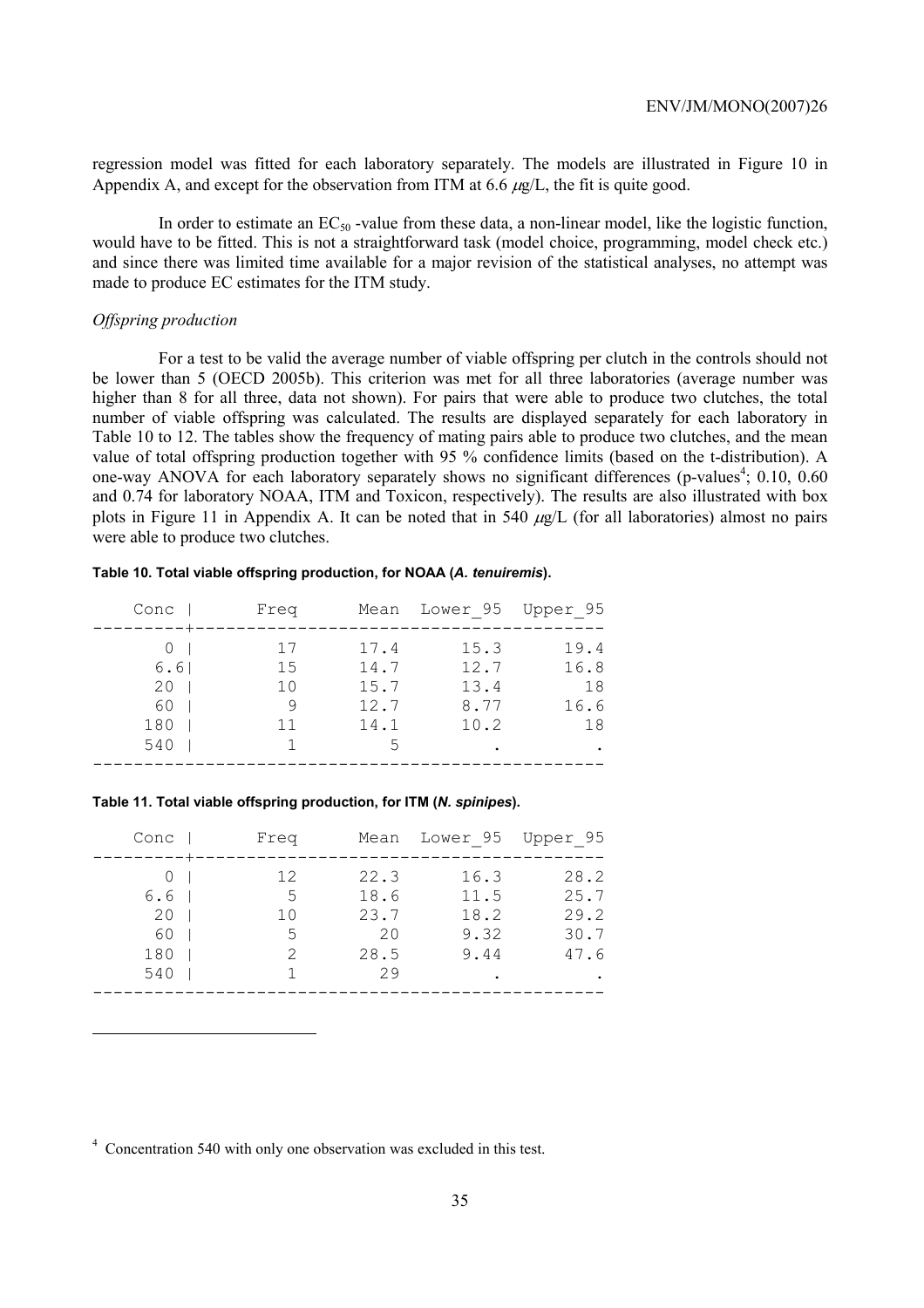regression model was fitted for each laboratory separately. The models are illustrated in Figure 10 in Appendix A, and except for the observation from ITM at 6.6 $\mu$g/L, the fit is quite good.

In order to estimate an $EC_{50}$ -value from these data, a non-linear model, like the logistic function, would have to be fitted. This is not a straightforward task (model choice, programming, model check etc.) and since there was limited time available for a major revision of the statistical analyses, no attempt was made to produce EC estimates for the ITM study.

*Offspring production*

For a test to be valid the average number of viable offspring per clutch in the controls should not be lower than 5 (OECD 2005b). This criterion was met for all three laboratories (average number was higher than 8 for all three, data not shown). For pairs that were able to produce two clutches, the total number of viable offspring was calculated. The results are displayed separately for each laboratory in Table 10 to 12. The tables show the frequency of mating pairs able to produce two clutches, and the mean value of total offspring production together with 95 % confidence limits (based on the t-distribution). A one-way ANOVA for each laboratory separately shows no significant differences (p-values[4]; 0.10, 0.60 and 0.74 for laboratory NOAA, ITM and Toxicon, respectively). The results are also illustrated with box plots in Figure 11 in Appendix A. It can be noted that in 540 $\mu$g/L (for all laboratories) almost no pairs were able to produce two clutches.

**Table 10. Total viable offspring production, for NOAA (*A. tenuiremis*).**

| Conc | Freq | Mean | Lower_95 | Upper_95 |
|---|---|---|---|---|
| 0 | 17 | 17.4 | 15.3 | 19.4 |
| 6.6 | 15 | 14.7 | 12.7 | 16.8 |
| 20 | 10 | 15.7 | 13.4 | 18 |
| 60 | 9 | 12.7 | 8.77 | 16.6 |
| 180 | 11 | 14.1 | 10.2 | 18 |
| 540 | 1 | 5 | . | . |

**Table 11. Total viable offspring production, for ITM (*N. spinipes*).**

| Conc | Freq | Mean | Lower_95 | Upper_95 |
|---|---|---|---|---|
| 0 | 12 | 22.3 | 16.3 | 28.2 |
| 6.6 | 5 | 18.6 | 11.5 | 25.7 |
| 20 | 10 | 23.7 | 18.2 | 29.2 |
| 60 | 5 | 20 | 9.32 | 30.7 |
| 180 | 2 | 28.5 | 9.44 | 47.6 |
| 540 | 1 | 29 | . | . |

[4] Concentration 540 with only one observation was excluded in this test.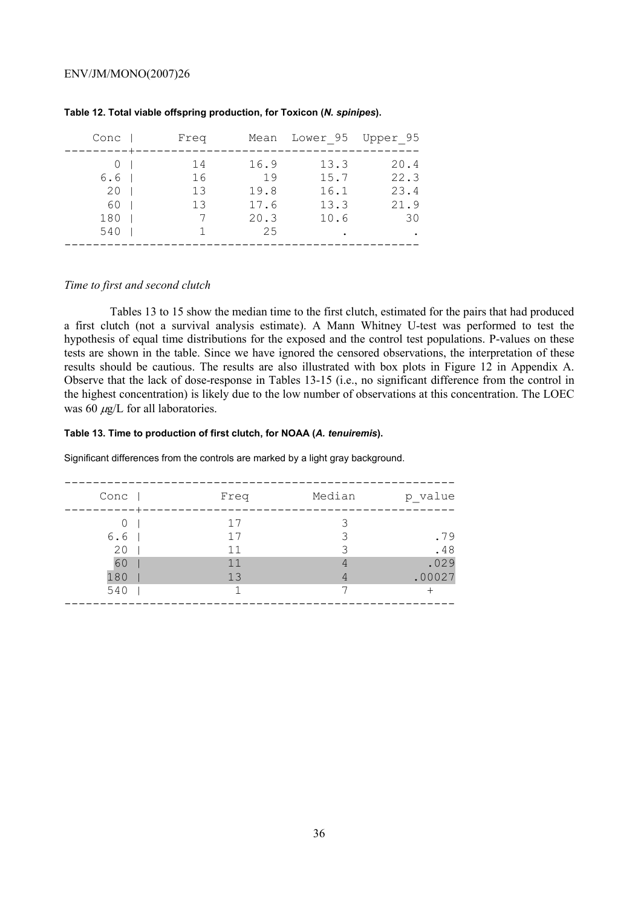**Table 12. Total viable offspring production, for Toxicon (*N. spinipes*).**

| Conc | Freq | Mean | Lower_95 | Upper_95 |
|---|---|---|---|---|
| 0 | 14 | 16.9 | 13.3 | 20.4 |
| 6.6 | 16 | 19 | 15.7 | 22.3 |
| 20 | 13 | 19.8 | 16.1 | 23.4 |
| 60 | 13 | 17.6 | 13.3 | 21.9 |
| 180 | 7 | 20.3 | 10.6 | 30 |
| 540 | 1 | 25 | . | . |

*Time to first and second clutch*

Tables 13 to 15 show the median time to the first clutch, estimated for the pairs that had produced a first clutch (not a survival analysis estimate). A Mann Whitney U-test was performed to test the hypothesis of equal time distributions for the exposed and the control test populations. P-values on these tests are shown in the table. Since we have ignored the censored observations, the interpretation of these results should be cautious. The results are also illustrated with box plots in Figure 12 in Appendix A. Observe that the lack of dose-response in Tables 13-15 (i.e., no significant difference from the control in the highest concentration) is likely due to the low number of observations at this concentration. The LOEC was 60 $\mu$g/L for all laboratories.

**Table 13. Time to production of first clutch, for NOAA (*A. tenuiremis*).**

Significant differences from the controls are marked by a light gray background.

| Conc | Freq | Median | p_value |
|---|---|---|---|
| 0 | 17 | 3 | |
| 6.6 | 17 | 3 | .79 |
| 20 | 11 | 3 | .48 |
| 60 | 11 | 4 | .029 |
| 180 | 13 | 4 | .00027 |
| 540 | 1 | 7 | + |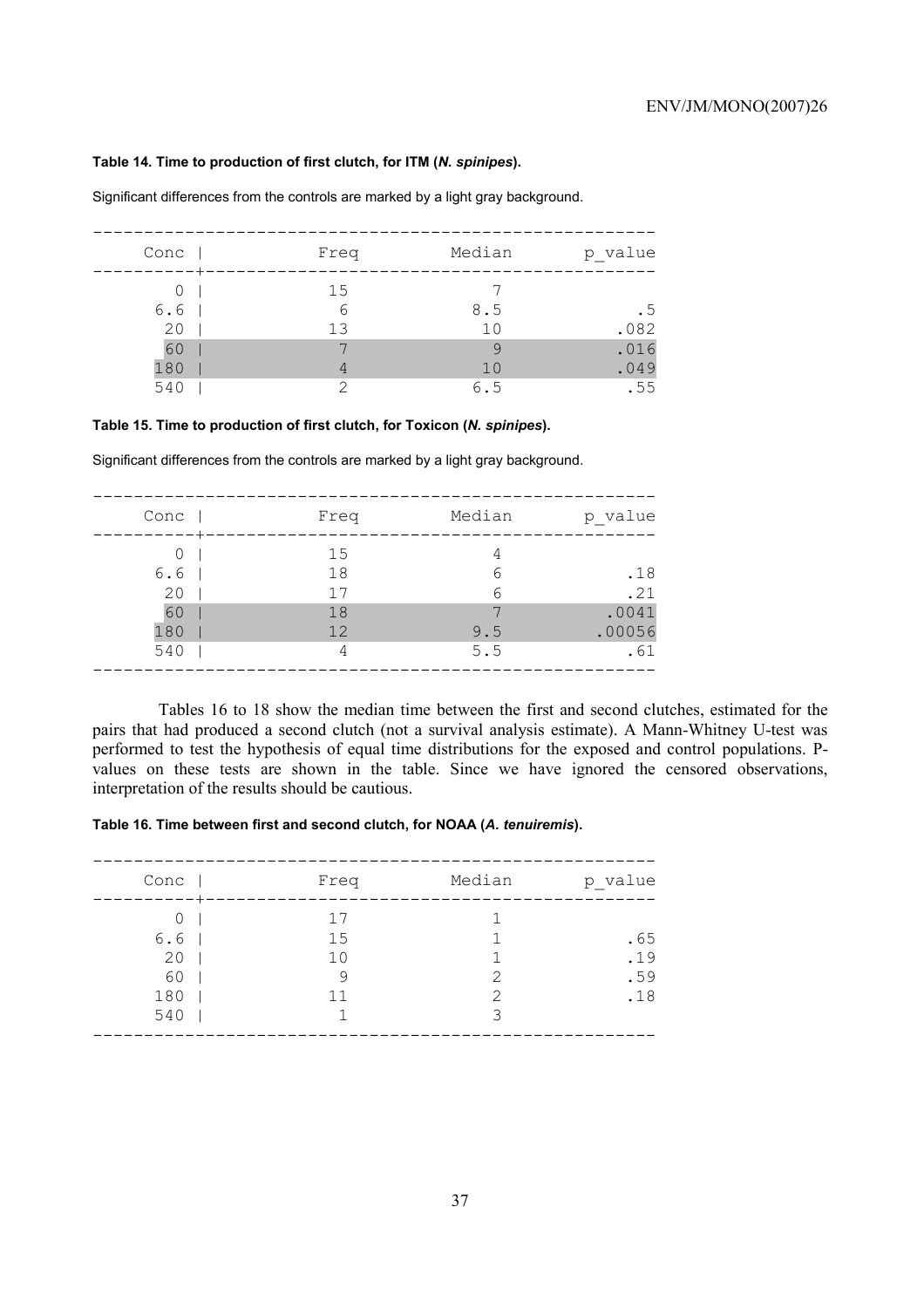**Table 14. Time to production of first clutch, for ITM (*N. spinipes*).**

Significant differences from the controls are marked by a light gray background.

| Conc | Freq | Median | p_value |
|---|---|---|---|
| 0 | 15 | 7 | |
| 6.6 | 6 | 8.5 | .5 |
| 20 | 13 | 10 | .082 |
| 60 | 7 | 9 | .016 |
| 180 | 4 | 10 | .049 |
| 540 | 2 | 6.5 | .55 |

**Table 15. Time to production of first clutch, for Toxicon (*N. spinipes*).**

Significant differences from the controls are marked by a light gray background.

| Conc | Freq | Median | p_value |
|---|---|---|---|
| 0 | 15 | 4 | |
| 6.6 | 18 | 6 | .18 |
| 20 | 17 | 6 | .21 |
| 60 | 18 | 7 | .0041 |
| 180 | 12 | 9.5 | .00056 |
| 540 | 4 | 5.5 | .61 |

Tables 16 to 18 show the median time between the first and second clutches, estimated for the pairs that had produced a second clutch (not a survival analysis estimate). A Mann-Whitney U-test was performed to test the hypothesis of equal time distributions for the exposed and control populations. P-values on these tests are shown in the table. Since we have ignored the censored observations, interpretation of the results should be cautious.

**Table 16. Time between first and second clutch, for NOAA (*A. tenuiremis*).**

| Conc | Freq | Median | p_value |
|---|---|---|---|
| 0 | 17 | 1 | |
| 6.6 | 15 | 1 | .65 |
| 20 | 10 | 1 | .19 |
| 60 | 9 | 2 | .59 |
| 180 | 11 | 2 | .18 |
| 540 | 1 | 3 | |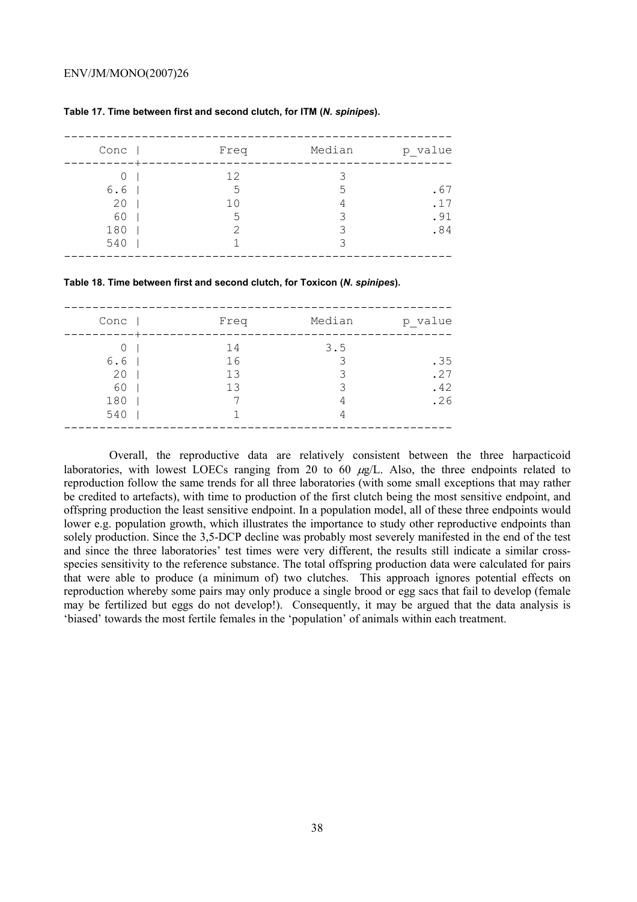**Table 17. Time between first and second clutch, for ITM (*N. spinipes*).**

| Conc | Freq | Median | p_value |
|---|---|---|---|
| 0 | 12 | 3 | |
| 6.6 | 5 | 5 | .67 |
| 20 | 10 | 4 | .17 |
| 60 | 5 | 3 | .91 |
| 180 | 2 | 3 | .84 |
| 540 | 1 | 3 | |

**Table 18. Time between first and second clutch, for Toxicon (*N. spinipes*).**

| Conc | Freq | Median | p_value |
|---|---|---|---|
| 0 | 14 | 3.5 | |
| 6.6 | 16 | 3 | .35 |
| 20 | 13 | 3 | .27 |
| 60 | 13 | 3 | .42 |
| 180 | 7 | 4 | .26 |
| 540 | 1 | 4 | |

Overall, the reproductive data are relatively consistent between the three harpacticoid laboratories, with lowest LOECs ranging from 20 to 60 μg/L. Also, the three endpoints related to reproduction follow the same trends for all three laboratories (with some small exceptions that may rather be credited to artefacts), with time to production of the first clutch being the most sensitive endpoint, and offspring production the least sensitive endpoint. In a population model, all of these three endpoints would lower e.g. population growth, which illustrates the importance to study other reproductive endpoints than solely production. Since the 3,5-DCP decline was probably most severely manifested in the end of the test and since the three laboratories' test times were very different, the results still indicate a similar cross-species sensitivity to the reference substance. The total offspring production data were calculated for pairs that were able to produce (a minimum of) two clutches. This approach ignores potential effects on reproduction whereby some pairs may only produce a single brood or egg sacs that fail to develop (female may be fertilized but eggs do not develop!). Consequently, it may be argued that the data analysis is 'biased' towards the most fertile females in the 'population' of animals within each treatment.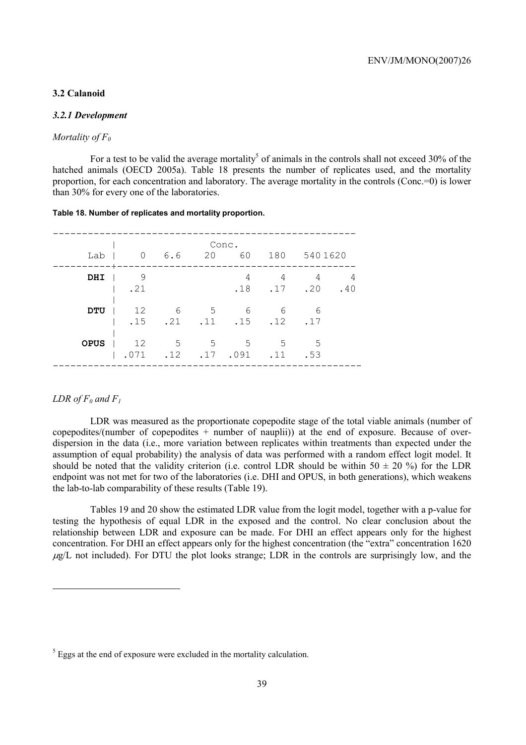### 3.2 Calanoid

#### *3.2.1 Development*

*Mortality of $F_0$*

For a test to be valid the average mortality[5] of animals in the controls shall not exceed 30% of the hatched animals (OECD 2005a). Table 18 presents the number of replicates used, and the mortality proportion, for each concentration and laboratory. The average mortality in the controls (Conc.=0) is lower than 30% for every one of the laboratories.

**Table 18. Number of replicates and mortality proportion.**

| Lab | Conc. 0 | 6.6 | 20 | 60 | 180 | 540 | 1620 |
|---|---|---|---|---|---|---|---|
| **DHI** | 9 | | | 4 | 4 | 4 | 4 |
| | .21 | | | .18 | .17 | .20 | .40 |
| **DTU** | 12 | 6 | 5 | 6 | 6 | 6 | |
| | .15 | .21 | .11 | .15 | .12 | .17 | |
| **OPUS** | 12 | 5 | 5 | 5 | 5 | 5 | |
| | .071 | .12 | .17 | .091 | .11 | .53 | |

*LDR of $F_0$ and $F_1$*

LDR was measured as the proportionate copepodite stage of the total viable animals (number of copepodites/(number of copepodites + number of nauplii)) at the end of exposure. Because of over-dispersion in the data (i.e., more variation between replicates within treatments than expected under the assumption of equal probability) the analysis of data was performed with a random effect logit model. It should be noted that the validity criterion (i.e. control LDR should be within 50 ± 20 %) for the LDR endpoint was not met for two of the laboratories (i.e. DHI and OPUS, in both generations), which weakens the lab-to-lab comparability of these results (Table 19).

Tables 19 and 20 show the estimated LDR value from the logit model, together with a p-value for testing the hypothesis of equal LDR in the exposed and the control. No clear conclusion about the relationship between LDR and exposure can be made. For DHI an effect appears only for the highest concentration. For DHI an effect appears only for the highest concentration (the "extra" concentration 1620 $\mu$g/L not included). For DTU the plot looks strange; LDR in the controls are surprisingly low, and the

[5] Eggs at the end of exposure were excluded in the mortality calculation.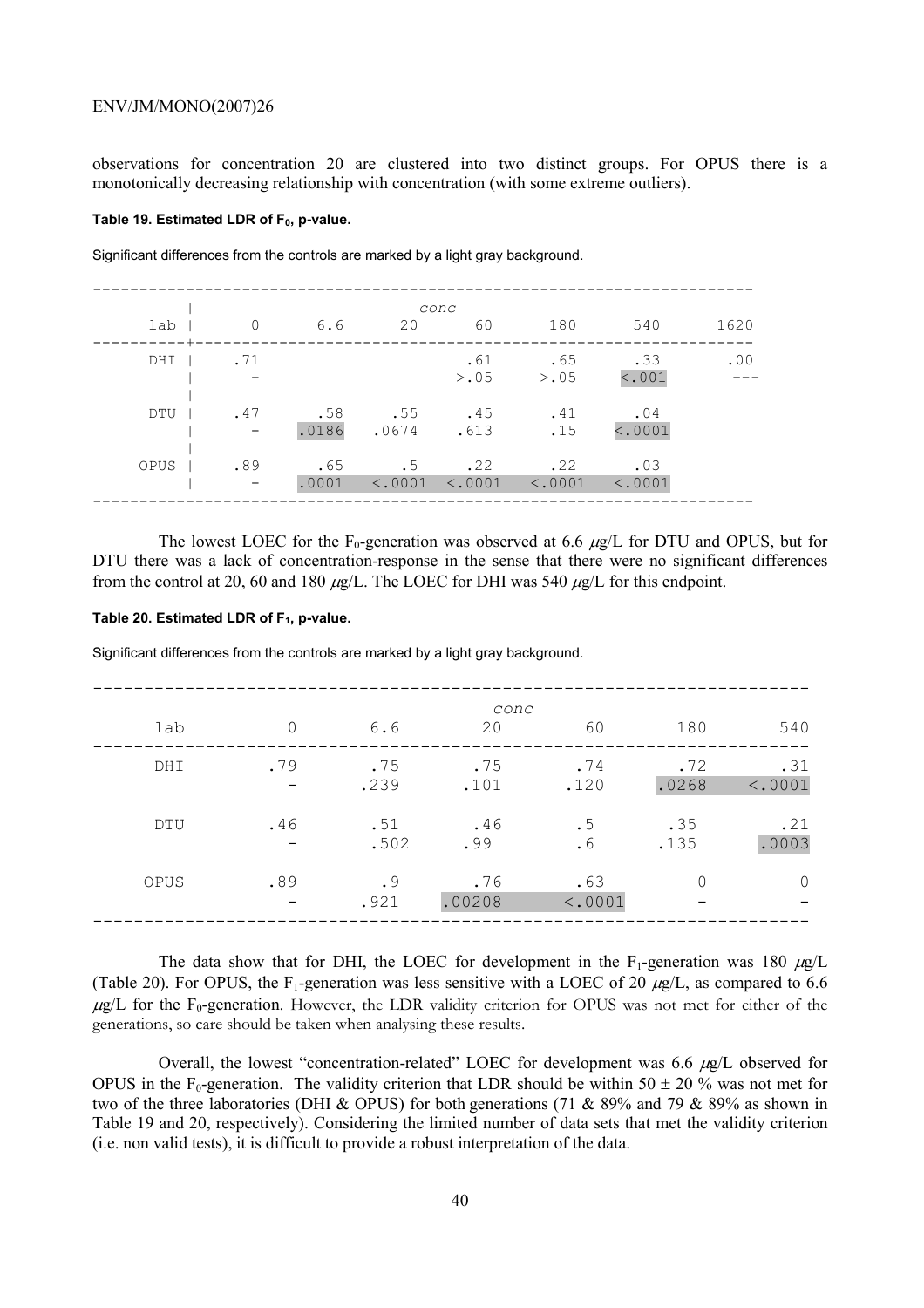observations for concentration 20 are clustered into two distinct groups. For OPUS there is a monotonically decreasing relationship with concentration (with some extreme outliers).

#### Table 19. Estimated LDR of $F_0$, p-value.

Significant differences from the controls are marked by a light gray background.

| lab | conc 0 | 6.6 | 20 | 60 | 180 | 540 | 1620 |
|---|---|---|---|---|---|---|---|
| DHI | .71 | | | .61 | .65 | .33 | .00 |
| | - | | | >.05 | >.05 | <.001 | --- |
| DTU | .47 | .58 | .55 | .45 | .41 | .04 | |
| | - | .0186 | .0674 | .613 | .15 | <.0001 | |
| OPUS | .89 | .65 | .5 | .22 | .22 | .03 | |
| | - | .0001 | <.0001 | <.0001 | <.0001 | <.0001 | |

The lowest LOEC for the $F_0$-generation was observed at 6.6 $\mu$g/L for DTU and OPUS, but for DTU there was a lack of concentration-response in the sense that there were no significant differences from the control at 20, 60 and 180 $\mu$g/L. The LOEC for DHI was 540 $\mu$g/L for this endpoint.

#### Table 20. Estimated LDR of $F_1$, p-value.

Significant differences from the controls are marked by a light gray background.

| lab | conc 0 | 6.6 | 20 | 60 | 180 | 540 |
|---|---|---|---|---|---|---|
| DHI | .79 | .75 | .75 | .74 | .72 | .31 |
| | - | .239 | .101 | .120 | .0268 | <.0001 |
| DTU | .46 | .51 | .46 | .5 | .35 | .21 |
| | - | .502 | .99 | .6 | .135 | .0003 |
| OPUS | .89 | .9 | .76 | .63 | 0 | 0 |
| | - | .921 | .00208 | <.0001 | - | - |

The data show that for DHI, the LOEC for development in the $F_1$-generation was 180 $\mu$g/L (Table 20). For OPUS, the $F_1$-generation was less sensitive with a LOEC of 20 $\mu$g/L, as compared to 6.6 $\mu$g/L for the $F_0$-generation. However, the LDR validity criterion for OPUS was not met for either of the generations, so care should be taken when analysing these results.

Overall, the lowest "concentration-related" LOEC for development was 6.6 $\mu$g/L observed for OPUS in the $F_0$-generation. The validity criterion that LDR should be within 50 ± 20 % was not met for two of the three laboratories (DHI & OPUS) for both generations (71 & 89% and 79 & 89% as shown in Table 19 and 20, respectively). Considering the limited number of data sets that met the validity criterion (i.e. non valid tests), it is difficult to provide a robust interpretation of the data.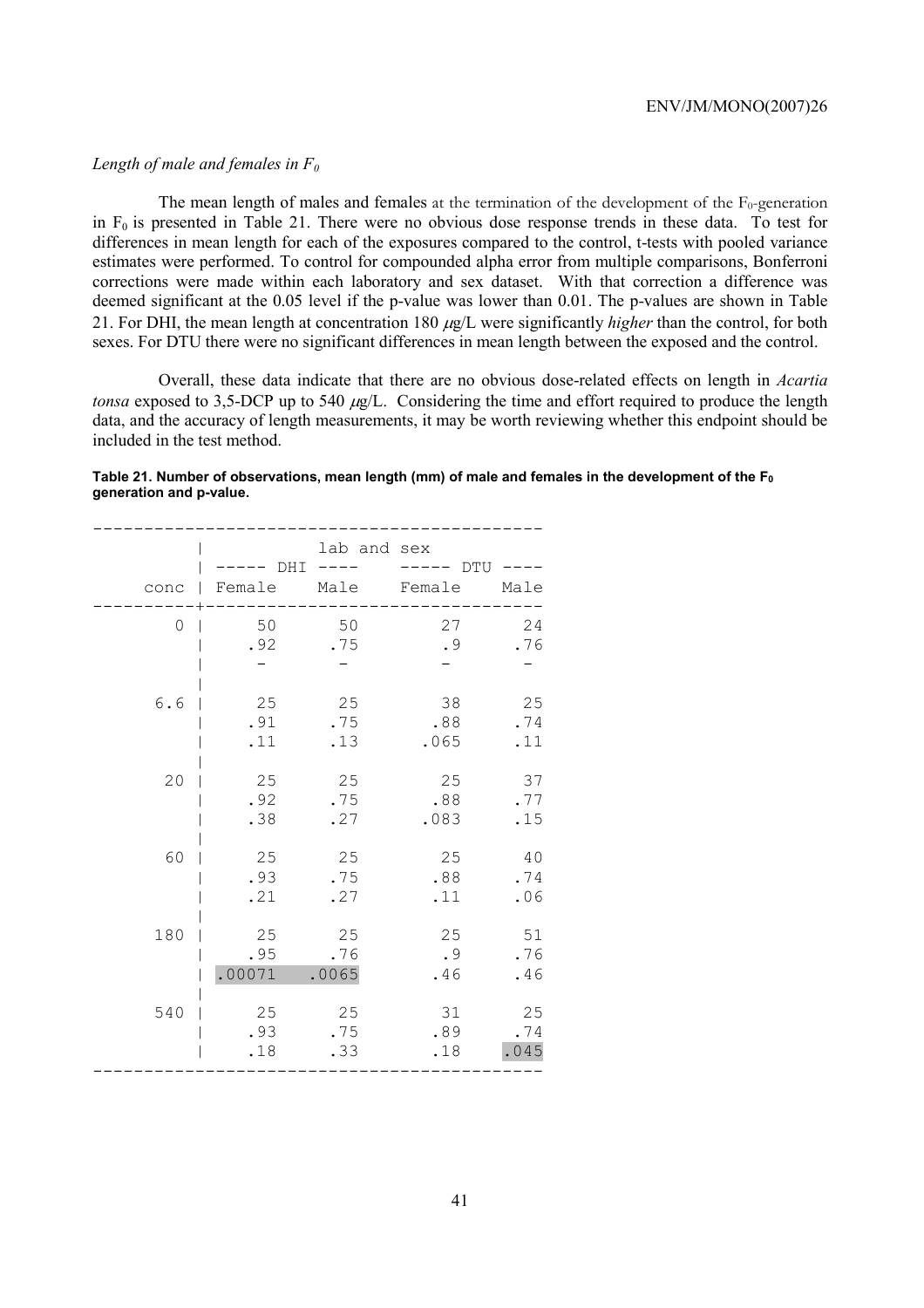*Length of male and females in $F_0$*

The mean length of males and females at the termination of the development of the $F_0$-generation in $F_0$ is presented in Table 21. There were no obvious dose response trends in these data. To test for differences in mean length for each of the exposures compared to the control, t-tests with pooled variance estimates were performed. To control for compounded alpha error from multiple comparisons, Bonferroni corrections were made within each laboratory and sex dataset. With that correction a difference was deemed significant at the 0.05 level if the p-value was lower than 0.01. The p-values are shown in Table 21. For DHI, the mean length at concentration 180 μg/L were significantly *higher* than the control, for both sexes. For DTU there were no significant differences in mean length between the exposed and the control.

Overall, these data indicate that there are no obvious dose-related effects on length in *Acartia tonsa* exposed to 3,5-DCP up to 540 μg/L. Considering the time and effort required to produce the length data, and the accuracy of length measurements, it may be worth reviewing whether this endpoint should be included in the test method.

**Table 21. Number of observations, mean length (mm) of male and females in the development of the $F_0$ generation and p-value.**

| | lab and sex | | | |
|---|---|---|---|---|
| | DHI | | DTU | |
| conc | Female | Male | Female | Male |
| 0 | 50 | 50 | 27 | 24 |
| | .92 | .75 | .9 | .76 |
| | - | - | - | - |
| 6.6 | 25 | 25 | 38 | 25 |
| | .91 | .75 | .88 | .74 |
| | .11 | .13 | .065 | .11 |
| 20 | 25 | 25 | 25 | 37 |
| | .92 | .75 | .88 | .77 |
| | .38 | .27 | .083 | .15 |
| 60 | 25 | 25 | 25 | 40 |
| | .93 | .75 | .88 | .74 |
| | .21 | .27 | .11 | .06 |
| 180 | 25 | 25 | 25 | 51 |
| | .95 | .76 | .9 | .76 |
| | .00071 | .0065 | .46 | .46 |
| 540 | 25 | 25 | 31 | 25 |
| | .93 | .75 | .89 | .74 |
| | .18 | .33 | .18 | .045 |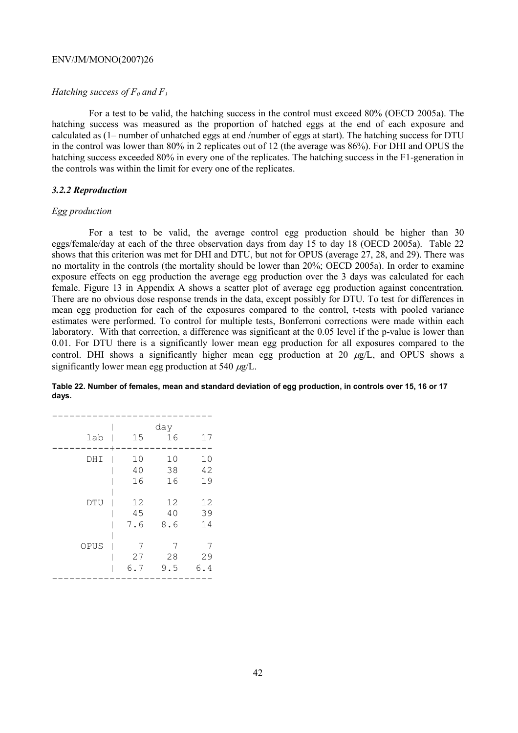*Hatching success of $F_0$ and $F_1$*

For a test to be valid, the hatching success in the control must exceed 80% (OECD 2005a). The hatching success was measured as the proportion of hatched eggs at the end of each exposure and calculated as (1– number of unhatched eggs at end /number of eggs at start). The hatching success for DTU in the control was lower than 80% in 2 replicates out of 12 (the average was 86%). For DHI and OPUS the hatching success exceeded 80% in every one of the replicates. The hatching success in the F1-generation in the controls was within the limit for every one of the replicates.

### *3.2.2 Reproduction*

*Egg production*

For a test to be valid, the average control egg production should be higher than 30 eggs/female/day at each of the three observation days from day 15 to day 18 (OECD 2005a). Table 22 shows that this criterion was met for DHI and DTU, but not for OPUS (average 27, 28, and 29). There was no mortality in the controls (the mortality should be lower than 20%; OECD 2005a). In order to examine exposure effects on egg production the average egg production over the 3 days was calculated for each female. Figure 13 in Appendix A shows a scatter plot of average egg production against concentration. There are no obvious dose response trends in the data, except possibly for DTU. To test for differences in mean egg production for each of the exposures compared to the control, t-tests with pooled variance estimates were performed. To control for multiple tests, Bonferroni corrections were made within each laboratory. With that correction, a difference was significant at the 0.05 level if the p-value is lower than 0.01. For DTU there is a significantly lower mean egg production for all exposures compared to the control. DHI shows a significantly higher mean egg production at 20 $\mu$g/L, and OPUS shows a significantly lower mean egg production at 540 $\mu$g/L.

**Table 22. Number of females, mean and standard deviation of egg production, in controls over 15, 16 or 17 days.**

| lab | day 15 | day 16 | day 17 |
|---|---|---|---|
| DHI | 10 | 10 | 10 |
| | 40 | 38 | 42 |
| | 16 | 16 | 19 |
| DTU | 12 | 12 | 12 |
| | 45 | 40 | 39 |
| | 7.6 | 8.6 | 14 |
| OPUS | 7 | 7 | 7 |
| | 27 | 28 | 29 |
| | 6.7 | 9.5 | 6.4 |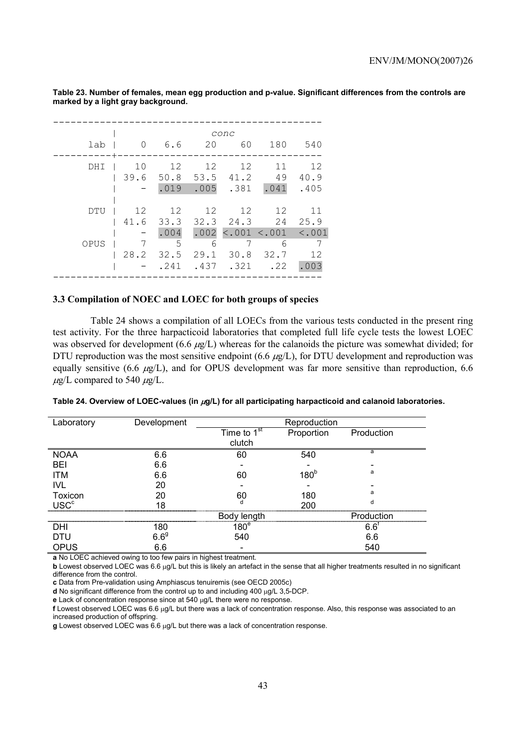**Table 23. Number of females, mean egg production and p-value. Significant differences from the controls are marked by a light gray background.**

| lab | conc 0 | 6.6 | 20 | 60 | 180 | 540 |
|---|---|---|---|---|---|---|
| DHI | 10 | 12 | 12 | 12 | 11 | 12 |
| | 39.6 | 50.8 | 53.5 | 41.2 | 49 | 40.9 |
| | - | .019 | .005 | .381 | .041 | .405 |
| DTU | 12 | 12 | 12 | 12 | 12 | 11 |
| | 41.6 | 33.3 | 32.3 | 24.3 | 24 | 25.9 |
| | - | .004 | .002 | <.001 | <.001 | <.001 |
| OPUS | 7 | 5 | 6 | 7 | 6 | 7 |
| | 28.2 | 32.5 | 29.1 | 30.8 | 32.7 | 12 |
| | - | .241 | .437 | .321 | .22 | .003 |

### 3.3 Compilation of NOEC and LOEC for both groups of species

Table 24 shows a compilation of all LOECs from the various tests conducted in the present ring test activity. For the three harpacticoid laboratories that completed full life cycle tests the lowest LOEC was observed for development (6.6 µg/L) whereas for the calanoids the picture was somewhat divided; for DTU reproduction was the most sensitive endpoint (6.6 µg/L), for DTU development and reproduction was equally sensitive (6.6 µg/L), and for OPUS development was far more sensitive than reproduction, 6.6 µg/L compared to 540 µg/L.

**Table 24. Overview of LOEC-values (in µg/L) for all participating harpacticoid and calanoid laboratories.**

| Laboratory | Development | Reproduction | | |
|---|---|---|---|---|
| | | Time to 1st clutch | Proportion | Production |
| NOAA | 6.6 | 60 | 540 | [a] |
| BEI | 6.6 | - | - | - |
| ITM | 6.6 | 60 | 180[b] | [a] |
| IVL | 20 | - | - | - |
| Toxicon | 20 | 60 | 180 | [a] |
| USC[c] | 18 | [d] | 200 | [d] |
| | | Body length | | Production |
| DHI | 180 | 180[e] | | 6.6[f] |
| DTU | 6.6[g] | 540 | | 6.6 |
| OPUS | 6.6 | - | | 540 |

**a** No LOEC achieved owing to too few pairs in highest treatment.

**b** Lowest observed LOEC was 6.6 µg/L but this is likely an artefact in the sense that all higher treatments resulted in no significant difference from the control.

**c** Data from Pre-validation using Amphiascus tenuiremis (see OECD 2005c)

**d** No significant difference from the control up to and including 400 µg/L 3,5-DCP.

**e** Lack of concentration response since at 540 µg/L there were no response.

**f** Lowest observed LOEC was 6.6 µg/L but there was a lack of concentration response. Also, this response was associated to an increased production of offspring.

**g** Lowest observed LOEC was 6.6 µg/L but there was a lack of concentration response.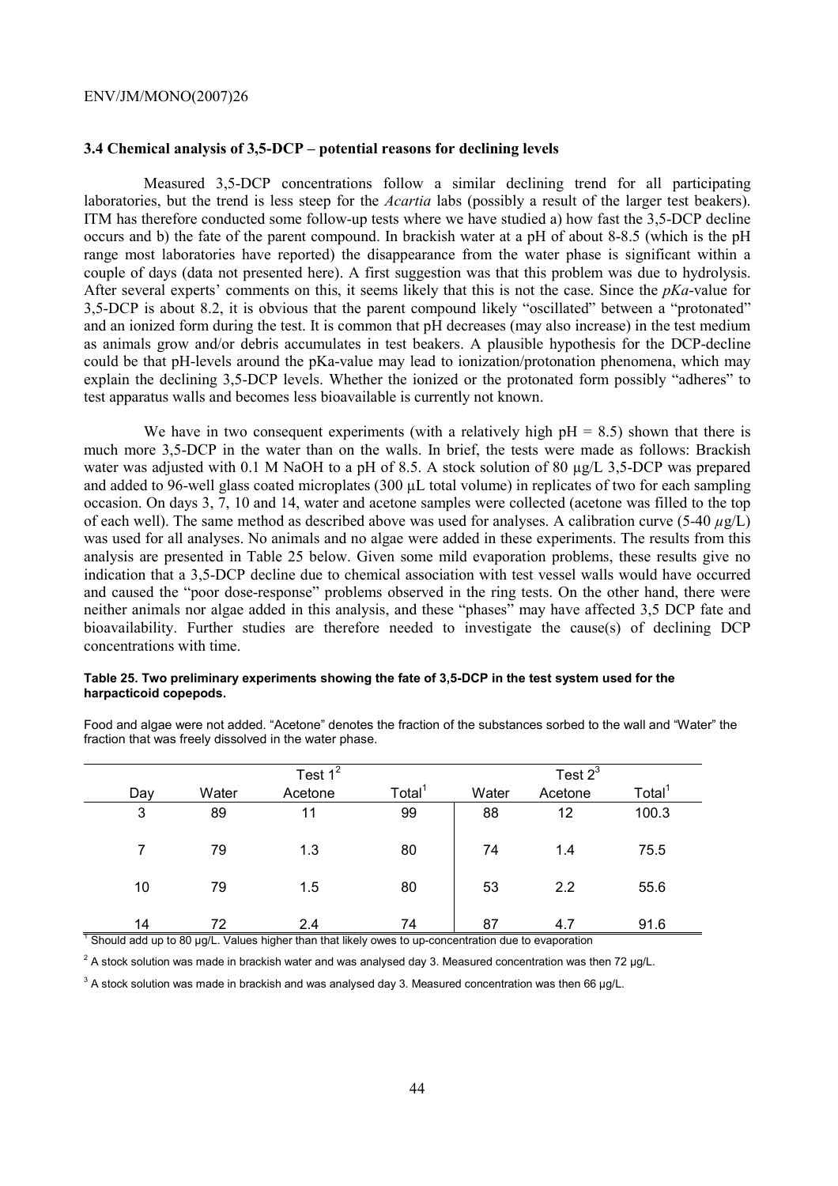### 3.4 Chemical analysis of 3,5-DCP – potential reasons for declining levels

Measured 3,5-DCP concentrations follow a similar declining trend for all participating laboratories, but the trend is less steep for the *Acartia* labs (possibly a result of the larger test beakers). ITM has therefore conducted some follow-up tests where we have studied a) how fast the 3,5-DCP decline occurs and b) the fate of the parent compound. In brackish water at a pH of about 8-8.5 (which is the pH range most laboratories have reported) the disappearance from the water phase is significant within a couple of days (data not presented here). A first suggestion was that this problem was due to hydrolysis. After several experts' comments on this, it seems likely that this is not the case. Since the *pKa*-value for 3,5-DCP is about 8.2, it is obvious that the parent compound likely "oscillated" between a "protonated" and an ionized form during the test. It is common that pH decreases (may also increase) in the test medium as animals grow and/or debris accumulates in test beakers. A plausible hypothesis for the DCP-decline could be that pH-levels around the pKa-value may lead to ionization/protonation phenomena, which may explain the declining 3,5-DCP levels. Whether the ionized or the protonated form possibly "adheres" to test apparatus walls and becomes less bioavailable is currently not known.

We have in two consequent experiments (with a relatively high pH = 8.5) shown that there is much more 3,5-DCP in the water than on the walls. In brief, the tests were made as follows: Brackish water was adjusted with 0.1 M NaOH to a pH of 8.5. A stock solution of 80 µg/L 3,5-DCP was prepared and added to 96-well glass coated microplates (300 µL total volume) in replicates of two for each sampling occasion. On days 3, 7, 10 and 14, water and acetone samples were collected (acetone was filled to the top of each well). The same method as described above was used for analyses. A calibration curve (5-40 $\mu$g/L) was used for all analyses. No animals and no algae were added in these experiments. The results from this analysis are presented in Table 25 below. Given some mild evaporation problems, these results give no indication that a 3,5-DCP decline due to chemical association with test vessel walls would have occurred and caused the "poor dose-response" problems observed in the ring tests. On the other hand, there were neither animals nor algae added in this analysis, and these "phases" may have affected 3,5 DCP fate and bioavailability. Further studies are therefore needed to investigate the cause(s) of declining DCP concentrations with time.

**Table 25. Two preliminary experiments showing the fate of 3,5-DCP in the test system used for the harpacticoid copepods.**

Food and algae were not added. "Acetone" denotes the fraction of the substances sorbed to the wall and "Water" the fraction that was freely dissolved in the water phase.

| | Test 1[2] | | | Test 2[3] | | |
|---|---|---|---|---|---|---|
| Day | Water | Acetone | Total[1] | Water | Acetone | Total[1] |
| 3 | 89 | 11 | 99 | 88 | 12 | 100.3 |
| 7 | 79 | 1.3 | 80 | 74 | 1.4 | 75.5 |
| 10 | 79 | 1.5 | 80 | 53 | 2.2 | 55.6 |
| 14 | 72 | 2.4 | 74 | 87 | 4.7 | 91.6 |

[1] Should add up to 80 µg/L. Values higher than that likely owes to up-concentration due to evaporation

[2] A stock solution was made in brackish water and was analysed day 3. Measured concentration was then 72 µg/L.

[3] A stock solution was made in brackish and was analysed day 3. Measured concentration was then 66 µg/L.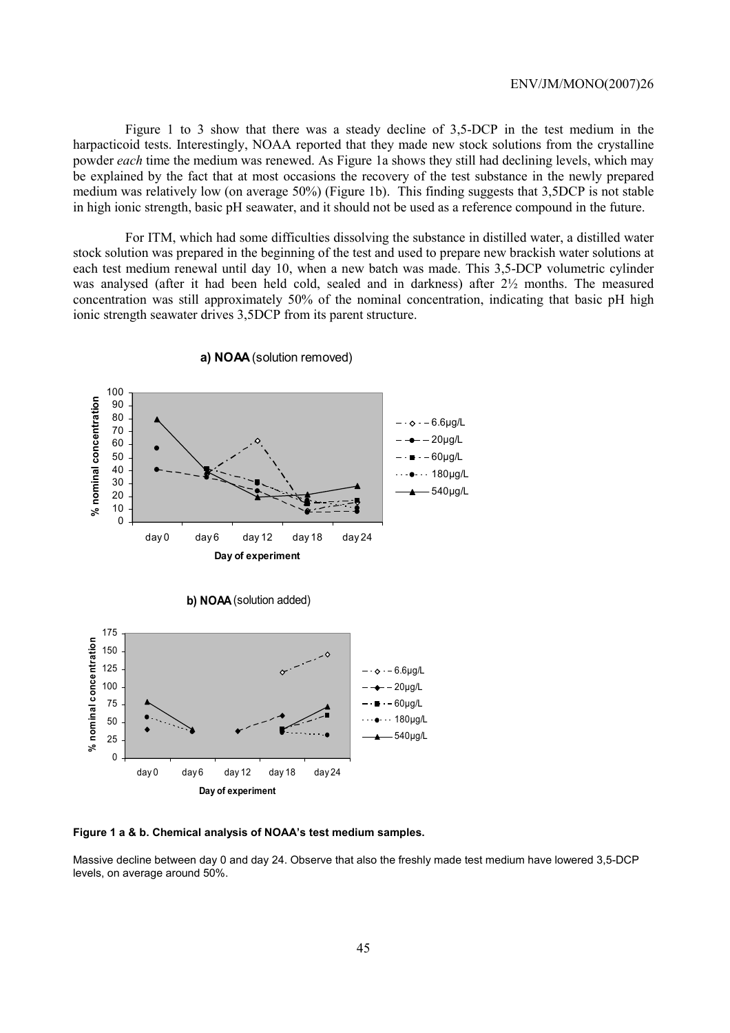Figure 1 to 3 show that there was a steady decline of 3,5-DCP in the test medium in the harpacticoid tests. Interestingly, NOAA reported that they made new stock solutions from the crystalline powder *each* time the medium was renewed. As Figure 1a shows they still had declining levels, which may be explained by the fact that at most occasions the recovery of the test substance in the newly prepared medium was relatively low (on average 50%) (Figure 1b). This finding suggests that 3,5DCP is not stable in high ionic strength, basic pH seawater, and it should not be used as a reference compound in the future.

For ITM, which had some difficulties dissolving the substance in distilled water, a distilled water stock solution was prepared in the beginning of the test and used to prepare new brackish water solutions at each test medium renewal until day 10, when a new batch was made. This 3,5-DCP volumetric cylinder was analysed (after it had been held cold, sealed and in darkness) after 2½ months. The measured concentration was still approximately 50% of the nominal concentration, indicating that basic pH high ionic strength seawater drives 3,5DCP from its parent structure.

**a) NOAA** (solution removed)

**b) NOAA** (solution added)

**Figure 1 a & b. Chemical analysis of NOAA's test medium samples.**

Massive decline between day 0 and day 24. Observe that also the freshly made test medium have lowered 3,5-DCP levels, on average around 50%.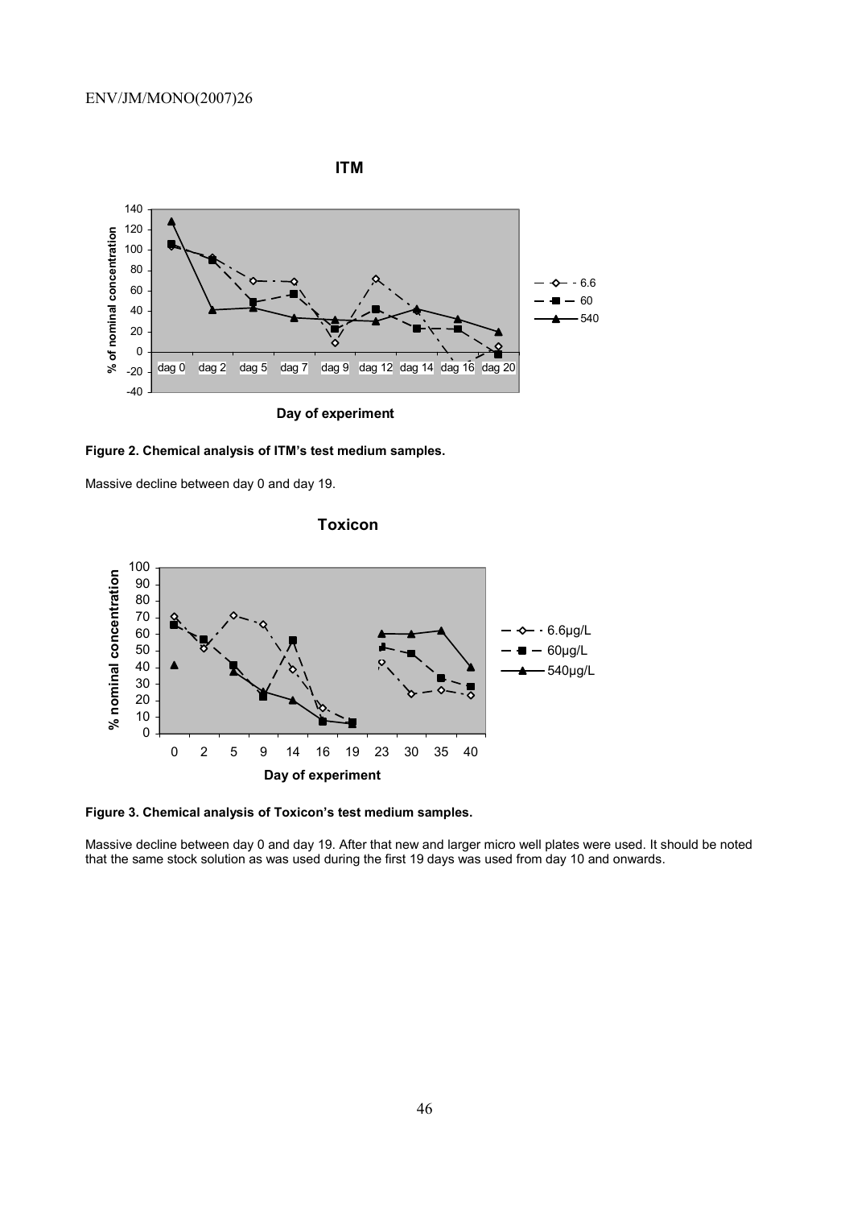**Figure 2. Chemical analysis of ITM's test medium samples.**

Massive decline between day 0 and day 19.

**Figure 3. Chemical analysis of Toxicon's test medium samples.**

Massive decline between day 0 and day 19. After that new and larger micro well plates were used. It should be noted that the same stock solution as was used during the first 19 days was used from day 10 and onwards.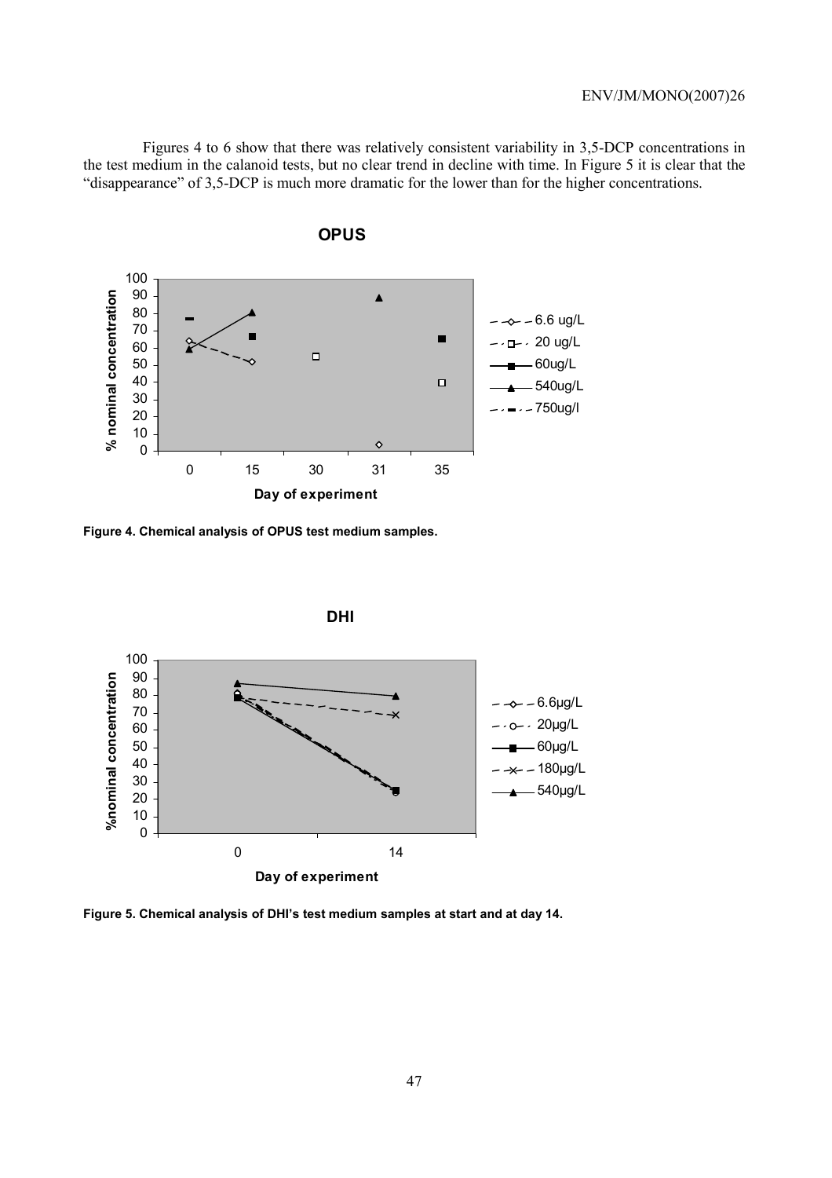Figures 4 to 6 show that there was relatively consistent variability in 3,5-DCP concentrations in the test medium in the calanoid tests, but no clear trend in decline with time. In Figure 5 it is clear that the "disappearance" of 3,5-DCP is much more dramatic for the lower than for the higher concentrations.

**Figure 4. Chemical analysis of OPUS test medium samples.**

**Figure 5. Chemical analysis of DHI's test medium samples at start and at day 14.**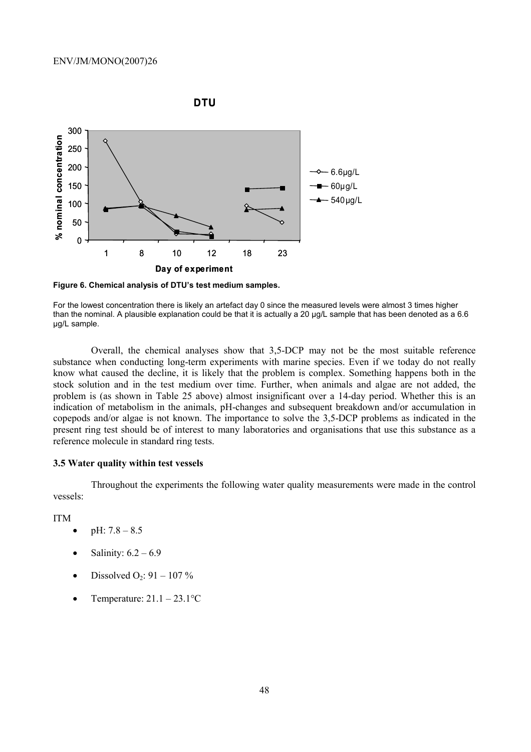Figure 6. Chemical analysis of DTU's test medium samples.

For the lowest concentration there is likely an artefact day 0 since the measured levels were almost 3 times higher than the nominal. A plausible explanation could be that it is actually a 20 µg/L sample that has been denoted as a 6.6 µg/L sample.

Overall, the chemical analyses show that 3,5-DCP may not be the most suitable reference substance when conducting long-term experiments with marine species. Even if we today do not really know what caused the decline, it is likely that the problem is complex. Something happens both in the stock solution and in the test medium over time. Further, when animals and algae are not added, the problem is (as shown in Table 25 above) almost insignificant over a 14-day period. Whether this is an indication of metabolism in the animals, pH-changes and subsequent breakdown and/or accumulation in copepods and/or algae is not known. The importance to solve the 3,5-DCP problems as indicated in the present ring test should be of interest to many laboratories and organisations that use this substance as a reference molecule in standard ring tests.

### 3.5 Water quality within test vessels

Throughout the experiments the following water quality measurements were made in the control vessels:

ITM

- pH: 7.8 – 8.5
- Salinity: 6.2 – 6.9
- Dissolved $O_2$: 91 – 107 %
- Temperature: 21.1 – 23.1°C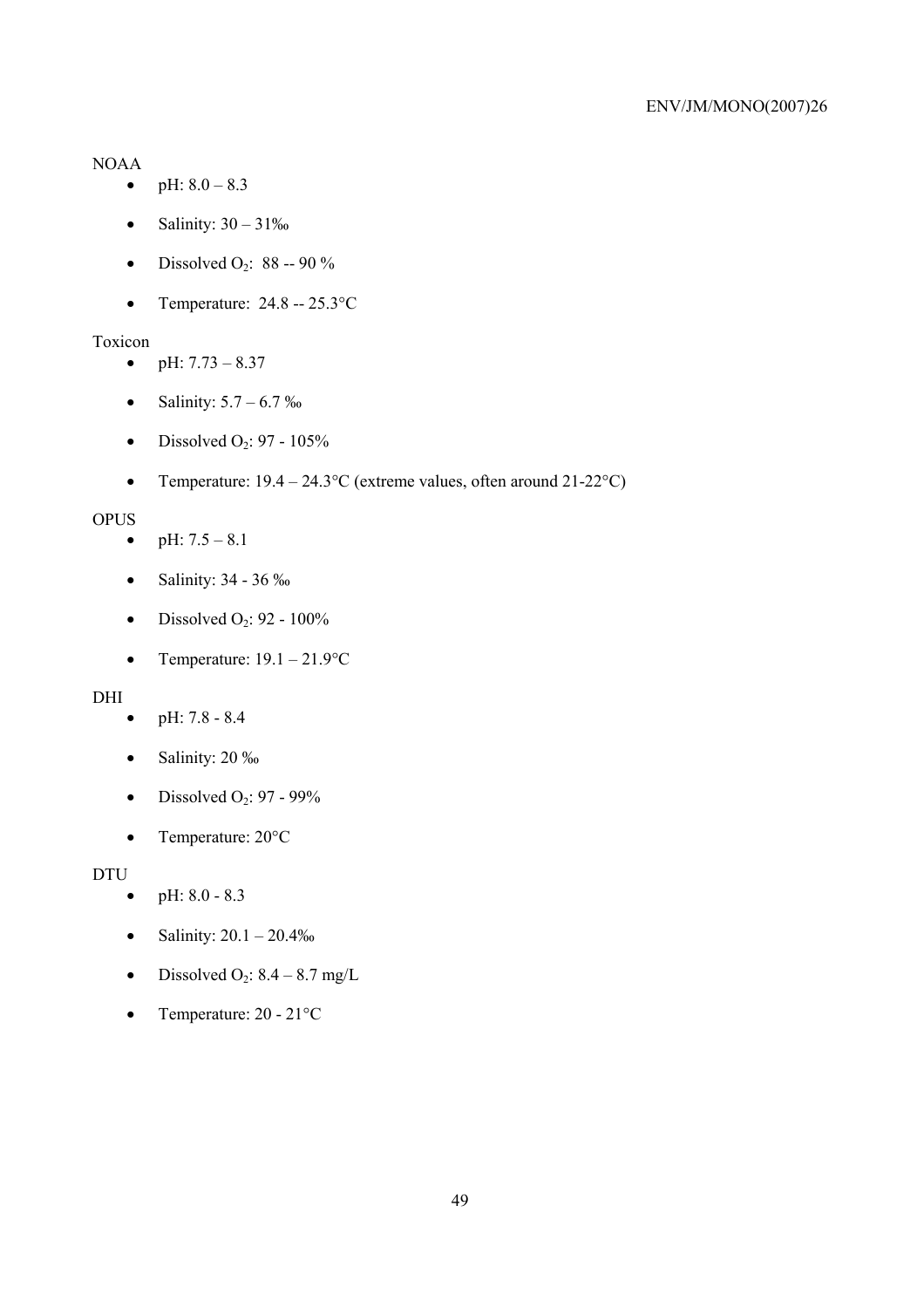NOAA

- pH: 8.0 – 8.3
- Salinity: 30 – 31‰
- Dissolved $O_2$: 88 -- 90 %
- Temperature: 24.8 -- 25.3°C

Toxicon

- pH: 7.73 – 8.37
- Salinity: 5.7 – 6.7 ‰
- Dissolved $O_2$: 97 - 105%
- Temperature: 19.4 – 24.3°C (extreme values, often around 21-22°C)

OPUS

- pH: 7.5 – 8.1
- Salinity: 34 - 36 ‰
- Dissolved $O_2$: 92 - 100%
- Temperature: 19.1 – 21.9°C

DHI

- pH: 7.8 - 8.4
- Salinity: 20 ‰
- Dissolved $O_2$: 97 - 99%
- Temperature: 20°C

DTU

- pH: 8.0 - 8.3
- Salinity: 20.1 – 20.4‰
- Dissolved $O_2$: 8.4 – 8.7 mg/L
- Temperature: 20 - 21°C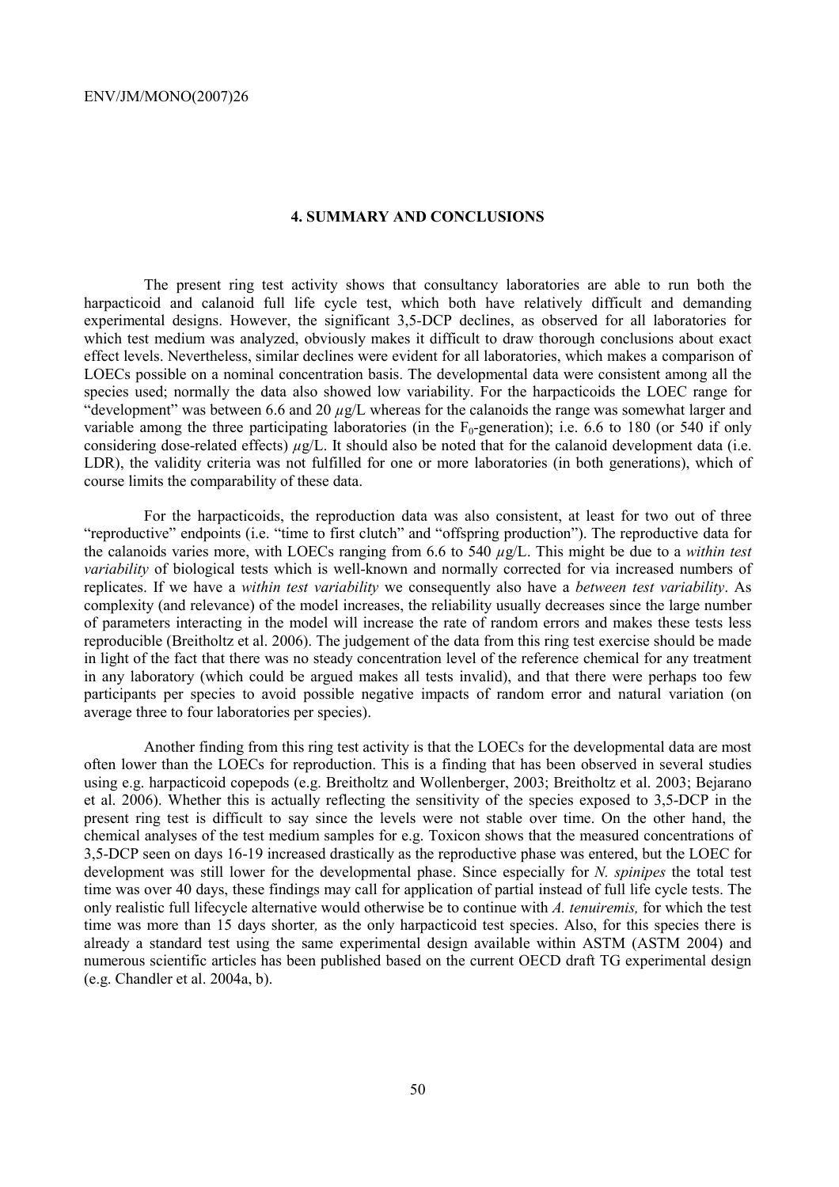# 4. SUMMARY AND CONCLUSIONS

The present ring test activity shows that consultancy laboratories are able to run both the harpacticoid and calanoid full life cycle test, which both have relatively difficult and demanding experimental designs. However, the significant 3,5-DCP declines, as observed for all laboratories for which test medium was analyzed, obviously makes it difficult to draw thorough conclusions about exact effect levels. Nevertheless, similar declines were evident for all laboratories, which makes a comparison of LOECs possible on a nominal concentration basis. The developmental data were consistent among all the species used; normally the data also showed low variability. For the harpacticoids the LOEC range for "development" was between 6.6 and 20 $\mu$g/L whereas for the calanoids the range was somewhat larger and variable among the three participating laboratories (in the $F_0$-generation); i.e. 6.6 to 180 (or 540 if only considering dose-related effects) $\mu$g/L. It should also be noted that for the calanoid development data (i.e. LDR), the validity criteria was not fulfilled for one or more laboratories (in both generations), which of course limits the comparability of these data.

For the harpacticoids, the reproduction data was also consistent, at least for two out of three "reproductive" endpoints (i.e. "time to first clutch" and "offspring production"). The reproductive data for the calanoids varies more, with LOECs ranging from 6.6 to 540 $\mu$g/L. This might be due to a *within test variability* of biological tests which is well-known and normally corrected for via increased numbers of replicates. If we have a *within test variability* we consequently also have a *between test variability*. As complexity (and relevance) of the model increases, the reliability usually decreases since the large number of parameters interacting in the model will increase the rate of random errors and makes these tests less reproducible (Breitholtz et al. 2006). The judgement of the data from this ring test exercise should be made in light of the fact that there was no steady concentration level of the reference chemical for any treatment in any laboratory (which could be argued makes all tests invalid), and that there were perhaps too few participants per species to avoid possible negative impacts of random error and natural variation (on average three to four laboratories per species).

Another finding from this ring test activity is that the LOECs for the developmental data are most often lower than the LOECs for reproduction. This is a finding that has been observed in several studies using e.g. harpacticoid copepods (e.g. Breitholtz and Wollenberger, 2003; Breitholtz et al. 2003; Bejarano et al. 2006). Whether this is actually reflecting the sensitivity of the species exposed to 3,5-DCP in the present ring test is difficult to say since the levels were not stable over time. On the other hand, the chemical analyses of the test medium samples for e.g. Toxicon shows that the measured concentrations of 3,5-DCP seen on days 16-19 increased drastically as the reproductive phase was entered, but the LOEC for development was still lower for the developmental phase. Since especially for *N. spinipes* the total test time was over 40 days, these findings may call for application of partial instead of full life cycle tests. The only realistic full lifecycle alternative would otherwise be to continue with *A. tenuiremis,* for which the test time was more than 15 days shorter*,* as the only harpacticoid test species. Also, for this species there is already a standard test using the same experimental design available within ASTM (ASTM 2004) and numerous scientific articles has been published based on the current OECD draft TG experimental design (e.g. Chandler et al. 2004a, b).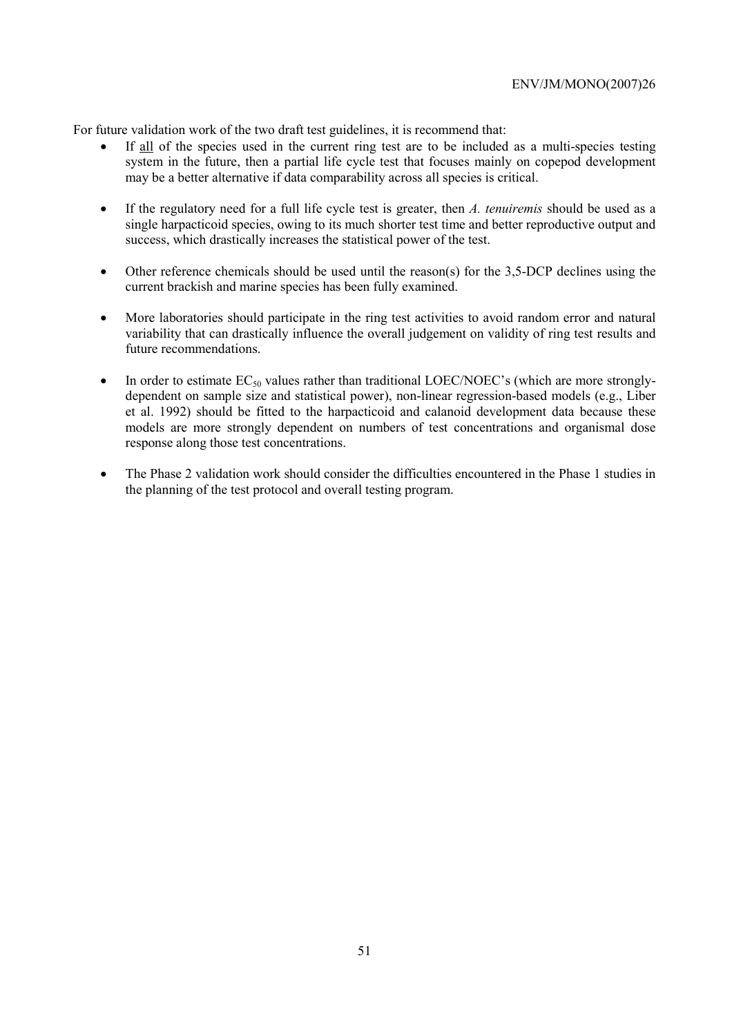For future validation work of the two draft test guidelines, it is recommend that:

- If <u>all</u> of the species used in the current ring test are to be included as a multi-species testing system in the future, then a partial life cycle test that focuses mainly on copepod development may be a better alternative if data comparability across all species is critical.

- If the regulatory need for a full life cycle test is greater, then *A. tenuiremis* should be used as a single harpacticoid species, owing to its much shorter test time and better reproductive output and success, which drastically increases the statistical power of the test.

- Other reference chemicals should be used until the reason(s) for the 3,5-DCP declines using the current brackish and marine species has been fully examined.

- More laboratories should participate in the ring test activities to avoid random error and natural variability that can drastically influence the overall judgement on validity of ring test results and future recommendations.

- In order to estimate $EC_{50}$ values rather than traditional LOEC/NOEC's (which are more strongly-dependent on sample size and statistical power), non-linear regression-based models (e.g., Liber et al. 1992) should be fitted to the harpacticoid and calanoid development data because these models are more strongly dependent on numbers of test concentrations and organismal dose response along those test concentrations.

- The Phase 2 validation work should consider the difficulties encountered in the Phase 1 studies in the planning of the test protocol and overall testing program.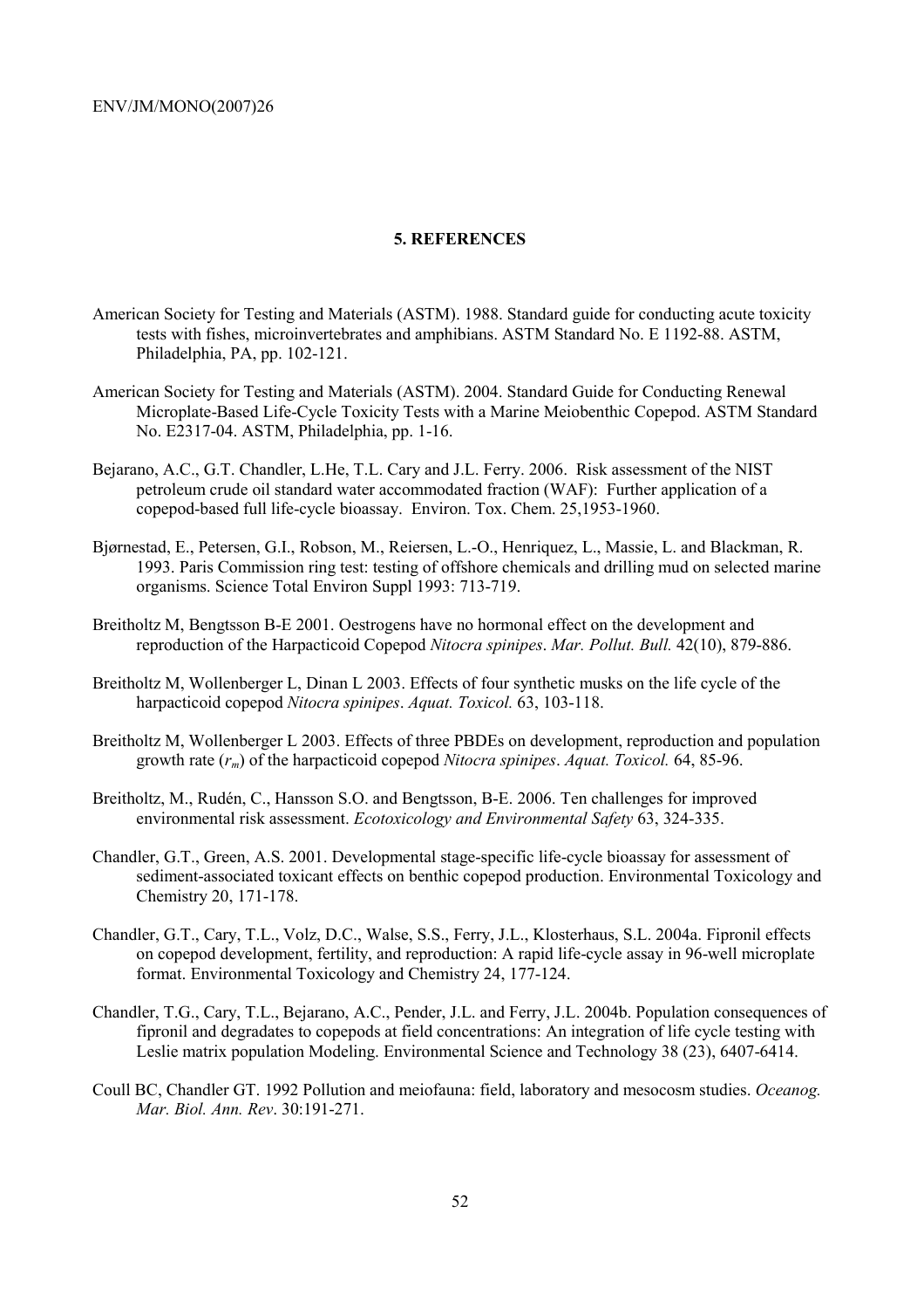## 5. REFERENCES

American Society for Testing and Materials (ASTM). 1988. Standard guide for conducting acute toxicity tests with fishes, microinvertebrates and amphibians. ASTM Standard No. E 1192-88. ASTM, Philadelphia, PA, pp. 102-121.

American Society for Testing and Materials (ASTM). 2004. Standard Guide for Conducting Renewal Microplate-Based Life-Cycle Toxicity Tests with a Marine Meiobenthic Copepod. ASTM Standard No. E2317-04. ASTM, Philadelphia, pp. 1-16.

Bejarano, A.C., G.T. Chandler, L.He, T.L. Cary and J.L. Ferry. 2006. Risk assessment of the NIST petroleum crude oil standard water accommodated fraction (WAF): Further application of a copepod-based full life-cycle bioassay. Environ. Tox. Chem. 25,1953-1960.

Bjørnestad, E., Petersen, G.I., Robson, M., Reiersen, L.-O., Henriquez, L., Massie, L. and Blackman, R. 1993. Paris Commission ring test: testing of offshore chemicals and drilling mud on selected marine organisms. Science Total Environ Suppl 1993: 713-719.

Breitholtz M, Bengtsson B-E 2001. Oestrogens have no hormonal effect on the development and reproduction of the Harpacticoid Copepod *Nitocra spinipes*. *Mar. Pollut. Bull.* 42(10), 879-886.

Breitholtz M, Wollenberger L, Dinan L 2003. Effects of four synthetic musks on the life cycle of the harpacticoid copepod *Nitocra spinipes*. *Aquat. Toxicol.* 63, 103-118.

Breitholtz M, Wollenberger L 2003. Effects of three PBDEs on development, reproduction and population growth rate ($r_m$) of the harpacticoid copepod *Nitocra spinipes*. *Aquat. Toxicol.* 64, 85-96.

Breitholtz, M., Rudén, C., Hansson S.O. and Bengtsson, B-E. 2006. Ten challenges for improved environmental risk assessment. *Ecotoxicology and Environmental Safety* 63, 324-335.

Chandler, G.T., Green, A.S. 2001. Developmental stage-specific life-cycle bioassay for assessment of sediment-associated toxicant effects on benthic copepod production. Environmental Toxicology and Chemistry 20, 171-178.

Chandler, G.T., Cary, T.L., Volz, D.C., Walse, S.S., Ferry, J.L., Klosterhaus, S.L. 2004a. Fipronil effects on copepod development, fertility, and reproduction: A rapid life-cycle assay in 96-well microplate format. Environmental Toxicology and Chemistry 24, 177-124.

Chandler, T.G., Cary, T.L., Bejarano, A.C., Pender, J.L. and Ferry, J.L. 2004b. Population consequences of fipronil and degradates to copepods at field concentrations: An integration of life cycle testing with Leslie matrix population Modeling. Environmental Science and Technology 38 (23), 6407-6414.

Coull BC, Chandler GT. 1992 Pollution and meiofauna: field, laboratory and mesocosm studies. *Oceanog. Mar. Biol. Ann. Rev*. 30:191-271.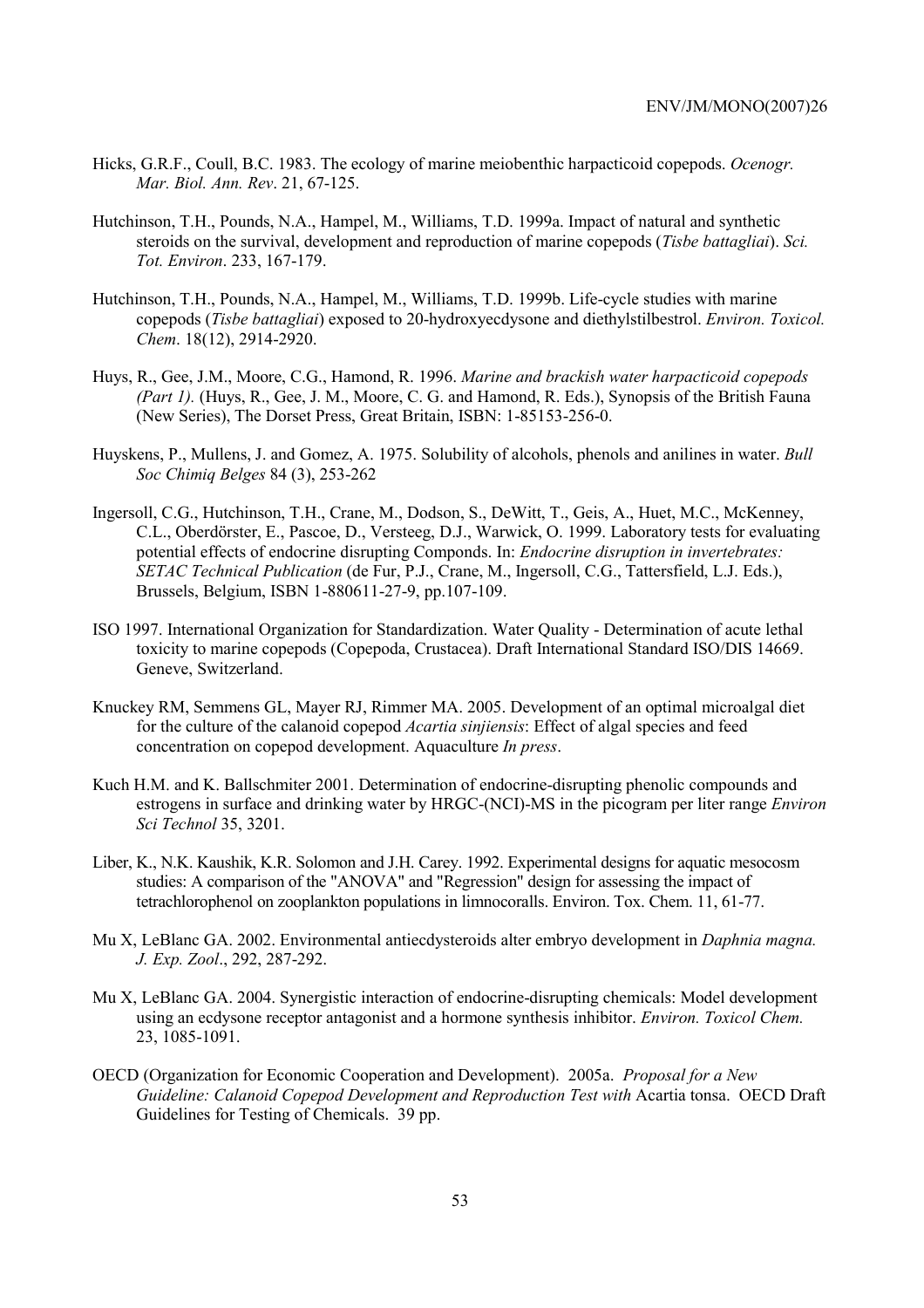Hicks, G.R.F., Coull, B.C. 1983. The ecology of marine meiobenthic harpacticoid copepods. *Ocenogr. Mar. Biol. Ann. Rev*. 21, 67-125.

Hutchinson, T.H., Pounds, N.A., Hampel, M., Williams, T.D. 1999a. Impact of natural and synthetic steroids on the survival, development and reproduction of marine copepods (*Tisbe battagliai*). *Sci. Tot. Environ*. 233, 167-179.

Hutchinson, T.H., Pounds, N.A., Hampel, M., Williams, T.D. 1999b. Life-cycle studies with marine copepods (*Tisbe battagliai*) exposed to 20-hydroxyecdysone and diethylstilbestrol. *Environ. Toxicol. Chem*. 18(12), 2914-2920.

Huys, R., Gee, J.M., Moore, C.G., Hamond, R. 1996. *Marine and brackish water harpacticoid copepods (Part 1).* (Huys, R., Gee, J. M., Moore, C. G. and Hamond, R. Eds.), Synopsis of the British Fauna (New Series), The Dorset Press, Great Britain, ISBN: 1-85153-256-0.

Huyskens, P., Mullens, J. and Gomez, A. 1975. Solubility of alcohols, phenols and anilines in water. *Bull Soc Chimiq Belges* 84 (3), 253-262

Ingersoll, C.G., Hutchinson, T.H., Crane, M., Dodson, S., DeWitt, T., Geis, A., Huet, M.C., McKenney, C.L., Oberdörster, E., Pascoe, D., Versteeg, D.J., Warwick, O. 1999. Laboratory tests for evaluating potential effects of endocrine disrupting Componds. In: *Endocrine disruption in invertebrates: SETAC Technical Publication* (de Fur, P.J., Crane, M., Ingersoll, C.G., Tattersfield, L.J. Eds.), Brussels, Belgium, ISBN 1-880611-27-9, pp.107-109.

ISO 1997. International Organization for Standardization. Water Quality - Determination of acute lethal toxicity to marine copepods (Copepoda, Crustacea). Draft International Standard ISO/DIS 14669. Geneve, Switzerland.

Knuckey RM, Semmens GL, Mayer RJ, Rimmer MA. 2005. Development of an optimal microalgal diet for the culture of the calanoid copepod *Acartia sinjiensis*: Effect of algal species and feed concentration on copepod development. Aquaculture *In press*.

Kuch H.M. and K. Ballschmiter 2001. Determination of endocrine-disrupting phenolic compounds and estrogens in surface and drinking water by HRGC-(NCI)-MS in the picogram per liter range *Environ Sci Technol* 35, 3201.

Liber, K., N.K. Kaushik, K.R. Solomon and J.H. Carey. 1992. Experimental designs for aquatic mesocosm studies: A comparison of the "ANOVA" and "Regression" design for assessing the impact of tetrachlorophenol on zooplankton populations in limnocoralls. Environ. Tox. Chem. 11, 61-77.

Mu X, LeBlanc GA. 2002. Environmental antiecdysteroids alter embryo development in *Daphnia magna. J. Exp. Zool*., 292, 287-292.

Mu X, LeBlanc GA. 2004. Synergistic interaction of endocrine-disrupting chemicals: Model development using an ecdysone receptor antagonist and a hormone synthesis inhibitor. *Environ. Toxicol Chem.* 23, 1085-1091.

OECD (Organization for Economic Cooperation and Development). 2005a. *Proposal for a New Guideline: Calanoid Copepod Development and Reproduction Test with* Acartia tonsa. OECD Draft Guidelines for Testing of Chemicals. 39 pp.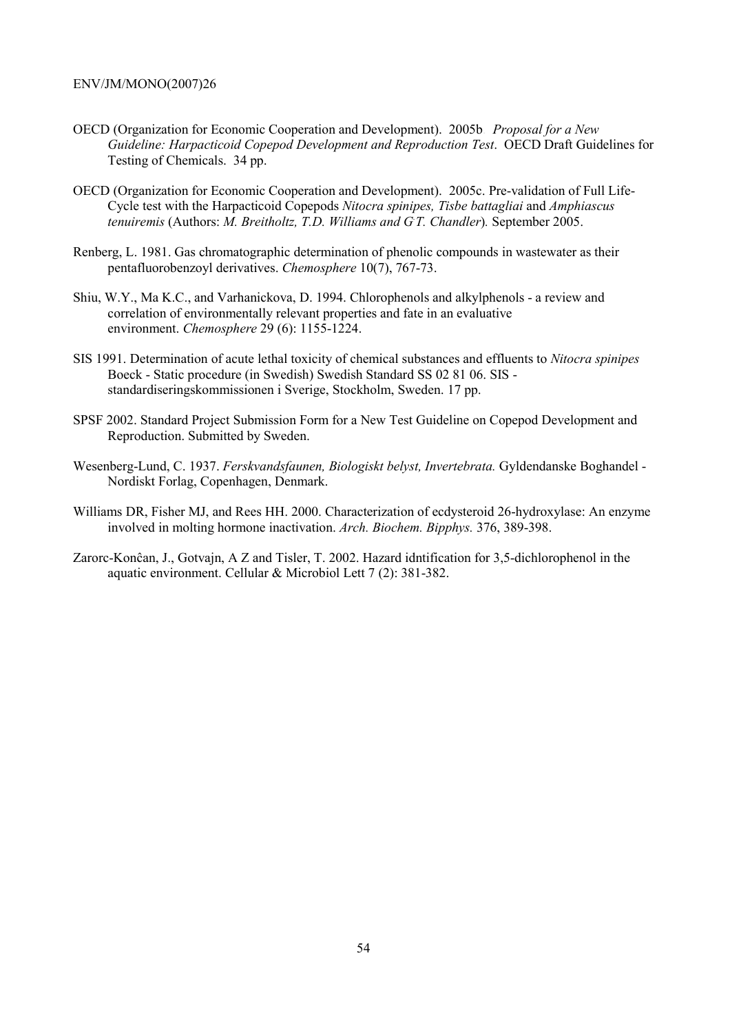OECD (Organization for Economic Cooperation and Development). 2005b. *Proposal for a New Guideline: Harpacticoid Copepod Development and Reproduction Test*. OECD Draft Guidelines for Testing of Chemicals. 34 pp.

OECD (Organization for Economic Cooperation and Development). 2005c. Pre-validation of Full Life-Cycle test with the Harpacticoid Copepods *Nitocra spinipes, Tisbe battagliai* and *Amphiascus tenuiremis* (Authors: *M. Breitholtz, T.D. Williams and G.T. Chandler*). September 2005.

Renberg, L. 1981. Gas chromatographic determination of phenolic compounds in wastewater as their pentafluorobenzoyl derivatives. *Chemosphere* 10(7), 767-73.

Shiu, W.Y., Ma K.C., and Varhanickova, D. 1994. Chlorophenols and alkylphenols - a review and correlation of environmentally relevant properties and fate in an evaluative environment. *Chemosphere* 29 (6): 1155-1224.

SIS 1991. Determination of acute lethal toxicity of chemical substances and effluents to *Nitocra spinipes* Boeck - Static procedure (in Swedish) Swedish Standard SS 02 81 06. SIS - standardiseringskommissionen i Sverige, Stockholm, Sweden. 17 pp.

SPSF 2002. Standard Project Submission Form for a New Test Guideline on Copepod Development and Reproduction. Submitted by Sweden.

Wesenberg-Lund, C. 1937. *Ferskvandsfaunen, Biologiskt belyst, Invertebrata.* Gyldendanske Boghandel - Nordiskt Forlag, Copenhagen, Denmark.

Williams DR, Fisher MJ, and Rees HH. 2000. Characterization of ecdysteroid 26-hydroxylase: An enzyme involved in molting hormone inactivation. *Arch. Biochem. Bipphys.* 376, 389-398.

Zarorc-Konĉan, J., Gotvajn, A Z and Tisler, T. 2002. Hazard idntification for 3,5-dichlorophenol in the aquatic environment. Cellular & Microbiol Lett 7 (2): 381-382.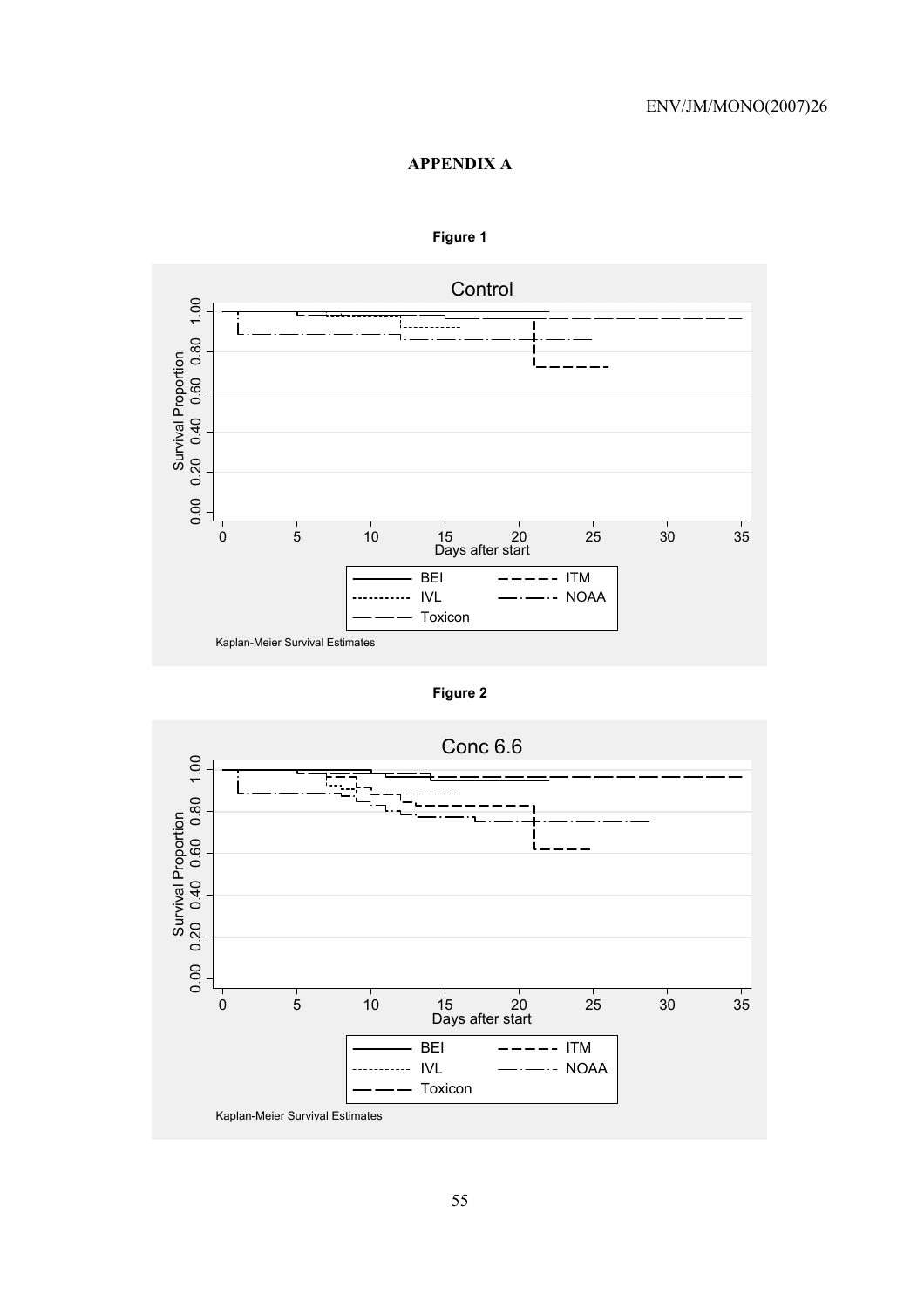# APPENDIX A

**Figure 1**

Control

Survival Proportion

Days after start

BEI — ITM — IVL — NOAA — Toxicon

Kaplan-Meier Survival Estimates

**Figure 2**

Conc 6.6

Survival Proportion

Days after start

BEI — ITM — IVL — NOAA — Toxicon

Kaplan-Meier Survival Estimates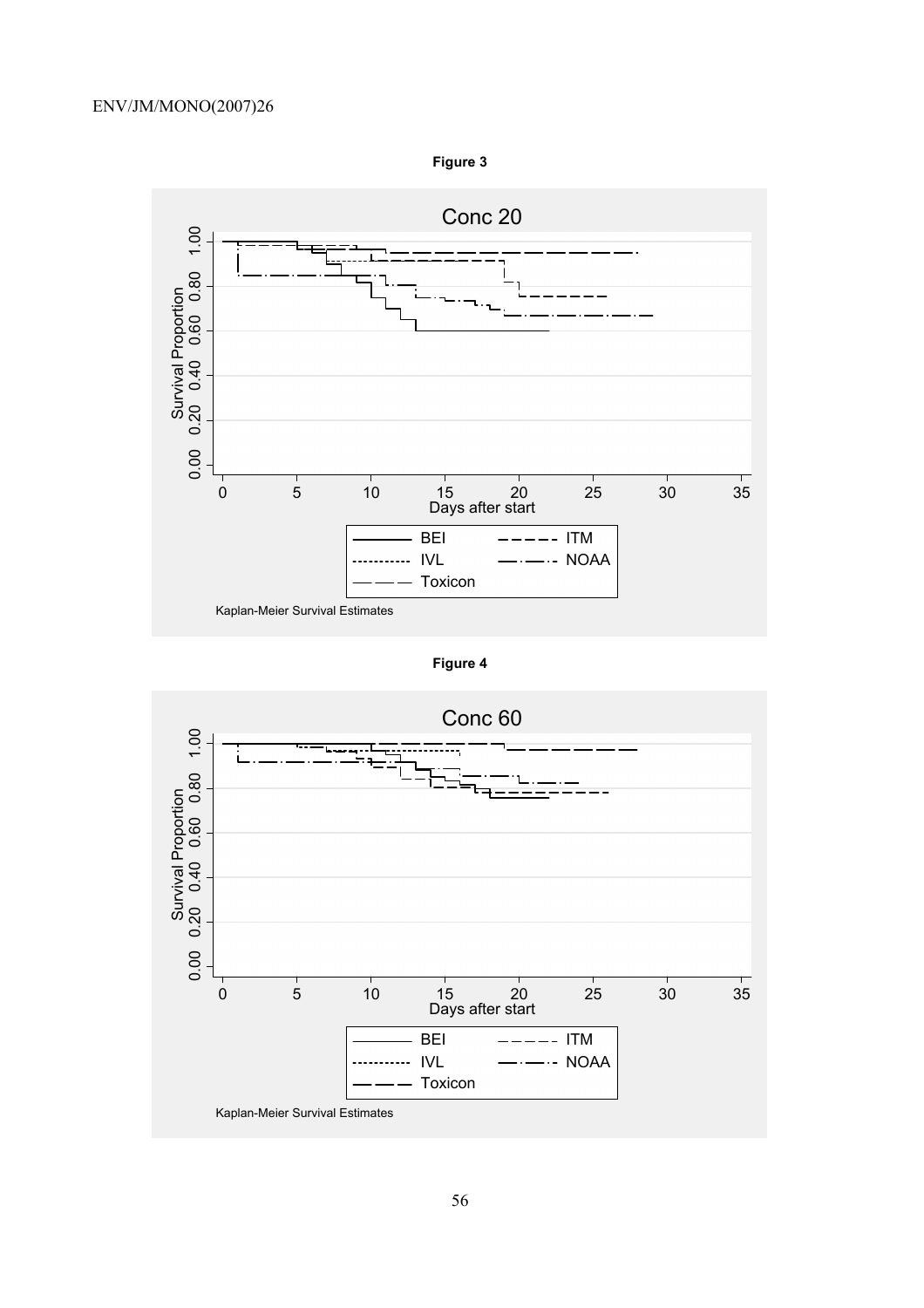**Figure 3**

Conc 20

Survival Proportion

Days after start

BEI ITM IVL NOAA Toxicon

Kaplan-Meier Survival Estimates

**Figure 4**

Conc 60

Survival Proportion

Days after start

BEI ITM IVL NOAA Toxicon

Kaplan-Meier Survival Estimates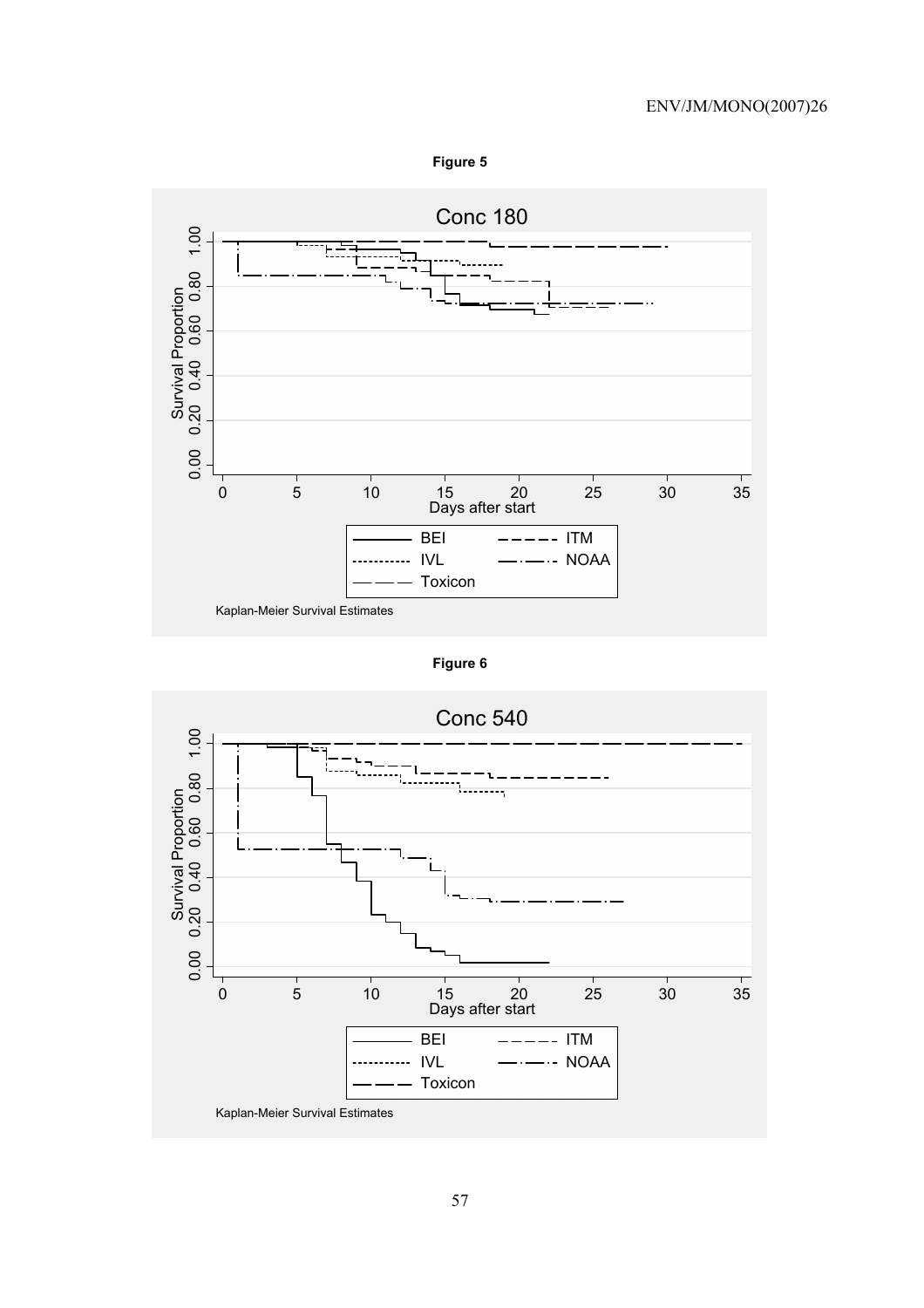**Figure 5**

Conc 180

Survival Proportion

Days after start

BEI ITM IVL NOAA Toxicon

Kaplan-Meier Survival Estimates

**Figure 6**

Conc 540

Survival Proportion

Days after start

BEI ITM IVL NOAA Toxicon

Kaplan-Meier Survival Estimates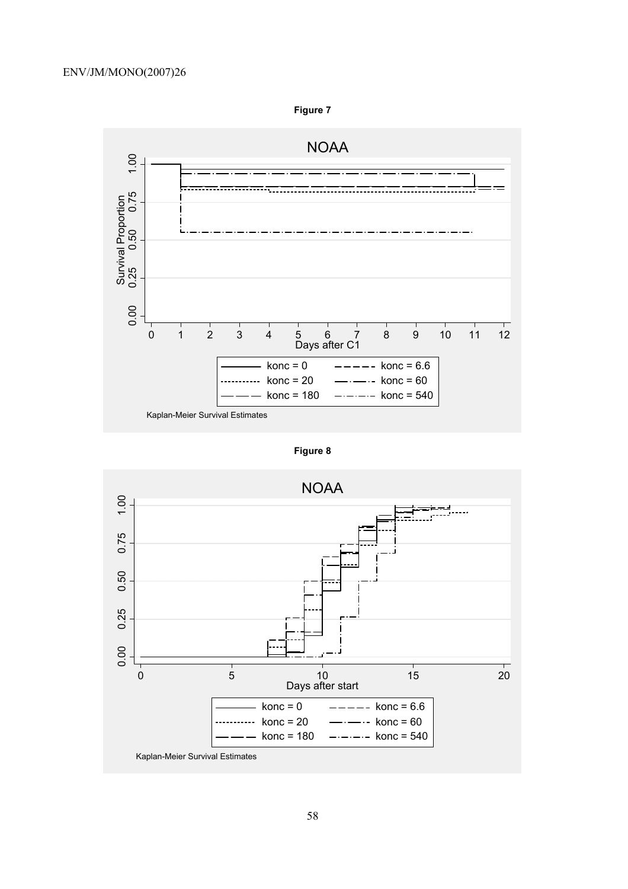**Figure 7**

**Figure 8**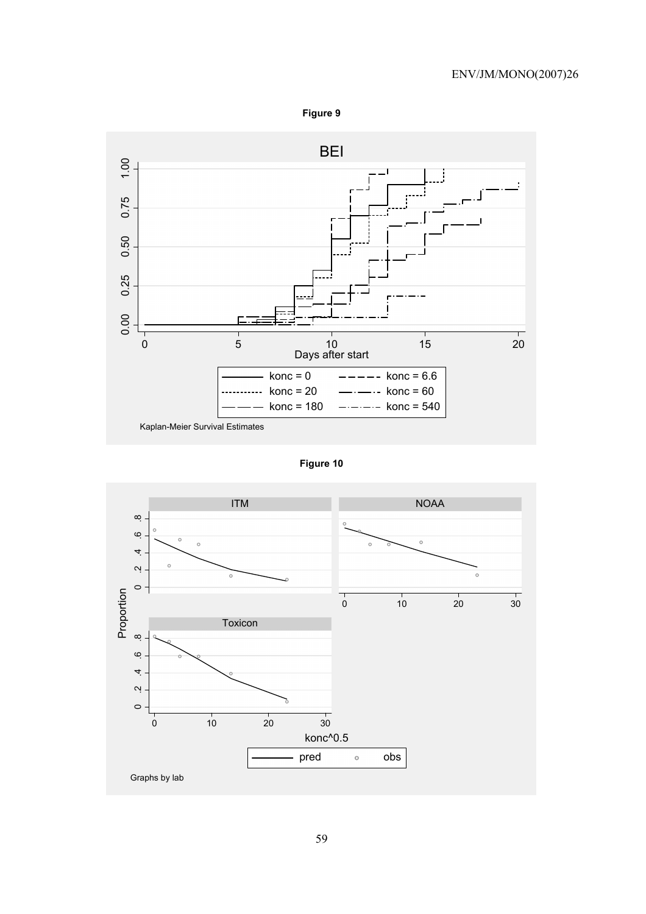**Figure 9**

**Figure 10**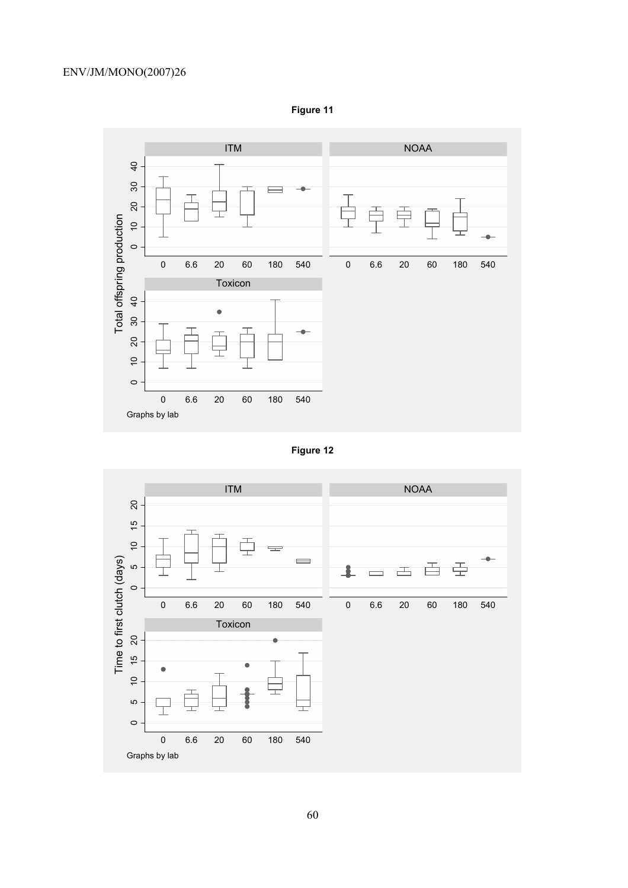**Figure 11**

**Figure 12**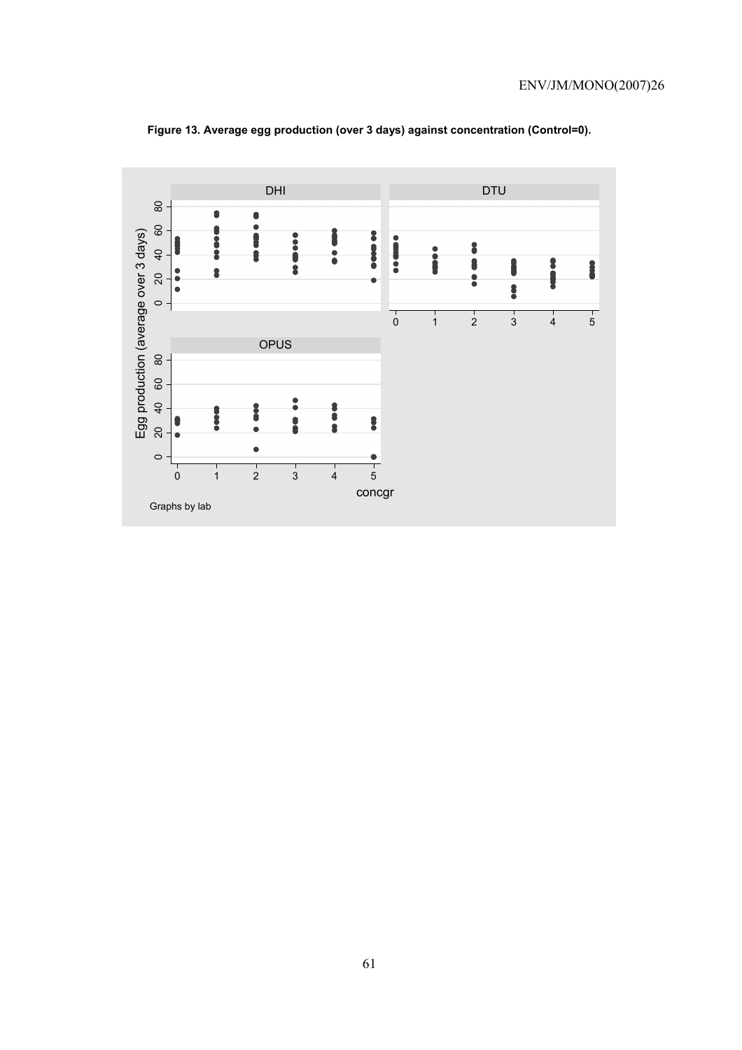**Figure 13. Average egg production (over 3 days) against concentration (Control=0).**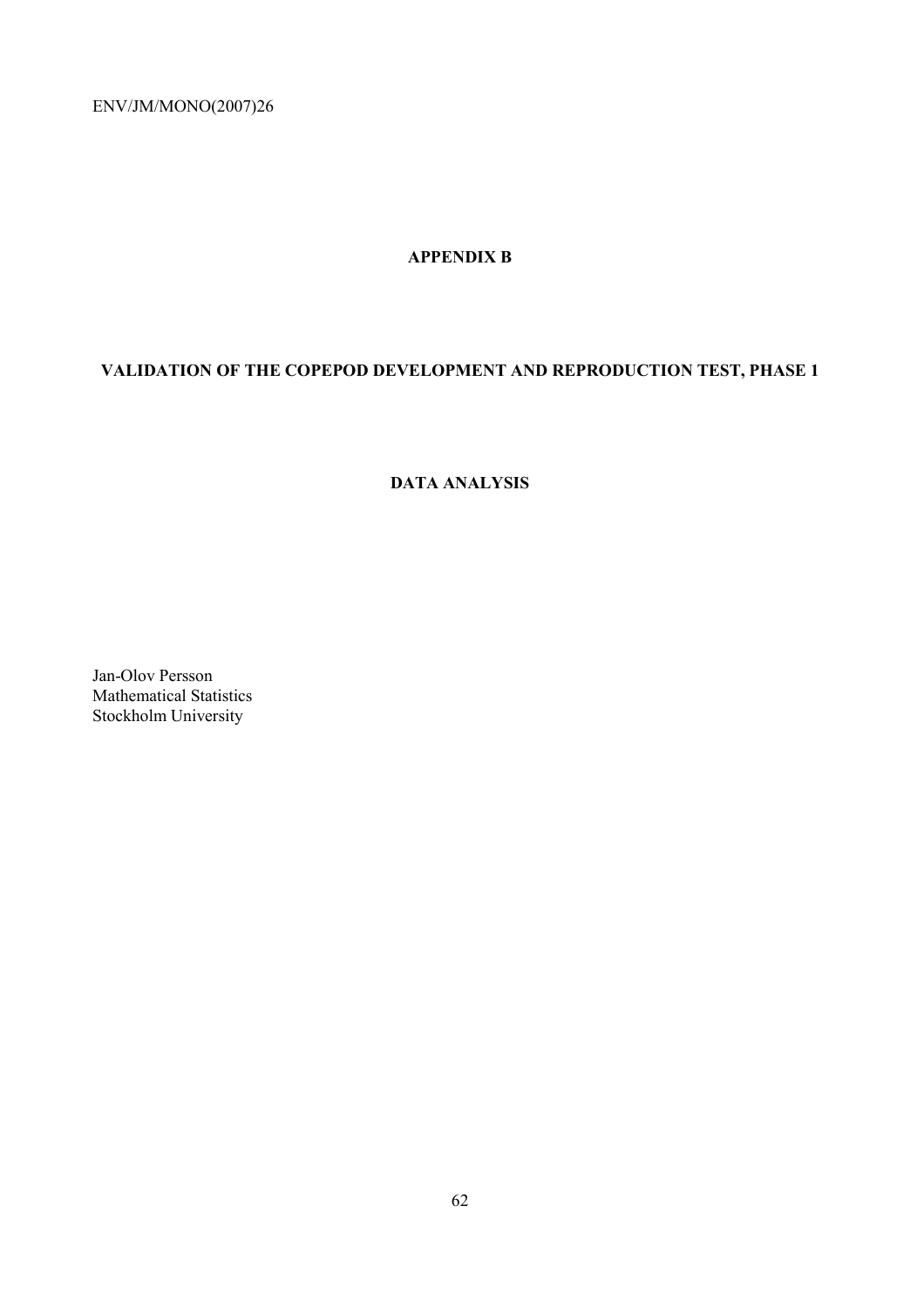# APPENDIX B

## VALIDATION OF THE COPEPOD DEVELOPMENT AND REPRODUCTION TEST, PHASE 1

## DATA ANALYSIS

Jan-Olov Persson
Mathematical Statistics
Stockholm University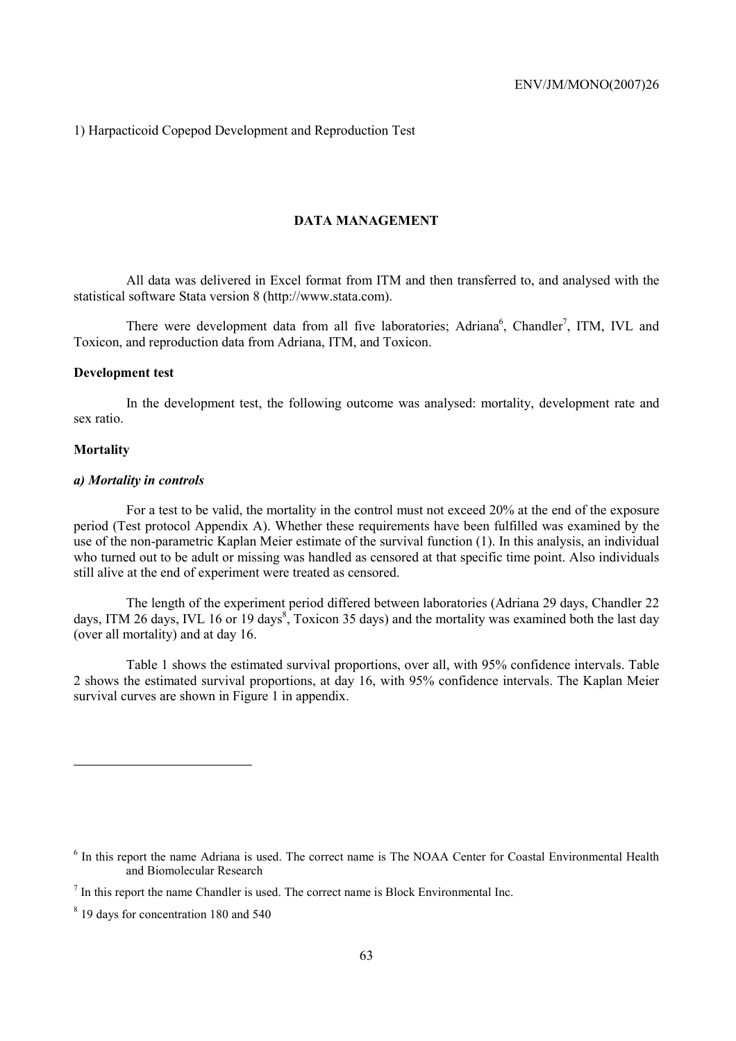1) Harpacticoid Copepod Development and Reproduction Test

## DATA MANAGEMENT

All data was delivered in Excel format from ITM and then transferred to, and analysed with the statistical software Stata version 8 (http://www.stata.com).

There were development data from all five laboratories; Adriana[6], Chandler[7], ITM, IVL and Toxicon, and reproduction data from Adriana, ITM, and Toxicon.

### Development test

In the development test, the following outcome was analysed: mortality, development rate and sex ratio.

### Mortality

#### *a) Mortality in controls*

For a test to be valid, the mortality in the control must not exceed 20% at the end of the exposure period (Test protocol Appendix A). Whether these requirements have been fulfilled was examined by the use of the non-parametric Kaplan Meier estimate of the survival function (1). In this analysis, an individual who turned out to be adult or missing was handled as censored at that specific time point. Also individuals still alive at the end of experiment were treated as censored.

The length of the experiment period differed between laboratories (Adriana 29 days, Chandler 22 days, ITM 26 days, IVL 16 or 19 days[8], Toxicon 35 days) and the mortality was examined both the last day (over all mortality) and at day 16.

Table 1 shows the estimated survival proportions, over all, with 95% confidence intervals. Table 2 shows the estimated survival proportions, at day 16, with 95% confidence intervals. The Kaplan Meier survival curves are shown in Figure 1 in appendix.

---

[6] In this report the name Adriana is used. The correct name is The NOAA Center for Coastal Environmental Health and Biomolecular Research

[7] In this report the name Chandler is used. The correct name is Block Environmental Inc.

[8] 19 days for concentration 180 and 540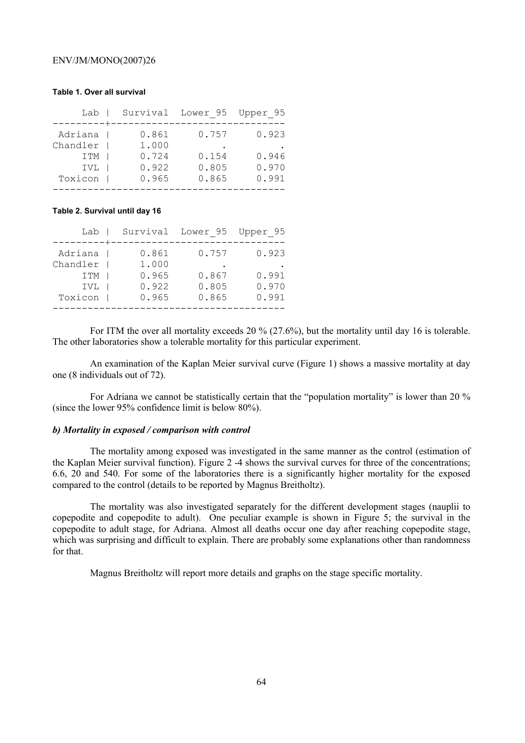**Table 1. Over all survival**

| Lab | Survival | Lower_95 | Upper_95 |
|---|---|---|---|
| Adriana | 0.861 | 0.757 | 0.923 |
| Chandler | 1.000 | . | . |
| ITM | 0.724 | 0.154 | 0.946 |
| IVL | 0.922 | 0.805 | 0.970 |
| Toxicon | 0.965 | 0.865 | 0.991 |

**Table 2. Survival until day 16**

| Lab | Survival | Lower_95 | Upper_95 |
|---|---|---|---|
| Adriana | 0.861 | 0.757 | 0.923 |
| Chandler | 1.000 | . | . |
| ITM | 0.965 | 0.867 | 0.991 |
| IVL | 0.922 | 0.805 | 0.970 |
| Toxicon | 0.965 | 0.865 | 0.991 |

For ITM the over all mortality exceeds 20 % (27.6%), but the mortality until day 16 is tolerable. The other laboratories show a tolerable mortality for this particular experiment.

An examination of the Kaplan Meier survival curve (Figure 1) shows a massive mortality at day one (8 individuals out of 72).

For Adriana we cannot be statistically certain that the "population mortality" is lower than 20 % (since the lower 95% confidence limit is below 80%).

### *b) Mortality in exposed / comparison with control*

The mortality among exposed was investigated in the same manner as the control (estimation of the Kaplan Meier survival function). Figure 2 -4 shows the survival curves for three of the concentrations; 6.6, 20 and 540. For some of the laboratories there is a significantly higher mortality for the exposed compared to the control (details to be reported by Magnus Breitholtz).

The mortality was also investigated separately for the different development stages (nauplii to copepodite and copepodite to adult). One peculiar example is shown in Figure 5; the survival in the copepodite to adult stage, for Adriana. Almost all deaths occur one day after reaching copepodite stage, which was surprising and difficult to explain. There are probably some explanations other than randomness for that.

Magnus Breitholtz will report more details and graphs on the stage specific mortality.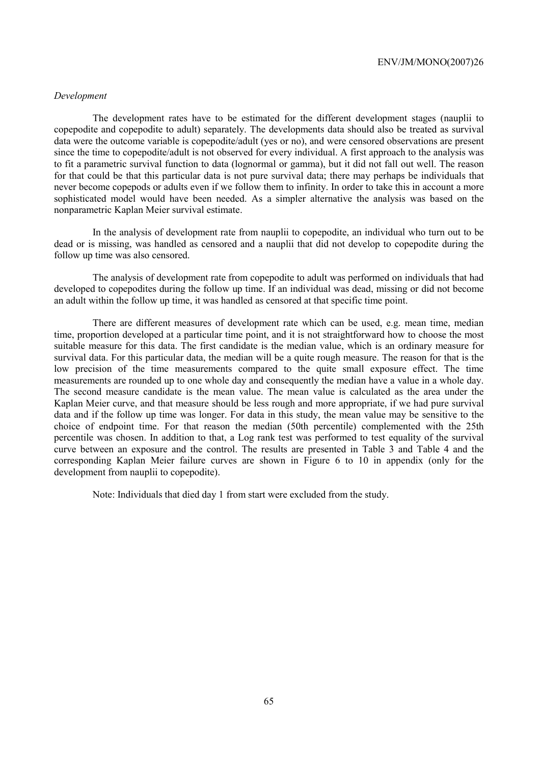*Development*

The development rates have to be estimated for the different development stages (nauplii to copepodite and copepodite to adult) separately. The developments data should also be treated as survival data were the outcome variable is copepodite/adult (yes or no), and were censored observations are present since the time to copepodite/adult is not observed for every individual. A first approach to the analysis was to fit a parametric survival function to data (lognormal or gamma), but it did not fall out well. The reason for that could be that this particular data is not pure survival data; there may perhaps be individuals that never become copepods or adults even if we follow them to infinity. In order to take this in account a more sophisticated model would have been needed. As a simpler alternative the analysis was based on the nonparametric Kaplan Meier survival estimate.

In the analysis of development rate from nauplii to copepodite, an individual who turn out to be dead or is missing, was handled as censored and a nauplii that did not develop to copepodite during the follow up time was also censored.

The analysis of development rate from copepodite to adult was performed on individuals that had developed to copepodites during the follow up time. If an individual was dead, missing or did not become an adult within the follow up time, it was handled as censored at that specific time point.

There are different measures of development rate which can be used, e.g. mean time, median time, proportion developed at a particular time point, and it is not straightforward how to choose the most suitable measure for this data. The first candidate is the median value, which is an ordinary measure for survival data. For this particular data, the median will be a quite rough measure. The reason for that is the low precision of the time measurements compared to the quite small exposure effect. The time measurements are rounded up to one whole day and consequently the median have a value in a whole day. The second measure candidate is the mean value. The mean value is calculated as the area under the Kaplan Meier curve, and that measure should be less rough and more appropriate, if we had pure survival data and if the follow up time was longer. For data in this study, the mean value may be sensitive to the choice of endpoint time. For that reason the median (50th percentile) complemented with the 25th percentile was chosen. In addition to that, a Log rank test was performed to test equality of the survival curve between an exposure and the control. The results are presented in Table 3 and Table 4 and the corresponding Kaplan Meier failure curves are shown in Figure 6 to 10 in appendix (only for the development from nauplii to copepodite).

Note: Individuals that died day 1 from start were excluded from the study.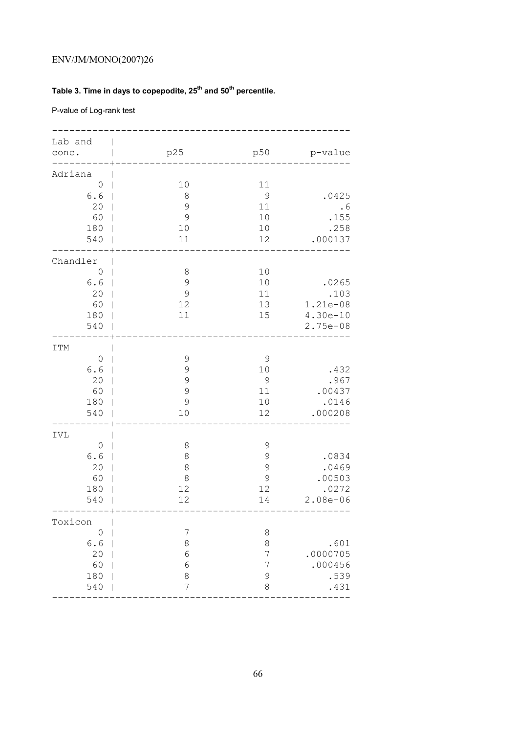**Table 3. Time in days to copepodite, 25th and 50th percentile.**

P-value of Log-rank test

| Lab and conc. | p25 | p50 | p-value |
|---|---|---|---|
| **Adriana** | | | |
| 0 | 10 | 11 | |
| 6.6 | 8 | 9 | .0425 |
| 20 | 9 | 11 | .6 |
| 60 | 9 | 10 | .155 |
| 180 | 10 | 10 | .258 |
| 540 | 11 | 12 | .000137 |
| **Chandler** | | | |
| 0 | 8 | 10 | |
| 6.6 | 9 | 10 | .0265 |
| 20 | 9 | 11 | .103 |
| 60 | 12 | 13 | 1.21e-08 |
| 180 | 11 | 15 | 4.30e-10 |
| 540 | | | 2.75e-08 |
| **ITM** | | | |
| 0 | 9 | 9 | |
| 6.6 | 9 | 10 | .432 |
| 20 | 9 | 9 | .967 |
| 60 | 9 | 11 | .00437 |
| 180 | 9 | 10 | .0146 |
| 540 | 10 | 12 | .000208 |
| **IVL** | | | |
| 0 | 8 | 9 | |
| 6.6 | 8 | 9 | .0834 |
| 20 | 8 | 9 | .0469 |
| 60 | 8 | 9 | .00503 |
| 180 | 12 | 12 | .0272 |
| 540 | 12 | 14 | 2.08e-06 |
| **Toxicon** | | | |
| 0 | 7 | 8 | |
| 6.6 | 8 | 8 | .601 |
| 20 | 6 | 7 | .0000705 |
| 60 | 6 | 7 | .000456 |
| 180 | 8 | 9 | .539 |
| 540 | 7 | 8 | .431 |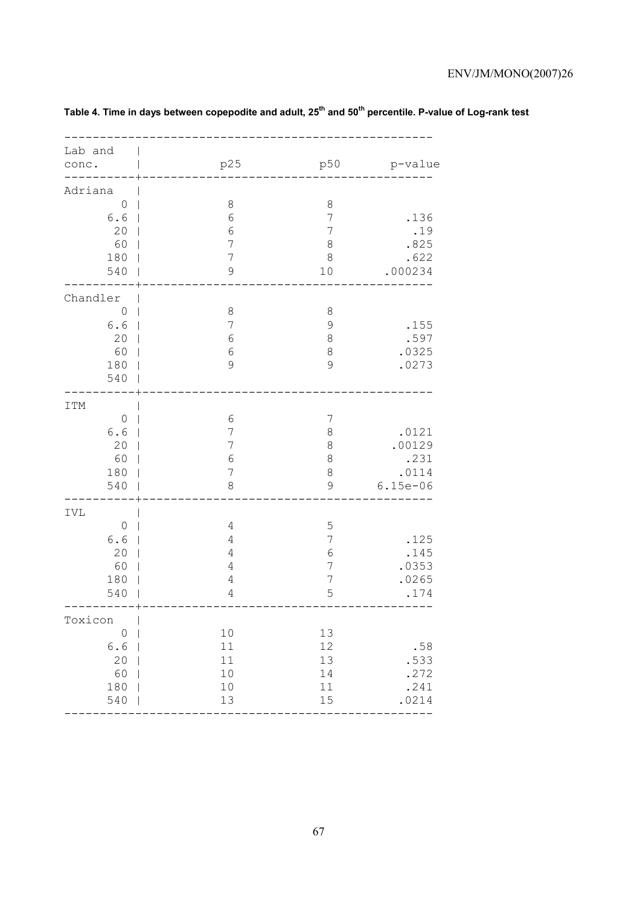**Table 4. Time in days between copepodite and adult, 25th and 50th percentile. P-value of Log-rank test**

| Lab and conc. | p25 | p50 | p-value |
|---|---|---|---|
| **Adriana** | | | |
| 0 | 8 | 8 | |
| 6.6 | 6 | 7 | .136 |
| 20 | 6 | 7 | .19 |
| 60 | 7 | 8 | .825 |
| 180 | 7 | 8 | .622 |
| 540 | 9 | 10 | .000234 |
| **Chandler** | | | |
| 0 | 8 | 8 | |
| 6.6 | 7 | 9 | .155 |
| 20 | 6 | 8 | .597 |
| 60 | 6 | 8 | .0325 |
| 180 | 9 | 9 | .0273 |
| 540 | | | |
| **ITM** | | | |
| 0 | 6 | 7 | |
| 6.6 | 7 | 8 | .0121 |
| 20 | 7 | 8 | .00129 |
| 60 | 6 | 8 | .231 |
| 180 | 7 | 8 | .0114 |
| 540 | 8 | 9 | 6.15e-06 |
| **IVL** | | | |
| 0 | 4 | 5 | |
| 6.6 | 4 | 7 | .125 |
| 20 | 4 | 6 | .145 |
| 60 | 4 | 7 | .0353 |
| 180 | 4 | 7 | .0265 |
| 540 | 4 | 5 | .174 |
| **Toxicon** | | | |
| 0 | 10 | 13 | |
| 6.6 | 11 | 12 | .58 |
| 20 | 11 | 13 | .533 |
| 60 | 10 | 14 | .272 |
| 180 | 10 | 11 | .241 |
| 540 | 13 | 15 | .0214 |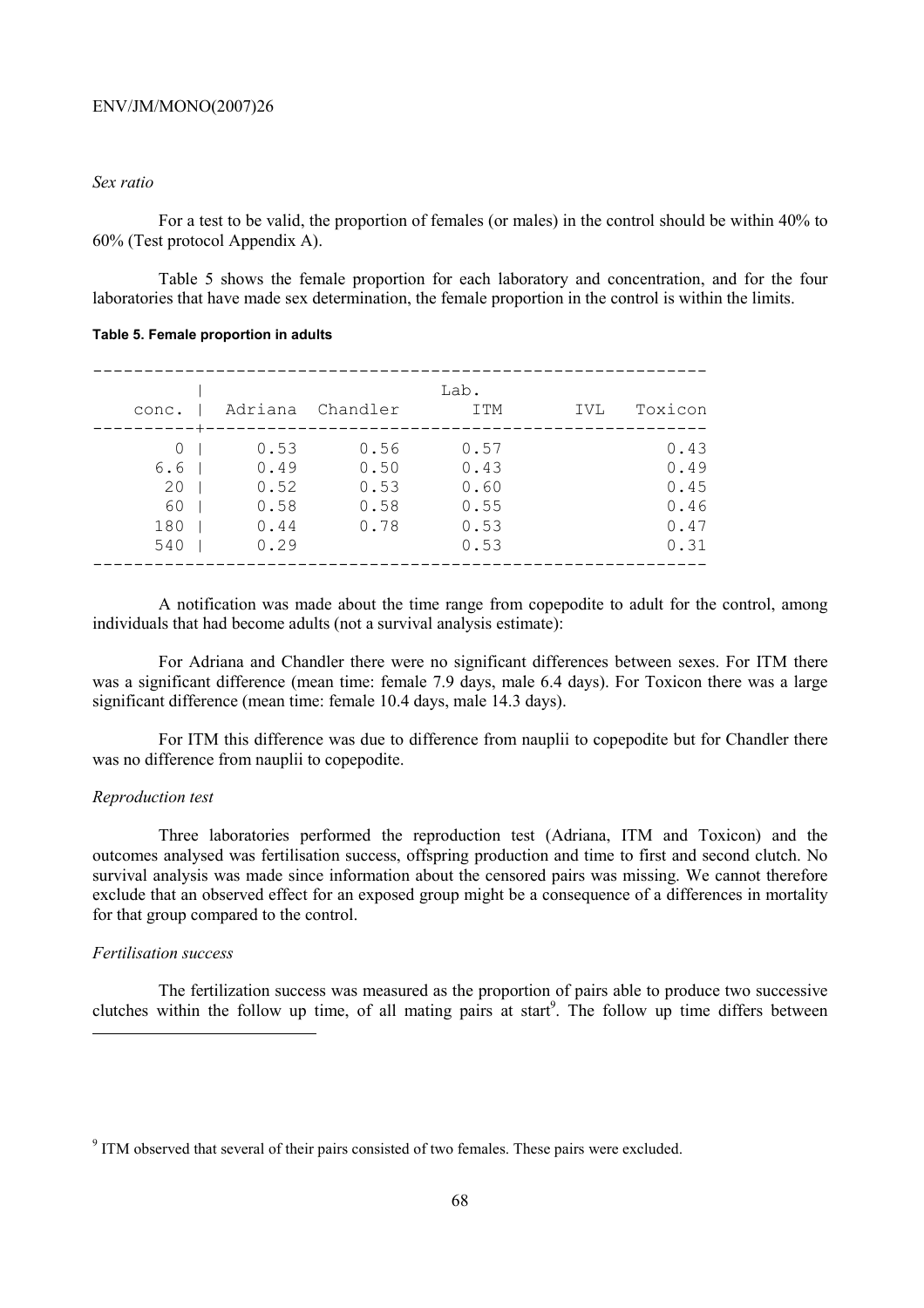*Sex ratio*

For a test to be valid, the proportion of females (or males) in the control should be within 40% to 60% (Test protocol Appendix A).

Table 5 shows the female proportion for each laboratory and concentration, and for the four laboratories that have made sex determination, the female proportion in the control is within the limits.

**Table 5. Female proportion in adults**

| conc. | Adriana | Chandler | ITM | IVL | Toxicon |
|---|---|---|---|---|---|
| 0 | 0.53 | 0.56 | 0.57 | | 0.43 |
| 6.6 | 0.49 | 0.50 | 0.43 | | 0.49 |
| 20 | 0.52 | 0.53 | 0.60 | | 0.45 |
| 60 | 0.58 | 0.58 | 0.55 | | 0.46 |
| 180 | 0.44 | 0.78 | 0.53 | | 0.47 |
| 540 | 0.29 | | 0.53 | | 0.31 |

A notification was made about the time range from copepodite to adult for the control, among individuals that had become adults (not a survival analysis estimate):

For Adriana and Chandler there were no significant differences between sexes. For ITM there was a significant difference (mean time: female 7.9 days, male 6.4 days). For Toxicon there was a large significant difference (mean time: female 10.4 days, male 14.3 days).

For ITM this difference was due to difference from nauplii to copepodite but for Chandler there was no difference from nauplii to copepodite.

*Reproduction test*

Three laboratories performed the reproduction test (Adriana, ITM and Toxicon) and the outcomes analysed was fertilisation success, offspring production and time to first and second clutch. No survival analysis was made since information about the censored pairs was missing. We cannot therefore exclude that an observed effect for an exposed group might be a consequence of a differences in mortality for that group compared to the control.

*Fertilisation success*

The fertilization success was measured as the proportion of pairs able to produce two successive clutches within the follow up time, of all mating pairs at start[9]. The follow up time differs between

[9] ITM observed that several of their pairs consisted of two females. These pairs were excluded.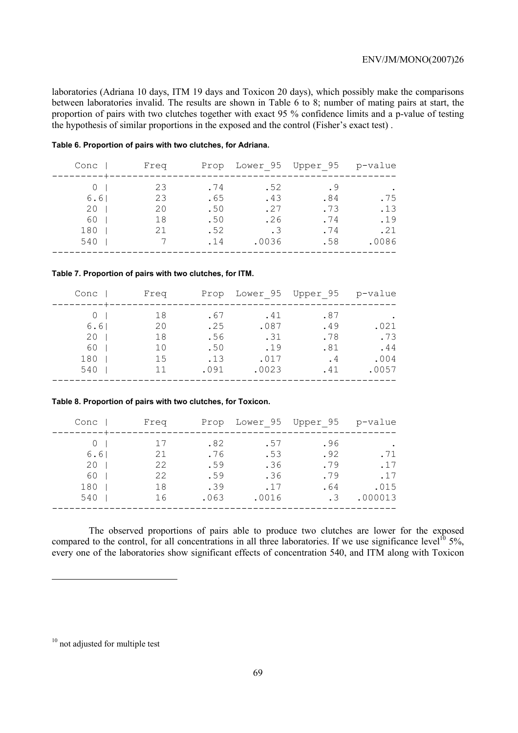laboratories (Adriana 10 days, ITM 19 days and Toxicon 20 days), which possibly make the comparisons between laboratories invalid. The results are shown in Table 6 to 8; number of mating pairs at start, the proportion of pairs with two clutches together with exact 95 % confidence limits and a p-value of testing the hypothesis of similar proportions in the exposed and the control (Fisher's exact test) .

**Table 6. Proportion of pairs with two clutches, for Adriana.**

| Conc | Freq | Prop | Lower_95 | Upper_95 | p-value |
|---|---|---|---|---|---|
| 0 | 23 | .74 | .52 | .9 | . |
| 6.6 | 23 | .65 | .43 | .84 | .75 |
| 20 | 20 | .50 | .27 | .73 | .13 |
| 60 | 18 | .50 | .26 | .74 | .19 |
| 180 | 21 | .52 | .3 | .74 | .21 |
| 540 | 7 | .14 | .0036 | .58 | .0086 |

**Table 7. Proportion of pairs with two clutches, for ITM.**

| Conc | Freq | Prop | Lower_95 | Upper_95 | p-value |
|---|---|---|---|---|---|
| 0 | 18 | .67 | .41 | .87 | . |
| 6.6 | 20 | .25 | .087 | .49 | .021 |
| 20 | 18 | .56 | .31 | .78 | .73 |
| 60 | 10 | .50 | .19 | .81 | .44 |
| 180 | 15 | .13 | .017 | .4 | .004 |
| 540 | 11 | .091 | .0023 | .41 | .0057 |

**Table 8. Proportion of pairs with two clutches, for Toxicon.**

| Conc | Freq | Prop | Lower_95 | Upper_95 | p-value |
|---|---|---|---|---|---|
| 0 | 17 | .82 | .57 | .96 | . |
| 6.6 | 21 | .76 | .53 | .92 | .71 |
| 20 | 22 | .59 | .36 | .79 | .17 |
| 60 | 22 | .59 | .36 | .79 | .17 |
| 180 | 18 | .39 | .17 | .64 | .015 |
| 540 | 16 | .063 | .0016 | .3 | .000013 |

The observed proportions of pairs able to produce two clutches are lower for the exposed compared to the control, for all concentrations in all three laboratories. If we use significance level[10] 5%, every one of the laboratories show significant effects of concentration 540, and ITM along with Toxicon

[10] not adjusted for multiple test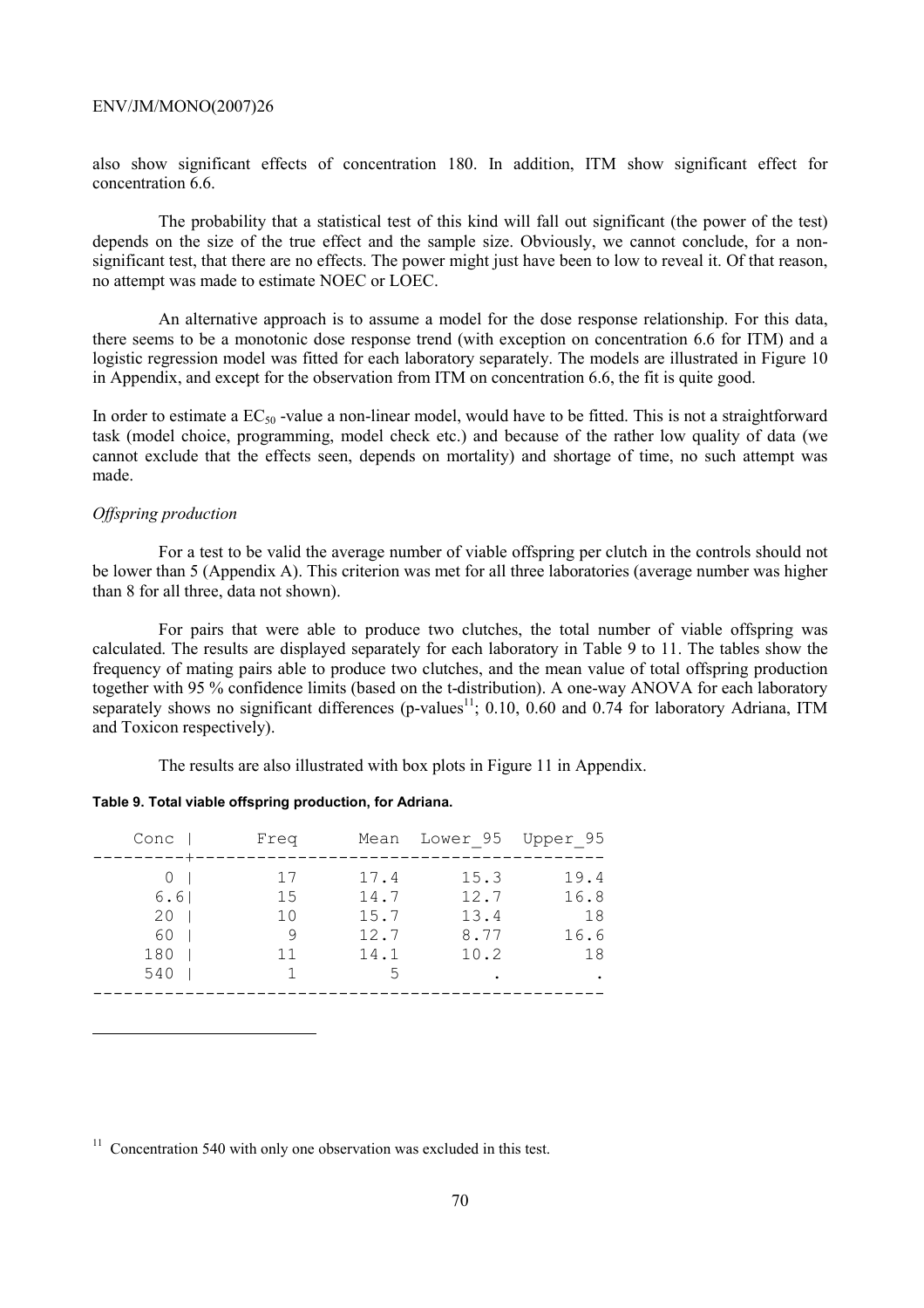also show significant effects of concentration 180. In addition, ITM show significant effect for concentration 6.6.

The probability that a statistical test of this kind will fall out significant (the power of the test) depends on the size of the true effect and the sample size. Obviously, we cannot conclude, for a non-significant test, that there are no effects. The power might just have been to low to reveal it. Of that reason, no attempt was made to estimate NOEC or LOEC.

An alternative approach is to assume a model for the dose response relationship. For this data, there seems to be a monotonic dose response trend (with exception on concentration 6.6 for ITM) and a logistic regression model was fitted for each laboratory separately. The models are illustrated in Figure 10 in Appendix, and except for the observation from ITM on concentration 6.6, the fit is quite good.

In order to estimate a $EC_{50}$ -value a non-linear model, would have to be fitted. This is not a straightforward task (model choice, programming, model check etc.) and because of the rather low quality of data (we cannot exclude that the effects seen, depends on mortality) and shortage of time, no such attempt was made.

*Offspring production*

For a test to be valid the average number of viable offspring per clutch in the controls should not be lower than 5 (Appendix A). This criterion was met for all three laboratories (average number was higher than 8 for all three, data not shown).

For pairs that were able to produce two clutches, the total number of viable offspring was calculated. The results are displayed separately for each laboratory in Table 9 to 11. The tables show the frequency of mating pairs able to produce two clutches, and the mean value of total offspring production together with 95 % confidence limits (based on the t-distribution). A one-way ANOVA for each laboratory separately shows no significant differences (p-values[11]; 0.10, 0.60 and 0.74 for laboratory Adriana, ITM and Toxicon respectively).

The results are also illustrated with box plots in Figure 11 in Appendix.

**Table 9. Total viable offspring production, for Adriana.**

| Conc | Freq | Mean | Lower_95 | Upper_95 |
|---|---|---|---|---|
| 0 | 17 | 17.4 | 15.3 | 19.4 |
| 6.6 | 15 | 14.7 | 12.7 | 16.8 |
| 20 | 10 | 15.7 | 13.4 | 18 |
| 60 | 9 | 12.7 | 8.77 | 16.6 |
| 180 | 11 | 14.1 | 10.2 | 18 |
| 540 | 1 | 5 | . | . |

[11] Concentration 540 with only one observation was excluded in this test.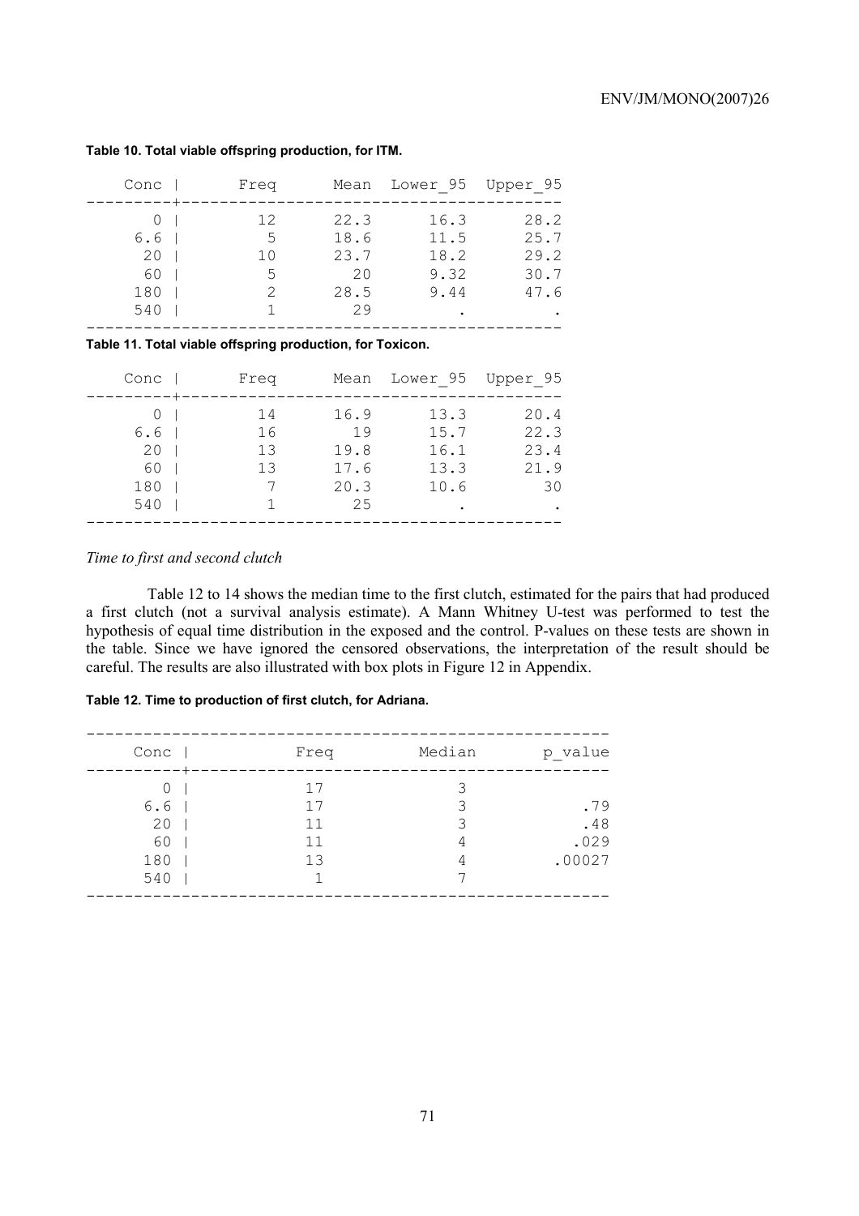**Table 10. Total viable offspring production, for ITM.**

| Conc | Freq | Mean | Lower_95 | Upper_95 |
|---|---|---|---|---|
| 0 | 12 | 22.3 | 16.3 | 28.2 |
| 6.6 | 5 | 18.6 | 11.5 | 25.7 |
| 20 | 10 | 23.7 | 18.2 | 29.2 |
| 60 | 5 | 20 | 9.32 | 30.7 |
| 180 | 2 | 28.5 | 9.44 | 47.6 |
| 540 | 1 | 29 | . | . |

**Table 11. Total viable offspring production, for Toxicon.**

| Conc | Freq | Mean | Lower_95 | Upper_95 |
|---|---|---|---|---|
| 0 | 14 | 16.9 | 13.3 | 20.4 |
| 6.6 | 16 | 19 | 15.7 | 22.3 |
| 20 | 13 | 19.8 | 16.1 | 23.4 |
| 60 | 13 | 17.6 | 13.3 | 21.9 |
| 180 | 7 | 20.3 | 10.6 | 30 |
| 540 | 1 | 25 | . | . |

*Time to first and second clutch*

Table 12 to 14 shows the median time to the first clutch, estimated for the pairs that had produced a first clutch (not a survival analysis estimate). A Mann Whitney U-test was performed to test the hypothesis of equal time distribution in the exposed and the control. P-values on these tests are shown in the table. Since we have ignored the censored observations, the interpretation of the result should be careful. The results are also illustrated with box plots in Figure 12 in Appendix.

**Table 12. Time to production of first clutch, for Adriana.**

| Conc | Freq | Median | p_value |
|---|---|---|---|
| 0 | 17 | 3 | |
| 6.6 | 17 | 3 | .79 |
| 20 | 11 | 3 | .48 |
| 60 | 11 | 4 | .029 |
| 180 | 13 | 4 | .00027 |
| 540 | 1 | 7 | |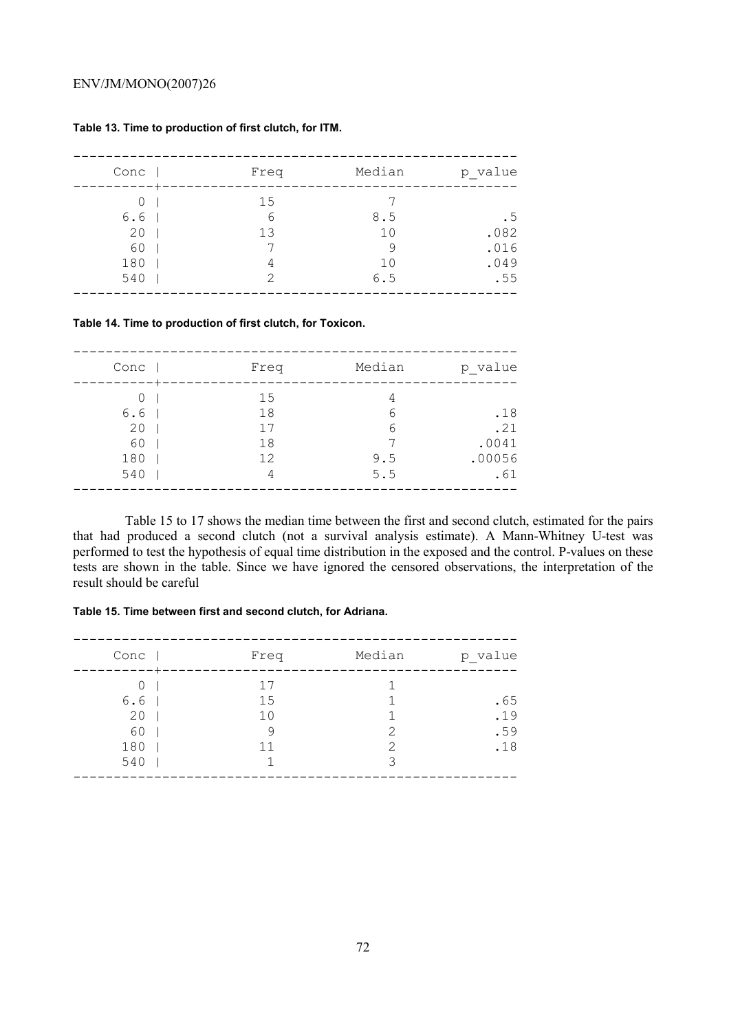**Table 13. Time to production of first clutch, for ITM.**

| Conc | Freq | Median | p_value |
|---|---|---|---|
| 0 | 15 | 7 | |
| 6.6 | 6 | 8.5 | .5 |
| 20 | 13 | 10 | .082 |
| 60 | 7 | 9 | .016 |
| 180 | 4 | 10 | .049 |
| 540 | 2 | 6.5 | .55 |

**Table 14. Time to production of first clutch, for Toxicon.**

| Conc | Freq | Median | p_value |
|---|---|---|---|
| 0 | 15 | 4 | |
| 6.6 | 18 | 6 | .18 |
| 20 | 17 | 6 | .21 |
| 60 | 18 | 7 | .0041 |
| 180 | 12 | 9.5 | .00056 |
| 540 | 4 | 5.5 | .61 |

Table 15 to 17 shows the median time between the first and second clutch, estimated for the pairs that had produced a second clutch (not a survival analysis estimate). A Mann-Whitney U-test was performed to test the hypothesis of equal time distribution in the exposed and the control. P-values on these tests are shown in the table. Since we have ignored the censored observations, the interpretation of the result should be careful

**Table 15. Time between first and second clutch, for Adriana.**

| Conc | Freq | Median | p_value |
|---|---|---|---|
| 0 | 17 | 1 | |
| 6.6 | 15 | 1 | .65 |
| 20 | 10 | 1 | .19 |
| 60 | 9 | 2 | .59 |
| 180 | 11 | 2 | .18 |
| 540 | 1 | 3 | |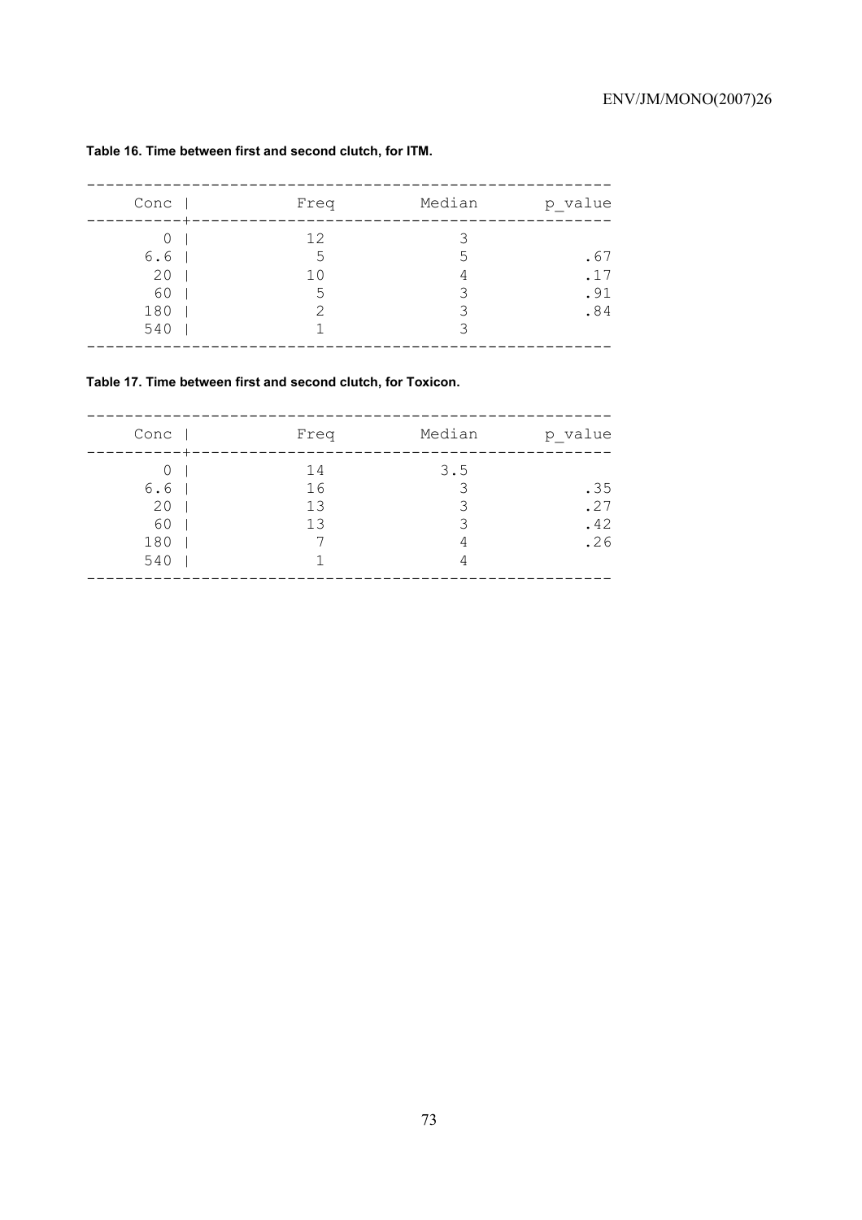**Table 16. Time between first and second clutch, for ITM.**

| Conc | Freq | Median | p_value |
|---|---|---|---|
| 0 | 12 | 3 | |
| 6.6 | 5 | 5 | .67 |
| 20 | 10 | 4 | .17 |
| 60 | 5 | 3 | .91 |
| 180 | 2 | 3 | .84 |
| 540 | 1 | 3 | |

**Table 17. Time between first and second clutch, for Toxicon.**

| Conc | Freq | Median | p_value |
|---|---|---|---|
| 0 | 14 | 3.5 | |
| 6.6 | 16 | 3 | .35 |
| 20 | 13 | 3 | .27 |
| 60 | 13 | 3 | .42 |
| 180 | 7 | 4 | .26 |
| 540 | 1 | 4 | |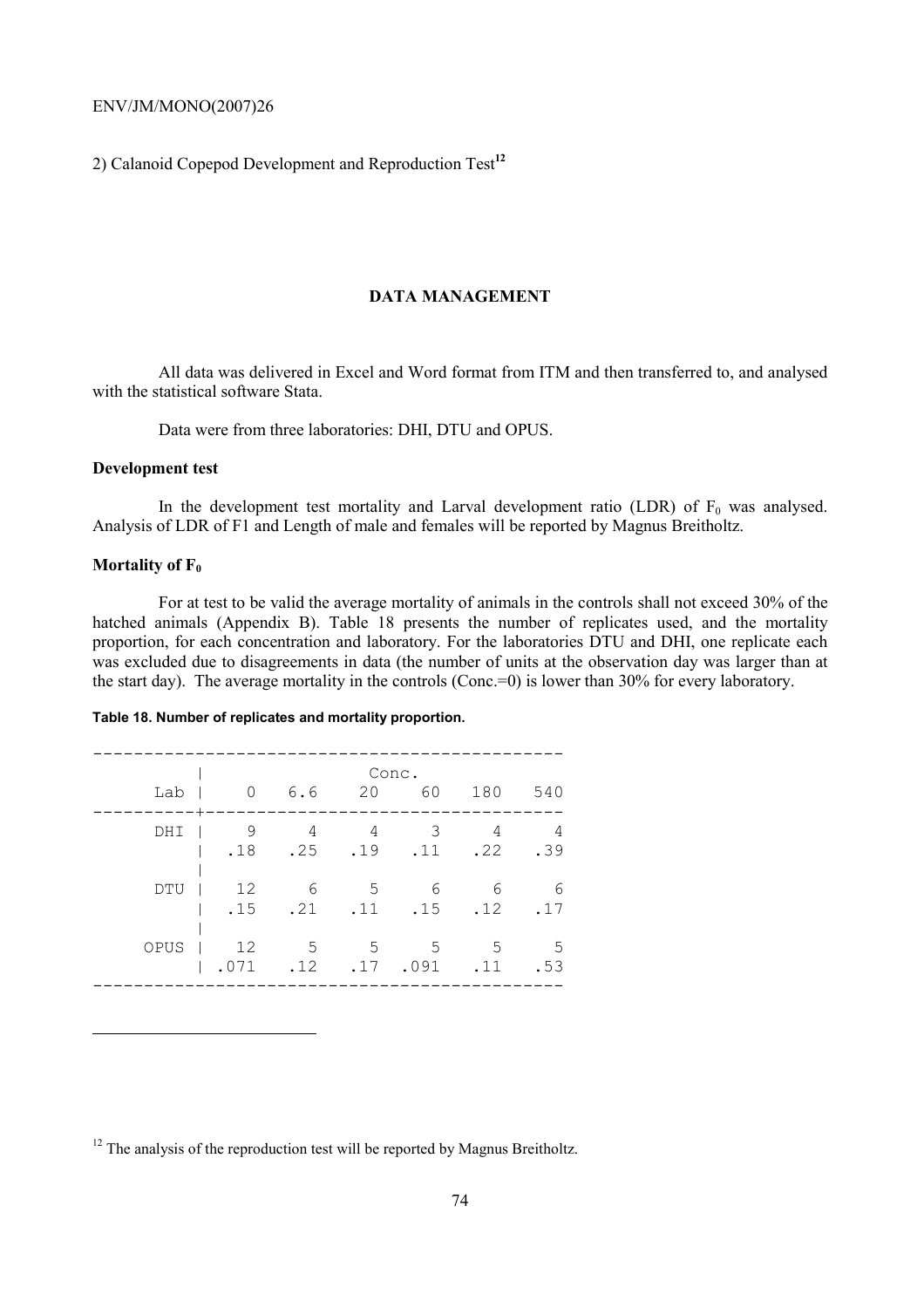2) Calanoid Copepod Development and Reproduction Test[12]

## DATA MANAGEMENT

All data was delivered in Excel and Word format from ITM and then transferred to, and analysed with the statistical software Stata.

Data were from three laboratories: DHI, DTU and OPUS.

### Development test

In the development test mortality and Larval development ratio (LDR) of $F_0$ was analysed. Analysis of LDR of F1 and Length of male and females will be reported by Magnus Breitholtz.

### Mortality of $F_0$

For at test to be valid the average mortality of animals in the controls shall not exceed 30% of the hatched animals (Appendix B). Table 18 presents the number of replicates used, and the mortality proportion, for each concentration and laboratory. For the laboratories DTU and DHI, one replicate each was excluded due to disagreements in data (the number of units at the observation day was larger than at the start day). The average mortality in the controls (Conc.=0) is lower than 30% for every laboratory.

**Table 18. Number of replicates and mortality proportion.**

| | Conc. | | | | | |
|---|---|---|---|---|---|---|
| Lab | 0 | 6.6 | 20 | 60 | 180 | 540 |
| DHI | 9 | 4 | 4 | 3 | 4 | 4 |
| | .18 | .25 | .19 | .11 | .22 | .39 |
| DTU | 12 | 6 | 5 | 6 | 6 | 6 |
| | .15 | .21 | .11 | .15 | .12 | .17 |
| OPUS | 12 | 5 | 5 | 5 | 5 | 5 |
| | .071 | .12 | .17 | .091 | .11 | .53 |

[12] The analysis of the reproduction test will be reported by Magnus Breitholtz.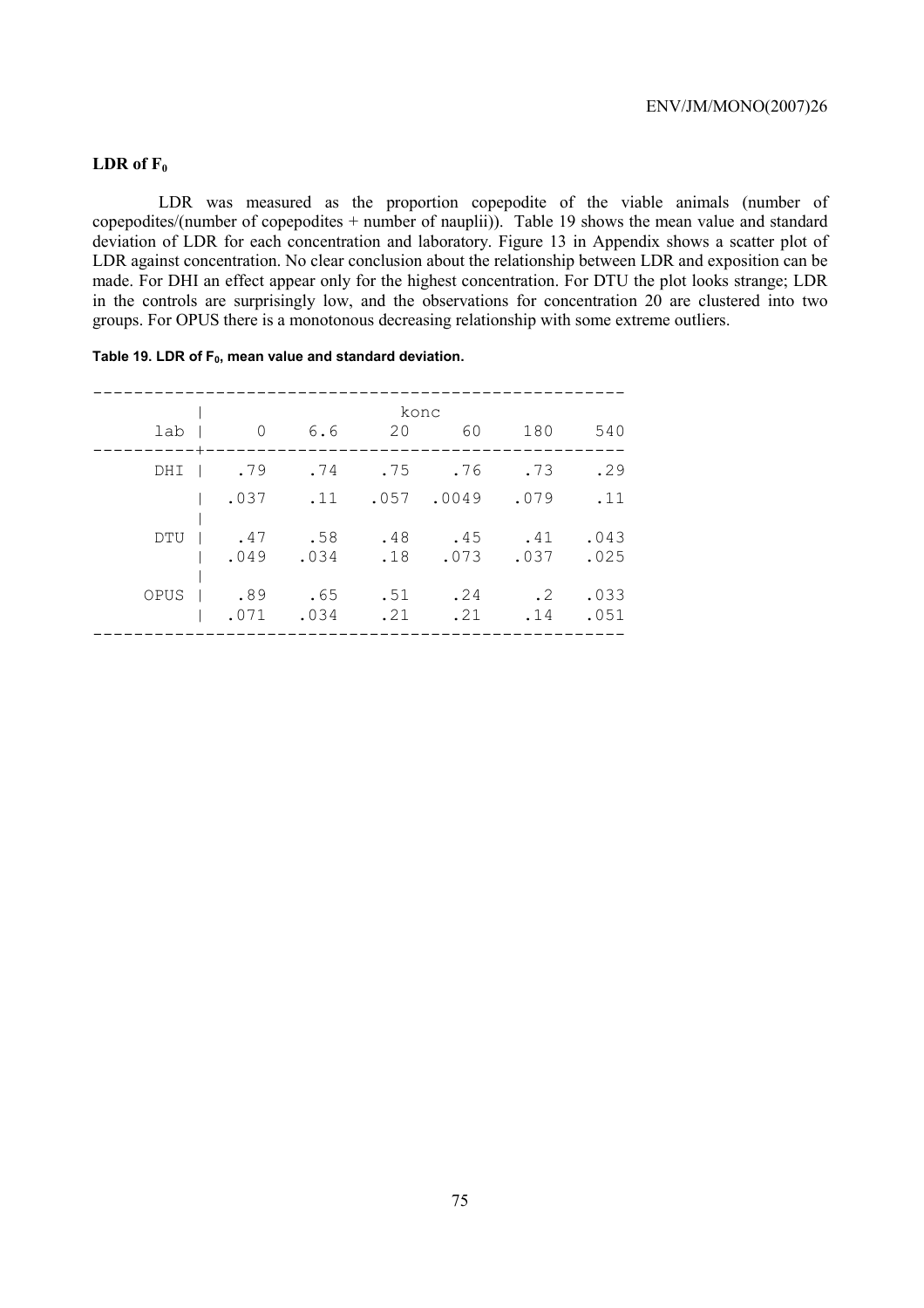## LDR of $F_0$

LDR was measured as the proportion copepodite of the viable animals (number of copepodites/(number of copepodites + number of nauplii)). Table 19 shows the mean value and standard deviation of LDR for each concentration and laboratory. Figure 13 in Appendix shows a scatter plot of LDR against concentration. No clear conclusion about the relationship between LDR and exposition can be made. For DHI an effect appear only for the highest concentration. For DTU the plot looks strange; LDR in the controls are surprisingly low, and the observations for concentration 20 are clustered into two groups. For OPUS there is a monotonous decreasing relationship with some extreme outliers.

**Table 19. LDR of $F_0$, mean value and standard deviation.**

| | konc | | | | | |
|---|---|---|---|---|---|---|
| lab | 0 | 6.6 | 20 | 60 | 180 | 540 |
| DHI | .79 | .74 | .75 | .76 | .73 | .29 |
| | .037 | .11 | .057 | .0049 | .079 | .11 |
| DTU | .47 | .58 | .48 | .45 | .41 | .043 |
| | .049 | .034 | .18 | .073 | .037 | .025 |
| OPUS | .89 | .65 | .51 | .24 | .2 | .033 |
| | .071 | .034 | .21 | .21 | .14 | .051 |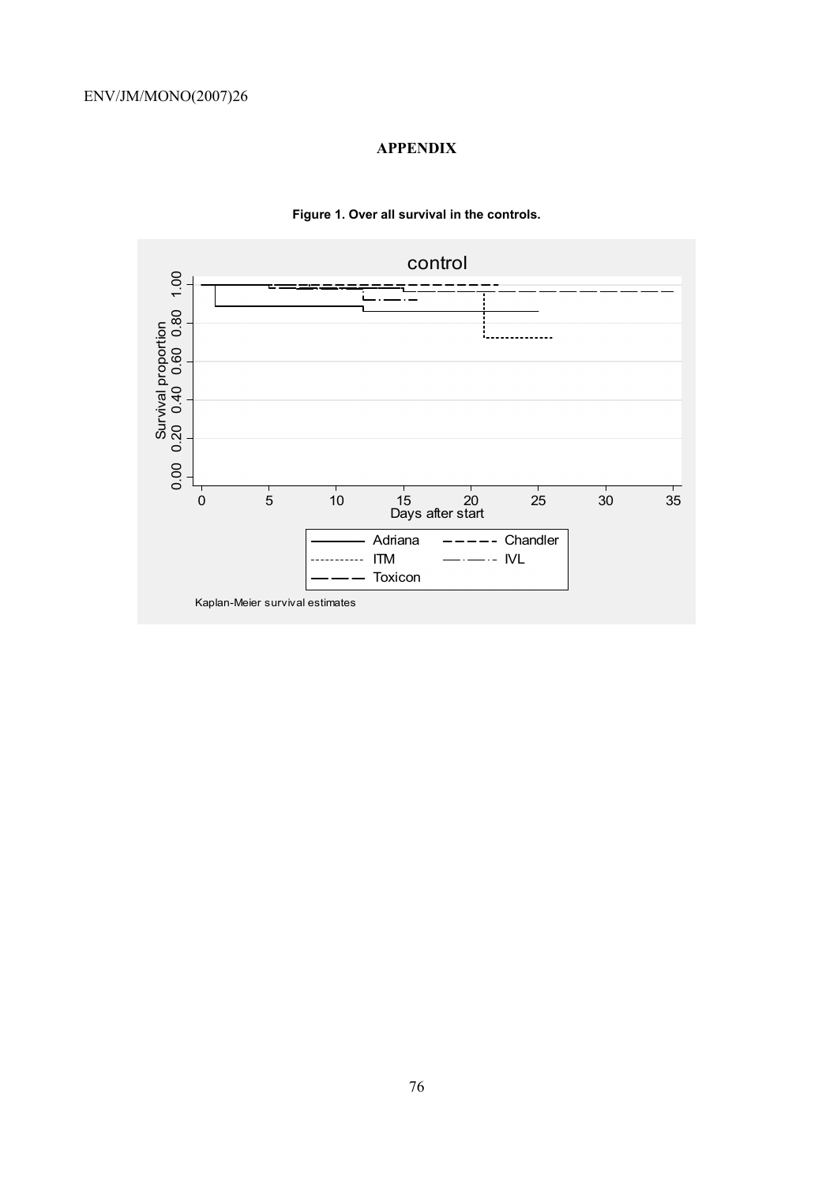**APPENDIX**

**Figure 1. Over all survival in the controls.**

control

Survival proportion

Days after start

Adriana, Chandler, ITM, IVL, Toxicon

Kaplan-Meier survival estimates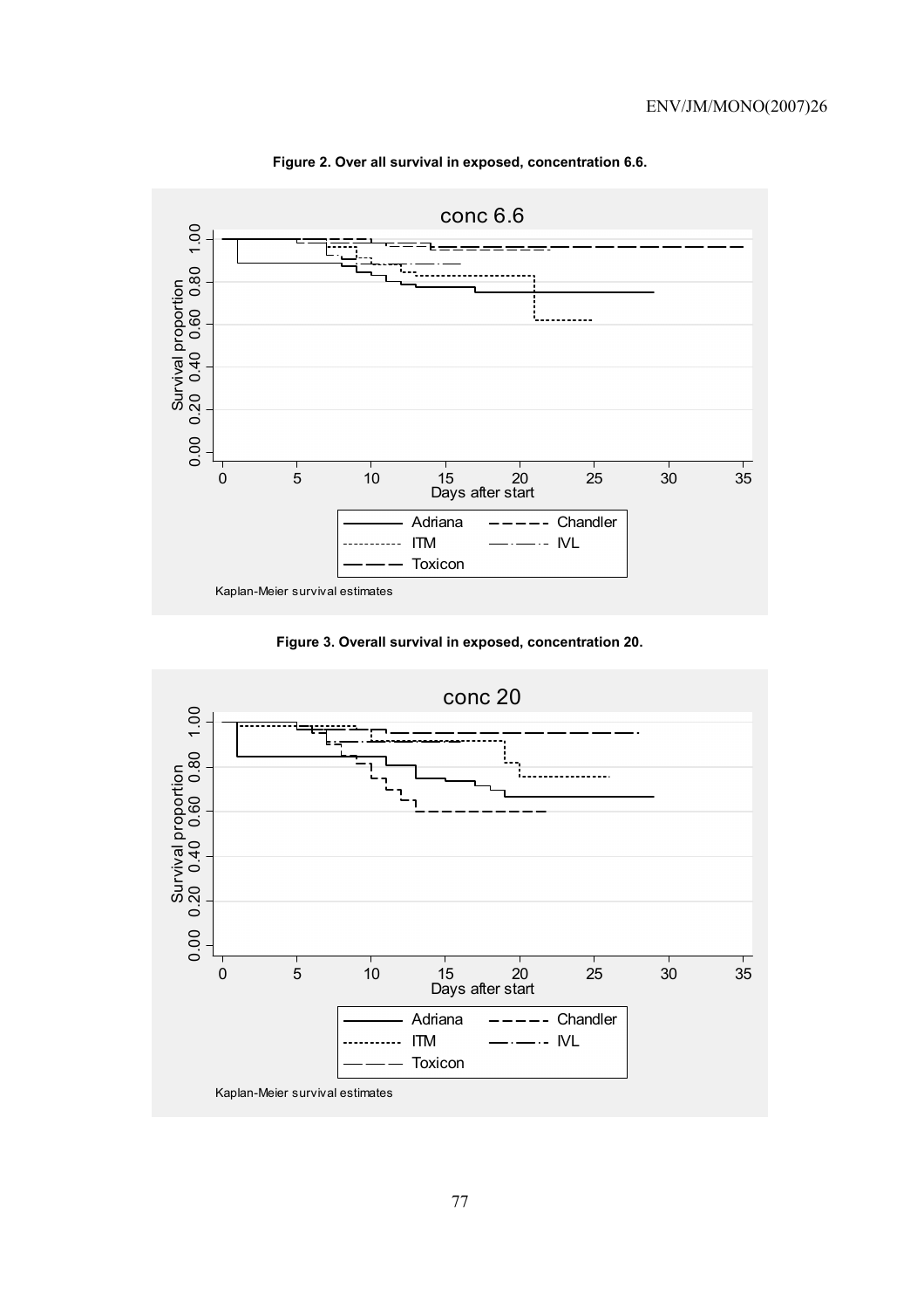**Figure 2. Over all survival in exposed, concentration 6.6.**

**Figure 3. Overall survival in exposed, concentration 20.**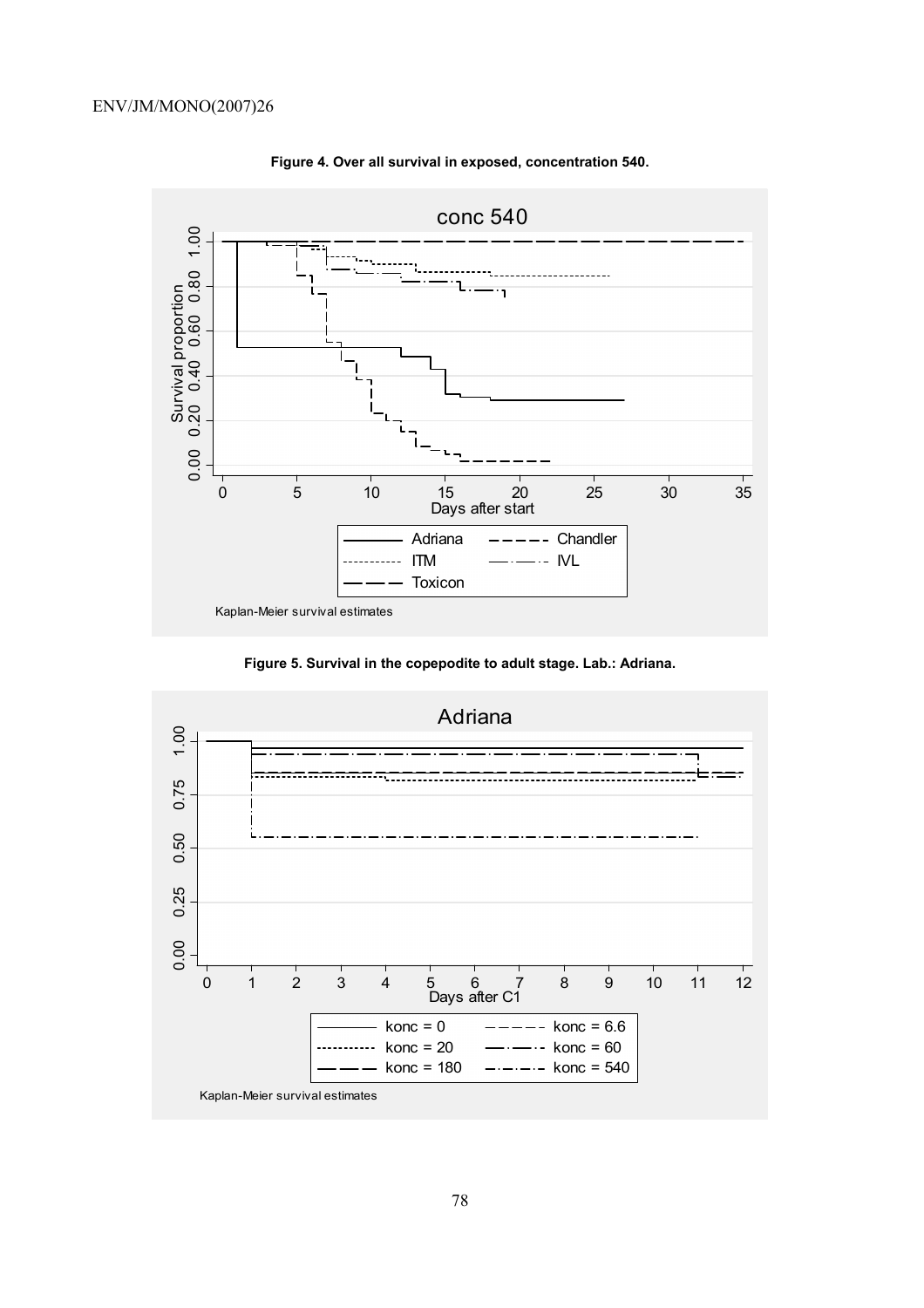**Figure 4. Over all survival in exposed, concentration 540.**

**Figure 5. Survival in the copepodite to adult stage. Lab.: Adriana.**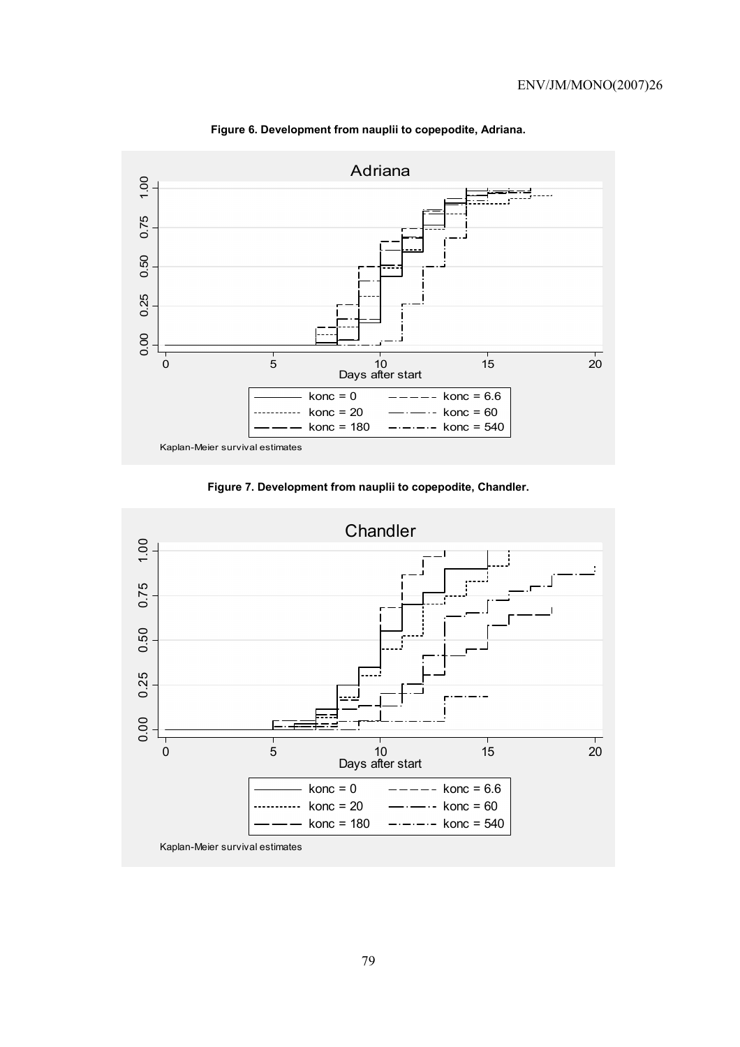**Figure 6. Development from nauplii to copepodite, Adriana.**

**Figure 7. Development from nauplii to copepodite, Chandler.**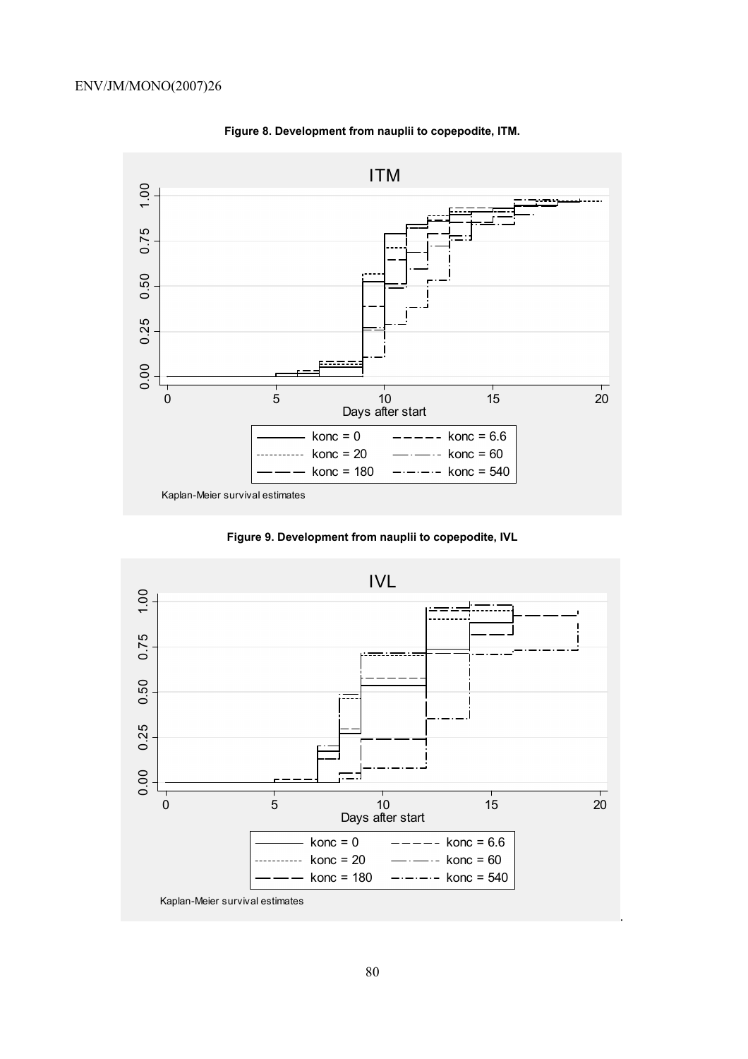**Figure 8. Development from nauplii to copepodite, ITM.**

**Figure 9. Development from nauplii to copepodite, IVL**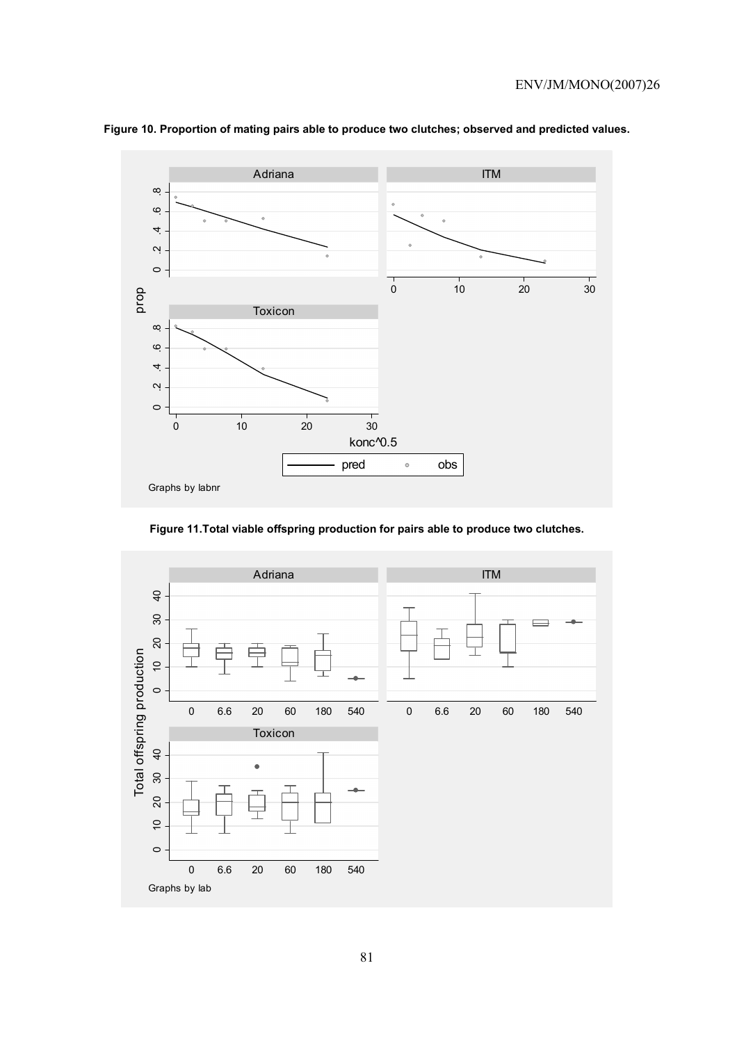**Figure 10. Proportion of mating pairs able to produce two clutches; observed and predicted values.**

**Figure 11.Total viable offspring production for pairs able to produce two clutches.**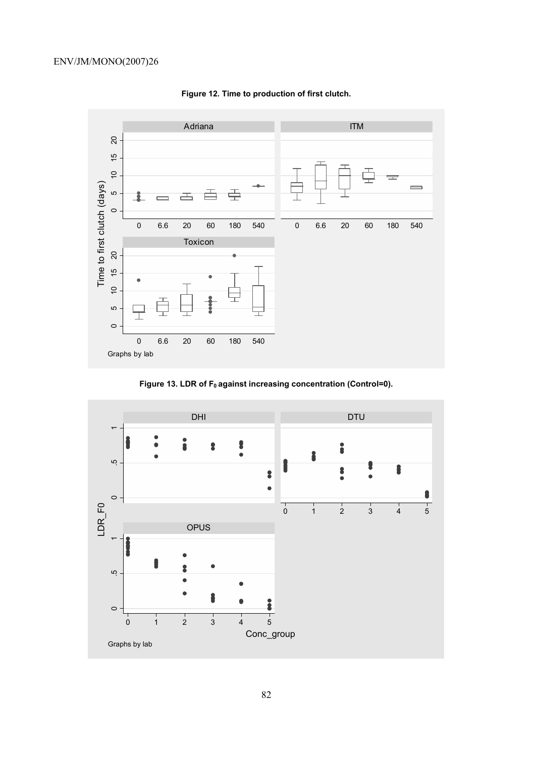**Figure 12. Time to production of first clutch.**

**Figure 13. LDR of $F_0$ against increasing concentration (Control=0).**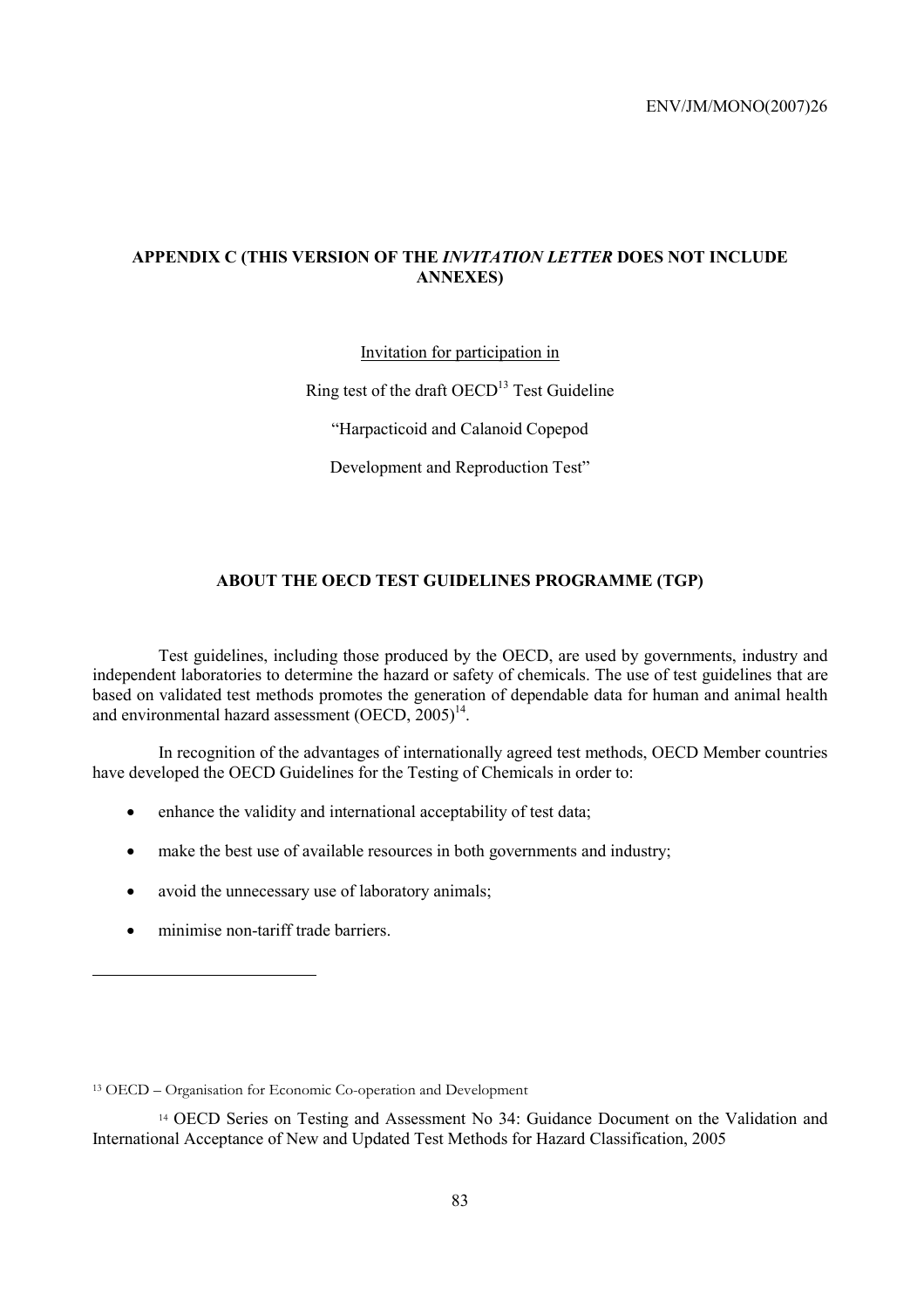## APPENDIX C (THIS VERSION OF THE *INVITATION LETTER* DOES NOT INCLUDE ANNEXES)

Invitation for participation in

Ring test of the draft OECD[13] Test Guideline

"Harpacticoid and Calanoid Copepod

Development and Reproduction Test"

## ABOUT THE OECD TEST GUIDELINES PROGRAMME (TGP)

Test guidelines, including those produced by the OECD, are used by governments, industry and independent laboratories to determine the hazard or safety of chemicals. The use of test guidelines that are based on validated test methods promotes the generation of dependable data for human and animal health and environmental hazard assessment (OECD, 2005)[14].

In recognition of the advantages of internationally agreed test methods, OECD Member countries have developed the OECD Guidelines for the Testing of Chemicals in order to:

- enhance the validity and international acceptability of test data;
- make the best use of available resources in both governments and industry;
- avoid the unnecessary use of laboratory animals;
- minimise non-tariff trade barriers.

[13] OECD – Organisation for Economic Co-operation and Development

[14] OECD Series on Testing and Assessment No 34: Guidance Document on the Validation and International Acceptance of New and Updated Test Methods for Hazard Classification, 2005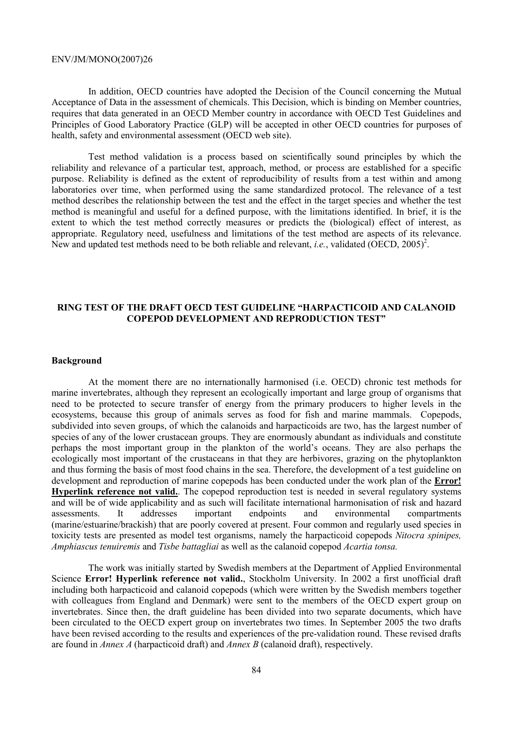In addition, OECD countries have adopted the Decision of the Council concerning the Mutual Acceptance of Data in the assessment of chemicals. This Decision, which is binding on Member countries, requires that data generated in an OECD Member country in accordance with OECD Test Guidelines and Principles of Good Laboratory Practice (GLP) will be accepted in other OECD countries for purposes of health, safety and environmental assessment (OECD web site).

Test method validation is a process based on scientifically sound principles by which the reliability and relevance of a particular test, approach, method, or process are established for a specific purpose. Reliability is defined as the extent of reproducibility of results from a test within and among laboratories over time, when performed using the same standardized protocol. The relevance of a test method describes the relationship between the test and the effect in the target species and whether the test method is meaningful and useful for a defined purpose, with the limitations identified. In brief, it is the extent to which the test method correctly measures or predicts the (biological) effect of interest, as appropriate. Regulatory need, usefulness and limitations of the test method are aspects of its relevance. New and updated test methods need to be both reliable and relevant, *i.e.*, validated (OECD, 2005)[2].

## RING TEST OF THE DRAFT OECD TEST GUIDELINE "HARPACTICOID AND CALANOID COPEPOD DEVELOPMENT AND REPRODUCTION TEST"

### Background

At the moment there are no internationally harmonised (i.e. OECD) chronic test methods for marine invertebrates, although they represent an ecologically important and large group of organisms that need to be protected to secure transfer of energy from the primary producers to higher levels in the ecosystems, because this group of animals serves as food for fish and marine mammals. Copepods, subdivided into seven groups, of which the calanoids and harpacticoids are two, has the largest number of species of any of the lower crustacean groups. They are enormously abundant as individuals and constitute perhaps the most important group in the plankton of the world's oceans. They are also perhaps the ecologically most important of the crustaceans in that they are herbivores, grazing on the phytoplankton and thus forming the basis of most food chains in the sea. Therefore, the development of a test guideline on development and reproduction of marine copepods has been conducted under the work plan of the **Error! Hyperlink reference not valid.**. The copepod reproduction test is needed in several regulatory systems and will be of wide applicability and as such will facilitate international harmonisation of risk and hazard assessments. It addresses important endpoints and environmental compartments (marine/estuarine/brackish) that are poorly covered at present. Four common and regularly used species in toxicity tests are presented as model test organisms, namely the harpacticoid copepods *Nitocra spinipes, Amphiascus tenuiremis* and *Tisbe battagliai* as well as the calanoid copepod *Acartia tonsa.*

The work was initially started by Swedish members at the Department of Applied Environmental Science **Error! Hyperlink reference not valid.**, Stockholm University. In 2002 a first unofficial draft including both harpacticoid and calanoid copepods (which were written by the Swedish members together with colleagues from England and Denmark) were sent to the members of the OECD expert group on invertebrates. Since then, the draft guideline has been divided into two separate documents, which have been circulated to the OECD expert group on invertebrates two times. In September 2005 the two drafts have been revised according to the results and experiences of the pre-validation round. These revised drafts are found in *Annex A* (harpacticoid draft) and *Annex B* (calanoid draft), respectively.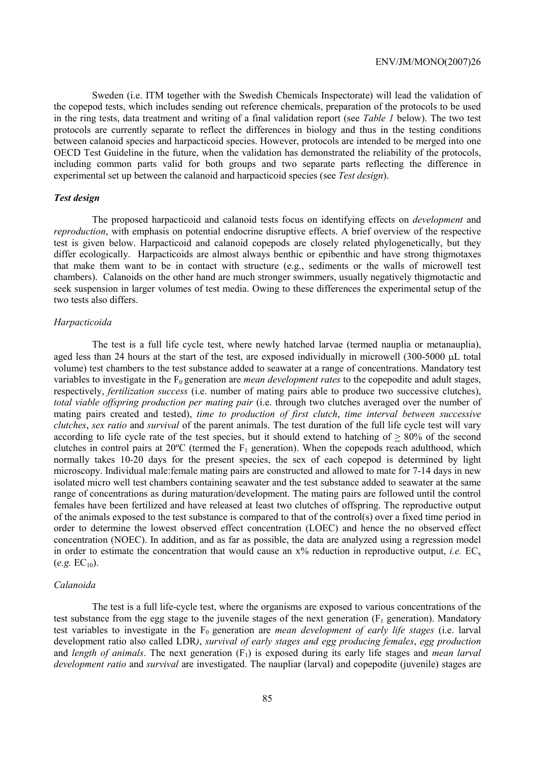Sweden (i.e. ITM together with the Swedish Chemicals Inspectorate) will lead the validation of the copepod tests, which includes sending out reference chemicals, preparation of the protocols to be used in the ring tests, data treatment and writing of a final validation report (see *Table 1* below). The two test protocols are currently separate to reflect the differences in biology and thus in the testing conditions between calanoid species and harpacticoid species. However, protocols are intended to be merged into one OECD Test Guideline in the future, when the validation has demonstrated the reliability of the protocols, including common parts valid for both groups and two separate parts reflecting the difference in experimental set up between the calanoid and harpacticoid species (see *Test design*).

### *Test design*

The proposed harpacticoid and calanoid tests focus on identifying effects on *development* and *reproduction*, with emphasis on potential endocrine disruptive effects. A brief overview of the respective test is given below. Harpacticoid and calanoid copepods are closely related phylogenetically, but they differ ecologically. Harpacticoids are almost always benthic or epibenthic and have strong thigmotaxes that make them want to be in contact with structure (e.g., sediments or the walls of microwell test chambers). Calanoids on the other hand are much stronger swimmers, usually negatively thigmotactic and seek suspension in larger volumes of test media. Owing to these differences the experimental setup of the two tests also differs.

#### *Harpacticoida*

The test is a full life cycle test, where newly hatched larvae (termed nauplia or metanauplia), aged less than 24 hours at the start of the test, are exposed individually in microwell (300-5000 μL total volume) test chambers to the test substance added to seawater at a range of concentrations. Mandatory test variables to investigate in the $F_0$ generation are *mean development rates* to the copepodite and adult stages, respectively, *fertilization success* (i.e. number of mating pairs able to produce two successive clutches), *total viable offspring production per mating pair* (i.e. through two clutches averaged over the number of mating pairs created and tested), *time to production of first clutch*, *time interval between successive clutches*, *sex ratio* and *survival* of the parent animals. The test duration of the full life cycle test will vary according to life cycle rate of the test species, but it should extend to hatching of $\geq$ 80% of the second clutches in control pairs at 20ºC (termed the $F_1$ generation). When the copepods reach adulthood, which normally takes 10-20 days for the present species, the sex of each copepod is determined by light microscopy. Individual male:female mating pairs are constructed and allowed to mate for 7-14 days in new isolated micro well test chambers containing seawater and the test substance added to seawater at the same range of concentrations as during maturation/development. The mating pairs are followed until the control females have been fertilized and have released at least two clutches of offspring. The reproductive output of the animals exposed to the test substance is compared to that of the control(s) over a fixed time period in order to determine the lowest observed effect concentration (LOEC) and hence the no observed effect concentration (NOEC). In addition, and as far as possible, the data are analyzed using a regression model in order to estimate the concentration that would cause an x% reduction in reproductive output, *i.e.* $EC_x$ (*e.g.* $EC_{10}$).

#### *Calanoida*

The test is a full life-cycle test, where the organisms are exposed to various concentrations of the test substance from the egg stage to the juvenile stages of the next generation ($F_1$ generation). Mandatory test variables to investigate in the $F_0$ generation are *mean development of early life stages* (i.e. larval development ratio also called LDR*)*, *survival of early stages and egg producing females*, *egg production* and *length of animals*. The next generation ($F_1$) is exposed during its early life stages and *mean larval development ratio* and *survival* are investigated. The naupliar (larval) and copepodite (juvenile) stages are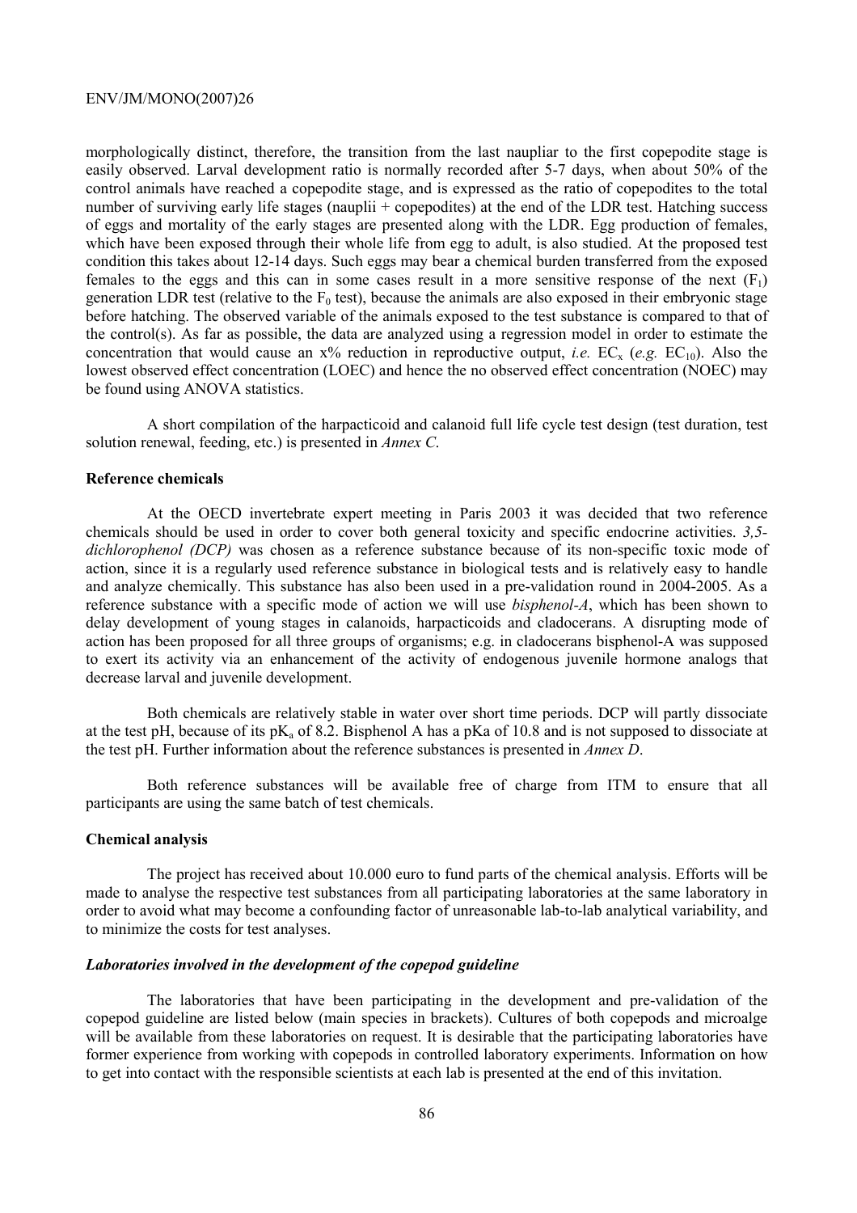morphologically distinct, therefore, the transition from the last naupliar to the first copepodite stage is easily observed. Larval development ratio is normally recorded after 5-7 days, when about 50% of the control animals have reached a copepodite stage, and is expressed as the ratio of copepodites to the total number of surviving early life stages (nauplii + copepodites) at the end of the LDR test. Hatching success of eggs and mortality of the early stages are presented along with the LDR. Egg production of females, which have been exposed through their whole life from egg to adult, is also studied. At the proposed test condition this takes about 12-14 days. Such eggs may bear a chemical burden transferred from the exposed females to the eggs and this can in some cases result in a more sensitive response of the next ($F_1$) generation LDR test (relative to the $F_0$ test), because the animals are also exposed in their embryonic stage before hatching. The observed variable of the animals exposed to the test substance is compared to that of the control(s). As far as possible, the data are analyzed using a regression model in order to estimate the concentration that would cause an x% reduction in reproductive output, *i.e.* $EC_x$ (*e.g.* $EC_{10}$). Also the lowest observed effect concentration (LOEC) and hence the no observed effect concentration (NOEC) may be found using ANOVA statistics.

A short compilation of the harpacticoid and calanoid full life cycle test design (test duration, test solution renewal, feeding, etc.) is presented in *Annex C*.

### Reference chemicals

At the OECD invertebrate expert meeting in Paris 2003 it was decided that two reference chemicals should be used in order to cover both general toxicity and specific endocrine activities. *3,5-dichlorophenol (DCP)* was chosen as a reference substance because of its non-specific toxic mode of action, since it is a regularly used reference substance in biological tests and is relatively easy to handle and analyze chemically. This substance has also been used in a pre-validation round in 2004-2005. As a reference substance with a specific mode of action we will use *bisphenol-A*, which has been shown to delay development of young stages in calanoids, harpacticoids and cladocerans. A disrupting mode of action has been proposed for all three groups of organisms; e.g. in cladocerans bisphenol-A was supposed to exert its activity via an enhancement of the activity of endogenous juvenile hormone analogs that decrease larval and juvenile development.

Both chemicals are relatively stable in water over short time periods. DCP will partly dissociate at the test pH, because of its $pK_a$ of 8.2. Bisphenol A has a pKa of 10.8 and is not supposed to dissociate at the test pH. Further information about the reference substances is presented in *Annex D*.

Both reference substances will be available free of charge from ITM to ensure that all participants are using the same batch of test chemicals.

### Chemical analysis

The project has received about 10.000 euro to fund parts of the chemical analysis. Efforts will be made to analyse the respective test substances from all participating laboratories at the same laboratory in order to avoid what may become a confounding factor of unreasonable lab-to-lab analytical variability, and to minimize the costs for test analyses.

#### *Laboratories involved in the development of the copepod guideline*

The laboratories that have been participating in the development and pre-validation of the copepod guideline are listed below (main species in brackets). Cultures of both copepods and microalge will be available from these laboratories on request. It is desirable that the participating laboratories have former experience from working with copepods in controlled laboratory experiments. Information on how to get into contact with the responsible scientists at each lab is presented at the end of this invitation.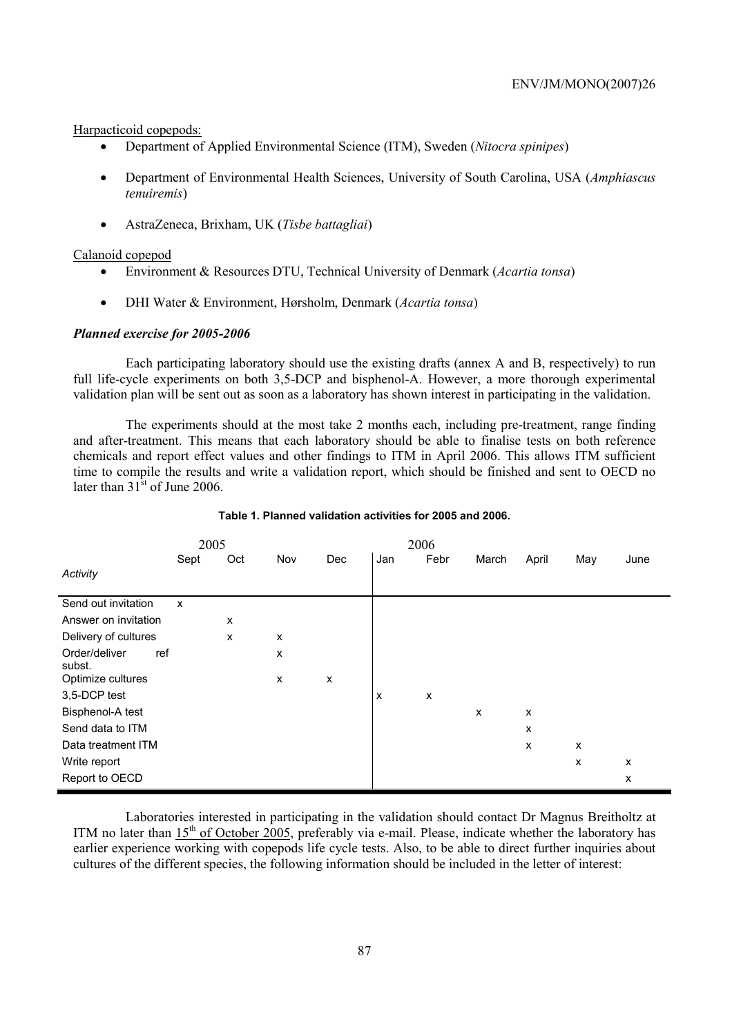Harpacticoid copepods:

- Department of Applied Environmental Science (ITM), Sweden (*Nitocra spinipes*)
- Department of Environmental Health Sciences, University of South Carolina, USA (*Amphiascus tenuiremis*)
- AstraZeneca, Brixham, UK (*Tisbe battagliai*)

Calanoid copepod

- Environment & Resources DTU, Technical University of Denmark (*Acartia tonsa*)
- DHI Water & Environment, Hørsholm, Denmark (*Acartia tonsa*)

***Planned exercise for 2005-2006***

Each participating laboratory should use the existing drafts (annex A and B, respectively) to run full life-cycle experiments on both 3,5-DCP and bisphenol-A. However, a more thorough experimental validation plan will be sent out as soon as a laboratory has shown interest in participating in the validation.

The experiments should at the most take 2 months each, including pre-treatment, range finding and after-treatment. This means that each laboratory should be able to finalise tests on both reference chemicals and report effect values and other findings to ITM in April 2006. This allows ITM sufficient time to compile the results and write a validation report, which should be finished and sent to OECD no later than 31st of June 2006.

**Table 1. Planned validation activities for 2005 and 2006.**

| | 2005 | | | | 2006 | | | | | |
|---|---|---|---|---|---|---|---|---|---|---|
| *Activity* | Sept | Oct | Nov | Dec | Jan | Febr | March | April | May | June |
| Send out invitation | x | | | | | | | | | |
| Answer on invitation | | x | | | | | | | | |
| Delivery of cultures | | x | x | | | | | | | |
| Order/deliver ref subst. | | | x | | | | | | | |
| Optimize cultures | | | x | x | | | | | | |
| 3,5-DCP test | | | | | x | x | | | | |
| Bisphenol-A test | | | | | | | x | x | | |
| Send data to ITM | | | | | | | | x | | |
| Data treatment ITM | | | | | | | | x | x | |
| Write report | | | | | | | | | x | x |
| Report to OECD | | | | | | | | | | x |

Laboratories interested in participating in the validation should contact Dr Magnus Breitholtz at ITM no later than 15th of October 2005, preferably via e-mail. Please, indicate whether the laboratory has earlier experience working with copepods life cycle tests. Also, to be able to direct further inquiries about cultures of the different species, the following information should be included in the letter of interest: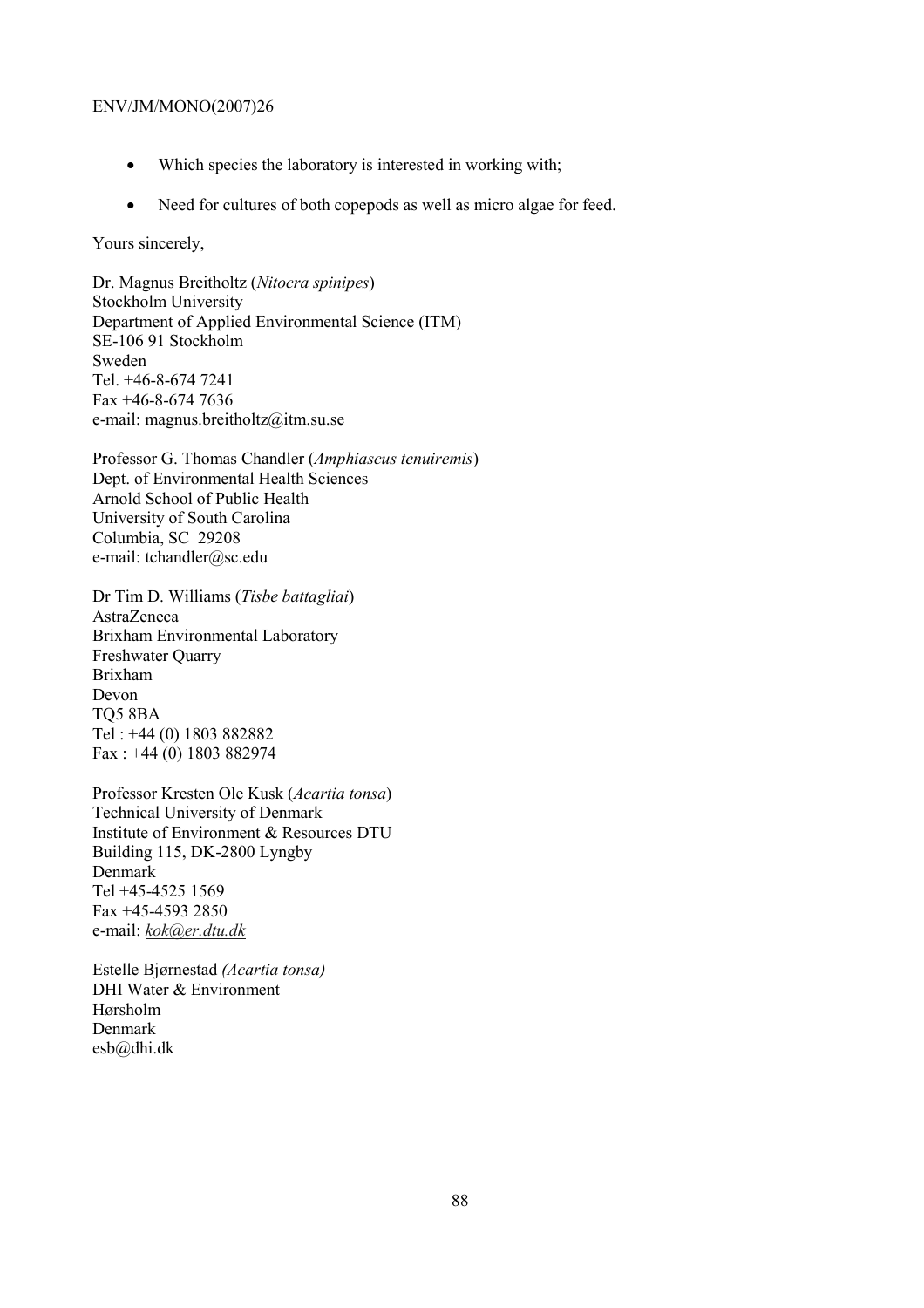- Which species the laboratory is interested in working with;
- Need for cultures of both copepods as well as micro algae for feed.

Yours sincerely,

Dr. Magnus Breitholtz (*Nitocra spinipes*)
Stockholm University
Department of Applied Environmental Science (ITM)
SE-106 91 Stockholm
Sweden
Tel. +46-8-674 7241
Fax +46-8-674 7636
e-mail: magnus.breitholtz@itm.su.se

Professor G. Thomas Chandler (*Amphiascus tenuiremis*)
Dept. of Environmental Health Sciences
Arnold School of Public Health
University of South Carolina
Columbia, SC 29208
e-mail: tchandler@sc.edu

Dr Tim D. Williams (*Tisbe battagliai*)
AstraZeneca
Brixham Environmental Laboratory
Freshwater Quarry
Brixham
Devon
TQ5 8BA
Tel : +44 (0) 1803 882882
Fax : +44 (0) 1803 882974

Professor Kresten Ole Kusk (*Acartia tonsa*)
Technical University of Denmark
Institute of Environment & Resources DTU
Building 115, DK-2800 Lyngby
Denmark
Tel +45-4525 1569
Fax +45-4593 2850
e-mail: *kok@er.dtu.dk*

Estelle Bjørnestad *(Acartia tonsa)*
DHI Water & Environment
Hørsholm
Denmark
esb@dhi.dk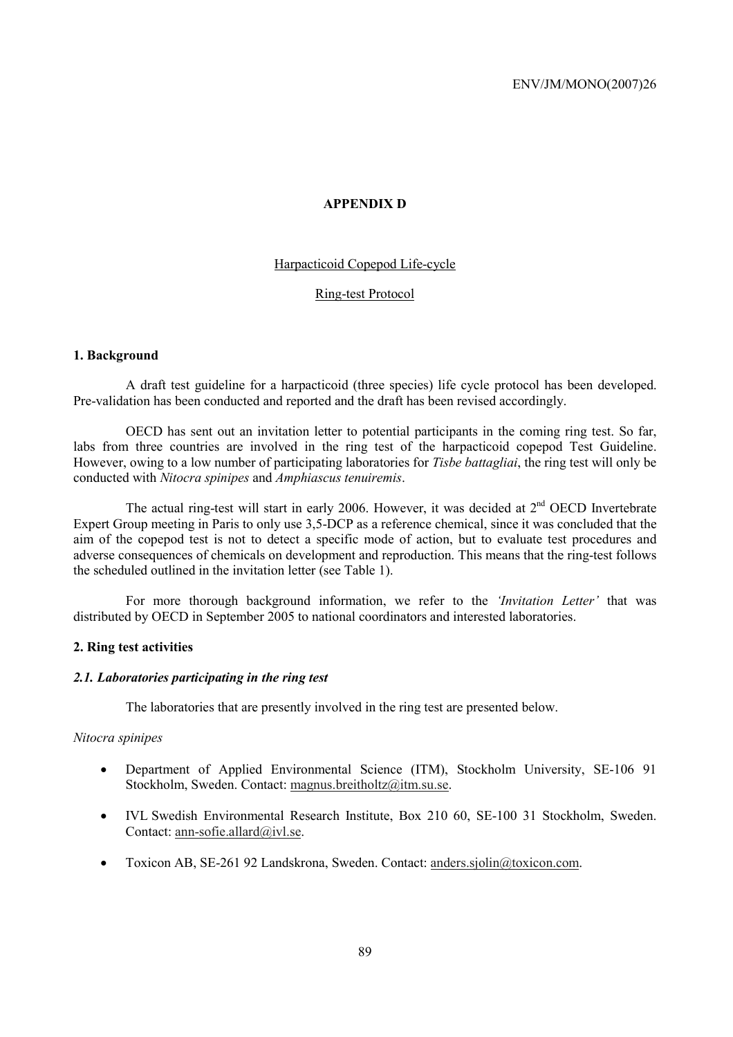## APPENDIX D

Harpacticoid Copepod Life-cycle

Ring-test Protocol

### 1. Background

A draft test guideline for a harpacticoid (three species) life cycle protocol has been developed. Pre-validation has been conducted and reported and the draft has been revised accordingly.

OECD has sent out an invitation letter to potential participants in the coming ring test. So far, labs from three countries are involved in the ring test of the harpacticoid copepod Test Guideline. However, owing to a low number of participating laboratories for *Tisbe battagliai*, the ring test will only be conducted with *Nitocra spinipes* and *Amphiascus tenuiremis*.

The actual ring-test will start in early 2006. However, it was decided at 2nd OECD Invertebrate Expert Group meeting in Paris to only use 3,5-DCP as a reference chemical, since it was concluded that the aim of the copepod test is not to detect a specific mode of action, but to evaluate test procedures and adverse consequences of chemicals on development and reproduction. This means that the ring-test follows the scheduled outlined in the invitation letter (see Table 1).

For more thorough background information, we refer to the *'Invitation Letter'* that was distributed by OECD in September 2005 to national coordinators and interested laboratories.

### 2. Ring test activities

#### *2.1. Laboratories participating in the ring test*

The laboratories that are presently involved in the ring test are presented below.

*Nitocra spinipes*

- Department of Applied Environmental Science (ITM), Stockholm University, SE-106 91 Stockholm, Sweden. Contact: magnus.breitholtz@itm.su.se.
- IVL Swedish Environmental Research Institute, Box 210 60, SE-100 31 Stockholm, Sweden. Contact: ann-sofie.allard@ivl.se.
- Toxicon AB, SE-261 92 Landskrona, Sweden. Contact: anders.sjolin@toxicon.com.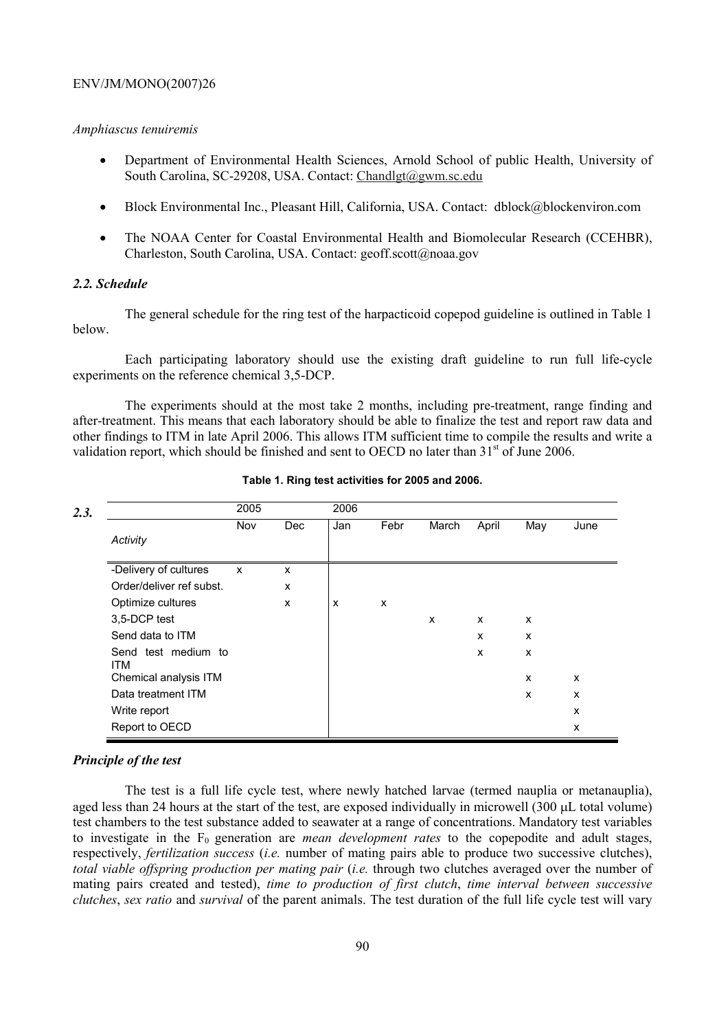*Amphiascus tenuiremis*

- Department of Environmental Health Sciences, Arnold School of public Health, University of South Carolina, SC-29208, USA. Contact: Chandlgt@gwm.sc.edu
- Block Environmental Inc., Pleasant Hill, California, USA. Contact: dblock@blockenviron.com
- The NOAA Center for Coastal Environmental Health and Biomolecular Research (CCEHBR), Charleston, South Carolina, USA. Contact: geoff.scott@noaa.gov

### *2.2. Schedule*

The general schedule for the ring test of the harpacticoid copepod guideline is outlined in Table 1 below.

Each participating laboratory should use the existing draft guideline to run full life-cycle experiments on the reference chemical 3,5-DCP.

The experiments should at the most take 2 months, including pre-treatment, range finding and after-treatment. This means that each laboratory should be able to finalize the test and report raw data and other findings to ITM in late April 2006. This allows ITM sufficient time to compile the results and write a validation report, which should be finished and sent to OECD no later than 31st of June 2006.

**Table 1. Ring test activities for 2005 and 2006.**

### *2.3.*

| | 2005 | | 2006 | | | | | |
|---|---|---|---|---|---|---|---|---|
| *Activity* | Nov | Dec | Jan | Febr | March | April | May | June |
| -Delivery of cultures | x | x | | | | | | |
| Order/deliver ref subst. | | x | | | | | | |
| Optimize cultures | | x | x | x | | | | |
| 3,5-DCP test | | | | | x | x | x | |
| Send data to ITM | | | | | | x | x | |
| Send test medium to ITM | | | | | | x | x | |
| Chemical analysis ITM | | | | | | | x | x |
| Data treatment ITM | | | | | | | x | x |
| Write report | | | | | | | | x |
| Report to OECD | | | | | | | | x |

### *Principle of the test*

The test is a full life cycle test, where newly hatched larvae (termed nauplia or metanauplia), aged less than 24 hours at the start of the test, are exposed individually in microwell (300 µL total volume) test chambers to the test substance added to seawater at a range of concentrations. Mandatory test variables to investigate in the $F_0$ generation are *mean development rates* to the copepodite and adult stages, respectively, *fertilization success* (*i.e.* number of mating pairs able to produce two successive clutches), *total viable offspring production per mating pair* (*i.e.* through two clutches averaged over the number of mating pairs created and tested), *time to production of first clutch*, *time interval between successive clutches*, *sex ratio* and *survival* of the parent animals. The test duration of the full life cycle test will vary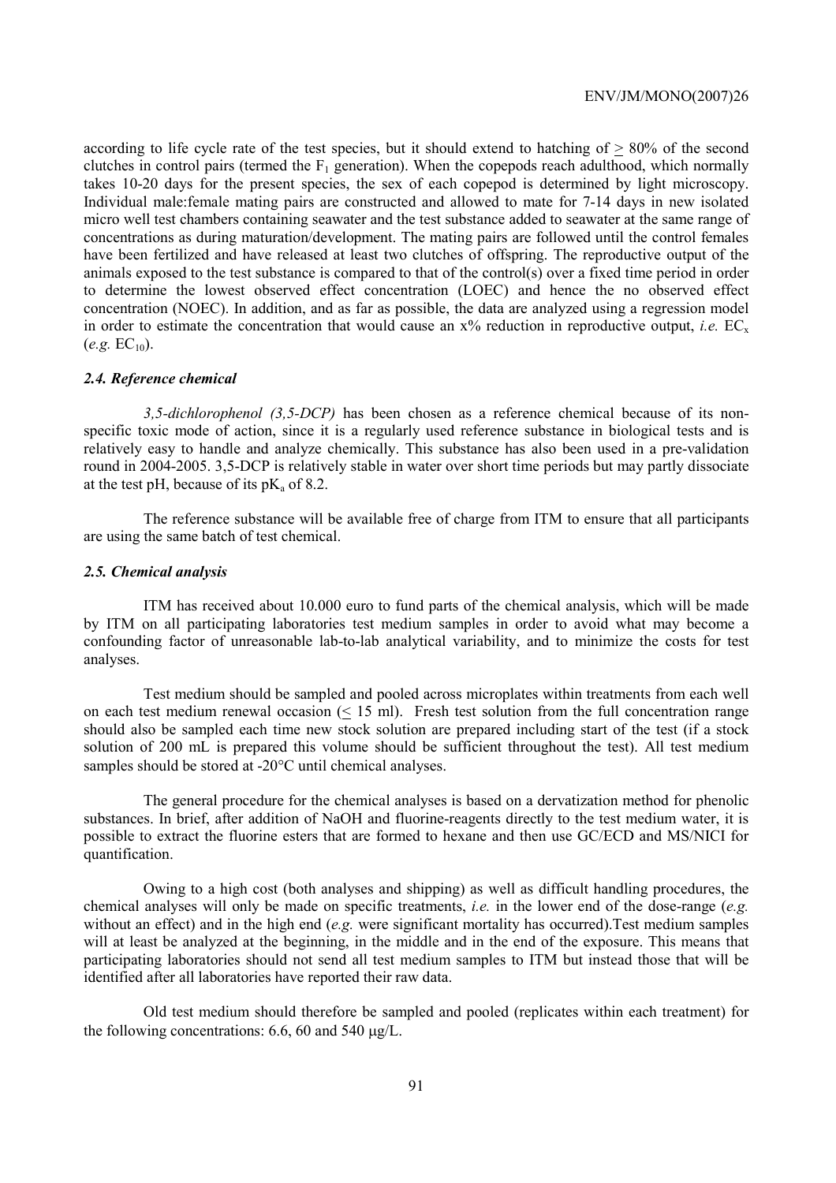according to life cycle rate of the test species, but it should extend to hatching of $\geq$ 80% of the second clutches in control pairs (termed the $F_1$ generation). When the copepods reach adulthood, which normally takes 10-20 days for the present species, the sex of each copepod is determined by light microscopy. Individual male:female mating pairs are constructed and allowed to mate for 7-14 days in new isolated micro well test chambers containing seawater and the test substance added to seawater at the same range of concentrations as during maturation/development. The mating pairs are followed until the control females have been fertilized and have released at least two clutches of offspring. The reproductive output of the animals exposed to the test substance is compared to that of the control(s) over a fixed time period in order to determine the lowest observed effect concentration (LOEC) and hence the no observed effect concentration (NOEC). In addition, and as far as possible, the data are analyzed using a regression model in order to estimate the concentration that would cause an x% reduction in reproductive output, *i.e.* $EC_x$ (*e.g.* $EC_{10}$).

### *2.4. Reference chemical*

*3,5-dichlorophenol (3,5-DCP)* has been chosen as a reference chemical because of its non-specific toxic mode of action, since it is a regularly used reference substance in biological tests and is relatively easy to handle and analyze chemically. This substance has also been used in a pre-validation round in 2004-2005. 3,5-DCP is relatively stable in water over short time periods but may partly dissociate at the test pH, because of its $pK_a$ of 8.2.

The reference substance will be available free of charge from ITM to ensure that all participants are using the same batch of test chemical.

### *2.5. Chemical analysis*

ITM has received about 10.000 euro to fund parts of the chemical analysis, which will be made by ITM on all participating laboratories test medium samples in order to avoid what may become a confounding factor of unreasonable lab-to-lab analytical variability, and to minimize the costs for test analyses.

Test medium should be sampled and pooled across microplates within treatments from each well on each test medium renewal occasion ($\leq$ 15 ml). Fresh test solution from the full concentration range should also be sampled each time new stock solution are prepared including start of the test (if a stock solution of 200 mL is prepared this volume should be sufficient throughout the test). All test medium samples should be stored at -20°C until chemical analyses.

The general procedure for the chemical analyses is based on a dervatization method for phenolic substances. In brief, after addition of NaOH and fluorine-reagents directly to the test medium water, it is possible to extract the fluorine esters that are formed to hexane and then use GC/ECD and MS/NICI for quantification.

Owing to a high cost (both analyses and shipping) as well as difficult handling procedures, the chemical analyses will only be made on specific treatments, *i.e.* in the lower end of the dose-range (*e.g.* without an effect) and in the high end (*e.g.* were significant mortality has occurred).Test medium samples will at least be analyzed at the beginning, in the middle and in the end of the exposure. This means that participating laboratories should not send all test medium samples to ITM but instead those that will be identified after all laboratories have reported their raw data.

Old test medium should therefore be sampled and pooled (replicates within each treatment) for the following concentrations: 6.6, 60 and 540 μg/L.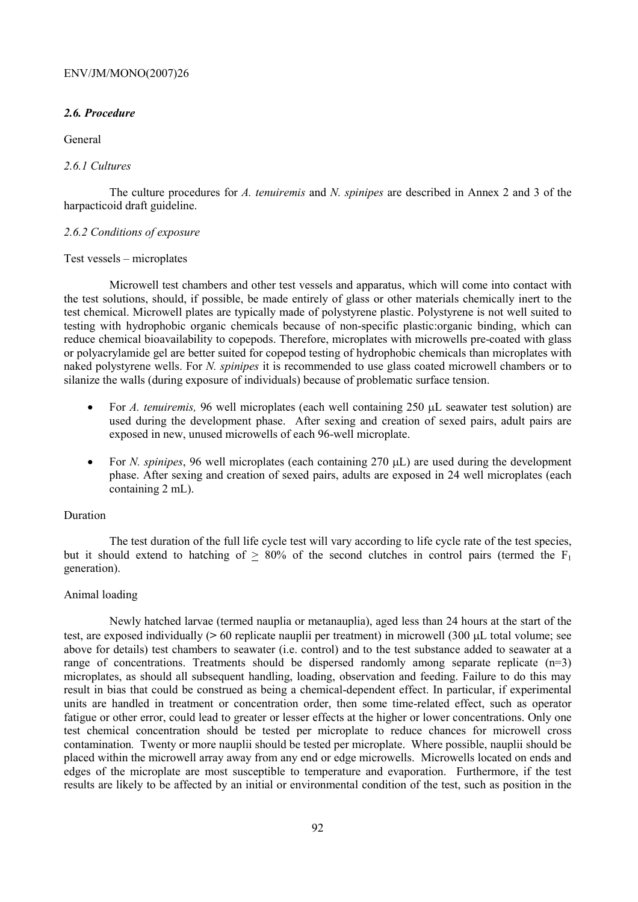### *2.6. Procedure*

General

*2.6.1 Cultures*

The culture procedures for *A. tenuiremis* and *N. spinipes* are described in Annex 2 and 3 of the harpacticoid draft guideline.

*2.6.2 Conditions of exposure*

Test vessels – microplates

Microwell test chambers and other test vessels and apparatus, which will come into contact with the test solutions, should, if possible, be made entirely of glass or other materials chemically inert to the test chemical. Microwell plates are typically made of polystyrene plastic. Polystyrene is not well suited to testing with hydrophobic organic chemicals because of non-specific plastic:organic binding, which can reduce chemical bioavailability to copepods. Therefore, microplates with microwells pre-coated with glass or polyacrylamide gel are better suited for copepod testing of hydrophobic chemicals than microplates with naked polystyrene wells. For *N. spinipes* it is recommended to use glass coated microwell chambers or to silanize the walls (during exposure of individuals) because of problematic surface tension.

- For *A. tenuiremis,* 96 well microplates (each well containing 250 μL seawater test solution) are used during the development phase. After sexing and creation of sexed pairs, adult pairs are exposed in new, unused microwells of each 96-well microplate.
- For *N. spinipes*, 96 well microplates (each containing 270 μL) are used during the development phase. After sexing and creation of sexed pairs, adults are exposed in 24 well microplates (each containing 2 mL).

Duration

The test duration of the full life cycle test will vary according to life cycle rate of the test species, but it should extend to hatching of $\geq$ 80% of the second clutches in control pairs (termed the $F_1$ generation).

Animal loading

Newly hatched larvae (termed nauplia or metanauplia), aged less than 24 hours at the start of the test, are exposed individually (> 60 replicate nauplii per treatment) in microwell (300 μL total volume; see above for details) test chambers to seawater (i.e. control) and to the test substance added to seawater at a range of concentrations. Treatments should be dispersed randomly among separate replicate (n=3) microplates, as should all subsequent handling, loading, observation and feeding. Failure to do this may result in bias that could be construed as being a chemical-dependent effect. In particular, if experimental units are handled in treatment or concentration order, then some time-related effect, such as operator fatigue or other error, could lead to greater or lesser effects at the higher or lower concentrations. Only one test chemical concentration should be tested per microplate to reduce chances for microwell cross contamination. Twenty or more nauplii should be tested per microplate. Where possible, nauplii should be placed within the microwell array away from any end or edge microwells. Microwells located on ends and edges of the microplate are most susceptible to temperature and evaporation. Furthermore, if the test results are likely to be affected by an initial or environmental condition of the test, such as position in the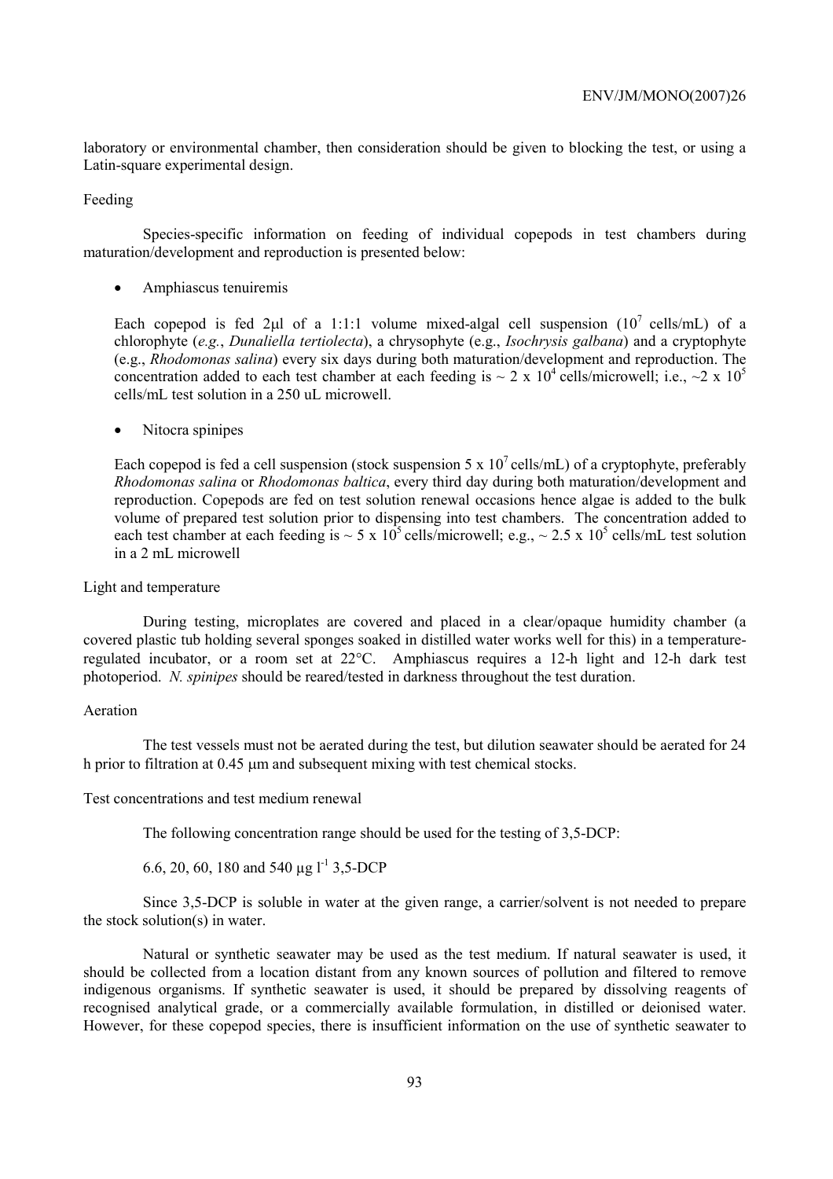laboratory or environmental chamber, then consideration should be given to blocking the test, or using a Latin-square experimental design.

Feeding

Species-specific information on feeding of individual copepods in test chambers during maturation/development and reproduction is presented below:

- Amphiascus tenuiremis

Each copepod is fed 2μl of a 1:1:1 volume mixed-algal cell suspension ($10^7$ cells/mL) of a chlorophyte (*e.g.*, *Dunaliella tertiolecta*), a chrysophyte (e.g., *Isochrysis galbana*) and a cryptophyte (e.g., *Rhodomonas salina*) every six days during both maturation/development and reproduction. The concentration added to each test chamber at each feeding is ~ $2 \times 10^4$ cells/microwell; i.e., ~$2 \times 10^5$ cells/mL test solution in a 250 uL microwell.

- Nitocra spinipes

Each copepod is fed a cell suspension (stock suspension $5 \times 10^7$ cells/mL) of a cryptophyte, preferably *Rhodomonas salina* or *Rhodomonas baltica*, every third day during both maturation/development and reproduction. Copepods are fed on test solution renewal occasions hence algae is added to the bulk volume of prepared test solution prior to dispensing into test chambers. The concentration added to each test chamber at each feeding is ~ $5 \times 10^5$ cells/microwell; e.g., ~ $2.5 \times 10^5$ cells/mL test solution in a 2 mL microwell

Light and temperature

During testing, microplates are covered and placed in a clear/opaque humidity chamber (a covered plastic tub holding several sponges soaked in distilled water works well for this) in a temperature-regulated incubator, or a room set at 22°C. Amphiascus requires a 12-h light and 12-h dark test photoperiod. *N. spinipes* should be reared/tested in darkness throughout the test duration.

Aeration

The test vessels must not be aerated during the test, but dilution seawater should be aerated for 24 h prior to filtration at 0.45 μm and subsequent mixing with test chemical stocks.

Test concentrations and test medium renewal

The following concentration range should be used for the testing of 3,5-DCP:

6.6, 20, 60, 180 and 540 μg $l^{-1}$ 3,5-DCP

Since 3,5-DCP is soluble in water at the given range, a carrier/solvent is not needed to prepare the stock solution(s) in water.

Natural or synthetic seawater may be used as the test medium. If natural seawater is used, it should be collected from a location distant from any known sources of pollution and filtered to remove indigenous organisms. If synthetic seawater is used, it should be prepared by dissolving reagents of recognised analytical grade, or a commercially available formulation, in distilled or deionised water. However, for these copepod species, there is insufficient information on the use of synthetic seawater to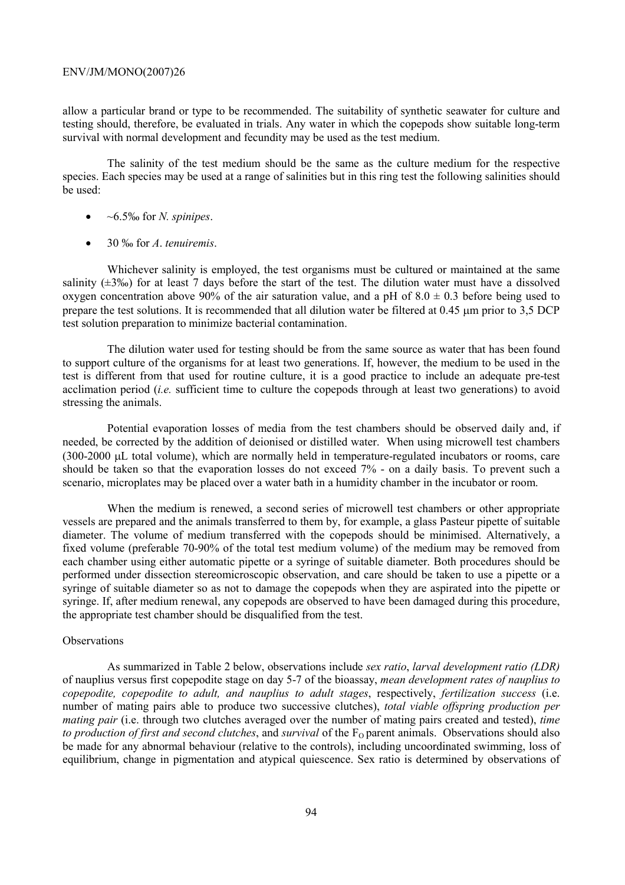allow a particular brand or type to be recommended. The suitability of synthetic seawater for culture and testing should, therefore, be evaluated in trials. Any water in which the copepods show suitable long-term survival with normal development and fecundity may be used as the test medium.

The salinity of the test medium should be the same as the culture medium for the respective species. Each species may be used at a range of salinities but in this ring test the following salinities should be used:

- ~6.5‰ for *N. spinipes*.
- 30 ‰ for *A*. *tenuiremis*.

Whichever salinity is employed, the test organisms must be cultured or maintained at the same salinity (±3‰) for at least 7 days before the start of the test. The dilution water must have a dissolved oxygen concentration above 90% of the air saturation value, and a pH of 8.0 ± 0.3 before being used to prepare the test solutions. It is recommended that all dilution water be filtered at 0.45 μm prior to 3,5 DCP test solution preparation to minimize bacterial contamination.

The dilution water used for testing should be from the same source as water that has been found to support culture of the organisms for at least two generations. If, however, the medium to be used in the test is different from that used for routine culture, it is a good practice to include an adequate pre-test acclimation period (*i.e.* sufficient time to culture the copepods through at least two generations) to avoid stressing the animals.

Potential evaporation losses of media from the test chambers should be observed daily and, if needed, be corrected by the addition of deionised or distilled water. When using microwell test chambers (300-2000 μL total volume), which are normally held in temperature-regulated incubators or rooms, care should be taken so that the evaporation losses do not exceed 7% - on a daily basis. To prevent such a scenario, microplates may be placed over a water bath in a humidity chamber in the incubator or room.

When the medium is renewed, a second series of microwell test chambers or other appropriate vessels are prepared and the animals transferred to them by, for example, a glass Pasteur pipette of suitable diameter. The volume of medium transferred with the copepods should be minimised. Alternatively, a fixed volume (preferable 70-90% of the total test medium volume) of the medium may be removed from each chamber using either automatic pipette or a syringe of suitable diameter. Both procedures should be performed under dissection stereomicroscopic observation, and care should be taken to use a pipette or a syringe of suitable diameter so as not to damage the copepods when they are aspirated into the pipette or syringe. If, after medium renewal, any copepods are observed to have been damaged during this procedure, the appropriate test chamber should be disqualified from the test.

Observations

As summarized in Table 2 below, observations include *sex ratio*, *larval development ratio (LDR)* of nauplius versus first copepodite stage on day 5-7 of the bioassay, *mean development rates of nauplius to copepodite, copepodite to adult, and nauplius to adult stages*, respectively, *fertilization success* (i.e. number of mating pairs able to produce two successive clutches), *total viable offspring production per mating pair* (i.e. through two clutches averaged over the number of mating pairs created and tested), *time to production of first and second clutches*, and *survival* of the $F_O$ parent animals. Observations should also be made for any abnormal behaviour (relative to the controls), including uncoordinated swimming, loss of equilibrium, change in pigmentation and atypical quiescence. Sex ratio is determined by observations of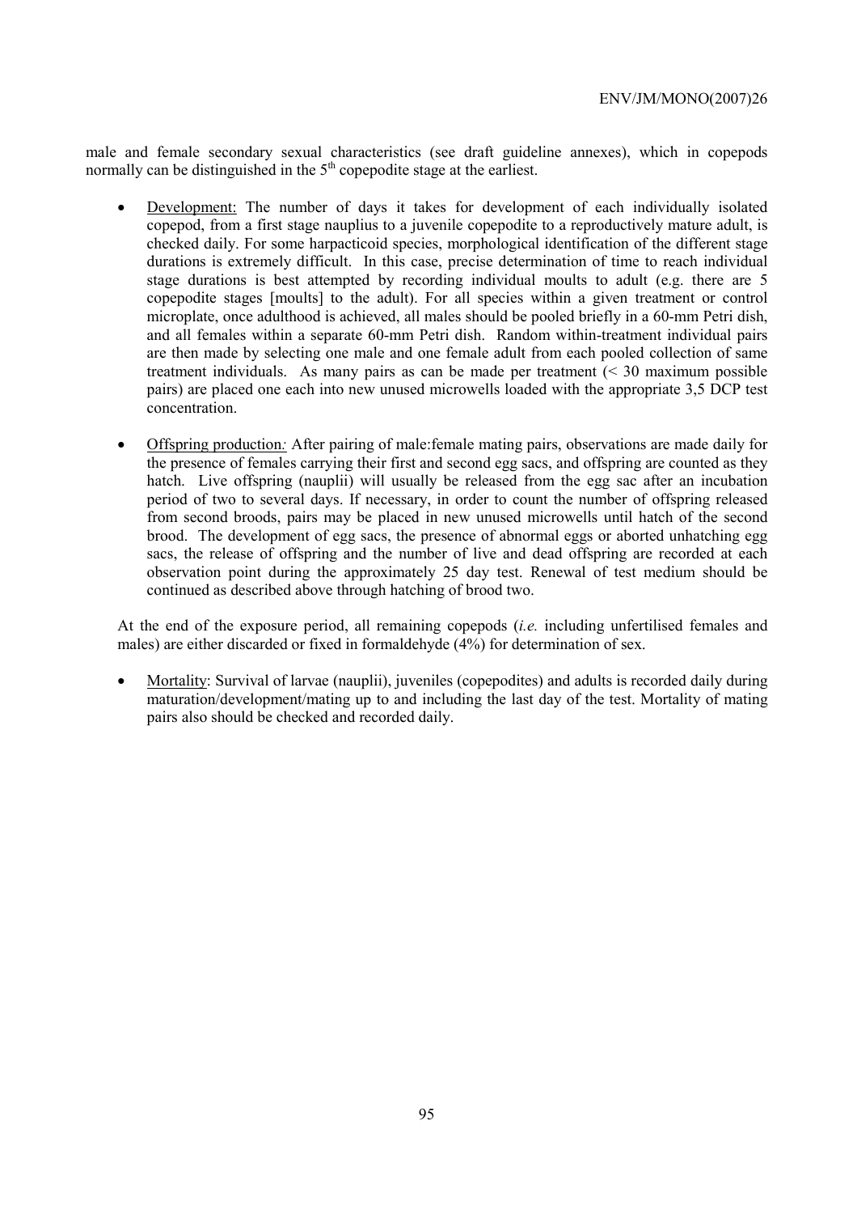male and female secondary sexual characteristics (see draft guideline annexes), which in copepods normally can be distinguished in the 5th copepodite stage at the earliest.

- Development: The number of days it takes for development of each individually isolated copepod, from a first stage nauplius to a juvenile copepodite to a reproductively mature adult, is checked daily. For some harpacticoid species, morphological identification of the different stage durations is extremely difficult. In this case, precise determination of time to reach individual stage durations is best attempted by recording individual moults to adult (e.g. there are 5 copepodite stages [moults] to the adult). For all species within a given treatment or control microplate, once adulthood is achieved, all males should be pooled briefly in a 60-mm Petri dish, and all females within a separate 60-mm Petri dish. Random within-treatment individual pairs are then made by selecting one male and one female adult from each pooled collection of same treatment individuals. As many pairs as can be made per treatment (< 30 maximum possible pairs) are placed one each into new unused microwells loaded with the appropriate 3,5 DCP test concentration.

- Offspring production*:* After pairing of male:female mating pairs, observations are made daily for the presence of females carrying their first and second egg sacs, and offspring are counted as they hatch. Live offspring (nauplii) will usually be released from the egg sac after an incubation period of two to several days. If necessary, in order to count the number of offspring released from second broods, pairs may be placed in new unused microwells until hatch of the second brood. The development of egg sacs, the presence of abnormal eggs or aborted unhatching egg sacs, the release of offspring and the number of live and dead offspring are recorded at each observation point during the approximately 25 day test. Renewal of test medium should be continued as described above through hatching of brood two.

At the end of the exposure period, all remaining copepods (*i.e.* including unfertilised females and males) are either discarded or fixed in formaldehyde (4%) for determination of sex.

- Mortality: Survival of larvae (nauplii), juveniles (copepodites) and adults is recorded daily during maturation/development/mating up to and including the last day of the test. Mortality of mating pairs also should be checked and recorded daily.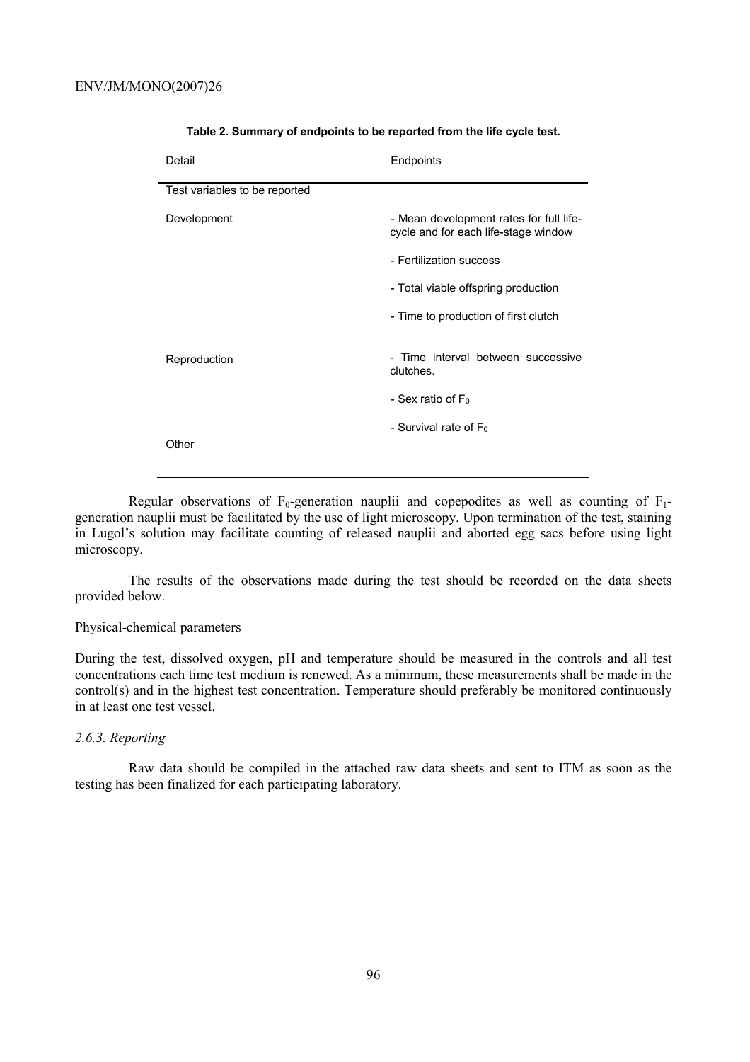**Table 2. Summary of endpoints to be reported from the life cycle test.**

| Detail | Endpoints |
|---|---|
| Test variables to be reported | |
| Development | - Mean development rates for full life-cycle and for each life-stage window |
| | - Fertilization success |
| | - Total viable offspring production |
| | - Time to production of first clutch |
| Reproduction | - Time interval between successive clutches. |
| | - Sex ratio of $F_0$ |
| | - Survival rate of $F_0$ |
| Other | |

Regular observations of $F_0$-generation nauplii and copepodites as well as counting of $F_1$-generation nauplii must be facilitated by the use of light microscopy. Upon termination of the test, staining in Lugol's solution may facilitate counting of released nauplii and aborted egg sacs before using light microscopy.

The results of the observations made during the test should be recorded on the data sheets provided below.

Physical-chemical parameters

During the test, dissolved oxygen, pH and temperature should be measured in the controls and all test concentrations each time test medium is renewed. As a minimum, these measurements shall be made in the control(s) and in the highest test concentration. Temperature should preferably be monitored continuously in at least one test vessel.

*2.6.3. Reporting*

Raw data should be compiled in the attached raw data sheets and sent to ITM as soon as the testing has been finalized for each participating laboratory.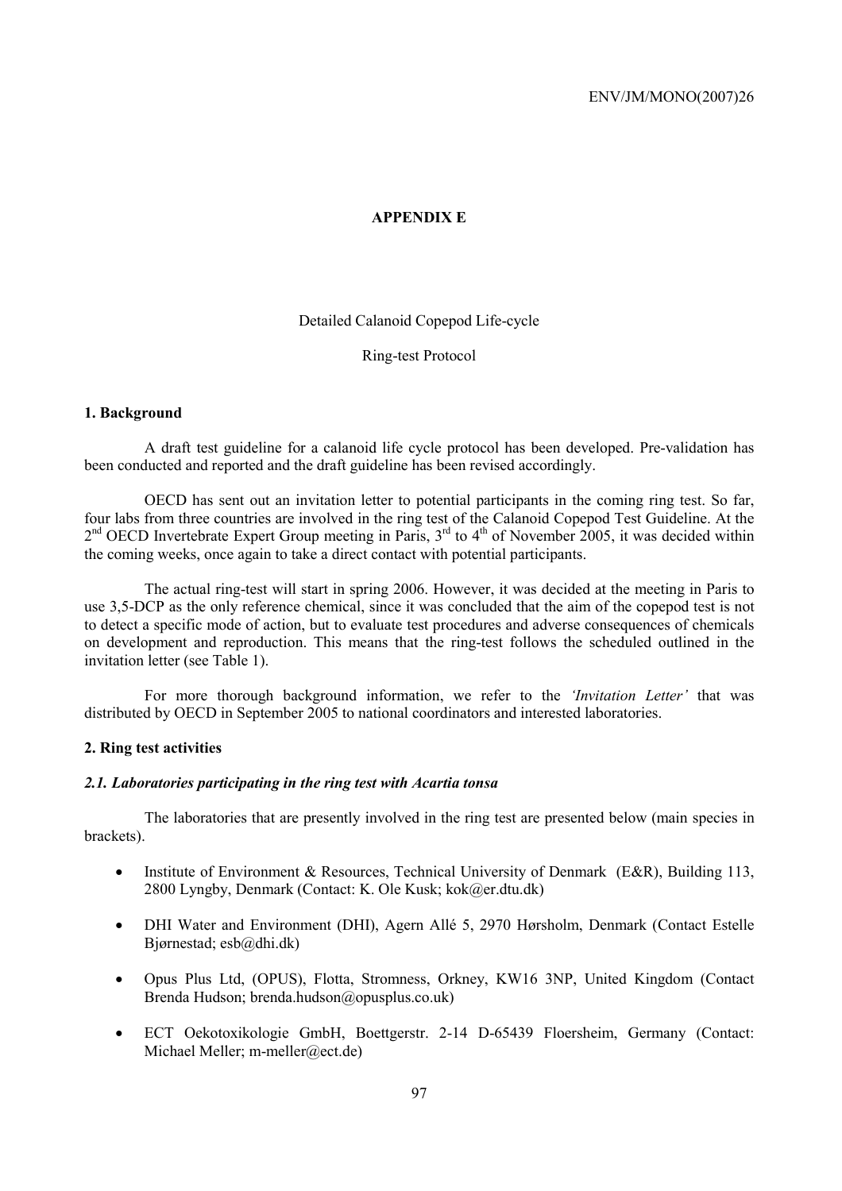**APPENDIX E**

Detailed Calanoid Copepod Life-cycle

Ring-test Protocol

**1. Background**

A draft test guideline for a calanoid life cycle protocol has been developed. Pre-validation has been conducted and reported and the draft guideline has been revised accordingly.

OECD has sent out an invitation letter to potential participants in the coming ring test. So far, four labs from three countries are involved in the ring test of the Calanoid Copepod Test Guideline. At the 2nd OECD Invertebrate Expert Group meeting in Paris, 3rd to 4th of November 2005, it was decided within the coming weeks, once again to take a direct contact with potential participants.

The actual ring-test will start in spring 2006. However, it was decided at the meeting in Paris to use 3,5-DCP as the only reference chemical, since it was concluded that the aim of the copepod test is not to detect a specific mode of action, but to evaluate test procedures and adverse consequences of chemicals on development and reproduction. This means that the ring-test follows the scheduled outlined in the invitation letter (see Table 1).

For more thorough background information, we refer to the *'Invitation Letter'* that was distributed by OECD in September 2005 to national coordinators and interested laboratories.

**2. Ring test activities**

***2.1. Laboratories participating in the ring test with Acartia tonsa***

The laboratories that are presently involved in the ring test are presented below (main species in brackets).

- Institute of Environment & Resources, Technical University of Denmark (E&R), Building 113, 2800 Lyngby, Denmark (Contact: K. Ole Kusk; kok@er.dtu.dk)
- DHI Water and Environment (DHI), Agern Allé 5, 2970 Hørsholm, Denmark (Contact Estelle Bjørnestad; esb@dhi.dk)
- Opus Plus Ltd, (OPUS), Flotta, Stromness, Orkney, KW16 3NP, United Kingdom (Contact Brenda Hudson; brenda.hudson@opusplus.co.uk)
- ECT Oekotoxikologie GmbH, Boettgerstr. 2-14 D-65439 Floersheim, Germany (Contact: Michael Meller; m-meller@ect.de)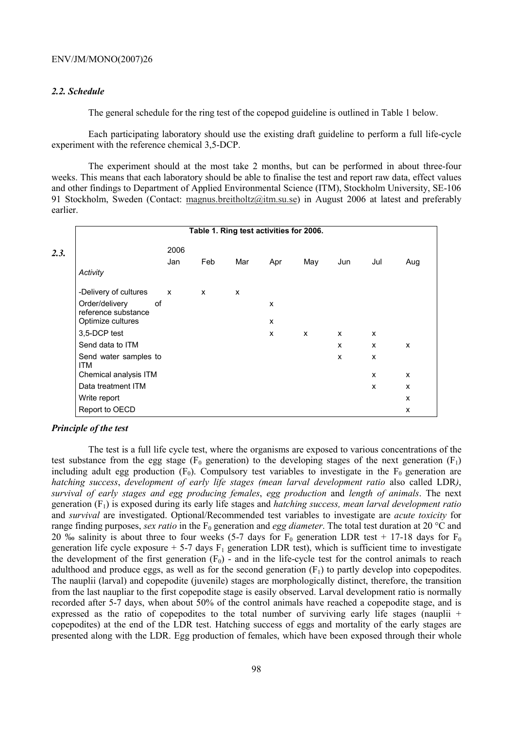### *2.2. Schedule*

The general schedule for the ring test of the copepod guideline is outlined in Table 1 below.

Each participating laboratory should use the existing draft guideline to perform a full life-cycle experiment with the reference chemical 3,5-DCP.

The experiment should at the most take 2 months, but can be performed in about three-four weeks. This means that each laboratory should be able to finalise the test and report raw data, effect values and other findings to Department of Applied Environmental Science (ITM), Stockholm University, SE-106 91 Stockholm, Sweden (Contact: magnus.breitholtz@itm.su.se) in August 2006 at latest and preferably earlier.

**Table 1. Ring test activities for 2006.**

| Activity | 2006 Jan | Feb | Mar | Apr | May | Jun | Jul | Aug |
|---|---|---|---|---|---|---|---|---|
| -Delivery of cultures | x | x | x | | | | | |
| Order/delivery of reference substance | | | | x | | | | |
| Optimize cultures | | | | x | | | | |
| 3,5-DCP test | | | | x | x | x | x | |
| Send data to ITM | | | | | | x | x | x |
| Send water samples to ITM | | | | | | x | x | |
| Chemical analysis ITM | | | | | | | x | x |
| Data treatment ITM | | | | | | | x | x |
| Write report | | | | | | | | x |
| Report to OECD | | | | | | | | x |

### *2.3. Principle of the test*

The test is a full life cycle test, where the organisms are exposed to various concentrations of the test substance from the egg stage ($F_0$ generation) to the developing stages of the next generation ($F_1$) including adult egg production ($F_0$). Compulsory test variables to investigate in the $F_0$ generation are *hatching success*, *development of early life stages (mean larval development ratio* also called LDR*)*, *survival of early stages and egg producing females*, *egg production* and *length of animals*. The next generation ($F_1$) is exposed during its early life stages and *hatching success, mean larval development ratio* and *survival* are investigated. Optional/Recommended test variables to investigate are *acute toxicity* for range finding purposes, *sex ratio* in the $F_0$ generation and *egg diameter*. The total test duration at 20 °C and 20 ‰ salinity is about three to four weeks (5-7 days for $F_0$ generation LDR test + 17-18 days for $F_0$ generation life cycle exposure + 5-7 days $F_1$ generation LDR test), which is sufficient time to investigate the development of the first generation ($F_0$) - and in the life-cycle test for the control animals to reach adulthood and produce eggs, as well as for the second generation ($F_1$) to partly develop into copepodites. The nauplii (larval) and copepodite (juvenile) stages are morphologically distinct, therefore, the transition from the last naupliar to the first copepodite stage is easily observed. Larval development ratio is normally recorded after 5-7 days, when about 50% of the control animals have reached a copepodite stage, and is expressed as the ratio of copepodites to the total number of surviving early life stages (nauplii + copepodites) at the end of the LDR test. Hatching success of eggs and mortality of the early stages are presented along with the LDR. Egg production of females, which have been exposed through their whole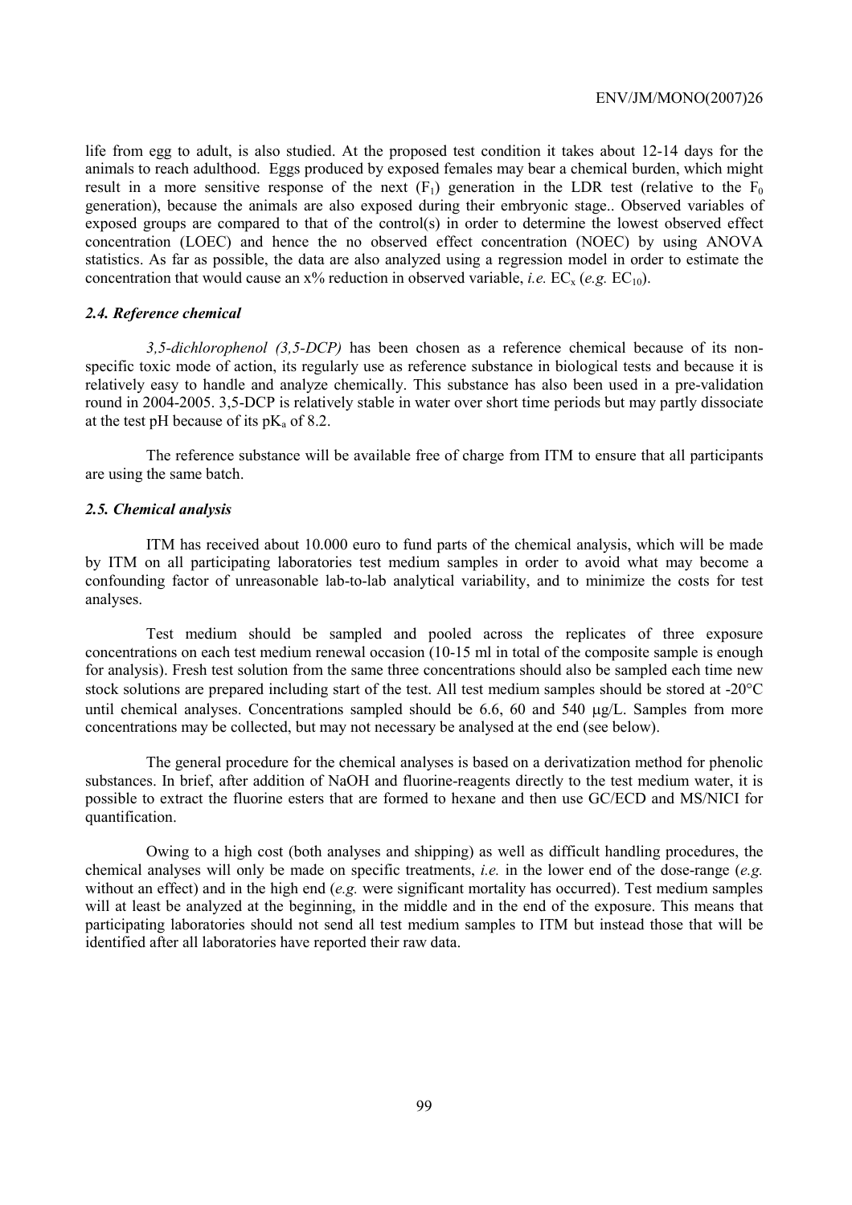life from egg to adult, is also studied. At the proposed test condition it takes about 12-14 days for the animals to reach adulthood. Eggs produced by exposed females may bear a chemical burden, which might result in a more sensitive response of the next ($F_1$) generation in the LDR test (relative to the $F_0$ generation), because the animals are also exposed during their embryonic stage.. Observed variables of exposed groups are compared to that of the control(s) in order to determine the lowest observed effect concentration (LOEC) and hence the no observed effect concentration (NOEC) by using ANOVA statistics. As far as possible, the data are also analyzed using a regression model in order to estimate the concentration that would cause an x% reduction in observed variable, *i.e.* $EC_x$ (*e.g.* $EC_{10}$).

### *2.4. Reference chemical*

*3,5-dichlorophenol (3,5-DCP)* has been chosen as a reference chemical because of its non-specific toxic mode of action, its regularly use as reference substance in biological tests and because it is relatively easy to handle and analyze chemically. This substance has also been used in a pre-validation round in 2004-2005. 3,5-DCP is relatively stable in water over short time periods but may partly dissociate at the test pH because of its $pK_a$ of 8.2.

The reference substance will be available free of charge from ITM to ensure that all participants are using the same batch.

### *2.5. Chemical analysis*

ITM has received about 10.000 euro to fund parts of the chemical analysis, which will be made by ITM on all participating laboratories test medium samples in order to avoid what may become a confounding factor of unreasonable lab-to-lab analytical variability, and to minimize the costs for test analyses.

Test medium should be sampled and pooled across the replicates of three exposure concentrations on each test medium renewal occasion (10-15 ml in total of the composite sample is enough for analysis). Fresh test solution from the same three concentrations should also be sampled each time new stock solutions are prepared including start of the test. All test medium samples should be stored at -20°C until chemical analyses. Concentrations sampled should be 6.6, 60 and 540 µg/L. Samples from more concentrations may be collected, but may not necessary be analysed at the end (see below).

The general procedure for the chemical analyses is based on a derivatization method for phenolic substances. In brief, after addition of NaOH and fluorine-reagents directly to the test medium water, it is possible to extract the fluorine esters that are formed to hexane and then use GC/ECD and MS/NICI for quantification.

Owing to a high cost (both analyses and shipping) as well as difficult handling procedures, the chemical analyses will only be made on specific treatments, *i.e.* in the lower end of the dose-range (*e.g.* without an effect) and in the high end (*e.g.* were significant mortality has occurred). Test medium samples will at least be analyzed at the beginning, in the middle and in the end of the exposure. This means that participating laboratories should not send all test medium samples to ITM but instead those that will be identified after all laboratories have reported their raw data.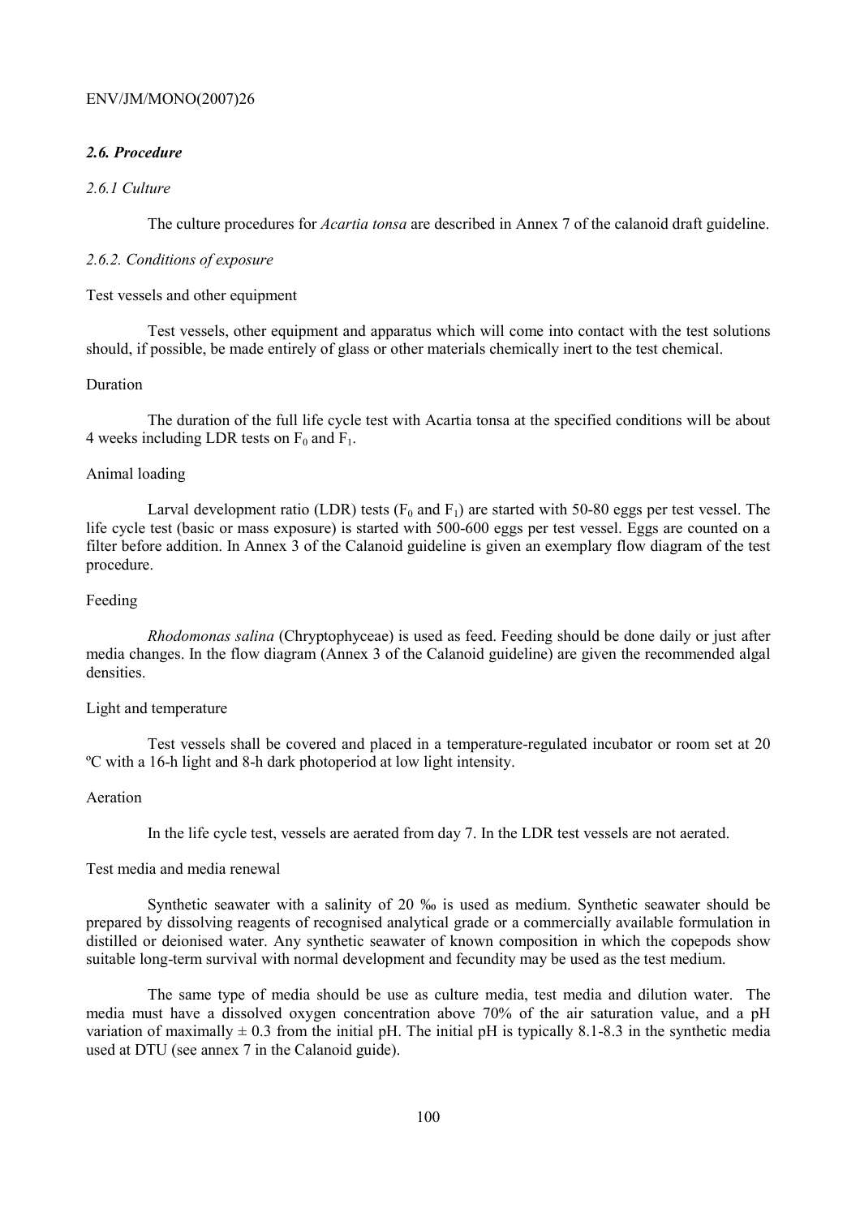### *2.6. Procedure*

#### *2.6.1 Culture*

The culture procedures for *Acartia tonsa* are described in Annex 7 of the calanoid draft guideline.

#### *2.6.2. Conditions of exposure*

Test vessels and other equipment

Test vessels, other equipment and apparatus which will come into contact with the test solutions should, if possible, be made entirely of glass or other materials chemically inert to the test chemical.

Duration

The duration of the full life cycle test with Acartia tonsa at the specified conditions will be about 4 weeks including LDR tests on $F_0$ and $F_1$.

Animal loading

Larval development ratio (LDR) tests ($F_0$ and $F_1$) are started with 50-80 eggs per test vessel. The life cycle test (basic or mass exposure) is started with 500-600 eggs per test vessel. Eggs are counted on a filter before addition. In Annex 3 of the Calanoid guideline is given an exemplary flow diagram of the test procedure.

Feeding

*Rhodomonas salina* (Chryptophyceae) is used as feed. Feeding should be done daily or just after media changes. In the flow diagram (Annex 3 of the Calanoid guideline) are given the recommended algal densities.

Light and temperature

Test vessels shall be covered and placed in a temperature-regulated incubator or room set at 20 ºC with a 16-h light and 8-h dark photoperiod at low light intensity.

Aeration

In the life cycle test, vessels are aerated from day 7. In the LDR test vessels are not aerated.

Test media and media renewal

Synthetic seawater with a salinity of 20 ‰ is used as medium. Synthetic seawater should be prepared by dissolving reagents of recognised analytical grade or a commercially available formulation in distilled or deionised water. Any synthetic seawater of known composition in which the copepods show suitable long-term survival with normal development and fecundity may be used as the test medium.

The same type of media should be use as culture media, test media and dilution water. The media must have a dissolved oxygen concentration above 70% of the air saturation value, and a pH variation of maximally $\pm$ 0.3 from the initial pH. The initial pH is typically 8.1-8.3 in the synthetic media used at DTU (see annex 7 in the Calanoid guide).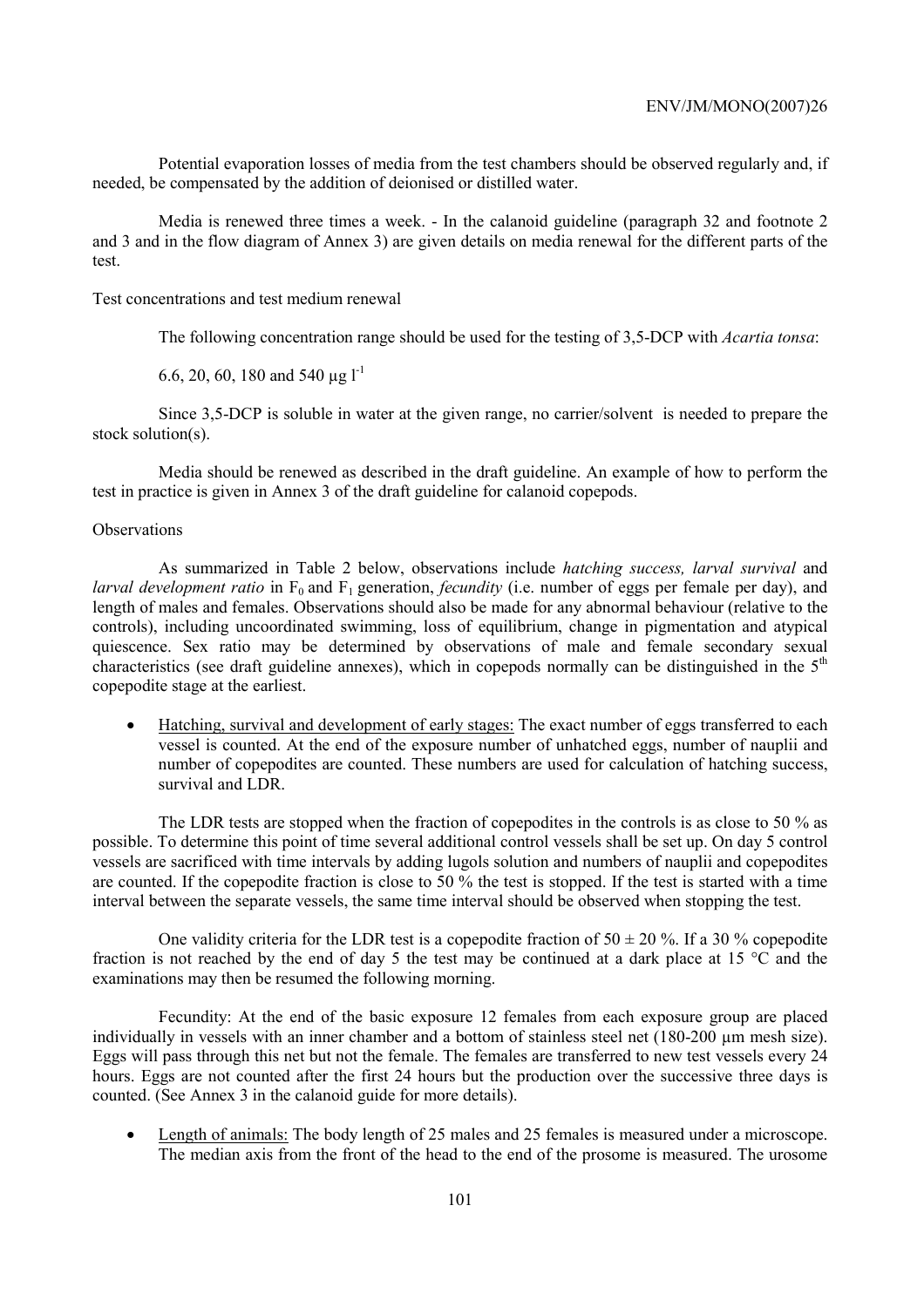Potential evaporation losses of media from the test chambers should be observed regularly and, if needed, be compensated by the addition of deionised or distilled water.

Media is renewed three times a week. - In the calanoid guideline (paragraph 32 and footnote 2 and 3 and in the flow diagram of Annex 3) are given details on media renewal for the different parts of the test.

Test concentrations and test medium renewal

The following concentration range should be used for the testing of 3,5-DCP with *Acartia tonsa*:

6.6, 20, 60, 180 and 540 µg $l^{-1}$

Since 3,5-DCP is soluble in water at the given range, no carrier/solvent is needed to prepare the stock solution(s).

Media should be renewed as described in the draft guideline. An example of how to perform the test in practice is given in Annex 3 of the draft guideline for calanoid copepods.

Observations

As summarized in Table 2 below, observations include *hatching success, larval survival* and *larval development ratio* in $F_0$ and $F_1$ generation, *fecundity* (i.e. number of eggs per female per day), and length of males and females. Observations should also be made for any abnormal behaviour (relative to the controls), including uncoordinated swimming, loss of equilibrium, change in pigmentation and atypical quiescence. Sex ratio may be determined by observations of male and female secondary sexual characteristics (see draft guideline annexes), which in copepods normally can be distinguished in the 5th copepodite stage at the earliest.

- Hatching, survival and development of early stages: The exact number of eggs transferred to each vessel is counted. At the end of the exposure number of unhatched eggs, number of nauplii and number of copepodites are counted. These numbers are used for calculation of hatching success, survival and LDR.

The LDR tests are stopped when the fraction of copepodites in the controls is as close to 50 % as possible. To determine this point of time several additional control vessels shall be set up. On day 5 control vessels are sacrificed with time intervals by adding lugols solution and numbers of nauplii and copepodites are counted. If the copepodite fraction is close to 50 % the test is stopped. If the test is started with a time interval between the separate vessels, the same time interval should be observed when stopping the test.

One validity criteria for the LDR test is a copepodite fraction of 50 ± 20 %. If a 30 % copepodite fraction is not reached by the end of day 5 the test may be continued at a dark place at 15 °C and the examinations may then be resumed the following morning.

Fecundity: At the end of the basic exposure 12 females from each exposure group are placed individually in vessels with an inner chamber and a bottom of stainless steel net (180-200 µm mesh size). Eggs will pass through this net but not the female. The females are transferred to new test vessels every 24 hours. Eggs are not counted after the first 24 hours but the production over the successive three days is counted. (See Annex 3 in the calanoid guide for more details).

- Length of animals: The body length of 25 males and 25 females is measured under a microscope. The median axis from the front of the head to the end of the prosome is measured. The urosome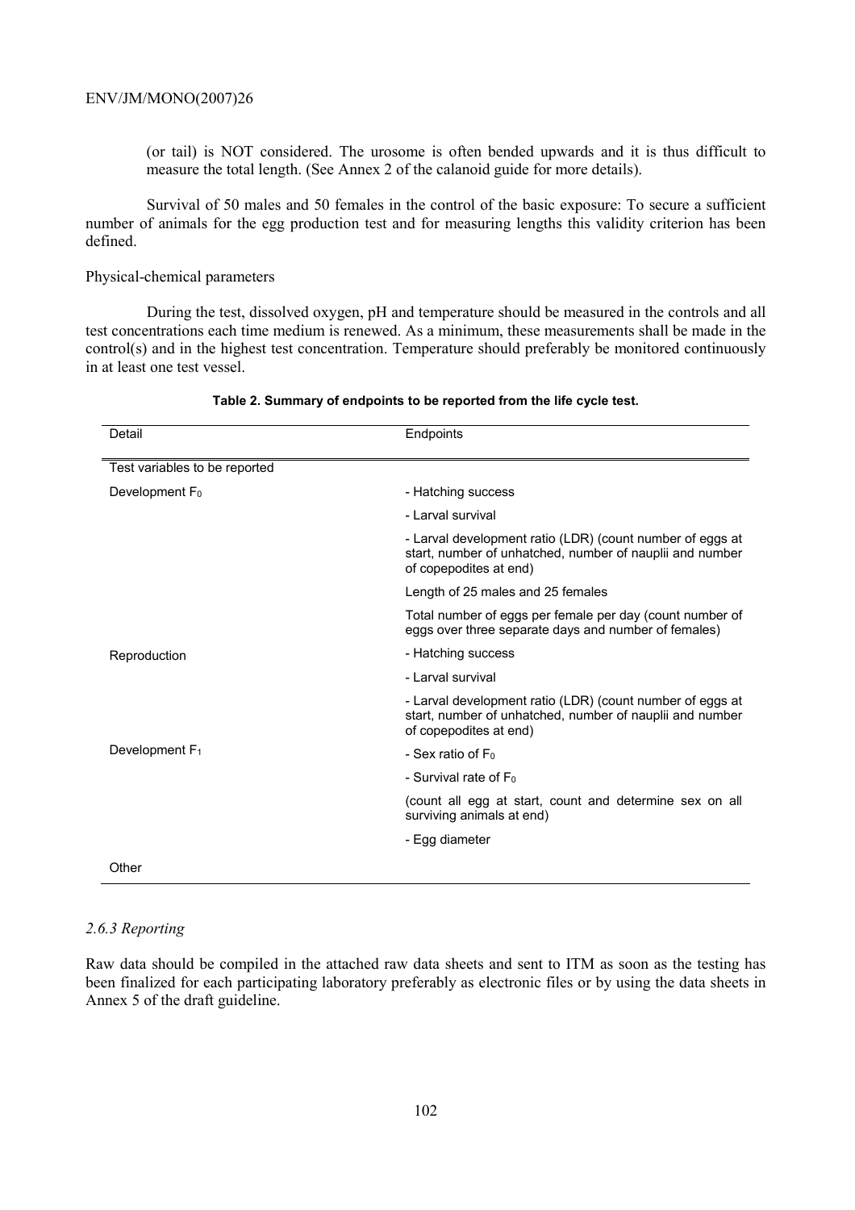(or tail) is NOT considered. The urosome is often bended upwards and it is thus difficult to measure the total length. (See Annex 2 of the calanoid guide for more details).

Survival of 50 males and 50 females in the control of the basic exposure: To secure a sufficient number of animals for the egg production test and for measuring lengths this validity criterion has been defined.

Physical-chemical parameters

During the test, dissolved oxygen, pH and temperature should be measured in the controls and all test concentrations each time medium is renewed. As a minimum, these measurements shall be made in the control(s) and in the highest test concentration. Temperature should preferably be monitored continuously in at least one test vessel.

**Table 2. Summary of endpoints to be reported from the life cycle test.**

| Detail | Endpoints |
|---|---|
| Test variables to be reported | |
| Development $F_0$ | - Hatching success |
| | - Larval survival |
| | - Larval development ratio (LDR) (count number of eggs at start, number of unhatched, number of nauplii and number of copepodites at end) |
| | Length of 25 males and 25 females |
| | Total number of eggs per female per day (count number of eggs over three separate days and number of females) |
| Reproduction | - Hatching success |
| | - Larval survival |
| | - Larval development ratio (LDR) (count number of eggs at start, number of unhatched, number of nauplii and number of copepodites at end) |
| Development $F_1$ | - Sex ratio of $F_0$ |
| | - Survival rate of $F_0$ |
| | (count all egg at start, count and determine sex on all surviving animals at end) |
| | - Egg diameter |
| Other | |

### *2.6.3 Reporting*

Raw data should be compiled in the attached raw data sheets and sent to ITM as soon as the testing has been finalized for each participating laboratory preferably as electronic files or by using the data sheets in Annex 5 of the draft guideline.